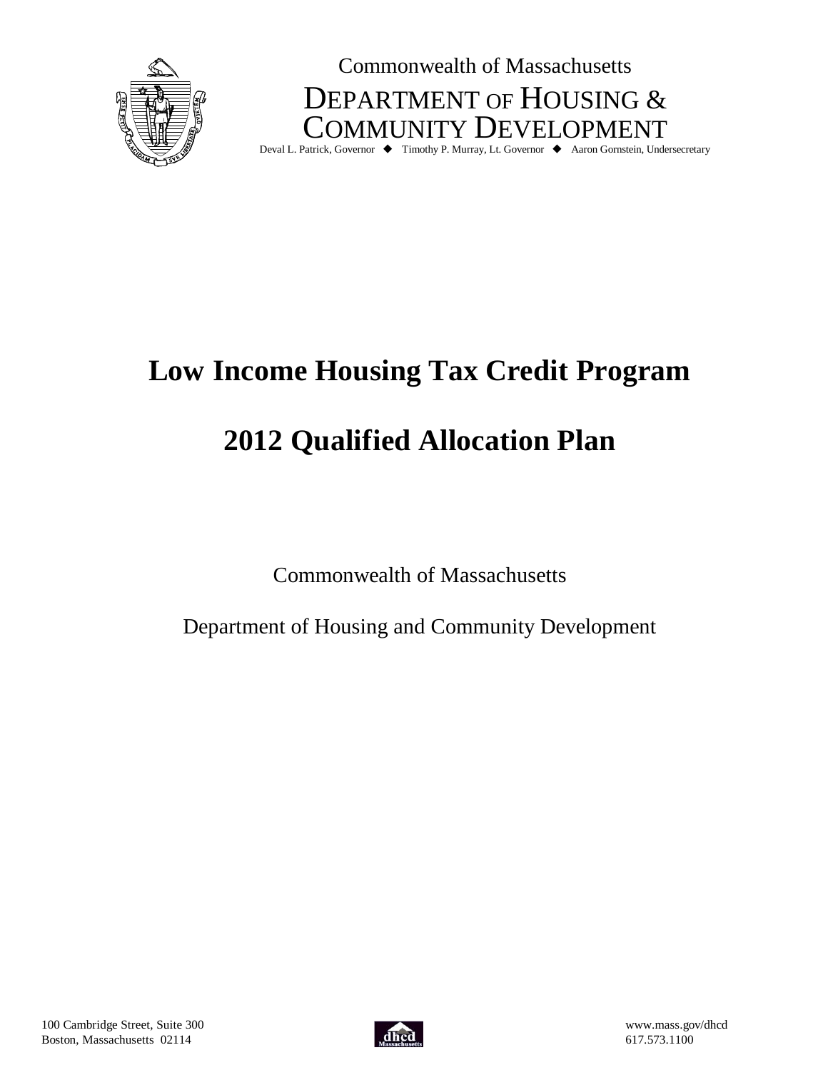Commonwealth of Massachusetts

DEPARTMENT OF HOUSING & COMMUNITY DEVELOPMENT

Deval L. Patrick, Governor ◆ Timothy P. Murray, Lt. Governor ◆ Aaron Gornstein, Undersecretary

# Low Income Housing Tax Credit Program

# 2012 Qualified Allocation Plan

Commonwealth of Massachusetts

Department of Housing and Community Development

100 Cambridge Street, Suite 300
Boston, Massachusetts 02114

www.mass.gov/dhcd
617.573.1100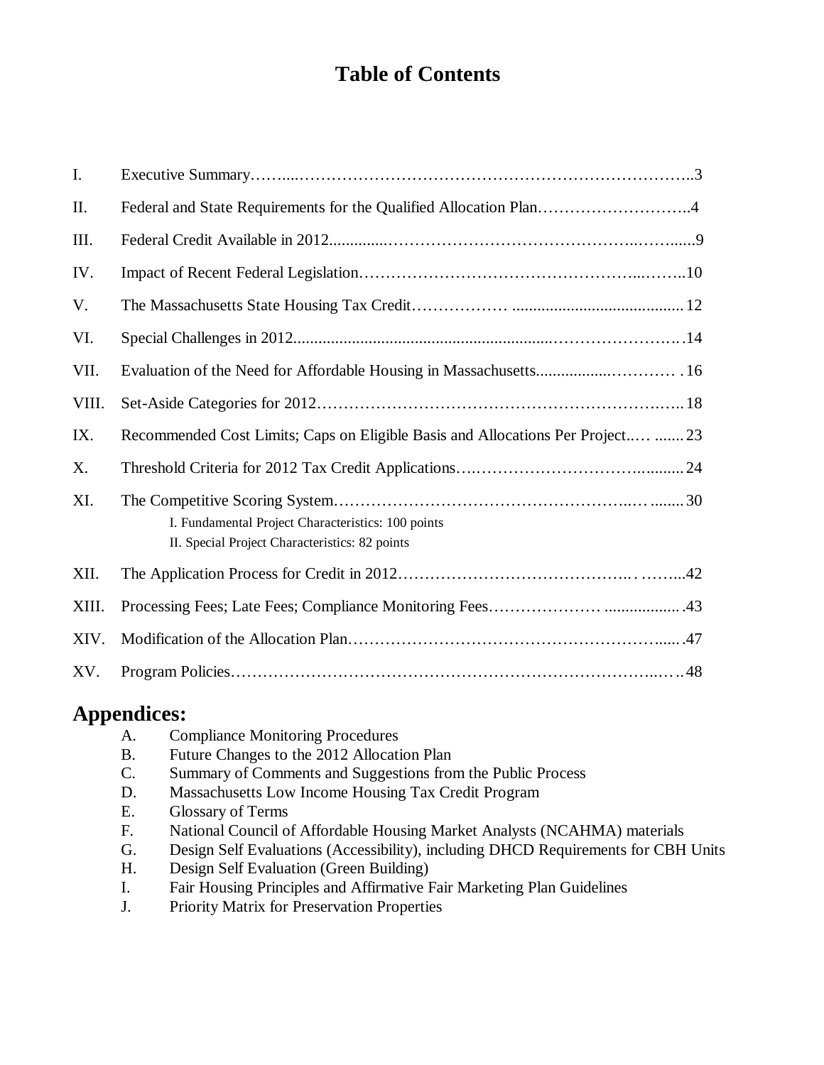# Table of Contents

| | | |
|---|---|---|
| I. | Executive Summary | 3 |
| II. | Federal and State Requirements for the Qualified Allocation Plan | 4 |
| III. | Federal Credit Available in 2012 | 9 |
| IV. | Impact of Recent Federal Legislation | 10 |
| V. | The Massachusetts State Housing Tax Credit | 12 |
| VI. | Special Challenges in 2012 | 14 |
| VII. | Evaluation of the Need for Affordable Housing in Massachusetts | 16 |
| VIII. | Set-Aside Categories for 2012 | 18 |
| IX. | Recommended Cost Limits; Caps on Eligible Basis and Allocations Per Project | 23 |
| X. | Threshold Criteria for 2012 Tax Credit Applications | 24 |
| XI. | The Competitive Scoring System<br>I. Fundamental Project Characteristics: 100 points<br>II. Special Project Characteristics: 82 points | 30 |
| XII. | The Application Process for Credit in 2012 | 42 |
| XIII. | Processing Fees; Late Fees; Compliance Monitoring Fees | 43 |
| XIV. | Modification of the Allocation Plan | 47 |
| XV. | Program Policies | 48 |

## Appendices:

A. Compliance Monitoring Procedures
B. Future Changes to the 2012 Allocation Plan
C. Summary of Comments and Suggestions from the Public Process
D. Massachusetts Low Income Housing Tax Credit Program
E. Glossary of Terms
F. National Council of Affordable Housing Market Analysts (NCAHMA) materials
G. Design Self Evaluations (Accessibility), including DHCD Requirements for CBH Units
H. Design Self Evaluation (Green Building)
I. Fair Housing Principles and Affirmative Fair Marketing Plan Guidelines
J. Priority Matrix for Preservation Properties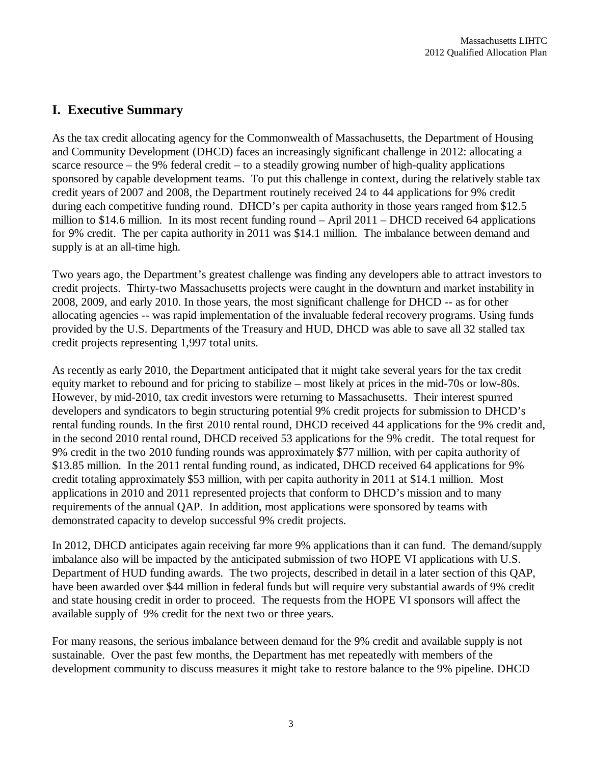# I. Executive Summary

As the tax credit allocating agency for the Commonwealth of Massachusetts, the Department of Housing and Community Development (DHCD) faces an increasingly significant challenge in 2012: allocating a scarce resource – the 9% federal credit – to a steadily growing number of high-quality applications sponsored by capable development teams. To put this challenge in context, during the relatively stable tax credit years of 2007 and 2008, the Department routinely received 24 to 44 applications for 9% credit during each competitive funding round. DHCD's per capita authority in those years ranged from $12.5 million to $14.6 million. In its most recent funding round – April 2011 – DHCD received 64 applications for 9% credit. The per capita authority in 2011 was $14.1 million. The imbalance between demand and supply is at an all-time high.

Two years ago, the Department's greatest challenge was finding any developers able to attract investors to credit projects. Thirty-two Massachusetts projects were caught in the downturn and market instability in 2008, 2009, and early 2010. In those years, the most significant challenge for DHCD -- as for other allocating agencies -- was rapid implementation of the invaluable federal recovery programs. Using funds provided by the U.S. Departments of the Treasury and HUD, DHCD was able to save all 32 stalled tax credit projects representing 1,997 total units.

As recently as early 2010, the Department anticipated that it might take several years for the tax credit equity market to rebound and for pricing to stabilize – most likely at prices in the mid-70s or low-80s. However, by mid-2010, tax credit investors were returning to Massachusetts. Their interest spurred developers and syndicators to begin structuring potential 9% credit projects for submission to DHCD's rental funding rounds. In the first 2010 rental round, DHCD received 44 applications for the 9% credit and, in the second 2010 rental round, DHCD received 53 applications for the 9% credit. The total request for 9% credit in the two 2010 funding rounds was approximately $77 million, with per capita authority of $13.85 million. In the 2011 rental funding round, as indicated, DHCD received 64 applications for 9% credit totaling approximately $53 million, with per capita authority in 2011 at $14.1 million. Most applications in 2010 and 2011 represented projects that conform to DHCD's mission and to many requirements of the annual QAP. In addition, most applications were sponsored by teams with demonstrated capacity to develop successful 9% credit projects.

In 2012, DHCD anticipates again receiving far more 9% applications than it can fund. The demand/supply imbalance also will be impacted by the anticipated submission of two HOPE VI applications with U.S. Department of HUD funding awards. The two projects, described in detail in a later section of this QAP, have been awarded over $44 million in federal funds but will require very substantial awards of 9% credit and state housing credit in order to proceed. The requests from the HOPE VI sponsors will affect the available supply of 9% credit for the next two or three years.

For many reasons, the serious imbalance between demand for the 9% credit and available supply is not sustainable. Over the past few months, the Department has met repeatedly with members of the development community to discuss measures it might take to restore balance to the 9% pipeline. DHCD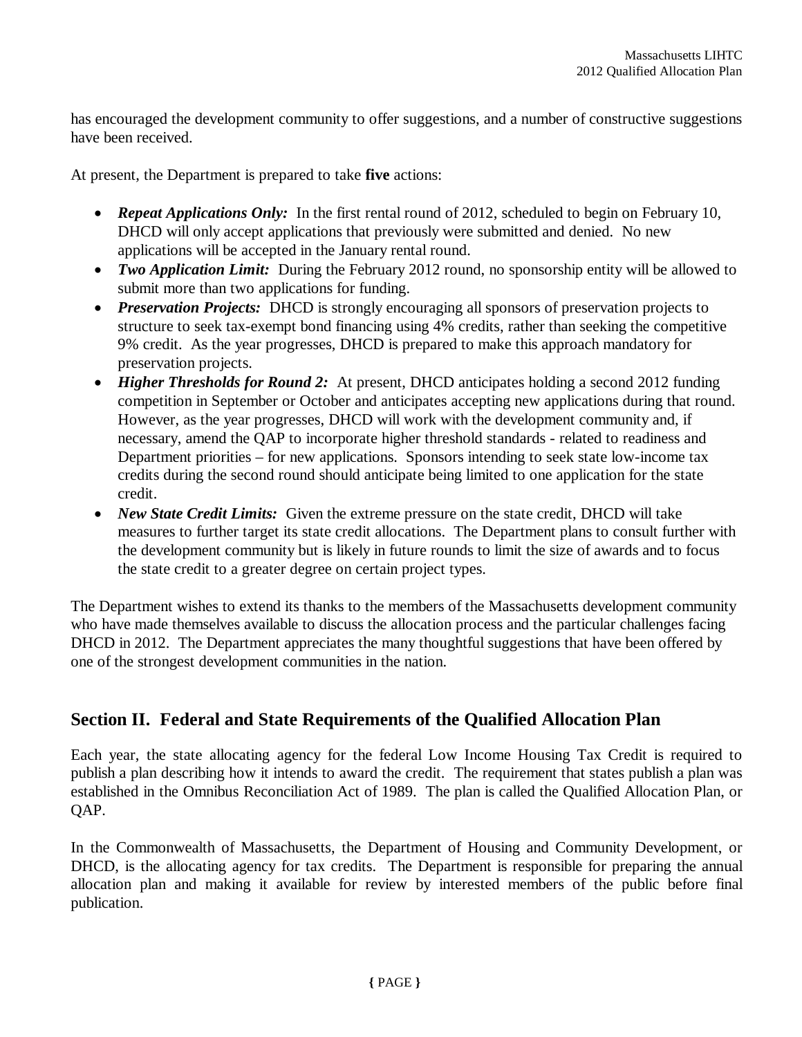has encouraged the development community to offer suggestions, and a number of constructive suggestions have been received.

At present, the Department is prepared to take **five** actions:

- ***Repeat Applications Only:*** In the first rental round of 2012, scheduled to begin on February 10, DHCD will only accept applications that previously were submitted and denied. No new applications will be accepted in the January rental round.
- ***Two Application Limit:*** During the February 2012 round, no sponsorship entity will be allowed to submit more than two applications for funding.
- ***Preservation Projects:*** DHCD is strongly encouraging all sponsors of preservation projects to structure to seek tax-exempt bond financing using 4% credits, rather than seeking the competitive 9% credit. As the year progresses, DHCD is prepared to make this approach mandatory for preservation projects.
- ***Higher Thresholds for Round 2:*** At present, DHCD anticipates holding a second 2012 funding competition in September or October and anticipates accepting new applications during that round. However, as the year progresses, DHCD will work with the development community and, if necessary, amend the QAP to incorporate higher threshold standards - related to readiness and Department priorities – for new applications. Sponsors intending to seek state low-income tax credits during the second round should anticipate being limited to one application for the state credit.
- ***New State Credit Limits:*** Given the extreme pressure on the state credit, DHCD will take measures to further target its state credit allocations. The Department plans to consult further with the development community but is likely in future rounds to limit the size of awards and to focus the state credit to a greater degree on certain project types.

The Department wishes to extend its thanks to the members of the Massachusetts development community who have made themselves available to discuss the allocation process and the particular challenges facing DHCD in 2012. The Department appreciates the many thoughtful suggestions that have been offered by one of the strongest development communities in the nation.

## Section II. Federal and State Requirements of the Qualified Allocation Plan

Each year, the state allocating agency for the federal Low Income Housing Tax Credit is required to publish a plan describing how it intends to award the credit. The requirement that states publish a plan was established in the Omnibus Reconciliation Act of 1989. The plan is called the Qualified Allocation Plan, or QAP.

In the Commonwealth of Massachusetts, the Department of Housing and Community Development, or DHCD, is the allocating agency for tax credits. The Department is responsible for preparing the annual allocation plan and making it available for review by interested members of the public before final publication.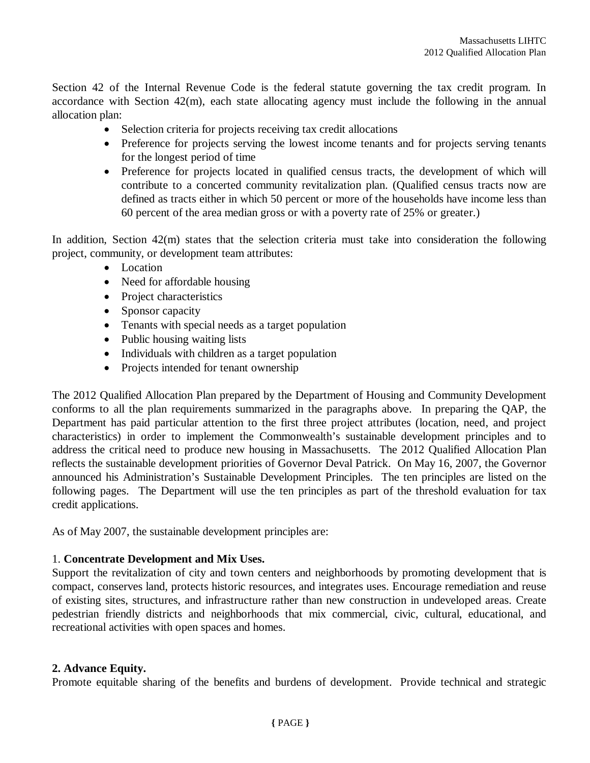Section 42 of the Internal Revenue Code is the federal statute governing the tax credit program. In accordance with Section 42(m), each state allocating agency must include the following in the annual allocation plan:

- Selection criteria for projects receiving tax credit allocations
- Preference for projects serving the lowest income tenants and for projects serving tenants for the longest period of time
- Preference for projects located in qualified census tracts, the development of which will contribute to a concerted community revitalization plan. (Qualified census tracts now are defined as tracts either in which 50 percent or more of the households have income less than 60 percent of the area median gross or with a poverty rate of 25% or greater.)

In addition, Section 42(m) states that the selection criteria must take into consideration the following project, community, or development team attributes:

- Location
- Need for affordable housing
- Project characteristics
- Sponsor capacity
- Tenants with special needs as a target population
- Public housing waiting lists
- Individuals with children as a target population
- Projects intended for tenant ownership

The 2012 Qualified Allocation Plan prepared by the Department of Housing and Community Development conforms to all the plan requirements summarized in the paragraphs above. In preparing the QAP, the Department has paid particular attention to the first three project attributes (location, need, and project characteristics) in order to implement the Commonwealth's sustainable development principles and to address the critical need to produce new housing in Massachusetts. The 2012 Qualified Allocation Plan reflects the sustainable development priorities of Governor Deval Patrick. On May 16, 2007, the Governor announced his Administration's Sustainable Development Principles. The ten principles are listed on the following pages. The Department will use the ten principles as part of the threshold evaluation for tax credit applications.

As of May 2007, the sustainable development principles are:

1. **Concentrate Development and Mix Uses.**
Support the revitalization of city and town centers and neighborhoods by promoting development that is compact, conserves land, protects historic resources, and integrates uses. Encourage remediation and reuse of existing sites, structures, and infrastructure rather than new construction in undeveloped areas. Create pedestrian friendly districts and neighborhoods that mix commercial, civic, cultural, educational, and recreational activities with open spaces and homes.

**2. Advance Equity.**
Promote equitable sharing of the benefits and burdens of development. Provide technical and strategic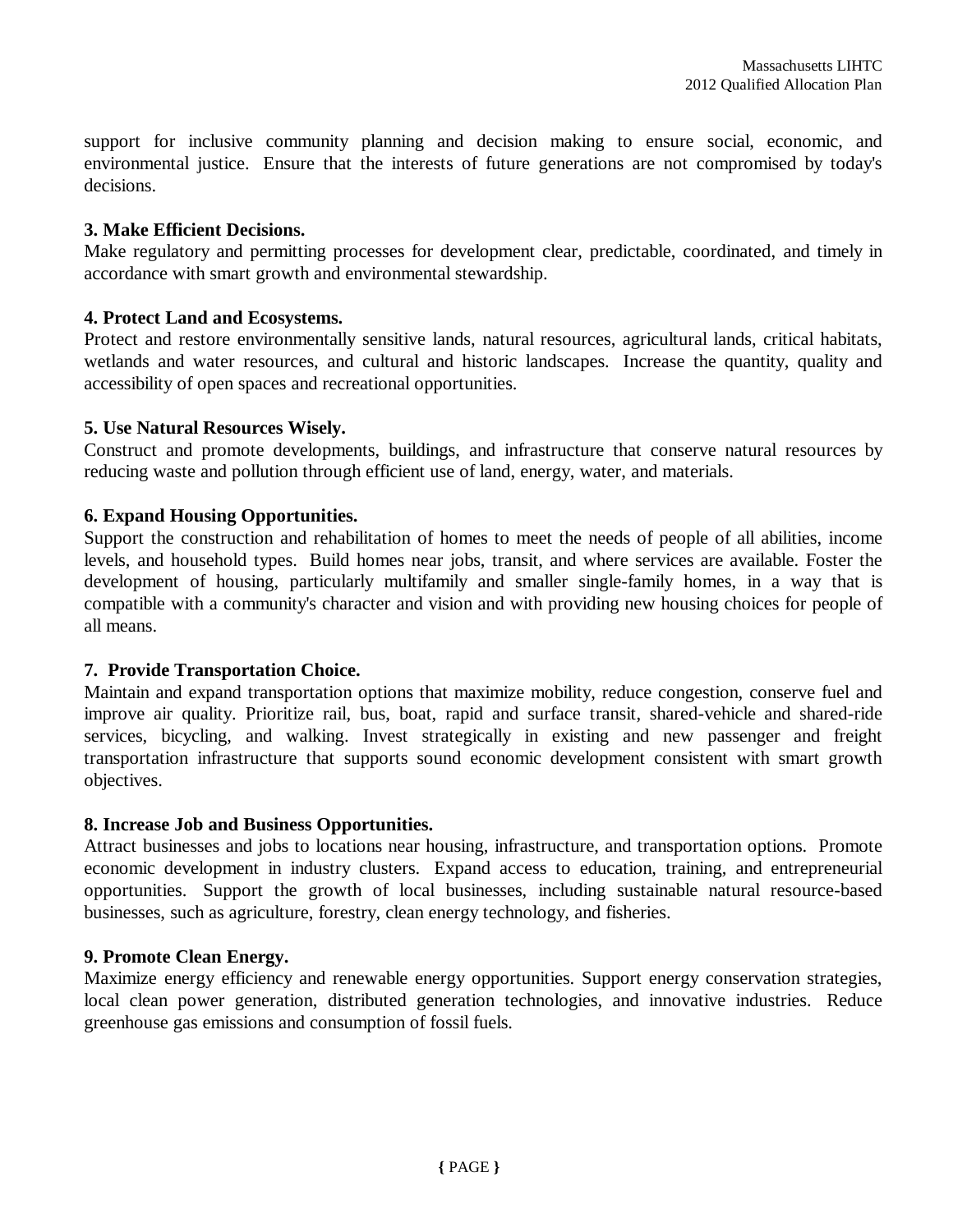support for inclusive community planning and decision making to ensure social, economic, and environmental justice. Ensure that the interests of future generations are not compromised by today's decisions.

**3. Make Efficient Decisions.**
Make regulatory and permitting processes for development clear, predictable, coordinated, and timely in accordance with smart growth and environmental stewardship.

**4. Protect Land and Ecosystems.**
Protect and restore environmentally sensitive lands, natural resources, agricultural lands, critical habitats, wetlands and water resources, and cultural and historic landscapes. Increase the quantity, quality and accessibility of open spaces and recreational opportunities.

**5. Use Natural Resources Wisely.**
Construct and promote developments, buildings, and infrastructure that conserve natural resources by reducing waste and pollution through efficient use of land, energy, water, and materials.

**6. Expand Housing Opportunities.**
Support the construction and rehabilitation of homes to meet the needs of people of all abilities, income levels, and household types. Build homes near jobs, transit, and where services are available. Foster the development of housing, particularly multifamily and smaller single-family homes, in a way that is compatible with a community's character and vision and with providing new housing choices for people of all means.

**7. Provide Transportation Choice.**
Maintain and expand transportation options that maximize mobility, reduce congestion, conserve fuel and improve air quality. Prioritize rail, bus, boat, rapid and surface transit, shared-vehicle and shared-ride services, bicycling, and walking. Invest strategically in existing and new passenger and freight transportation infrastructure that supports sound economic development consistent with smart growth objectives.

**8. Increase Job and Business Opportunities.**
Attract businesses and jobs to locations near housing, infrastructure, and transportation options. Promote economic development in industry clusters. Expand access to education, training, and entrepreneurial opportunities. Support the growth of local businesses, including sustainable natural resource-based businesses, such as agriculture, forestry, clean energy technology, and fisheries.

**9. Promote Clean Energy.**
Maximize energy efficiency and renewable energy opportunities. Support energy conservation strategies, local clean power generation, distributed generation technologies, and innovative industries. Reduce greenhouse gas emissions and consumption of fossil fuels.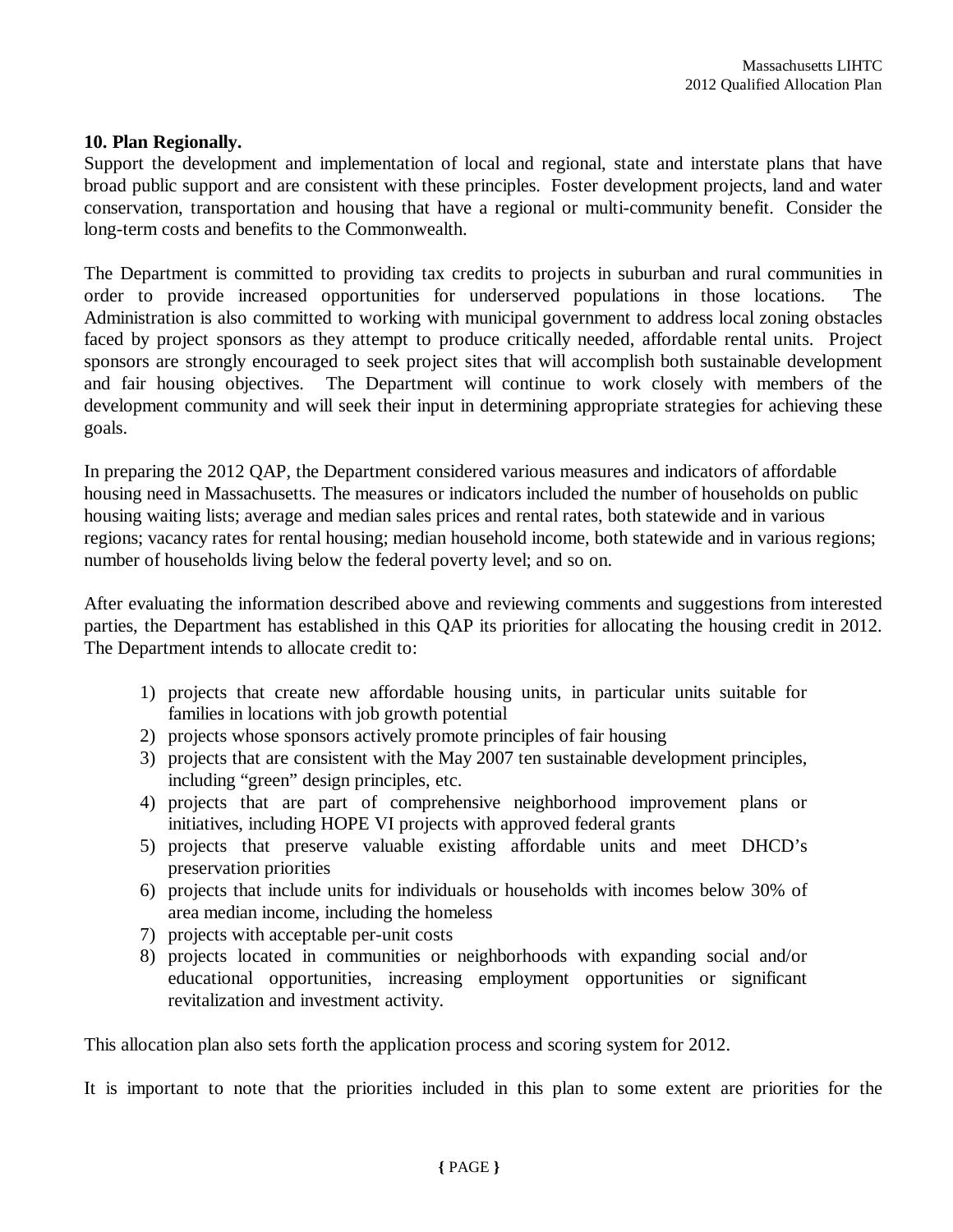**10. Plan Regionally.**
Support the development and implementation of local and regional, state and interstate plans that have broad public support and are consistent with these principles. Foster development projects, land and water conservation, transportation and housing that have a regional or multi-community benefit. Consider the long-term costs and benefits to the Commonwealth.

The Department is committed to providing tax credits to projects in suburban and rural communities in order to provide increased opportunities for underserved populations in those locations. The Administration is also committed to working with municipal government to address local zoning obstacles faced by project sponsors as they attempt to produce critically needed, affordable rental units. Project sponsors are strongly encouraged to seek project sites that will accomplish both sustainable development and fair housing objectives. The Department will continue to work closely with members of the development community and will seek their input in determining appropriate strategies for achieving these goals.

In preparing the 2012 QAP, the Department considered various measures and indicators of affordable housing need in Massachusetts. The measures or indicators included the number of households on public housing waiting lists; average and median sales prices and rental rates, both statewide and in various regions; vacancy rates for rental housing; median household income, both statewide and in various regions; number of households living below the federal poverty level; and so on.

After evaluating the information described above and reviewing comments and suggestions from interested parties, the Department has established in this QAP its priorities for allocating the housing credit in 2012. The Department intends to allocate credit to:

1) projects that create new affordable housing units, in particular units suitable for families in locations with job growth potential
2) projects whose sponsors actively promote principles of fair housing
3) projects that are consistent with the May 2007 ten sustainable development principles, including "green" design principles, etc.
4) projects that are part of comprehensive neighborhood improvement plans or initiatives, including HOPE VI projects with approved federal grants
5) projects that preserve valuable existing affordable units and meet DHCD's preservation priorities
6) projects that include units for individuals or households with incomes below 30% of area median income, including the homeless
7) projects with acceptable per-unit costs
8) projects located in communities or neighborhoods with expanding social and/or educational opportunities, increasing employment opportunities or significant revitalization and investment activity.

This allocation plan also sets forth the application process and scoring system for 2012.

It is important to note that the priorities included in this plan to some extent are priorities for the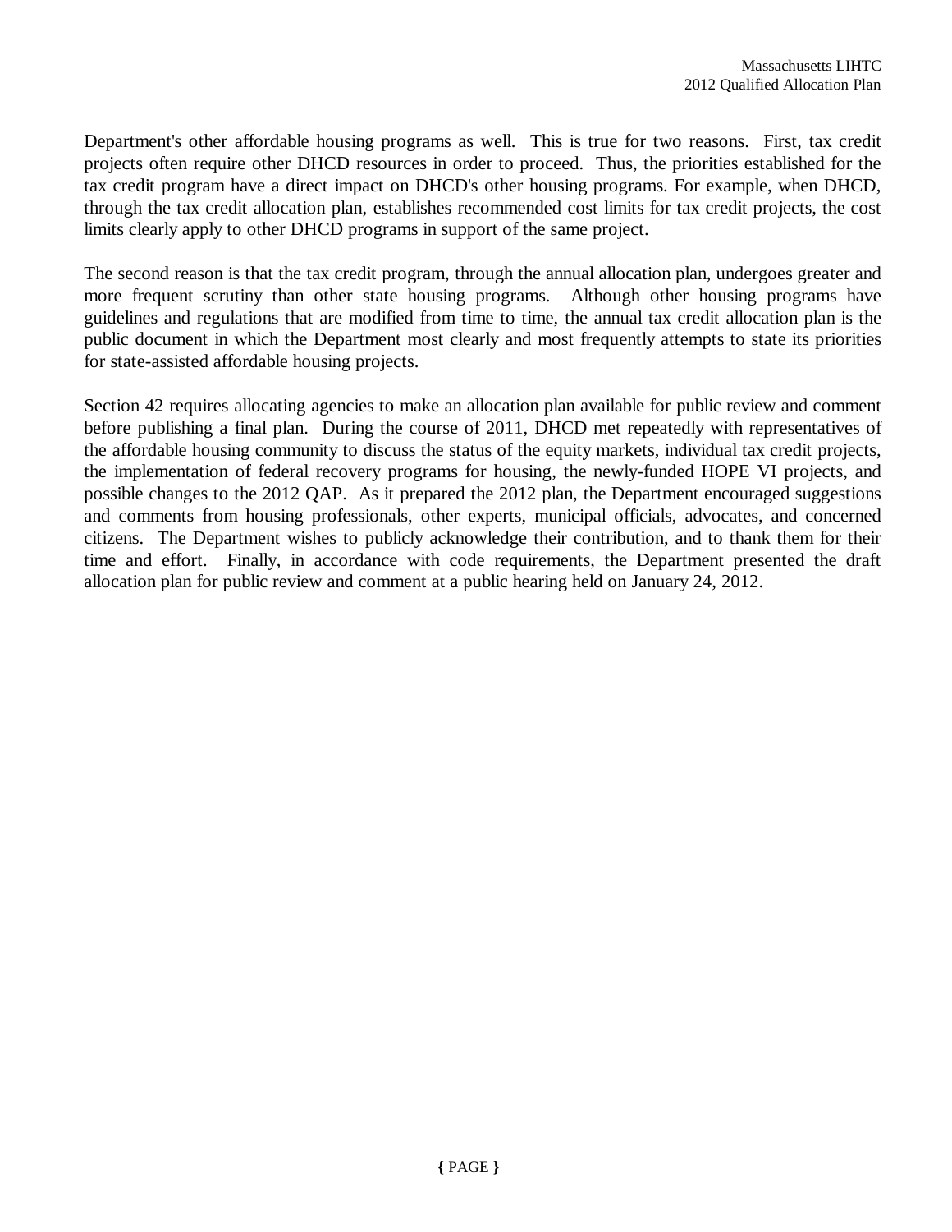Department's other affordable housing programs as well. This is true for two reasons. First, tax credit projects often require other DHCD resources in order to proceed. Thus, the priorities established for the tax credit program have a direct impact on DHCD's other housing programs. For example, when DHCD, through the tax credit allocation plan, establishes recommended cost limits for tax credit projects, the cost limits clearly apply to other DHCD programs in support of the same project.

The second reason is that the tax credit program, through the annual allocation plan, undergoes greater and more frequent scrutiny than other state housing programs. Although other housing programs have guidelines and regulations that are modified from time to time, the annual tax credit allocation plan is the public document in which the Department most clearly and most frequently attempts to state its priorities for state-assisted affordable housing projects.

Section 42 requires allocating agencies to make an allocation plan available for public review and comment before publishing a final plan. During the course of 2011, DHCD met repeatedly with representatives of the affordable housing community to discuss the status of the equity markets, individual tax credit projects, the implementation of federal recovery programs for housing, the newly-funded HOPE VI projects, and possible changes to the 2012 QAP. As it prepared the 2012 plan, the Department encouraged suggestions and comments from housing professionals, other experts, municipal officials, advocates, and concerned citizens. The Department wishes to publicly acknowledge their contribution, and to thank them for their time and effort. Finally, in accordance with code requirements, the Department presented the draft allocation plan for public review and comment at a public hearing held on January 24, 2012.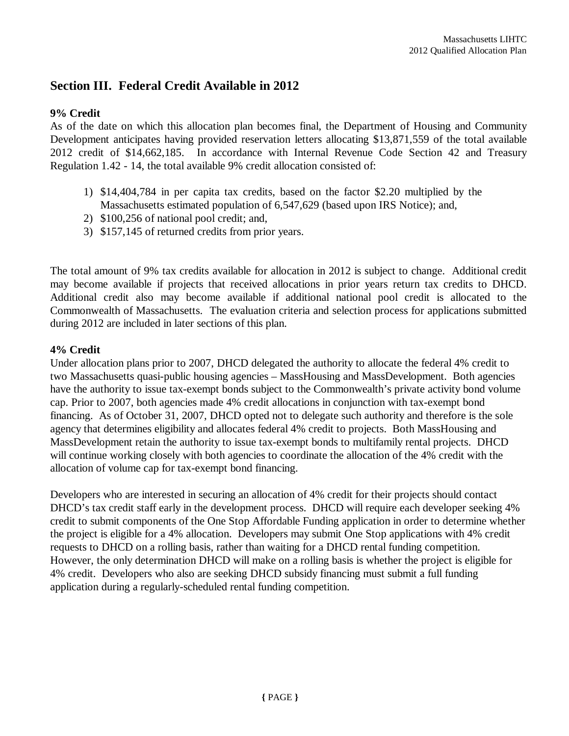## Section III. Federal Credit Available in 2012

**9% Credit**

As of the date on which this allocation plan becomes final, the Department of Housing and Community Development anticipates having provided reservation letters allocating $13,871,559 of the total available 2012 credit of $14,662,185. In accordance with Internal Revenue Code Section 42 and Treasury Regulation 1.42 - 14, the total available 9% credit allocation consisted of:

1) $14,404,784 in per capita tax credits, based on the factor $2.20 multiplied by the Massachusetts estimated population of 6,547,629 (based upon IRS Notice); and,
2) $100,256 of national pool credit; and,
3) $157,145 of returned credits from prior years.

The total amount of 9% tax credits available for allocation in 2012 is subject to change. Additional credit may become available if projects that received allocations in prior years return tax credits to DHCD. Additional credit also may become available if additional national pool credit is allocated to the Commonwealth of Massachusetts. The evaluation criteria and selection process for applications submitted during 2012 are included in later sections of this plan.

**4% Credit**

Under allocation plans prior to 2007, DHCD delegated the authority to allocate the federal 4% credit to two Massachusetts quasi-public housing agencies – MassHousing and MassDevelopment. Both agencies have the authority to issue tax-exempt bonds subject to the Commonwealth's private activity bond volume cap. Prior to 2007, both agencies made 4% credit allocations in conjunction with tax-exempt bond financing. As of October 31, 2007, DHCD opted not to delegate such authority and therefore is the sole agency that determines eligibility and allocates federal 4% credit to projects. Both MassHousing and MassDevelopment retain the authority to issue tax-exempt bonds to multifamily rental projects. DHCD will continue working closely with both agencies to coordinate the allocation of the 4% credit with the allocation of volume cap for tax-exempt bond financing.

Developers who are interested in securing an allocation of 4% credit for their projects should contact DHCD's tax credit staff early in the development process. DHCD will require each developer seeking 4% credit to submit components of the One Stop Affordable Funding application in order to determine whether the project is eligible for a 4% allocation. Developers may submit One Stop applications with 4% credit requests to DHCD on a rolling basis, rather than waiting for a DHCD rental funding competition. However, the only determination DHCD will make on a rolling basis is whether the project is eligible for 4% credit. Developers who also are seeking DHCD subsidy financing must submit a full funding application during a regularly-scheduled rental funding competition.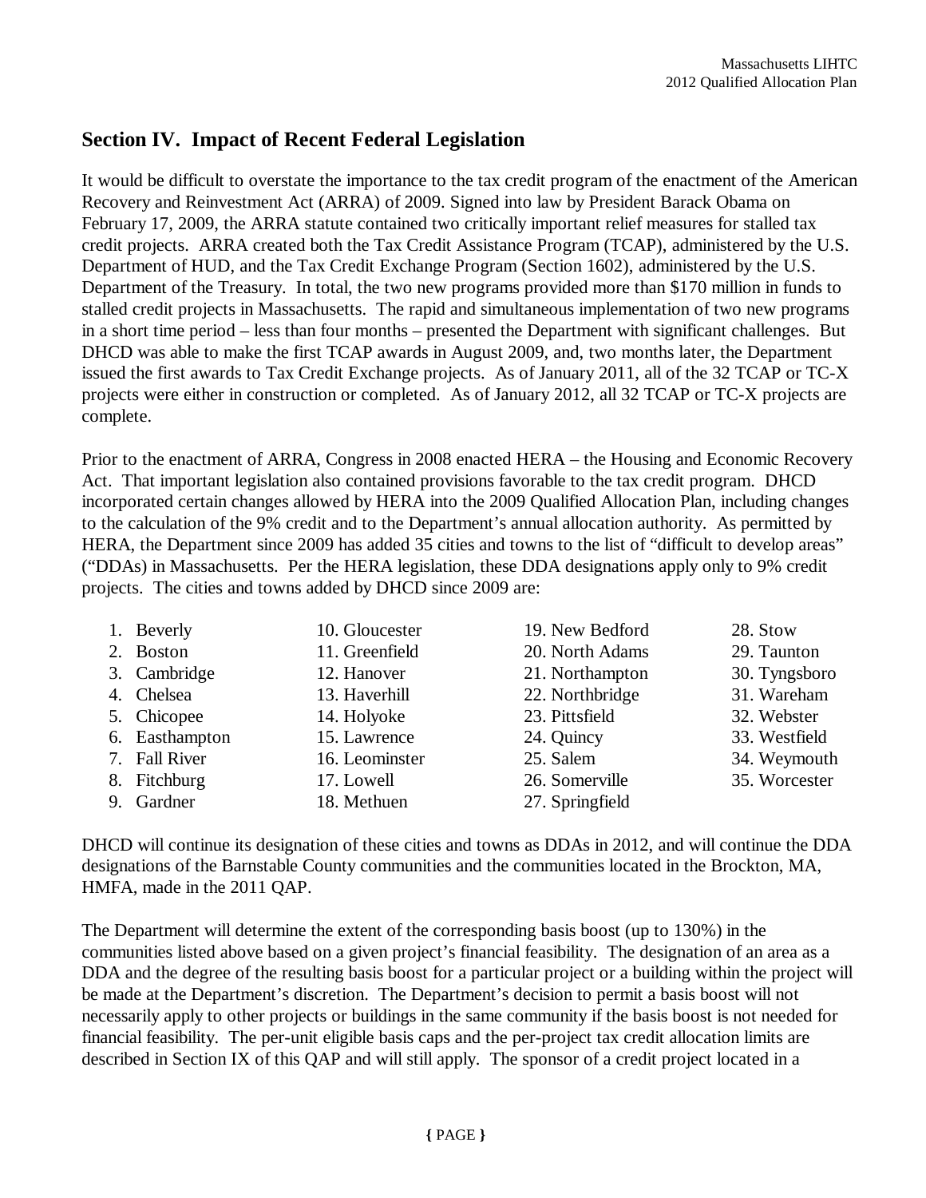## Section IV. Impact of Recent Federal Legislation

It would be difficult to overstate the importance to the tax credit program of the enactment of the American Recovery and Reinvestment Act (ARRA) of 2009. Signed into law by President Barack Obama on February 17, 2009, the ARRA statute contained two critically important relief measures for stalled tax credit projects. ARRA created both the Tax Credit Assistance Program (TCAP), administered by the U.S. Department of HUD, and the Tax Credit Exchange Program (Section 1602), administered by the U.S. Department of the Treasury. In total, the two new programs provided more than $170 million in funds to stalled credit projects in Massachusetts. The rapid and simultaneous implementation of two new programs in a short time period – less than four months – presented the Department with significant challenges. But DHCD was able to make the first TCAP awards in August 2009, and, two months later, the Department issued the first awards to Tax Credit Exchange projects. As of January 2011, all of the 32 TCAP or TC-X projects were either in construction or completed. As of January 2012, all 32 TCAP or TC-X projects are complete.

Prior to the enactment of ARRA, Congress in 2008 enacted HERA – the Housing and Economic Recovery Act. That important legislation also contained provisions favorable to the tax credit program. DHCD incorporated certain changes allowed by HERA into the 2009 Qualified Allocation Plan, including changes to the calculation of the 9% credit and to the Department's annual allocation authority. As permitted by HERA, the Department since 2009 has added 35 cities and towns to the list of "difficult to develop areas" ("DDAs) in Massachusetts. Per the HERA legislation, these DDA designations apply only to 9% credit projects. The cities and towns added by DHCD since 2009 are:

1. Beverly
2. Boston
3. Cambridge
4. Chelsea
5. Chicopee
6. Easthampton
7. Fall River
8. Fitchburg
9. Gardner
10. Gloucester
11. Greenfield
12. Hanover
13. Haverhill
14. Holyoke
15. Lawrence
16. Leominster
17. Lowell
18. Methuen
19. New Bedford
20. North Adams
21. Northampton
22. Northbridge
23. Pittsfield
24. Quincy
25. Salem
26. Somerville
27. Springfield
28. Stow
29. Taunton
30. Tyngsboro
31. Wareham
32. Webster
33. Westfield
34. Weymouth
35. Worcester

DHCD will continue its designation of these cities and towns as DDAs in 2012, and will continue the DDA designations of the Barnstable County communities and the communities located in the Brockton, MA, HMFA, made in the 2011 QAP.

The Department will determine the extent of the corresponding basis boost (up to 130%) in the communities listed above based on a given project's financial feasibility. The designation of an area as a DDA and the degree of the resulting basis boost for a particular project or a building within the project will be made at the Department's discretion. The Department's decision to permit a basis boost will not necessarily apply to other projects or buildings in the same community if the basis boost is not needed for financial feasibility. The per-unit eligible basis caps and the per-project tax credit allocation limits are described in Section IX of this QAP and will still apply. The sponsor of a credit project located in a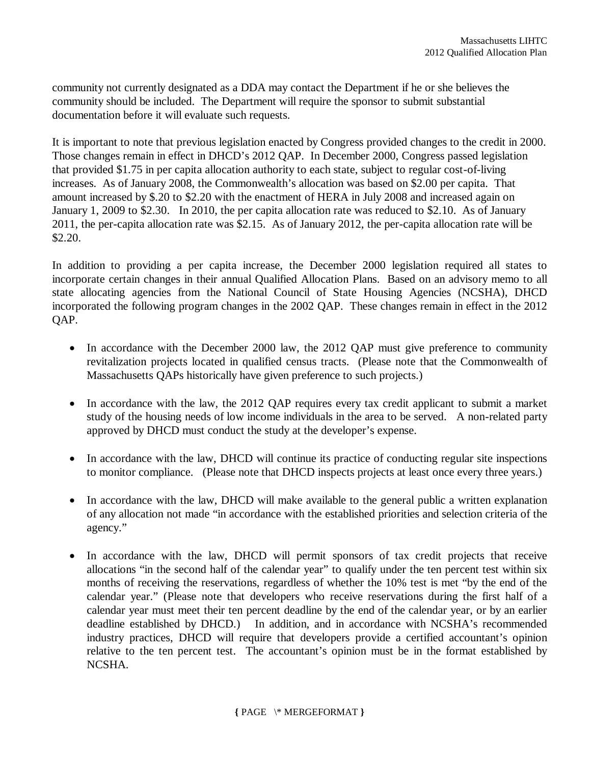community not currently designated as a DDA may contact the Department if he or she believes the community should be included. The Department will require the sponsor to submit substantial documentation before it will evaluate such requests.

It is important to note that previous legislation enacted by Congress provided changes to the credit in 2000. Those changes remain in effect in DHCD's 2012 QAP. In December 2000, Congress passed legislation that provided $1.75 in per capita allocation authority to each state, subject to regular cost-of-living increases. As of January 2008, the Commonwealth's allocation was based on $2.00 per capita. That amount increased by $.20 to $2.20 with the enactment of HERA in July 2008 and increased again on January 1, 2009 to $2.30. In 2010, the per capita allocation rate was reduced to $2.10. As of January 2011, the per-capita allocation rate was $2.15. As of January 2012, the per-capita allocation rate will be $2.20.

In addition to providing a per capita increase, the December 2000 legislation required all states to incorporate certain changes in their annual Qualified Allocation Plans. Based on an advisory memo to all state allocating agencies from the National Council of State Housing Agencies (NCSHA), DHCD incorporated the following program changes in the 2002 QAP. These changes remain in effect in the 2012 QAP.

- In accordance with the December 2000 law, the 2012 QAP must give preference to community revitalization projects located in qualified census tracts. (Please note that the Commonwealth of Massachusetts QAPs historically have given preference to such projects.)

- In accordance with the law, the 2012 QAP requires every tax credit applicant to submit a market study of the housing needs of low income individuals in the area to be served. A non-related party approved by DHCD must conduct the study at the developer's expense.

- In accordance with the law, DHCD will continue its practice of conducting regular site inspections to monitor compliance. (Please note that DHCD inspects projects at least once every three years.)

- In accordance with the law, DHCD will make available to the general public a written explanation of any allocation not made "in accordance with the established priorities and selection criteria of the agency."

- In accordance with the law, DHCD will permit sponsors of tax credit projects that receive allocations "in the second half of the calendar year" to qualify under the ten percent test within six months of receiving the reservations, regardless of whether the 10% test is met "by the end of the calendar year." (Please note that developers who receive reservations during the first half of a calendar year must meet their ten percent deadline by the end of the calendar year, or by an earlier deadline established by DHCD.) In addition, and in accordance with NCSHA's recommended industry practices, DHCD will require that developers provide a certified accountant's opinion relative to the ten percent test. The accountant's opinion must be in the format established by NCSHA.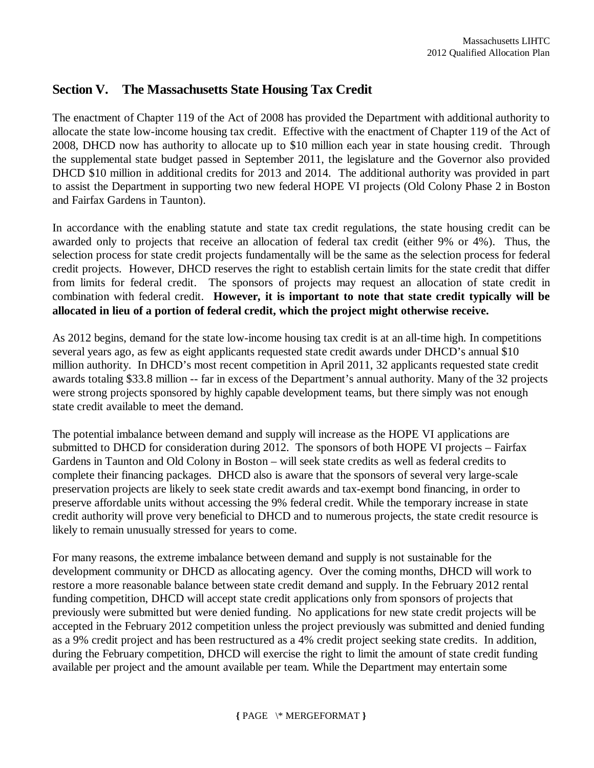## Section V. The Massachusetts State Housing Tax Credit

The enactment of Chapter 119 of the Act of 2008 has provided the Department with additional authority to allocate the state low-income housing tax credit. Effective with the enactment of Chapter 119 of the Act of 2008, DHCD now has authority to allocate up to $10 million each year in state housing credit. Through the supplemental state budget passed in September 2011, the legislature and the Governor also provided DHCD $10 million in additional credits for 2013 and 2014. The additional authority was provided in part to assist the Department in supporting two new federal HOPE VI projects (Old Colony Phase 2 in Boston and Fairfax Gardens in Taunton).

In accordance with the enabling statute and state tax credit regulations, the state housing credit can be awarded only to projects that receive an allocation of federal tax credit (either 9% or 4%). Thus, the selection process for state credit projects fundamentally will be the same as the selection process for federal credit projects. However, DHCD reserves the right to establish certain limits for the state credit that differ from limits for federal credit. The sponsors of projects may request an allocation of state credit in combination with federal credit. **However, it is important to note that state credit typically will be allocated in lieu of a portion of federal credit, which the project might otherwise receive.**

As 2012 begins, demand for the state low-income housing tax credit is at an all-time high. In competitions several years ago, as few as eight applicants requested state credit awards under DHCD's annual $10 million authority. In DHCD's most recent competition in April 2011, 32 applicants requested state credit awards totaling $33.8 million -- far in excess of the Department's annual authority. Many of the 32 projects were strong projects sponsored by highly capable development teams, but there simply was not enough state credit available to meet the demand.

The potential imbalance between demand and supply will increase as the HOPE VI applications are submitted to DHCD for consideration during 2012. The sponsors of both HOPE VI projects – Fairfax Gardens in Taunton and Old Colony in Boston – will seek state credits as well as federal credits to complete their financing packages. DHCD also is aware that the sponsors of several very large-scale preservation projects are likely to seek state credit awards and tax-exempt bond financing, in order to preserve affordable units without accessing the 9% federal credit. While the temporary increase in state credit authority will prove very beneficial to DHCD and to numerous projects, the state credit resource is likely to remain unusually stressed for years to come.

For many reasons, the extreme imbalance between demand and supply is not sustainable for the development community or DHCD as allocating agency. Over the coming months, DHCD will work to restore a more reasonable balance between state credit demand and supply. In the February 2012 rental funding competition, DHCD will accept state credit applications only from sponsors of projects that previously were submitted but were denied funding. No applications for new state credit projects will be accepted in the February 2012 competition unless the project previously was submitted and denied funding as a 9% credit project and has been restructured as a 4% credit project seeking state credits. In addition, during the February competition, DHCD will exercise the right to limit the amount of state credit funding available per project and the amount available per team. While the Department may entertain some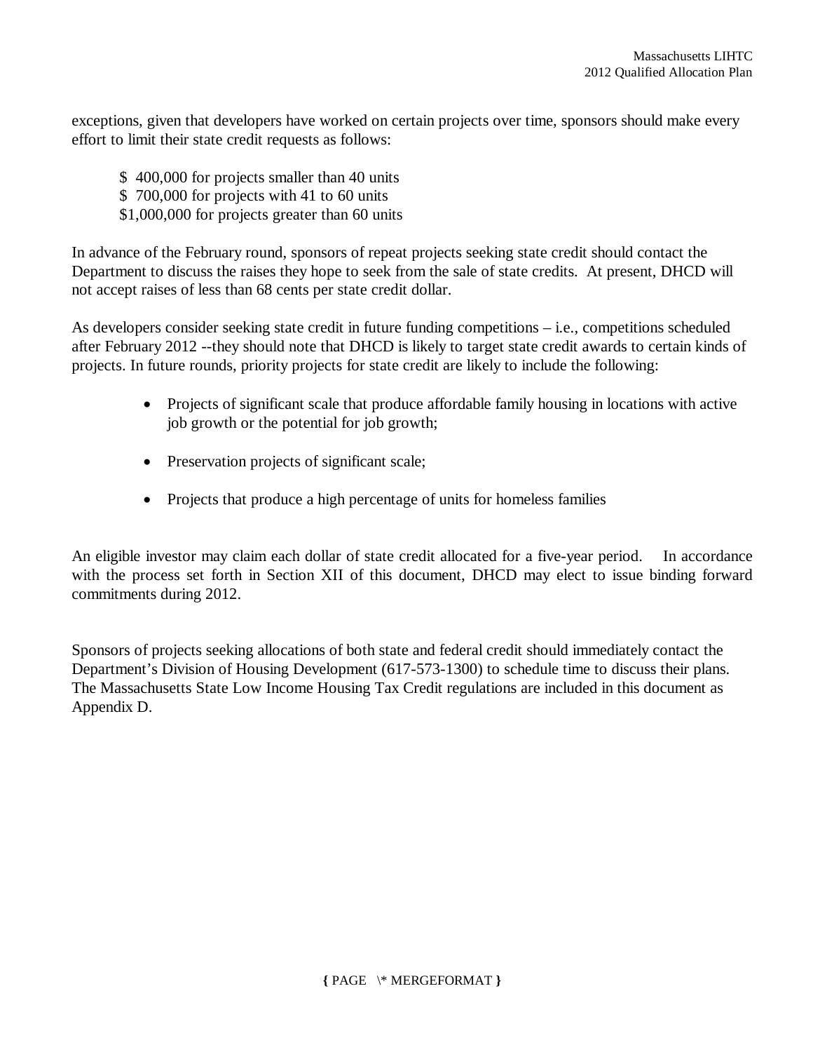exceptions, given that developers have worked on certain projects over time, sponsors should make every effort to limit their state credit requests as follows:

$ 400,000 for projects smaller than 40 units
$ 700,000 for projects with 41 to 60 units
$1,000,000 for projects greater than 60 units

In advance of the February round, sponsors of repeat projects seeking state credit should contact the Department to discuss the raises they hope to seek from the sale of state credits. At present, DHCD will not accept raises of less than 68 cents per state credit dollar.

As developers consider seeking state credit in future funding competitions – i.e., competitions scheduled after February 2012 --they should note that DHCD is likely to target state credit awards to certain kinds of projects. In future rounds, priority projects for state credit are likely to include the following:

- Projects of significant scale that produce affordable family housing in locations with active job growth or the potential for job growth;
- Preservation projects of significant scale;
- Projects that produce a high percentage of units for homeless families

An eligible investor may claim each dollar of state credit allocated for a five-year period. In accordance with the process set forth in Section XII of this document, DHCD may elect to issue binding forward commitments during 2012.

Sponsors of projects seeking allocations of both state and federal credit should immediately contact the Department's Division of Housing Development (617-573-1300) to schedule time to discuss their plans. The Massachusetts State Low Income Housing Tax Credit regulations are included in this document as Appendix D.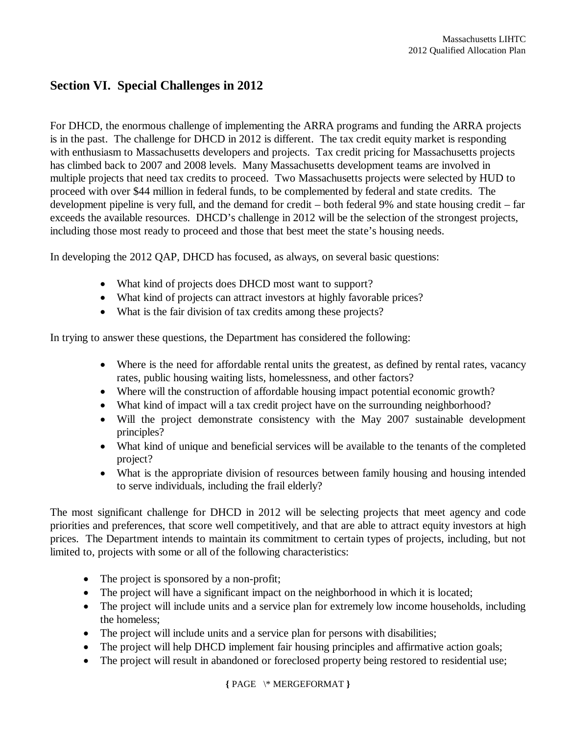## Section VI. Special Challenges in 2012

For DHCD, the enormous challenge of implementing the ARRA programs and funding the ARRA projects is in the past. The challenge for DHCD in 2012 is different. The tax credit equity market is responding with enthusiasm to Massachusetts developers and projects. Tax credit pricing for Massachusetts projects has climbed back to 2007 and 2008 levels. Many Massachusetts development teams are involved in multiple projects that need tax credits to proceed. Two Massachusetts projects were selected by HUD to proceed with over $44 million in federal funds, to be complemented by federal and state credits. The development pipeline is very full, and the demand for credit – both federal 9% and state housing credit – far exceeds the available resources. DHCD's challenge in 2012 will be the selection of the strongest projects, including those most ready to proceed and those that best meet the state's housing needs.

In developing the 2012 QAP, DHCD has focused, as always, on several basic questions:

- What kind of projects does DHCD most want to support?
- What kind of projects can attract investors at highly favorable prices?
- What is the fair division of tax credits among these projects?

In trying to answer these questions, the Department has considered the following:

- Where is the need for affordable rental units the greatest, as defined by rental rates, vacancy rates, public housing waiting lists, homelessness, and other factors?
- Where will the construction of affordable housing impact potential economic growth?
- What kind of impact will a tax credit project have on the surrounding neighborhood?
- Will the project demonstrate consistency with the May 2007 sustainable development principles?
- What kind of unique and beneficial services will be available to the tenants of the completed project?
- What is the appropriate division of resources between family housing and housing intended to serve individuals, including the frail elderly?

The most significant challenge for DHCD in 2012 will be selecting projects that meet agency and code priorities and preferences, that score well competitively, and that are able to attract equity investors at high prices. The Department intends to maintain its commitment to certain types of projects, including, but not limited to, projects with some or all of the following characteristics:

- The project is sponsored by a non-profit;
- The project will have a significant impact on the neighborhood in which it is located;
- The project will include units and a service plan for extremely low income households, including the homeless;
- The project will include units and a service plan for persons with disabilities;
- The project will help DHCD implement fair housing principles and affirmative action goals;
- The project will result in abandoned or foreclosed property being restored to residential use;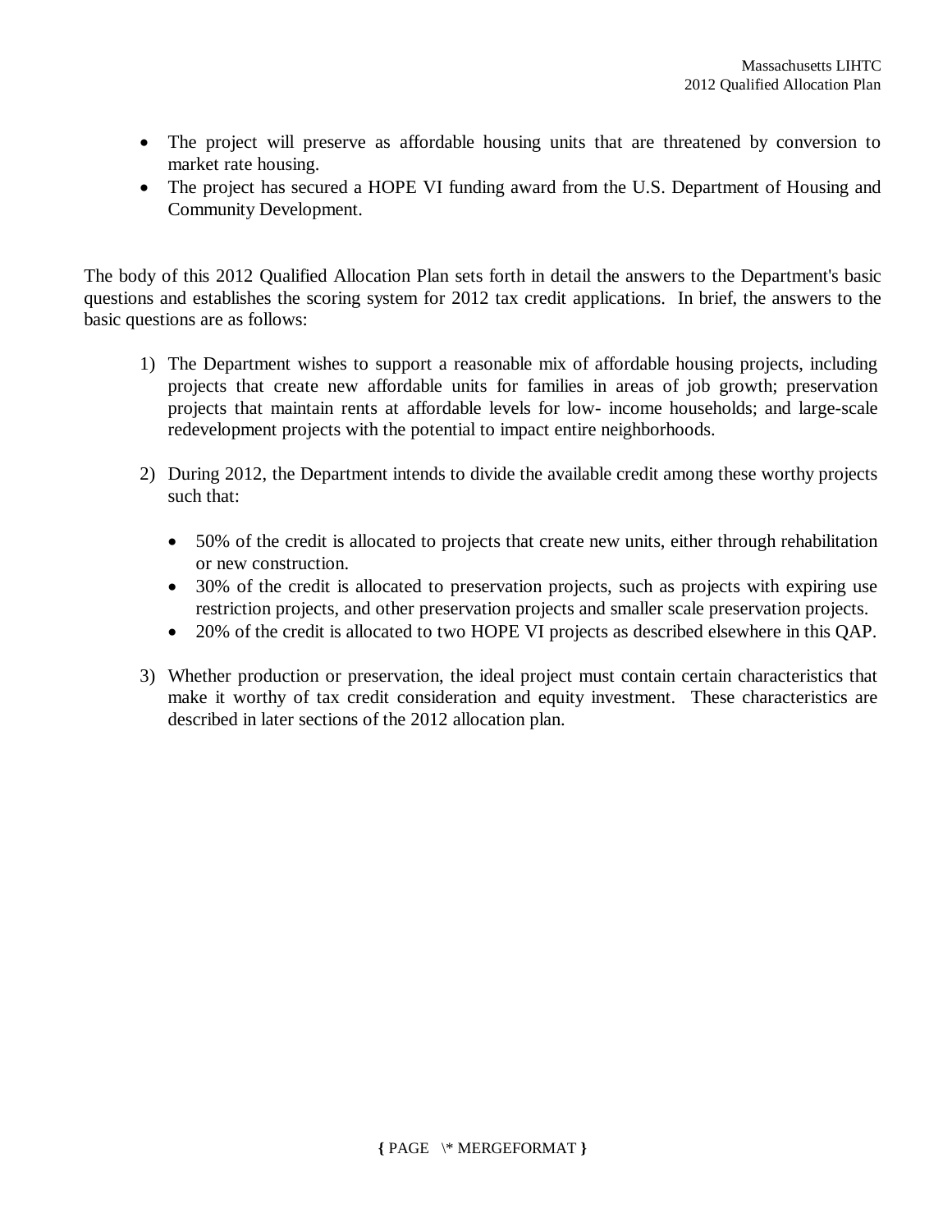- The project will preserve as affordable housing units that are threatened by conversion to market rate housing.
- The project has secured a HOPE VI funding award from the U.S. Department of Housing and Community Development.

The body of this 2012 Qualified Allocation Plan sets forth in detail the answers to the Department's basic questions and establishes the scoring system for 2012 tax credit applications. In brief, the answers to the basic questions are as follows:

1) The Department wishes to support a reasonable mix of affordable housing projects, including projects that create new affordable units for families in areas of job growth; preservation projects that maintain rents at affordable levels for low- income households; and large-scale redevelopment projects with the potential to impact entire neighborhoods.

2) During 2012, the Department intends to divide the available credit among these worthy projects such that:

   - 50% of the credit is allocated to projects that create new units, either through rehabilitation or new construction.
   - 30% of the credit is allocated to preservation projects, such as projects with expiring use restriction projects, and other preservation projects and smaller scale preservation projects.
   - 20% of the credit is allocated to two HOPE VI projects as described elsewhere in this QAP.

3) Whether production or preservation, the ideal project must contain certain characteristics that make it worthy of tax credit consideration and equity investment. These characteristics are described in later sections of the 2012 allocation plan.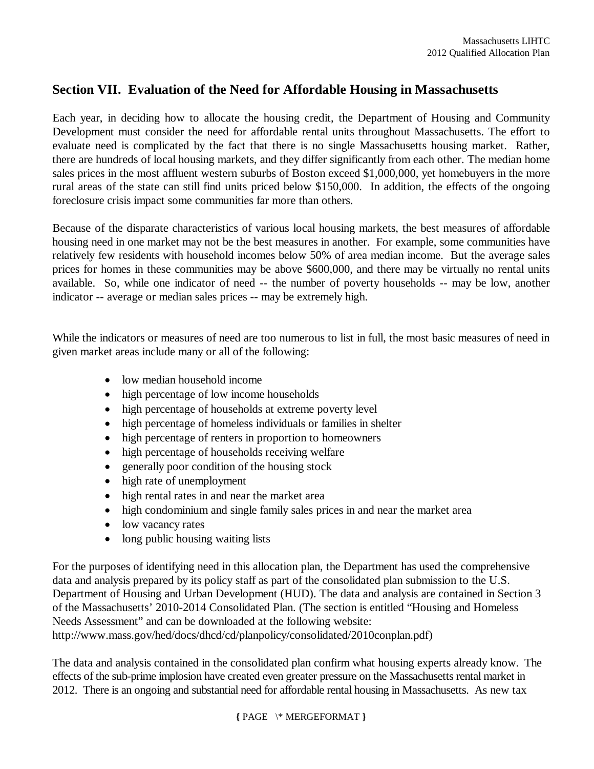## Section VII. Evaluation of the Need for Affordable Housing in Massachusetts

Each year, in deciding how to allocate the housing credit, the Department of Housing and Community Development must consider the need for affordable rental units throughout Massachusetts. The effort to evaluate need is complicated by the fact that there is no single Massachusetts housing market. Rather, there are hundreds of local housing markets, and they differ significantly from each other. The median home sales prices in the most affluent western suburbs of Boston exceed $1,000,000, yet homebuyers in the more rural areas of the state can still find units priced below $150,000. In addition, the effects of the ongoing foreclosure crisis impact some communities far more than others.

Because of the disparate characteristics of various local housing markets, the best measures of affordable housing need in one market may not be the best measures in another. For example, some communities have relatively few residents with household incomes below 50% of area median income. But the average sales prices for homes in these communities may be above $600,000, and there may be virtually no rental units available. So, while one indicator of need -- the number of poverty households -- may be low, another indicator -- average or median sales prices -- may be extremely high.

While the indicators or measures of need are too numerous to list in full, the most basic measures of need in given market areas include many or all of the following:

- low median household income
- high percentage of low income households
- high percentage of households at extreme poverty level
- high percentage of homeless individuals or families in shelter
- high percentage of renters in proportion to homeowners
- high percentage of households receiving welfare
- generally poor condition of the housing stock
- high rate of unemployment
- high rental rates in and near the market area
- high condominium and single family sales prices in and near the market area
- low vacancy rates
- long public housing waiting lists

For the purposes of identifying need in this allocation plan, the Department has used the comprehensive data and analysis prepared by its policy staff as part of the consolidated plan submission to the U.S. Department of Housing and Urban Development (HUD). The data and analysis are contained in Section 3 of the Massachusetts' 2010-2014 Consolidated Plan. (The section is entitled "Housing and Homeless Needs Assessment" and can be downloaded at the following website: http://www.mass.gov/hed/docs/dhcd/cd/planpolicy/consolidated/2010conplan.pdf)

The data and analysis contained in the consolidated plan confirm what housing experts already know. The effects of the sub-prime implosion have created even greater pressure on the Massachusetts rental market in 2012. There is an ongoing and substantial need for affordable rental housing in Massachusetts. As new tax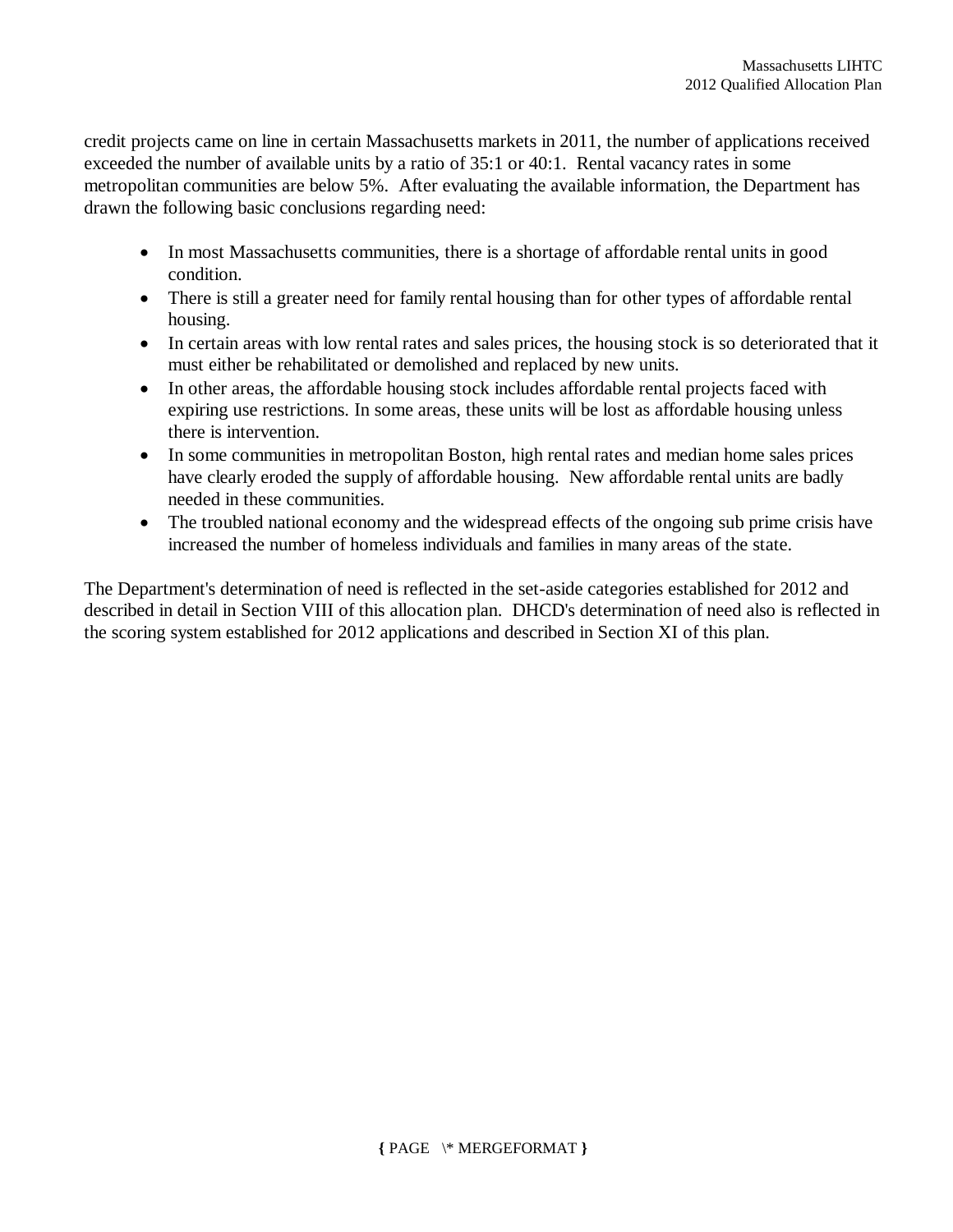credit projects came on line in certain Massachusetts markets in 2011, the number of applications received exceeded the number of available units by a ratio of 35:1 or 40:1. Rental vacancy rates in some metropolitan communities are below 5%. After evaluating the available information, the Department has drawn the following basic conclusions regarding need:

- In most Massachusetts communities, there is a shortage of affordable rental units in good condition.
- There is still a greater need for family rental housing than for other types of affordable rental housing.
- In certain areas with low rental rates and sales prices, the housing stock is so deteriorated that it must either be rehabilitated or demolished and replaced by new units.
- In other areas, the affordable housing stock includes affordable rental projects faced with expiring use restrictions. In some areas, these units will be lost as affordable housing unless there is intervention.
- In some communities in metropolitan Boston, high rental rates and median home sales prices have clearly eroded the supply of affordable housing. New affordable rental units are badly needed in these communities.
- The troubled national economy and the widespread effects of the ongoing sub prime crisis have increased the number of homeless individuals and families in many areas of the state.

The Department's determination of need is reflected in the set-aside categories established for 2012 and described in detail in Section VIII of this allocation plan. DHCD's determination of need also is reflected in the scoring system established for 2012 applications and described in Section XI of this plan.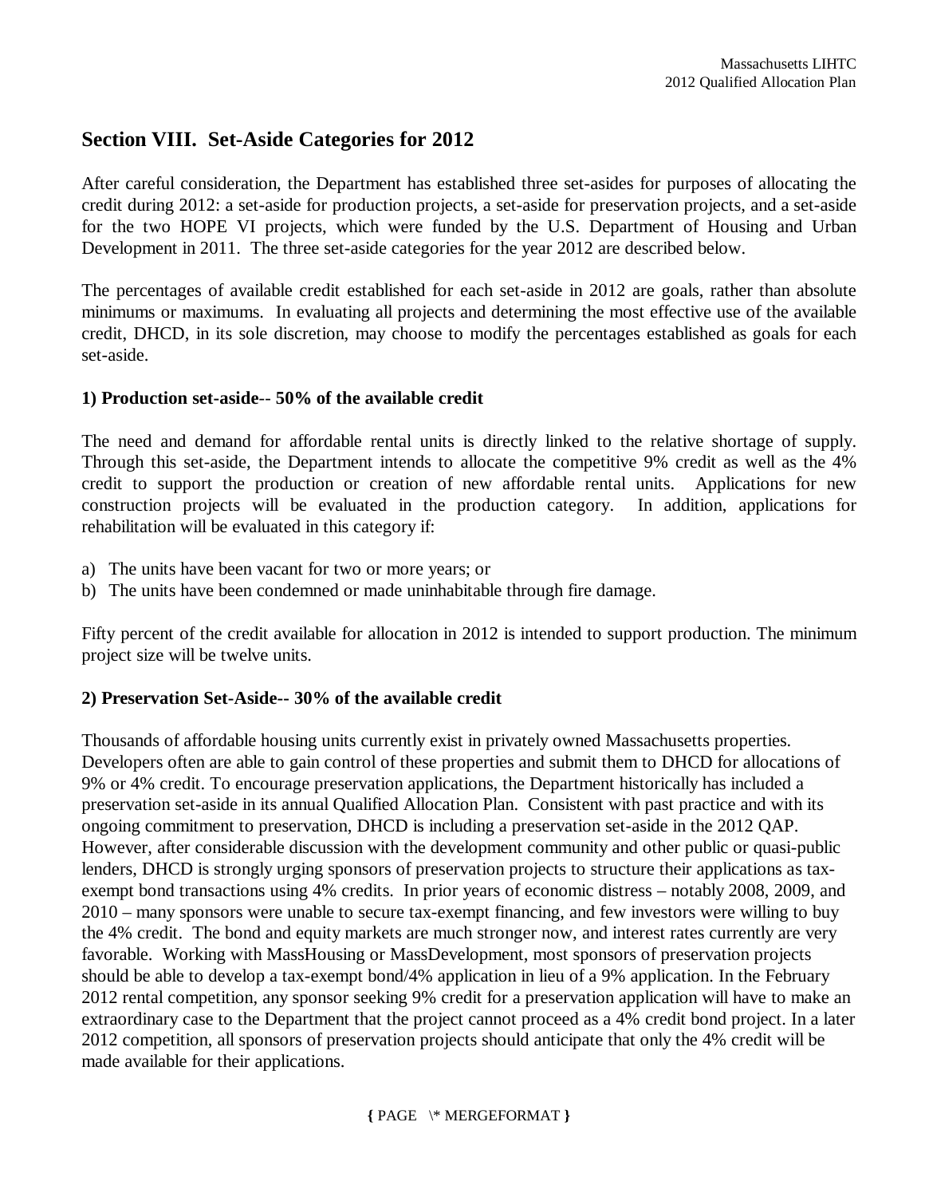## Section VIII. Set-Aside Categories for 2012

After careful consideration, the Department has established three set-asides for purposes of allocating the credit during 2012: a set-aside for production projects, a set-aside for preservation projects, and a set-aside for the two HOPE VI projects, which were funded by the U.S. Department of Housing and Urban Development in 2011. The three set-aside categories for the year 2012 are described below.

The percentages of available credit established for each set-aside in 2012 are goals, rather than absolute minimums or maximums. In evaluating all projects and determining the most effective use of the available credit, DHCD, in its sole discretion, may choose to modify the percentages established as goals for each set-aside.

### 1) Production set-aside-- 50% of the available credit

The need and demand for affordable rental units is directly linked to the relative shortage of supply. Through this set-aside, the Department intends to allocate the competitive 9% credit as well as the 4% credit to support the production or creation of new affordable rental units. Applications for new construction projects will be evaluated in the production category. In addition, applications for rehabilitation will be evaluated in this category if:

a) The units have been vacant for two or more years; or
b) The units have been condemned or made uninhabitable through fire damage.

Fifty percent of the credit available for allocation in 2012 is intended to support production. The minimum project size will be twelve units.

### 2) Preservation Set-Aside-- 30% of the available credit

Thousands of affordable housing units currently exist in privately owned Massachusetts properties. Developers often are able to gain control of these properties and submit them to DHCD for allocations of 9% or 4% credit. To encourage preservation applications, the Department historically has included a preservation set-aside in its annual Qualified Allocation Plan. Consistent with past practice and with its ongoing commitment to preservation, DHCD is including a preservation set-aside in the 2012 QAP. However, after considerable discussion with the development community and other public or quasi-public lenders, DHCD is strongly urging sponsors of preservation projects to structure their applications as tax-exempt bond transactions using 4% credits. In prior years of economic distress – notably 2008, 2009, and 2010 – many sponsors were unable to secure tax-exempt financing, and few investors were willing to buy the 4% credit. The bond and equity markets are much stronger now, and interest rates currently are very favorable. Working with MassHousing or MassDevelopment, most sponsors of preservation projects should be able to develop a tax-exempt bond/4% application in lieu of a 9% application. In the February 2012 rental competition, any sponsor seeking 9% credit for a preservation application will have to make an extraordinary case to the Department that the project cannot proceed as a 4% credit bond project. In a later 2012 competition, all sponsors of preservation projects should anticipate that only the 4% credit will be made available for their applications.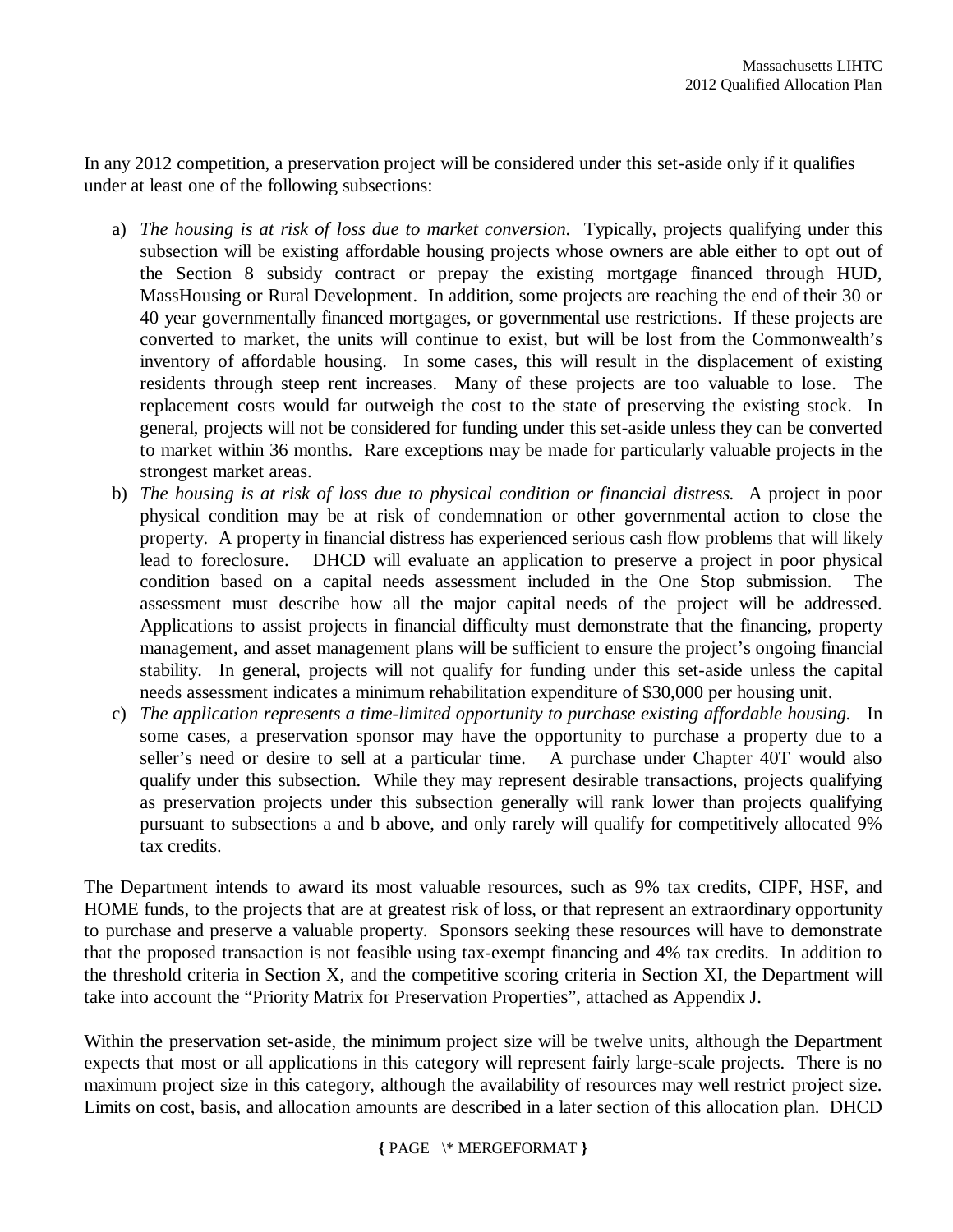In any 2012 competition, a preservation project will be considered under this set-aside only if it qualifies under at least one of the following subsections:

a) *The housing is at risk of loss due to market conversion.* Typically, projects qualifying under this subsection will be existing affordable housing projects whose owners are able either to opt out of the Section 8 subsidy contract or prepay the existing mortgage financed through HUD, MassHousing or Rural Development. In addition, some projects are reaching the end of their 30 or 40 year governmentally financed mortgages, or governmental use restrictions. If these projects are converted to market, the units will continue to exist, but will be lost from the Commonwealth's inventory of affordable housing. In some cases, this will result in the displacement of existing residents through steep rent increases. Many of these projects are too valuable to lose. The replacement costs would far outweigh the cost to the state of preserving the existing stock. In general, projects will not be considered for funding under this set-aside unless they can be converted to market within 36 months. Rare exceptions may be made for particularly valuable projects in the strongest market areas.
b) *The housing is at risk of loss due to physical condition or financial distress.* A project in poor physical condition may be at risk of condemnation or other governmental action to close the property. A property in financial distress has experienced serious cash flow problems that will likely lead to foreclosure. DHCD will evaluate an application to preserve a project in poor physical condition based on a capital needs assessment included in the One Stop submission. The assessment must describe how all the major capital needs of the project will be addressed. Applications to assist projects in financial difficulty must demonstrate that the financing, property management, and asset management plans will be sufficient to ensure the project's ongoing financial stability. In general, projects will not qualify for funding under this set-aside unless the capital needs assessment indicates a minimum rehabilitation expenditure of $30,000 per housing unit.
c) *The application represents a time-limited opportunity to purchase existing affordable housing.* In some cases, a preservation sponsor may have the opportunity to purchase a property due to a seller's need or desire to sell at a particular time. A purchase under Chapter 40T would also qualify under this subsection. While they may represent desirable transactions, projects qualifying as preservation projects under this subsection generally will rank lower than projects qualifying pursuant to subsections a and b above, and only rarely will qualify for competitively allocated 9% tax credits.

The Department intends to award its most valuable resources, such as 9% tax credits, CIPF, HSF, and HOME funds, to the projects that are at greatest risk of loss, or that represent an extraordinary opportunity to purchase and preserve a valuable property. Sponsors seeking these resources will have to demonstrate that the proposed transaction is not feasible using tax-exempt financing and 4% tax credits. In addition to the threshold criteria in Section X, and the competitive scoring criteria in Section XI, the Department will take into account the "Priority Matrix for Preservation Properties", attached as Appendix J.

Within the preservation set-aside, the minimum project size will be twelve units, although the Department expects that most or all applications in this category will represent fairly large-scale projects. There is no maximum project size in this category, although the availability of resources may well restrict project size. Limits on cost, basis, and allocation amounts are described in a later section of this allocation plan. DHCD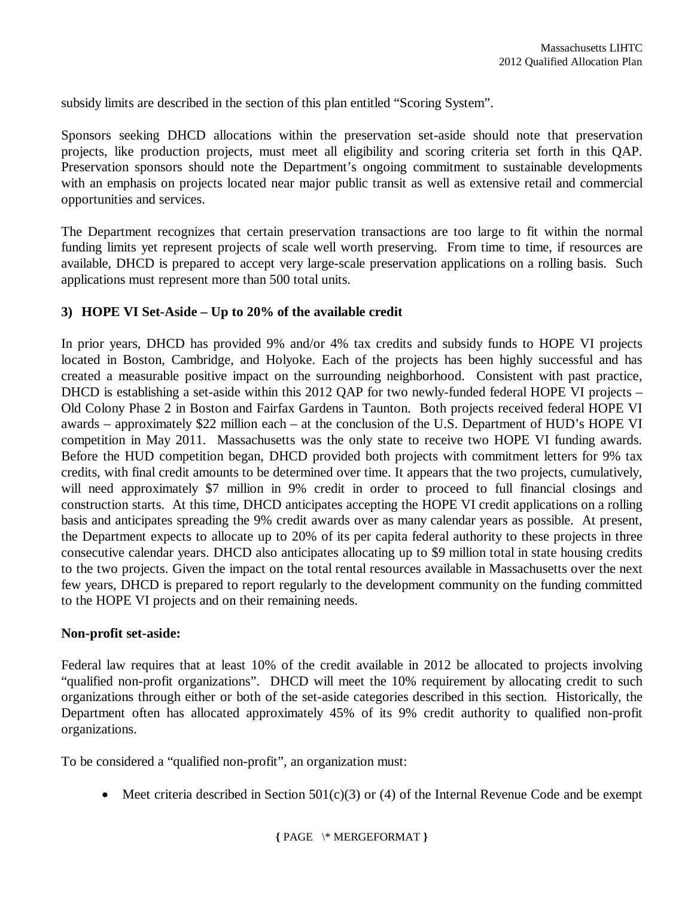subsidy limits are described in the section of this plan entitled "Scoring System".

Sponsors seeking DHCD allocations within the preservation set-aside should note that preservation projects, like production projects, must meet all eligibility and scoring criteria set forth in this QAP. Preservation sponsors should note the Department's ongoing commitment to sustainable developments with an emphasis on projects located near major public transit as well as extensive retail and commercial opportunities and services.

The Department recognizes that certain preservation transactions are too large to fit within the normal funding limits yet represent projects of scale well worth preserving. From time to time, if resources are available, DHCD is prepared to accept very large-scale preservation applications on a rolling basis. Such applications must represent more than 500 total units.

**3) HOPE VI Set-Aside – Up to 20% of the available credit**

In prior years, DHCD has provided 9% and/or 4% tax credits and subsidy funds to HOPE VI projects located in Boston, Cambridge, and Holyoke. Each of the projects has been highly successful and has created a measurable positive impact on the surrounding neighborhood. Consistent with past practice, DHCD is establishing a set-aside within this 2012 QAP for two newly-funded federal HOPE VI projects – Old Colony Phase 2 in Boston and Fairfax Gardens in Taunton. Both projects received federal HOPE VI awards – approximately $22 million each – at the conclusion of the U.S. Department of HUD's HOPE VI competition in May 2011. Massachusetts was the only state to receive two HOPE VI funding awards. Before the HUD competition began, DHCD provided both projects with commitment letters for 9% tax credits, with final credit amounts to be determined over time. It appears that the two projects, cumulatively, will need approximately $7 million in 9% credit in order to proceed to full financial closings and construction starts. At this time, DHCD anticipates accepting the HOPE VI credit applications on a rolling basis and anticipates spreading the 9% credit awards over as many calendar years as possible. At present, the Department expects to allocate up to 20% of its per capita federal authority to these projects in three consecutive calendar years. DHCD also anticipates allocating up to $9 million total in state housing credits to the two projects. Given the impact on the total rental resources available in Massachusetts over the next few years, DHCD is prepared to report regularly to the development community on the funding committed to the HOPE VI projects and on their remaining needs.

**Non-profit set-aside:**

Federal law requires that at least 10% of the credit available in 2012 be allocated to projects involving "qualified non-profit organizations". DHCD will meet the 10% requirement by allocating credit to such organizations through either or both of the set-aside categories described in this section. Historically, the Department often has allocated approximately 45% of its 9% credit authority to qualified non-profit organizations.

To be considered a "qualified non-profit", an organization must:

- Meet criteria described in Section 501(c)(3) or (4) of the Internal Revenue Code and be exempt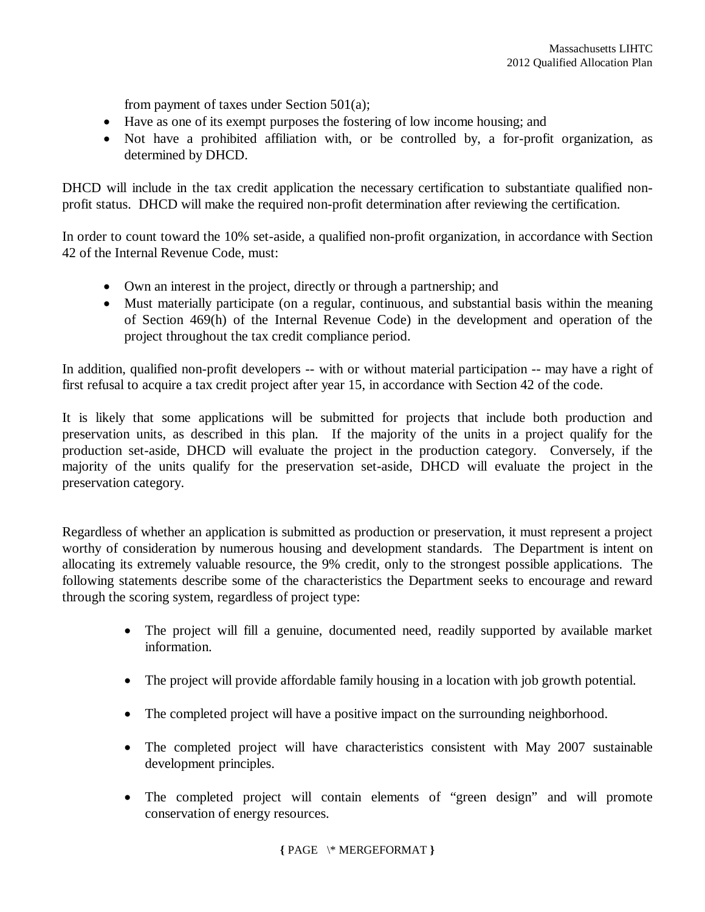from payment of taxes under Section 501(a);

- Have as one of its exempt purposes the fostering of low income housing; and
- Not have a prohibited affiliation with, or be controlled by, a for-profit organization, as determined by DHCD.

DHCD will include in the tax credit application the necessary certification to substantiate qualified non-profit status. DHCD will make the required non-profit determination after reviewing the certification.

In order to count toward the 10% set-aside, a qualified non-profit organization, in accordance with Section 42 of the Internal Revenue Code, must:

- Own an interest in the project, directly or through a partnership; and
- Must materially participate (on a regular, continuous, and substantial basis within the meaning of Section 469(h) of the Internal Revenue Code) in the development and operation of the project throughout the tax credit compliance period.

In addition, qualified non-profit developers -- with or without material participation -- may have a right of first refusal to acquire a tax credit project after year 15, in accordance with Section 42 of the code.

It is likely that some applications will be submitted for projects that include both production and preservation units, as described in this plan. If the majority of the units in a project qualify for the production set-aside, DHCD will evaluate the project in the production category. Conversely, if the majority of the units qualify for the preservation set-aside, DHCD will evaluate the project in the preservation category.

Regardless of whether an application is submitted as production or preservation, it must represent a project worthy of consideration by numerous housing and development standards. The Department is intent on allocating its extremely valuable resource, the 9% credit, only to the strongest possible applications. The following statements describe some of the characteristics the Department seeks to encourage and reward through the scoring system, regardless of project type:

- The project will fill a genuine, documented need, readily supported by available market information.
- The project will provide affordable family housing in a location with job growth potential.
- The completed project will have a positive impact on the surrounding neighborhood.
- The completed project will have characteristics consistent with May 2007 sustainable development principles.
- The completed project will contain elements of "green design" and will promote conservation of energy resources.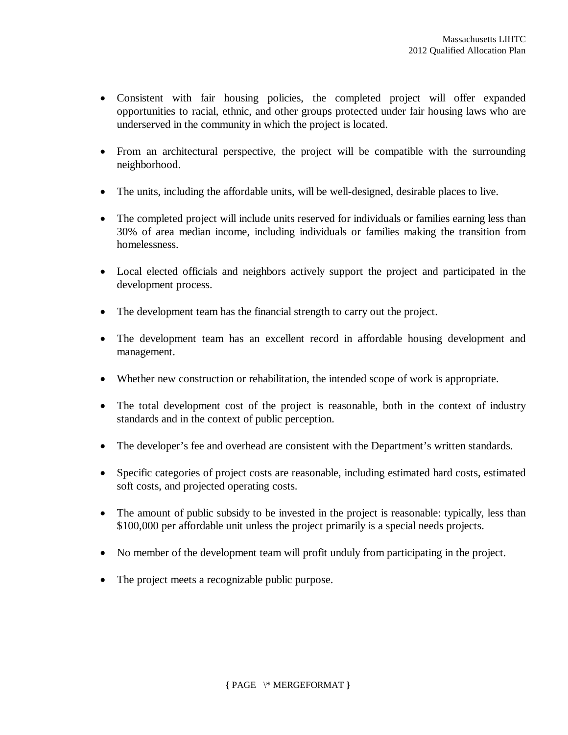- Consistent with fair housing policies, the completed project will offer expanded opportunities to racial, ethnic, and other groups protected under fair housing laws who are underserved in the community in which the project is located.

- From an architectural perspective, the project will be compatible with the surrounding neighborhood.

- The units, including the affordable units, will be well-designed, desirable places to live.

- The completed project will include units reserved for individuals or families earning less than 30% of area median income, including individuals or families making the transition from homelessness.

- Local elected officials and neighbors actively support the project and participated in the development process.

- The development team has the financial strength to carry out the project.

- The development team has an excellent record in affordable housing development and management.

- Whether new construction or rehabilitation, the intended scope of work is appropriate.

- The total development cost of the project is reasonable, both in the context of industry standards and in the context of public perception.

- The developer's fee and overhead are consistent with the Department's written standards.

- Specific categories of project costs are reasonable, including estimated hard costs, estimated soft costs, and projected operating costs.

- The amount of public subsidy to be invested in the project is reasonable: typically, less than $100,000 per affordable unit unless the project primarily is a special needs projects.

- No member of the development team will profit unduly from participating in the project.

- The project meets a recognizable public purpose.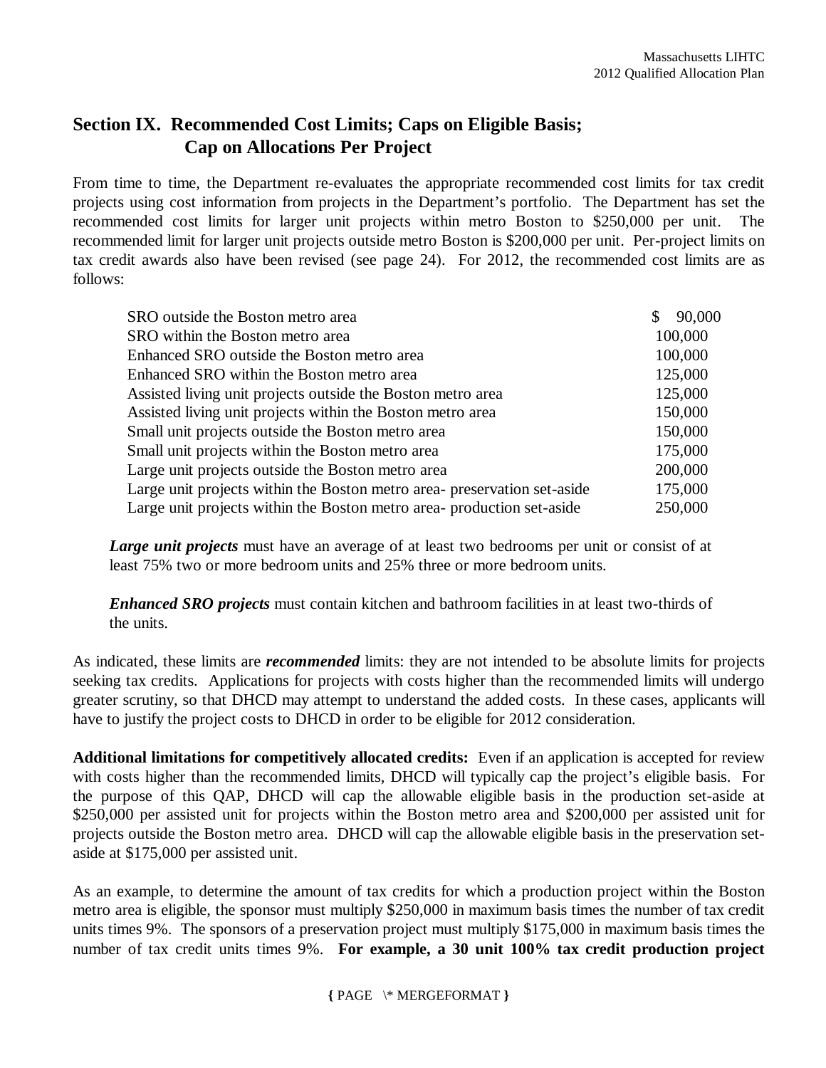## Section IX. Recommended Cost Limits; Caps on Eligible Basis; Cap on Allocations Per Project

From time to time, the Department re-evaluates the appropriate recommended cost limits for tax credit projects using cost information from projects in the Department's portfolio. The Department has set the recommended cost limits for larger unit projects within metro Boston to $250,000 per unit. The recommended limit for larger unit projects outside metro Boston is $200,000 per unit. Per-project limits on tax credit awards also have been revised (see page 24). For 2012, the recommended cost limits are as follows:

| | |
|---|---|
| SRO outside the Boston metro area | $ 90,000 |
| SRO within the Boston metro area | 100,000 |
| Enhanced SRO outside the Boston metro area | 100,000 |
| Enhanced SRO within the Boston metro area | 125,000 |
| Assisted living unit projects outside the Boston metro area | 125,000 |
| Assisted living unit projects within the Boston metro area | 150,000 |
| Small unit projects outside the Boston metro area | 150,000 |
| Small unit projects within the Boston metro area | 175,000 |
| Large unit projects outside the Boston metro area | 200,000 |
| Large unit projects within the Boston metro area- preservation set-aside | 175,000 |
| Large unit projects within the Boston metro area- production set-aside | 250,000 |

***Large unit projects*** must have an average of at least two bedrooms per unit or consist of at least 75% two or more bedroom units and 25% three or more bedroom units.

***Enhanced SRO projects*** must contain kitchen and bathroom facilities in at least two-thirds of the units.

As indicated, these limits are ***recommended*** limits: they are not intended to be absolute limits for projects seeking tax credits. Applications for projects with costs higher than the recommended limits will undergo greater scrutiny, so that DHCD may attempt to understand the added costs. In these cases, applicants will have to justify the project costs to DHCD in order to be eligible for 2012 consideration.

**Additional limitations for competitively allocated credits:** Even if an application is accepted for review with costs higher than the recommended limits, DHCD will typically cap the project's eligible basis. For the purpose of this QAP, DHCD will cap the allowable eligible basis in the production set-aside at $250,000 per assisted unit for projects within the Boston metro area and $200,000 per assisted unit for projects outside the Boston metro area. DHCD will cap the allowable eligible basis in the preservation set-aside at $175,000 per assisted unit.

As an example, to determine the amount of tax credits for which a production project within the Boston metro area is eligible, the sponsor must multiply $250,000 in maximum basis times the number of tax credit units times 9%. The sponsors of a preservation project must multiply $175,000 in maximum basis times the number of tax credit units times 9%. **For example, a 30 unit 100% tax credit production project**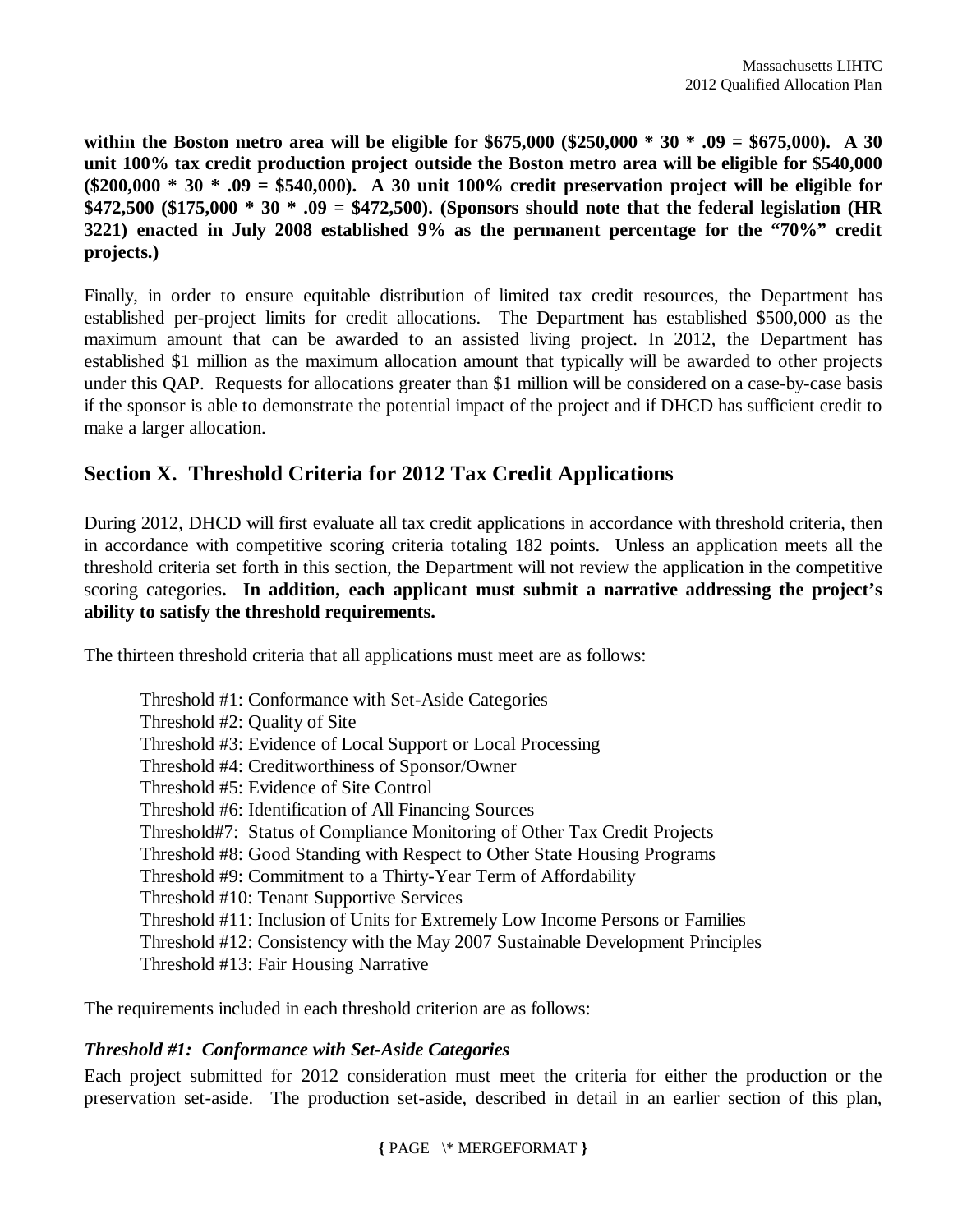**within the Boston metro area will be eligible for $675,000 ($250,000 * 30 * .09 = $675,000). A 30 unit 100% tax credit production project outside the Boston metro area will be eligible for $540,000 ($200,000 * 30 * .09 = $540,000). A 30 unit 100% credit preservation project will be eligible for $472,500 ($175,000 * 30 * .09 = $472,500). (Sponsors should note that the federal legislation (HR 3221) enacted in July 2008 established 9% as the permanent percentage for the "70%" credit projects.)**

Finally, in order to ensure equitable distribution of limited tax credit resources, the Department has established per-project limits for credit allocations. The Department has established $500,000 as the maximum amount that can be awarded to an assisted living project. In 2012, the Department has established $1 million as the maximum allocation amount that typically will be awarded to other projects under this QAP. Requests for allocations greater than $1 million will be considered on a case-by-case basis if the sponsor is able to demonstrate the potential impact of the project and if DHCD has sufficient credit to make a larger allocation.

## Section X. Threshold Criteria for 2012 Tax Credit Applications

During 2012, DHCD will first evaluate all tax credit applications in accordance with threshold criteria, then in accordance with competitive scoring criteria totaling 182 points. Unless an application meets all the threshold criteria set forth in this section, the Department will not review the application in the competitive scoring categories**. In addition, each applicant must submit a narrative addressing the project's ability to satisfy the threshold requirements.**

The thirteen threshold criteria that all applications must meet are as follows:

- Threshold #1: Conformance with Set-Aside Categories
- Threshold #2: Quality of Site
- Threshold #3: Evidence of Local Support or Local Processing
- Threshold #4: Creditworthiness of Sponsor/Owner
- Threshold #5: Evidence of Site Control
- Threshold #6: Identification of All Financing Sources
- Threshold#7: Status of Compliance Monitoring of Other Tax Credit Projects
- Threshold #8: Good Standing with Respect to Other State Housing Programs
- Threshold #9: Commitment to a Thirty-Year Term of Affordability
- Threshold #10: Tenant Supportive Services
- Threshold #11: Inclusion of Units for Extremely Low Income Persons or Families
- Threshold #12: Consistency with the May 2007 Sustainable Development Principles
- Threshold #13: Fair Housing Narrative

The requirements included in each threshold criterion are as follows:

### *Threshold #1: Conformance with Set-Aside Categories*

Each project submitted for 2012 consideration must meet the criteria for either the production or the preservation set-aside. The production set-aside, described in detail in an earlier section of this plan,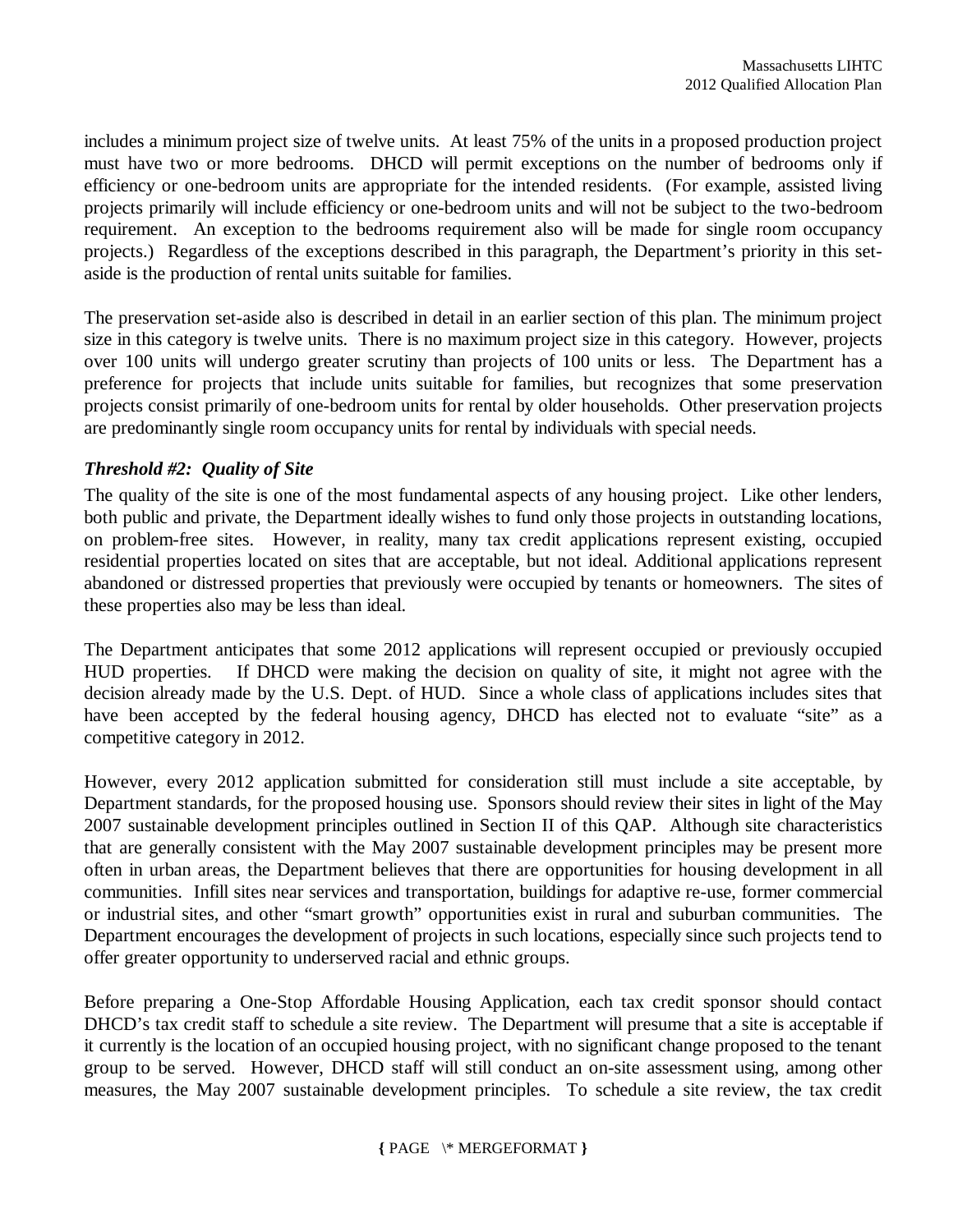includes a minimum project size of twelve units. At least 75% of the units in a proposed production project must have two or more bedrooms. DHCD will permit exceptions on the number of bedrooms only if efficiency or one-bedroom units are appropriate for the intended residents. (For example, assisted living projects primarily will include efficiency or one-bedroom units and will not be subject to the two-bedroom requirement. An exception to the bedrooms requirement also will be made for single room occupancy projects.) Regardless of the exceptions described in this paragraph, the Department's priority in this set-aside is the production of rental units suitable for families.

The preservation set-aside also is described in detail in an earlier section of this plan. The minimum project size in this category is twelve units. There is no maximum project size in this category. However, projects over 100 units will undergo greater scrutiny than projects of 100 units or less. The Department has a preference for projects that include units suitable for families, but recognizes that some preservation projects consist primarily of one-bedroom units for rental by older households. Other preservation projects are predominantly single room occupancy units for rental by individuals with special needs.

### *Threshold #2: Quality of Site*

The quality of the site is one of the most fundamental aspects of any housing project. Like other lenders, both public and private, the Department ideally wishes to fund only those projects in outstanding locations, on problem-free sites. However, in reality, many tax credit applications represent existing, occupied residential properties located on sites that are acceptable, but not ideal. Additional applications represent abandoned or distressed properties that previously were occupied by tenants or homeowners. The sites of these properties also may be less than ideal.

The Department anticipates that some 2012 applications will represent occupied or previously occupied HUD properties. If DHCD were making the decision on quality of site, it might not agree with the decision already made by the U.S. Dept. of HUD. Since a whole class of applications includes sites that have been accepted by the federal housing agency, DHCD has elected not to evaluate "site" as a competitive category in 2012.

However, every 2012 application submitted for consideration still must include a site acceptable, by Department standards, for the proposed housing use. Sponsors should review their sites in light of the May 2007 sustainable development principles outlined in Section II of this QAP. Although site characteristics that are generally consistent with the May 2007 sustainable development principles may be present more often in urban areas, the Department believes that there are opportunities for housing development in all communities. Infill sites near services and transportation, buildings for adaptive re-use, former commercial or industrial sites, and other "smart growth" opportunities exist in rural and suburban communities. The Department encourages the development of projects in such locations, especially since such projects tend to offer greater opportunity to underserved racial and ethnic groups.

Before preparing a One-Stop Affordable Housing Application, each tax credit sponsor should contact DHCD's tax credit staff to schedule a site review. The Department will presume that a site is acceptable if it currently is the location of an occupied housing project, with no significant change proposed to the tenant group to be served. However, DHCD staff will still conduct an on-site assessment using, among other measures, the May 2007 sustainable development principles. To schedule a site review, the tax credit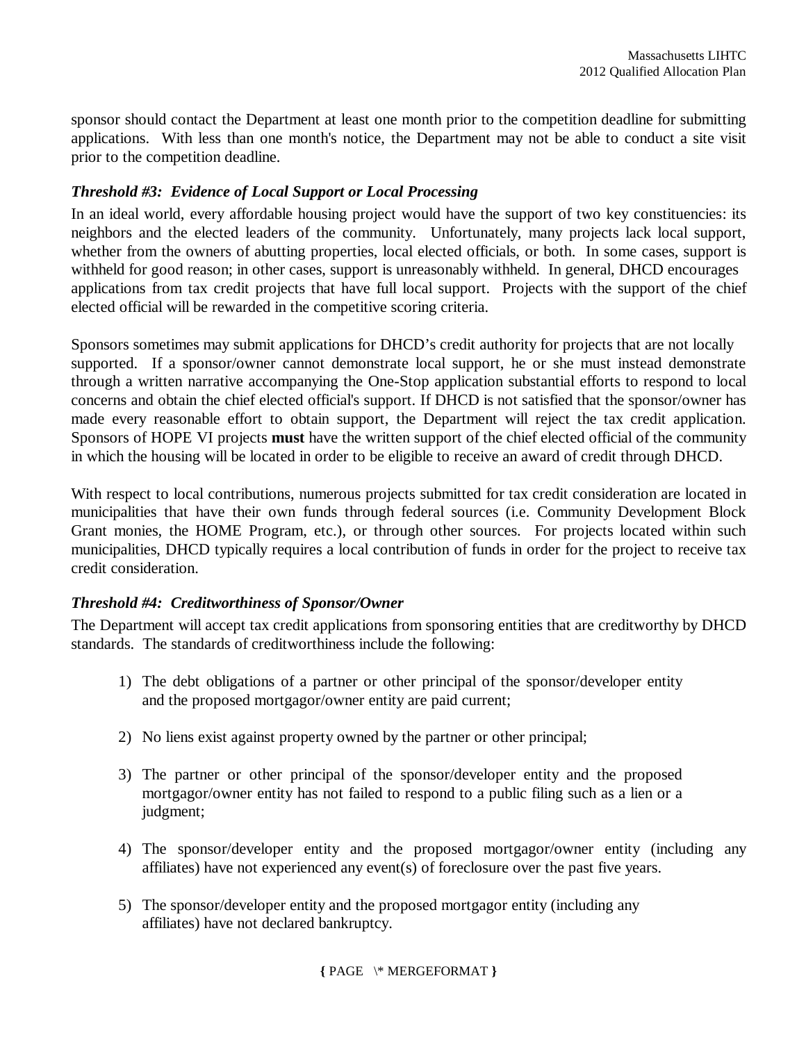sponsor should contact the Department at least one month prior to the competition deadline for submitting applications. With less than one month's notice, the Department may not be able to conduct a site visit prior to the competition deadline.

### *Threshold #3: Evidence of Local Support or Local Processing*

In an ideal world, every affordable housing project would have the support of two key constituencies: its neighbors and the elected leaders of the community. Unfortunately, many projects lack local support, whether from the owners of abutting properties, local elected officials, or both. In some cases, support is withheld for good reason; in other cases, support is unreasonably withheld. In general, DHCD encourages applications from tax credit projects that have full local support. Projects with the support of the chief elected official will be rewarded in the competitive scoring criteria.

Sponsors sometimes may submit applications for DHCD's credit authority for projects that are not locally supported. If a sponsor/owner cannot demonstrate local support, he or she must instead demonstrate through a written narrative accompanying the One-Stop application substantial efforts to respond to local concerns and obtain the chief elected official's support. If DHCD is not satisfied that the sponsor/owner has made every reasonable effort to obtain support, the Department will reject the tax credit application. Sponsors of HOPE VI projects **must** have the written support of the chief elected official of the community in which the housing will be located in order to be eligible to receive an award of credit through DHCD.

With respect to local contributions, numerous projects submitted for tax credit consideration are located in municipalities that have their own funds through federal sources (i.e. Community Development Block Grant monies, the HOME Program, etc.), or through other sources. For projects located within such municipalities, DHCD typically requires a local contribution of funds in order for the project to receive tax credit consideration.

### *Threshold #4: Creditworthiness of Sponsor/Owner*

The Department will accept tax credit applications from sponsoring entities that are creditworthy by DHCD standards. The standards of creditworthiness include the following:

1) The debt obligations of a partner or other principal of the sponsor/developer entity and the proposed mortgagor/owner entity are paid current;

2) No liens exist against property owned by the partner or other principal;

3) The partner or other principal of the sponsor/developer entity and the proposed mortgagor/owner entity has not failed to respond to a public filing such as a lien or a judgment;

4) The sponsor/developer entity and the proposed mortgagor/owner entity (including any affiliates) have not experienced any event(s) of foreclosure over the past five years.

5) The sponsor/developer entity and the proposed mortgagor entity (including any affiliates) have not declared bankruptcy.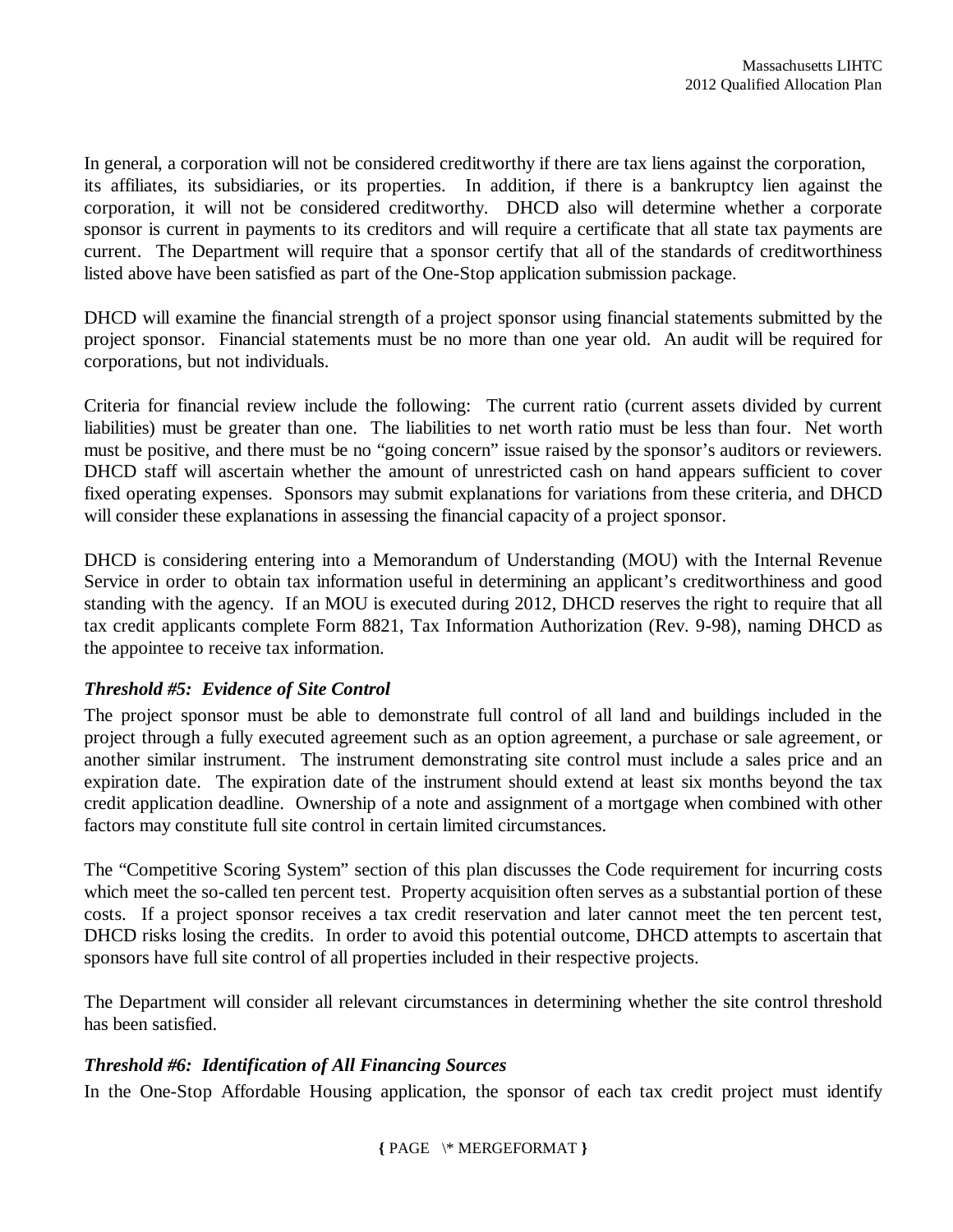In general, a corporation will not be considered creditworthy if there are tax liens against the corporation, its affiliates, its subsidiaries, or its properties. In addition, if there is a bankruptcy lien against the corporation, it will not be considered creditworthy. DHCD also will determine whether a corporate sponsor is current in payments to its creditors and will require a certificate that all state tax payments are current. The Department will require that a sponsor certify that all of the standards of creditworthiness listed above have been satisfied as part of the One-Stop application submission package.

DHCD will examine the financial strength of a project sponsor using financial statements submitted by the project sponsor. Financial statements must be no more than one year old. An audit will be required for corporations, but not individuals.

Criteria for financial review include the following: The current ratio (current assets divided by current liabilities) must be greater than one. The liabilities to net worth ratio must be less than four. Net worth must be positive, and there must be no "going concern" issue raised by the sponsor's auditors or reviewers. DHCD staff will ascertain whether the amount of unrestricted cash on hand appears sufficient to cover fixed operating expenses. Sponsors may submit explanations for variations from these criteria, and DHCD will consider these explanations in assessing the financial capacity of a project sponsor.

DHCD is considering entering into a Memorandum of Understanding (MOU) with the Internal Revenue Service in order to obtain tax information useful in determining an applicant's creditworthiness and good standing with the agency. If an MOU is executed during 2012, DHCD reserves the right to require that all tax credit applicants complete Form 8821, Tax Information Authorization (Rev. 9-98), naming DHCD as the appointee to receive tax information.

### *Threshold #5: Evidence of Site Control*

The project sponsor must be able to demonstrate full control of all land and buildings included in the project through a fully executed agreement such as an option agreement, a purchase or sale agreement, or another similar instrument. The instrument demonstrating site control must include a sales price and an expiration date. The expiration date of the instrument should extend at least six months beyond the tax credit application deadline. Ownership of a note and assignment of a mortgage when combined with other factors may constitute full site control in certain limited circumstances.

The "Competitive Scoring System" section of this plan discusses the Code requirement for incurring costs which meet the so-called ten percent test. Property acquisition often serves as a substantial portion of these costs. If a project sponsor receives a tax credit reservation and later cannot meet the ten percent test, DHCD risks losing the credits. In order to avoid this potential outcome, DHCD attempts to ascertain that sponsors have full site control of all properties included in their respective projects.

The Department will consider all relevant circumstances in determining whether the site control threshold has been satisfied.

### *Threshold #6: Identification of All Financing Sources*

In the One-Stop Affordable Housing application, the sponsor of each tax credit project must identify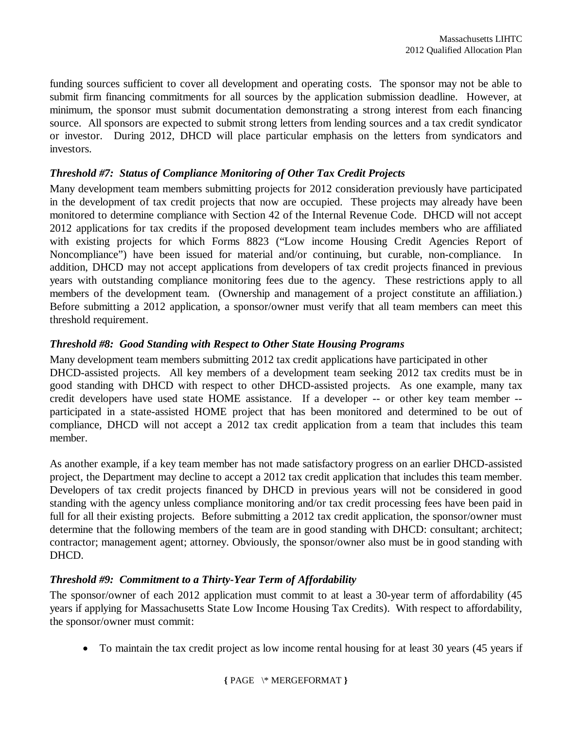funding sources sufficient to cover all development and operating costs. The sponsor may not be able to submit firm financing commitments for all sources by the application submission deadline. However, at minimum, the sponsor must submit documentation demonstrating a strong interest from each financing source. All sponsors are expected to submit strong letters from lending sources and a tax credit syndicator or investor. During 2012, DHCD will place particular emphasis on the letters from syndicators and investors.

### *Threshold #7: Status of Compliance Monitoring of Other Tax Credit Projects*

Many development team members submitting projects for 2012 consideration previously have participated in the development of tax credit projects that now are occupied. These projects may already have been monitored to determine compliance with Section 42 of the Internal Revenue Code. DHCD will not accept 2012 applications for tax credits if the proposed development team includes members who are affiliated with existing projects for which Forms 8823 ("Low income Housing Credit Agencies Report of Noncompliance") have been issued for material and/or continuing, but curable, non-compliance. In addition, DHCD may not accept applications from developers of tax credit projects financed in previous years with outstanding compliance monitoring fees due to the agency. These restrictions apply to all members of the development team. (Ownership and management of a project constitute an affiliation.) Before submitting a 2012 application, a sponsor/owner must verify that all team members can meet this threshold requirement.

### *Threshold #8: Good Standing with Respect to Other State Housing Programs*

Many development team members submitting 2012 tax credit applications have participated in other DHCD-assisted projects. All key members of a development team seeking 2012 tax credits must be in good standing with DHCD with respect to other DHCD-assisted projects. As one example, many tax credit developers have used state HOME assistance. If a developer -- or other key team member -- participated in a state-assisted HOME project that has been monitored and determined to be out of compliance, DHCD will not accept a 2012 tax credit application from a team that includes this team member.

As another example, if a key team member has not made satisfactory progress on an earlier DHCD-assisted project, the Department may decline to accept a 2012 tax credit application that includes this team member. Developers of tax credit projects financed by DHCD in previous years will not be considered in good standing with the agency unless compliance monitoring and/or tax credit processing fees have been paid in full for all their existing projects. Before submitting a 2012 tax credit application, the sponsor/owner must determine that the following members of the team are in good standing with DHCD: consultant; architect; contractor; management agent; attorney. Obviously, the sponsor/owner also must be in good standing with DHCD.

### *Threshold #9: Commitment to a Thirty-Year Term of Affordability*

The sponsor/owner of each 2012 application must commit to at least a 30-year term of affordability (45 years if applying for Massachusetts State Low Income Housing Tax Credits). With respect to affordability, the sponsor/owner must commit:

- To maintain the tax credit project as low income rental housing for at least 30 years (45 years if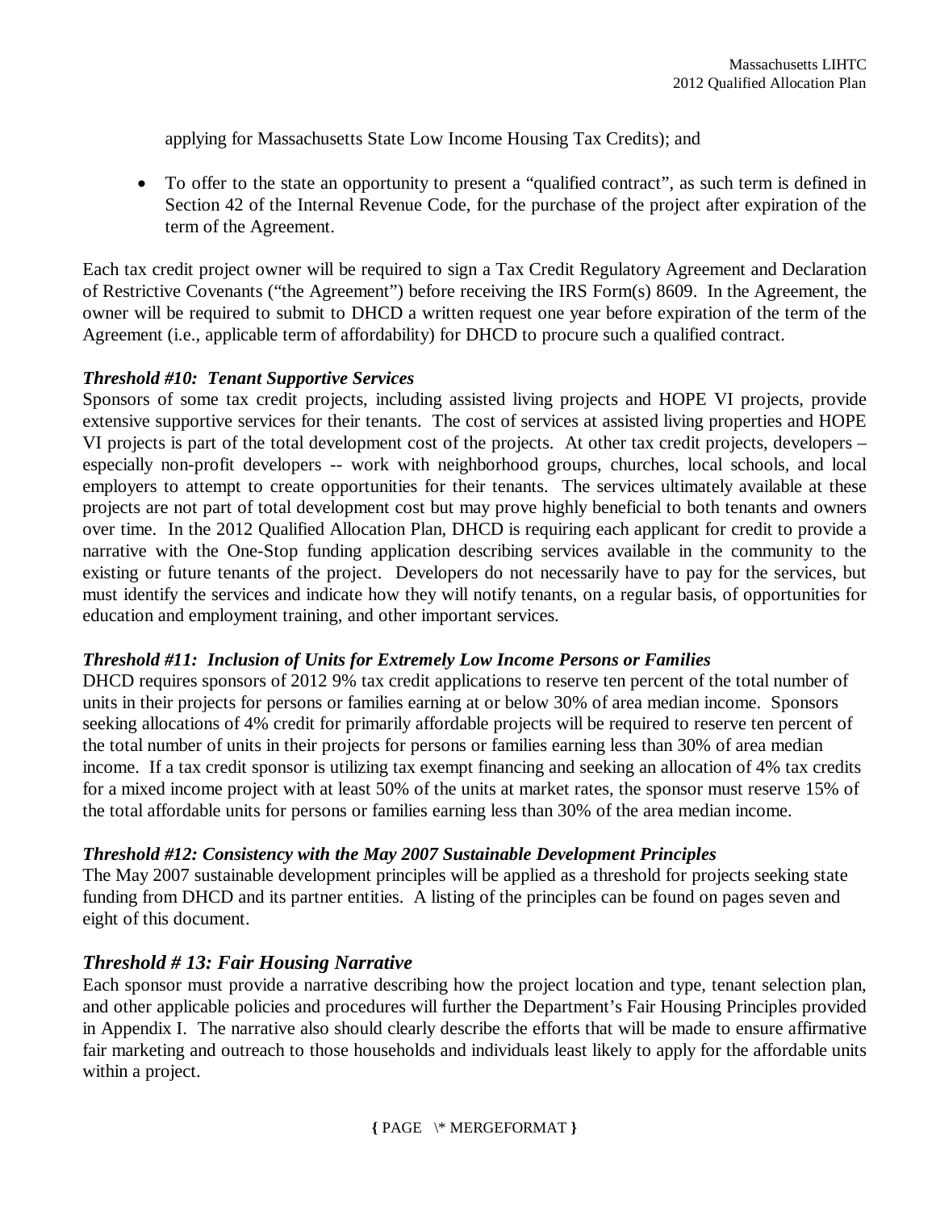applying for Massachusetts State Low Income Housing Tax Credits); and

- To offer to the state an opportunity to present a "qualified contract", as such term is defined in Section 42 of the Internal Revenue Code, for the purchase of the project after expiration of the term of the Agreement.

Each tax credit project owner will be required to sign a Tax Credit Regulatory Agreement and Declaration of Restrictive Covenants ("the Agreement") before receiving the IRS Form(s) 8609. In the Agreement, the owner will be required to submit to DHCD a written request one year before expiration of the term of the Agreement (i.e., applicable term of affordability) for DHCD to procure such a qualified contract.

***Threshold #10: Tenant Supportive Services***

Sponsors of some tax credit projects, including assisted living projects and HOPE VI projects, provide extensive supportive services for their tenants. The cost of services at assisted living properties and HOPE VI projects is part of the total development cost of the projects. At other tax credit projects, developers – especially non-profit developers -- work with neighborhood groups, churches, local schools, and local employers to attempt to create opportunities for their tenants. The services ultimately available at these projects are not part of total development cost but may prove highly beneficial to both tenants and owners over time. In the 2012 Qualified Allocation Plan, DHCD is requiring each applicant for credit to provide a narrative with the One-Stop funding application describing services available in the community to the existing or future tenants of the project. Developers do not necessarily have to pay for the services, but must identify the services and indicate how they will notify tenants, on a regular basis, of opportunities for education and employment training, and other important services.

***Threshold #11: Inclusion of Units for Extremely Low Income Persons or Families***

DHCD requires sponsors of 2012 9% tax credit applications to reserve ten percent of the total number of units in their projects for persons or families earning at or below 30% of area median income. Sponsors seeking allocations of 4% credit for primarily affordable projects will be required to reserve ten percent of the total number of units in their projects for persons or families earning less than 30% of area median income. If a tax credit sponsor is utilizing tax exempt financing and seeking an allocation of 4% tax credits for a mixed income project with at least 50% of the units at market rates, the sponsor must reserve 15% of the total affordable units for persons or families earning less than 30% of the area median income.

***Threshold #12: Consistency with the May 2007 Sustainable Development Principles***

The May 2007 sustainable development principles will be applied as a threshold for projects seeking state funding from DHCD and its partner entities. A listing of the principles can be found on pages seven and eight of this document.

### *Threshold # 13: Fair Housing Narrative*

Each sponsor must provide a narrative describing how the project location and type, tenant selection plan, and other applicable policies and procedures will further the Department's Fair Housing Principles provided in Appendix I. The narrative also should clearly describe the efforts that will be made to ensure affirmative fair marketing and outreach to those households and individuals least likely to apply for the affordable units within a project.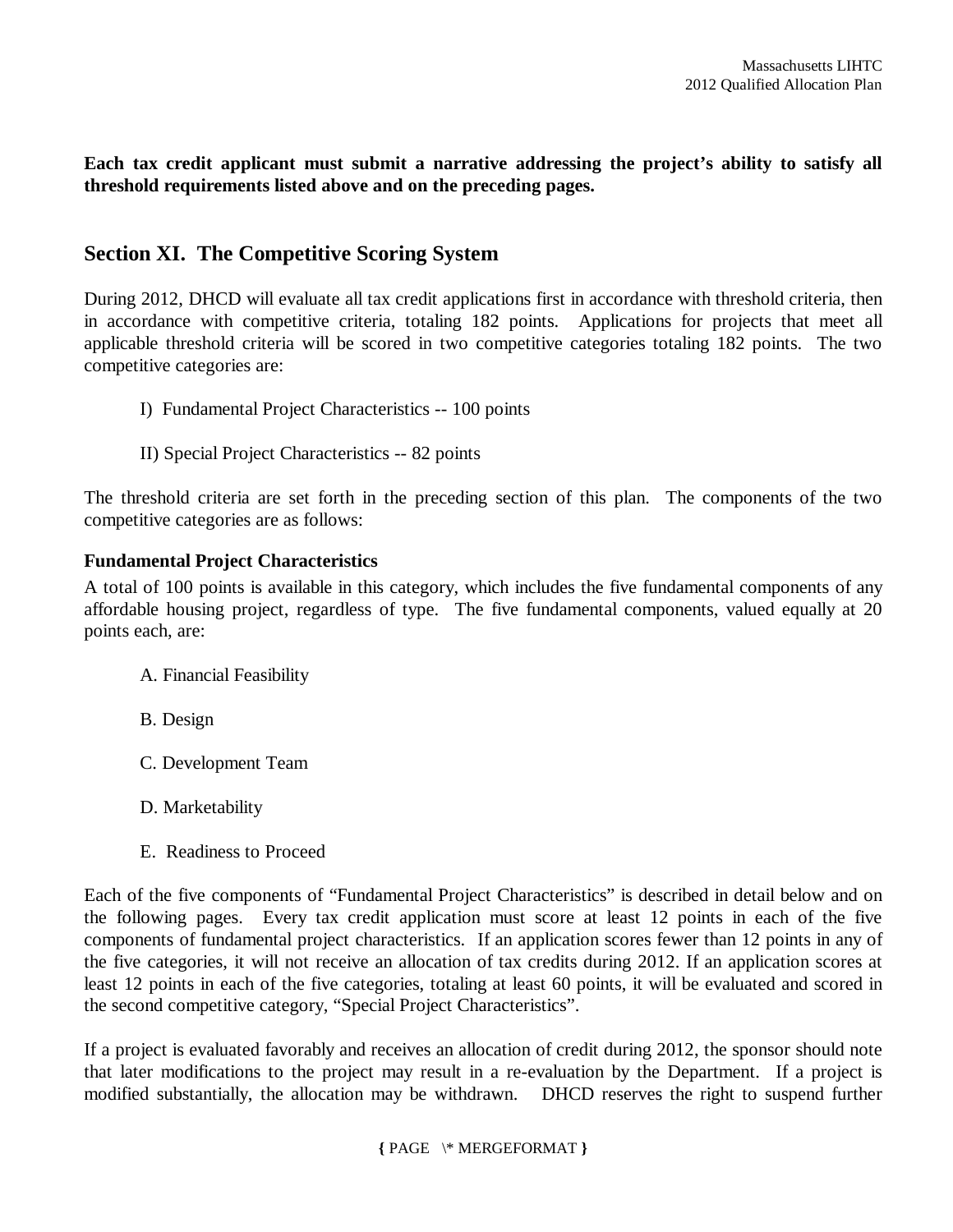**Each tax credit applicant must submit a narrative addressing the project's ability to satisfy all threshold requirements listed above and on the preceding pages.**

## Section XI. The Competitive Scoring System

During 2012, DHCD will evaluate all tax credit applications first in accordance with threshold criteria, then in accordance with competitive criteria, totaling 182 points. Applications for projects that meet all applicable threshold criteria will be scored in two competitive categories totaling 182 points. The two competitive categories are:

I) Fundamental Project Characteristics -- 100 points

II) Special Project Characteristics -- 82 points

The threshold criteria are set forth in the preceding section of this plan. The components of the two competitive categories are as follows:

**Fundamental Project Characteristics**

A total of 100 points is available in this category, which includes the five fundamental components of any affordable housing project, regardless of type. The five fundamental components, valued equally at 20 points each, are:

A. Financial Feasibility

B. Design

C. Development Team

D. Marketability

E. Readiness to Proceed

Each of the five components of "Fundamental Project Characteristics" is described in detail below and on the following pages. Every tax credit application must score at least 12 points in each of the five components of fundamental project characteristics. If an application scores fewer than 12 points in any of the five categories, it will not receive an allocation of tax credits during 2012. If an application scores at least 12 points in each of the five categories, totaling at least 60 points, it will be evaluated and scored in the second competitive category, "Special Project Characteristics".

If a project is evaluated favorably and receives an allocation of credit during 2012, the sponsor should note that later modifications to the project may result in a re-evaluation by the Department. If a project is modified substantially, the allocation may be withdrawn. DHCD reserves the right to suspend further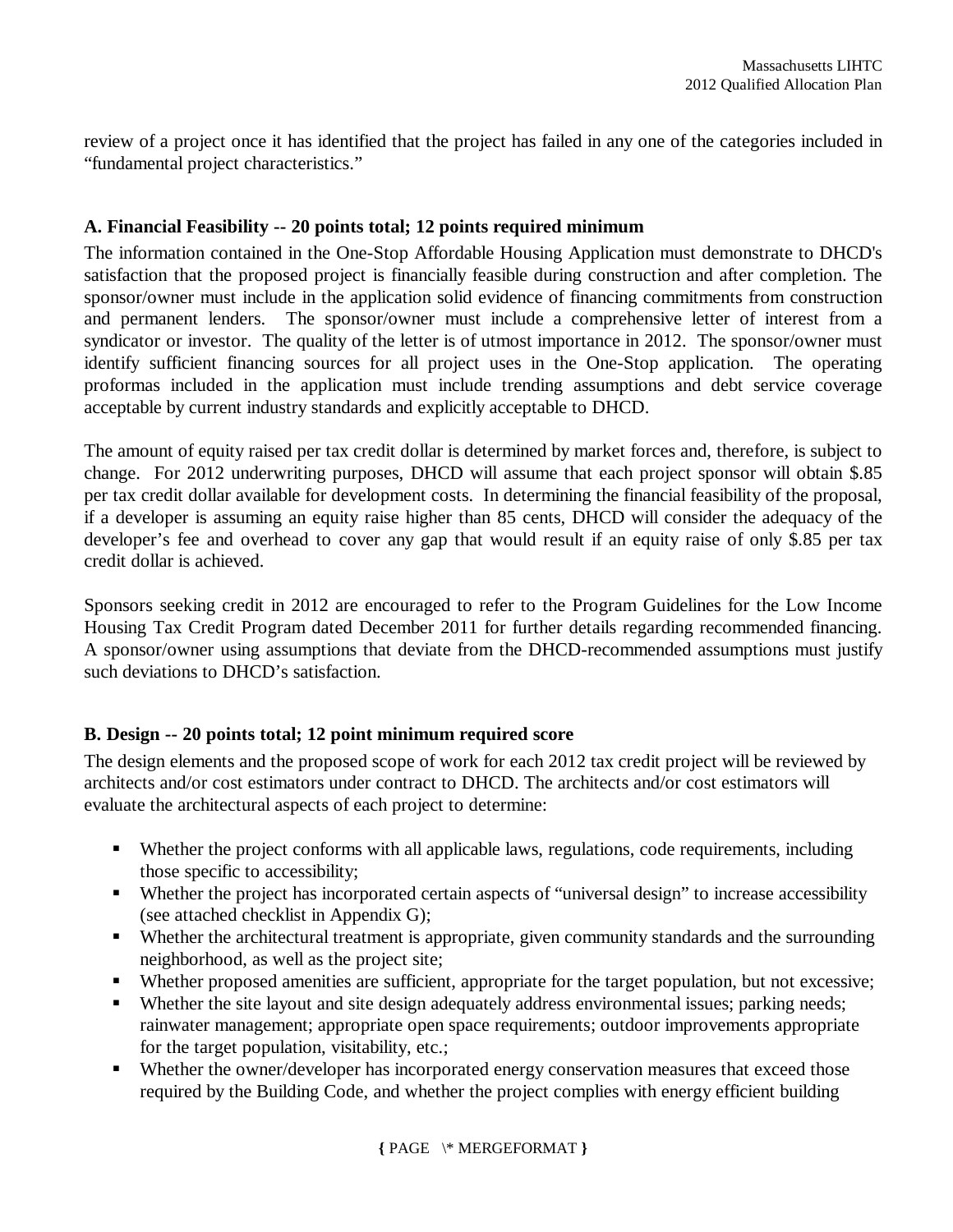review of a project once it has identified that the project has failed in any one of the categories included in "fundamental project characteristics."

### A. Financial Feasibility -- 20 points total; 12 points required minimum

The information contained in the One-Stop Affordable Housing Application must demonstrate to DHCD's satisfaction that the proposed project is financially feasible during construction and after completion. The sponsor/owner must include in the application solid evidence of financing commitments from construction and permanent lenders. The sponsor/owner must include a comprehensive letter of interest from a syndicator or investor. The quality of the letter is of utmost importance in 2012. The sponsor/owner must identify sufficient financing sources for all project uses in the One-Stop application. The operating proformas included in the application must include trending assumptions and debt service coverage acceptable by current industry standards and explicitly acceptable to DHCD.

The amount of equity raised per tax credit dollar is determined by market forces and, therefore, is subject to change. For 2012 underwriting purposes, DHCD will assume that each project sponsor will obtain $.85 per tax credit dollar available for development costs. In determining the financial feasibility of the proposal, if a developer is assuming an equity raise higher than 85 cents, DHCD will consider the adequacy of the developer's fee and overhead to cover any gap that would result if an equity raise of only $.85 per tax credit dollar is achieved.

Sponsors seeking credit in 2012 are encouraged to refer to the Program Guidelines for the Low Income Housing Tax Credit Program dated December 2011 for further details regarding recommended financing. A sponsor/owner using assumptions that deviate from the DHCD-recommended assumptions must justify such deviations to DHCD's satisfaction.

### B. Design -- 20 points total; 12 point minimum required score

The design elements and the proposed scope of work for each 2012 tax credit project will be reviewed by architects and/or cost estimators under contract to DHCD. The architects and/or cost estimators will evaluate the architectural aspects of each project to determine:

- Whether the project conforms with all applicable laws, regulations, code requirements, including those specific to accessibility;
- Whether the project has incorporated certain aspects of "universal design" to increase accessibility (see attached checklist in Appendix G);
- Whether the architectural treatment is appropriate, given community standards and the surrounding neighborhood, as well as the project site;
- Whether proposed amenities are sufficient, appropriate for the target population, but not excessive;
- Whether the site layout and site design adequately address environmental issues; parking needs; rainwater management; appropriate open space requirements; outdoor improvements appropriate for the target population, visitability, etc.;
- Whether the owner/developer has incorporated energy conservation measures that exceed those required by the Building Code, and whether the project complies with energy efficient building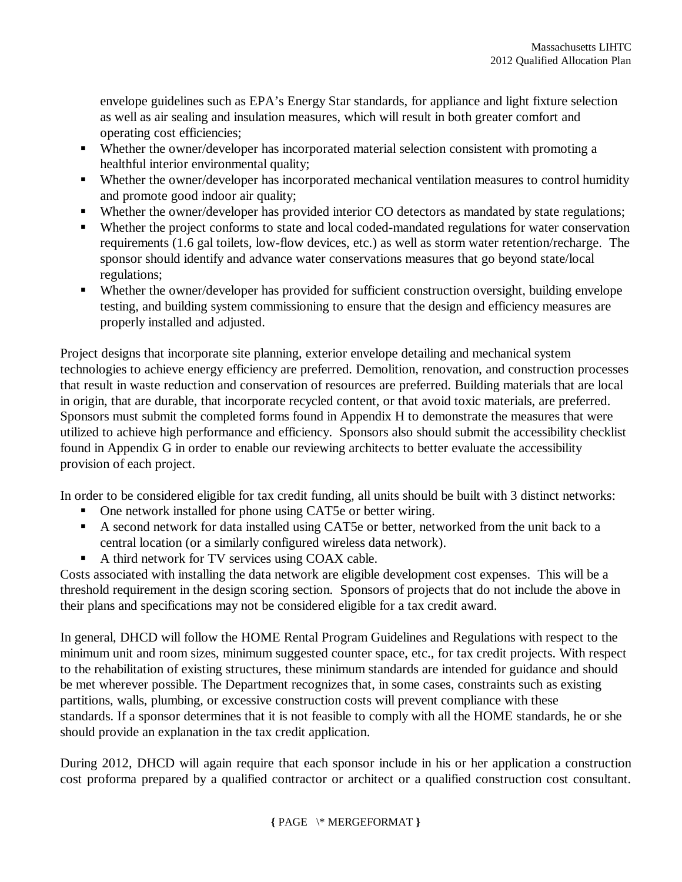envelope guidelines such as EPA's Energy Star standards, for appliance and light fixture selection as well as air sealing and insulation measures, which will result in both greater comfort and operating cost efficiencies;

- Whether the owner/developer has incorporated material selection consistent with promoting a healthful interior environmental quality;
- Whether the owner/developer has incorporated mechanical ventilation measures to control humidity and promote good indoor air quality;
- Whether the owner/developer has provided interior CO detectors as mandated by state regulations;
- Whether the project conforms to state and local coded-mandated regulations for water conservation requirements (1.6 gal toilets, low-flow devices, etc.) as well as storm water retention/recharge. The sponsor should identify and advance water conservations measures that go beyond state/local regulations;
- Whether the owner/developer has provided for sufficient construction oversight, building envelope testing, and building system commissioning to ensure that the design and efficiency measures are properly installed and adjusted.

Project designs that incorporate site planning, exterior envelope detailing and mechanical system technologies to achieve energy efficiency are preferred. Demolition, renovation, and construction processes that result in waste reduction and conservation of resources are preferred. Building materials that are local in origin, that are durable, that incorporate recycled content, or that avoid toxic materials, are preferred. Sponsors must submit the completed forms found in Appendix H to demonstrate the measures that were utilized to achieve high performance and efficiency. Sponsors also should submit the accessibility checklist found in Appendix G in order to enable our reviewing architects to better evaluate the accessibility provision of each project.

In order to be considered eligible for tax credit funding, all units should be built with 3 distinct networks:

- One network installed for phone using CAT5e or better wiring.
- A second network for data installed using CAT5e or better, networked from the unit back to a central location (or a similarly configured wireless data network).
- A third network for TV services using COAX cable.

Costs associated with installing the data network are eligible development cost expenses. This will be a threshold requirement in the design scoring section. Sponsors of projects that do not include the above in their plans and specifications may not be considered eligible for a tax credit award.

In general, DHCD will follow the HOME Rental Program Guidelines and Regulations with respect to the minimum unit and room sizes, minimum suggested counter space, etc., for tax credit projects. With respect to the rehabilitation of existing structures, these minimum standards are intended for guidance and should be met wherever possible. The Department recognizes that, in some cases, constraints such as existing partitions, walls, plumbing, or excessive construction costs will prevent compliance with these standards. If a sponsor determines that it is not feasible to comply with all the HOME standards, he or she should provide an explanation in the tax credit application.

During 2012, DHCD will again require that each sponsor include in his or her application a construction cost proforma prepared by a qualified contractor or architect or a qualified construction cost consultant.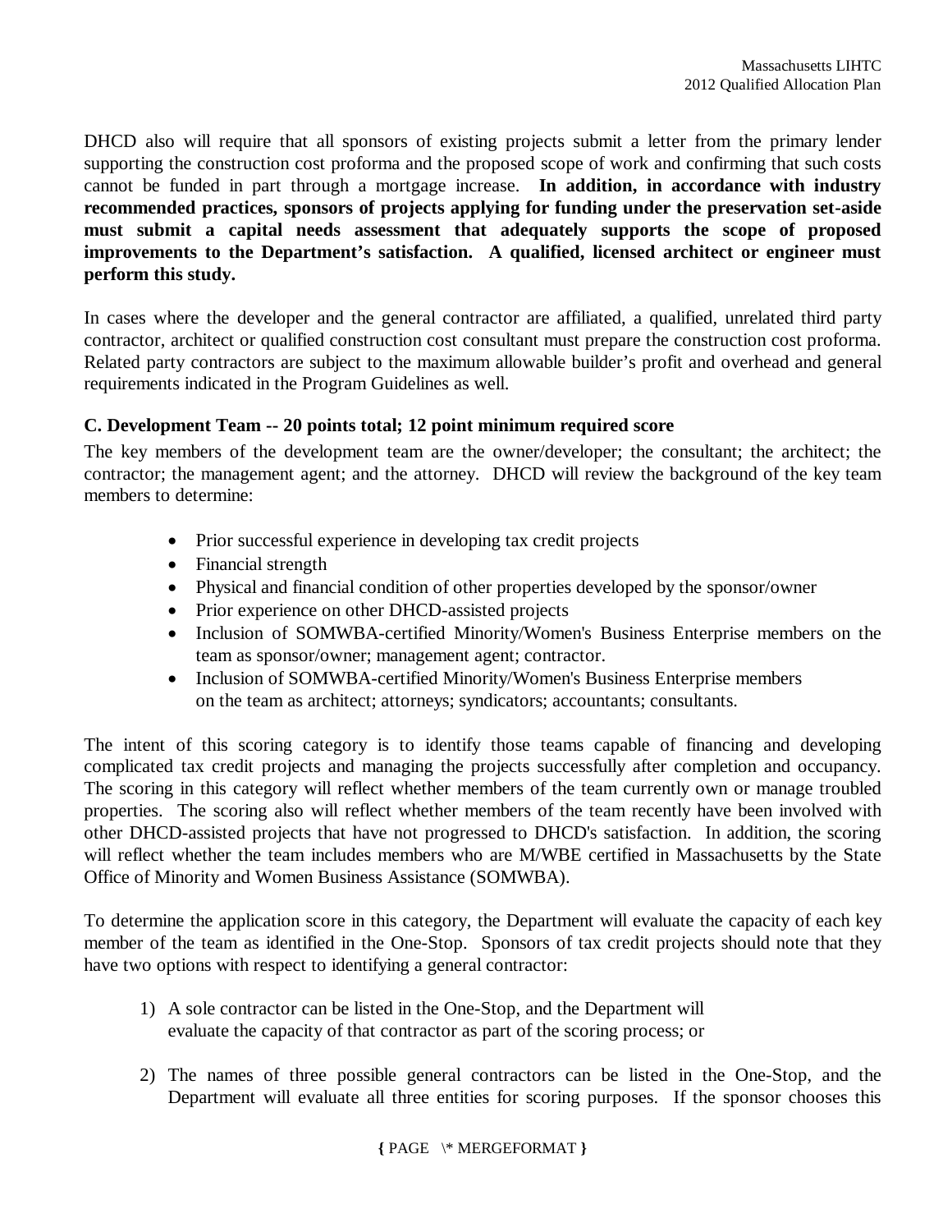DHCD also will require that all sponsors of existing projects submit a letter from the primary lender supporting the construction cost proforma and the proposed scope of work and confirming that such costs cannot be funded in part through a mortgage increase. **In addition, in accordance with industry recommended practices, sponsors of projects applying for funding under the preservation set-aside must submit a capital needs assessment that adequately supports the scope of proposed improvements to the Department's satisfaction. A qualified, licensed architect or engineer must perform this study.**

In cases where the developer and the general contractor are affiliated, a qualified, unrelated third party contractor, architect or qualified construction cost consultant must prepare the construction cost proforma. Related party contractors are subject to the maximum allowable builder's profit and overhead and general requirements indicated in the Program Guidelines as well.

### C. Development Team -- 20 points total; 12 point minimum required score

The key members of the development team are the owner/developer; the consultant; the architect; the contractor; the management agent; and the attorney. DHCD will review the background of the key team members to determine:

- Prior successful experience in developing tax credit projects
- Financial strength
- Physical and financial condition of other properties developed by the sponsor/owner
- Prior experience on other DHCD-assisted projects
- Inclusion of SOMWBA-certified Minority/Women's Business Enterprise members on the team as sponsor/owner; management agent; contractor.
- Inclusion of SOMWBA-certified Minority/Women's Business Enterprise members on the team as architect; attorneys; syndicators; accountants; consultants.

The intent of this scoring category is to identify those teams capable of financing and developing complicated tax credit projects and managing the projects successfully after completion and occupancy. The scoring in this category will reflect whether members of the team currently own or manage troubled properties. The scoring also will reflect whether members of the team recently have been involved with other DHCD-assisted projects that have not progressed to DHCD's satisfaction. In addition, the scoring will reflect whether the team includes members who are M/WBE certified in Massachusetts by the State Office of Minority and Women Business Assistance (SOMWBA).

To determine the application score in this category, the Department will evaluate the capacity of each key member of the team as identified in the One-Stop. Sponsors of tax credit projects should note that they have two options with respect to identifying a general contractor:

1) A sole contractor can be listed in the One-Stop, and the Department will evaluate the capacity of that contractor as part of the scoring process; or

2) The names of three possible general contractors can be listed in the One-Stop, and the Department will evaluate all three entities for scoring purposes. If the sponsor chooses this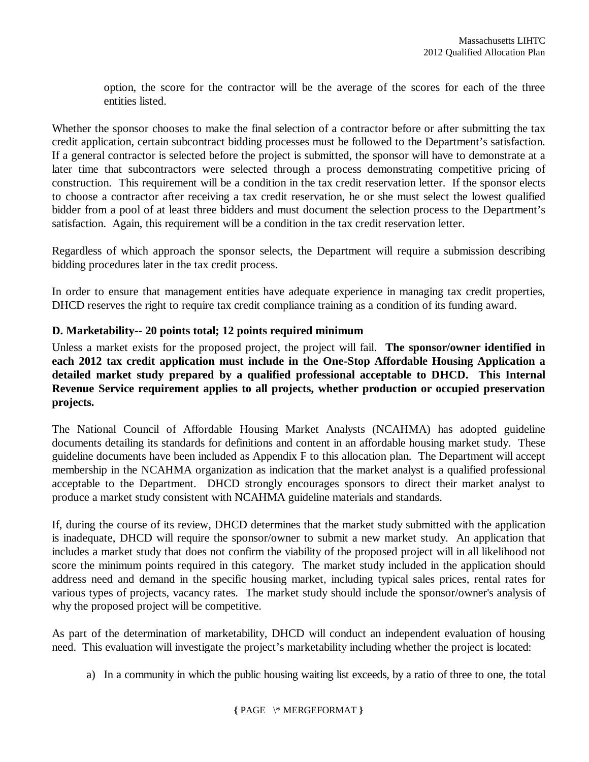option, the score for the contractor will be the average of the scores for each of the three entities listed.

Whether the sponsor chooses to make the final selection of a contractor before or after submitting the tax credit application, certain subcontract bidding processes must be followed to the Department's satisfaction. If a general contractor is selected before the project is submitted, the sponsor will have to demonstrate at a later time that subcontractors were selected through a process demonstrating competitive pricing of construction. This requirement will be a condition in the tax credit reservation letter. If the sponsor elects to choose a contractor after receiving a tax credit reservation, he or she must select the lowest qualified bidder from a pool of at least three bidders and must document the selection process to the Department's satisfaction. Again, this requirement will be a condition in the tax credit reservation letter.

Regardless of which approach the sponsor selects, the Department will require a submission describing bidding procedures later in the tax credit process.

In order to ensure that management entities have adequate experience in managing tax credit properties, DHCD reserves the right to require tax credit compliance training as a condition of its funding award.

**D. Marketability-- 20 points total; 12 points required minimum**

Unless a market exists for the proposed project, the project will fail. **The sponsor/owner identified in each 2012 tax credit application must include in the One-Stop Affordable Housing Application a detailed market study prepared by a qualified professional acceptable to DHCD. This Internal Revenue Service requirement applies to all projects, whether production or occupied preservation projects.**

The National Council of Affordable Housing Market Analysts (NCAHMA) has adopted guideline documents detailing its standards for definitions and content in an affordable housing market study. These guideline documents have been included as Appendix F to this allocation plan. The Department will accept membership in the NCAHMA organization as indication that the market analyst is a qualified professional acceptable to the Department. DHCD strongly encourages sponsors to direct their market analyst to produce a market study consistent with NCAHMA guideline materials and standards.

If, during the course of its review, DHCD determines that the market study submitted with the application is inadequate, DHCD will require the sponsor/owner to submit a new market study. An application that includes a market study that does not confirm the viability of the proposed project will in all likelihood not score the minimum points required in this category. The market study included in the application should address need and demand in the specific housing market, including typical sales prices, rental rates for various types of projects, vacancy rates. The market study should include the sponsor/owner's analysis of why the proposed project will be competitive.

As part of the determination of marketability, DHCD will conduct an independent evaluation of housing need. This evaluation will investigate the project's marketability including whether the project is located:

a) In a community in which the public housing waiting list exceeds, by a ratio of three to one, the total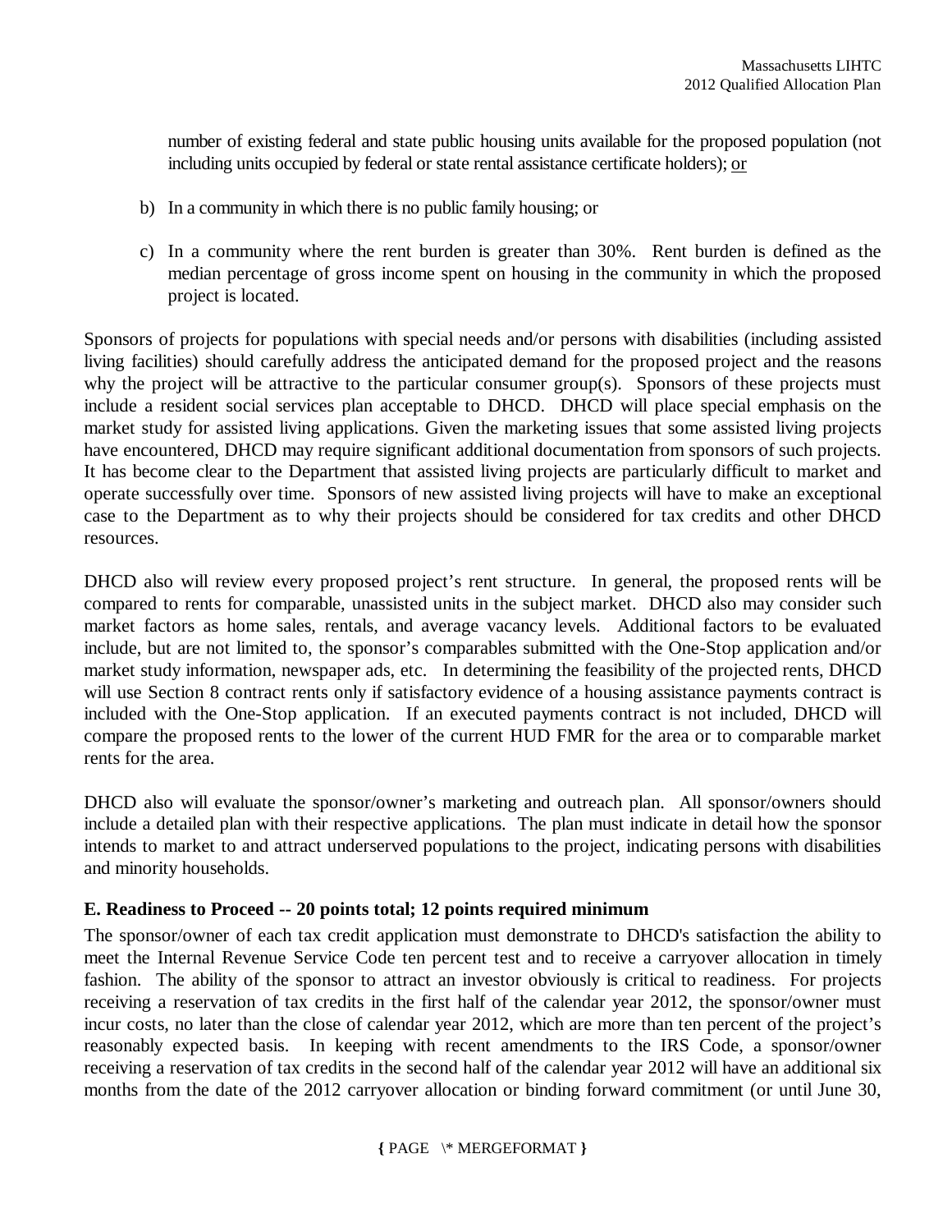number of existing federal and state public housing units available for the proposed population (not including units occupied by federal or state rental assistance certificate holders); or

b) In a community in which there is no public family housing; or

c) In a community where the rent burden is greater than 30%. Rent burden is defined as the median percentage of gross income spent on housing in the community in which the proposed project is located.

Sponsors of projects for populations with special needs and/or persons with disabilities (including assisted living facilities) should carefully address the anticipated demand for the proposed project and the reasons why the project will be attractive to the particular consumer group(s). Sponsors of these projects must include a resident social services plan acceptable to DHCD. DHCD will place special emphasis on the market study for assisted living applications. Given the marketing issues that some assisted living projects have encountered, DHCD may require significant additional documentation from sponsors of such projects. It has become clear to the Department that assisted living projects are particularly difficult to market and operate successfully over time. Sponsors of new assisted living projects will have to make an exceptional case to the Department as to why their projects should be considered for tax credits and other DHCD resources.

DHCD also will review every proposed project's rent structure. In general, the proposed rents will be compared to rents for comparable, unassisted units in the subject market. DHCD also may consider such market factors as home sales, rentals, and average vacancy levels. Additional factors to be evaluated include, but are not limited to, the sponsor's comparables submitted with the One-Stop application and/or market study information, newspaper ads, etc. In determining the feasibility of the projected rents, DHCD will use Section 8 contract rents only if satisfactory evidence of a housing assistance payments contract is included with the One-Stop application. If an executed payments contract is not included, DHCD will compare the proposed rents to the lower of the current HUD FMR for the area or to comparable market rents for the area.

DHCD also will evaluate the sponsor/owner's marketing and outreach plan. All sponsor/owners should include a detailed plan with their respective applications. The plan must indicate in detail how the sponsor intends to market to and attract underserved populations to the project, indicating persons with disabilities and minority households.

**E. Readiness to Proceed -- 20 points total; 12 points required minimum**

The sponsor/owner of each tax credit application must demonstrate to DHCD's satisfaction the ability to meet the Internal Revenue Service Code ten percent test and to receive a carryover allocation in timely fashion. The ability of the sponsor to attract an investor obviously is critical to readiness. For projects receiving a reservation of tax credits in the first half of the calendar year 2012, the sponsor/owner must incur costs, no later than the close of calendar year 2012, which are more than ten percent of the project's reasonably expected basis. In keeping with recent amendments to the IRS Code, a sponsor/owner receiving a reservation of tax credits in the second half of the calendar year 2012 will have an additional six months from the date of the 2012 carryover allocation or binding forward commitment (or until June 30,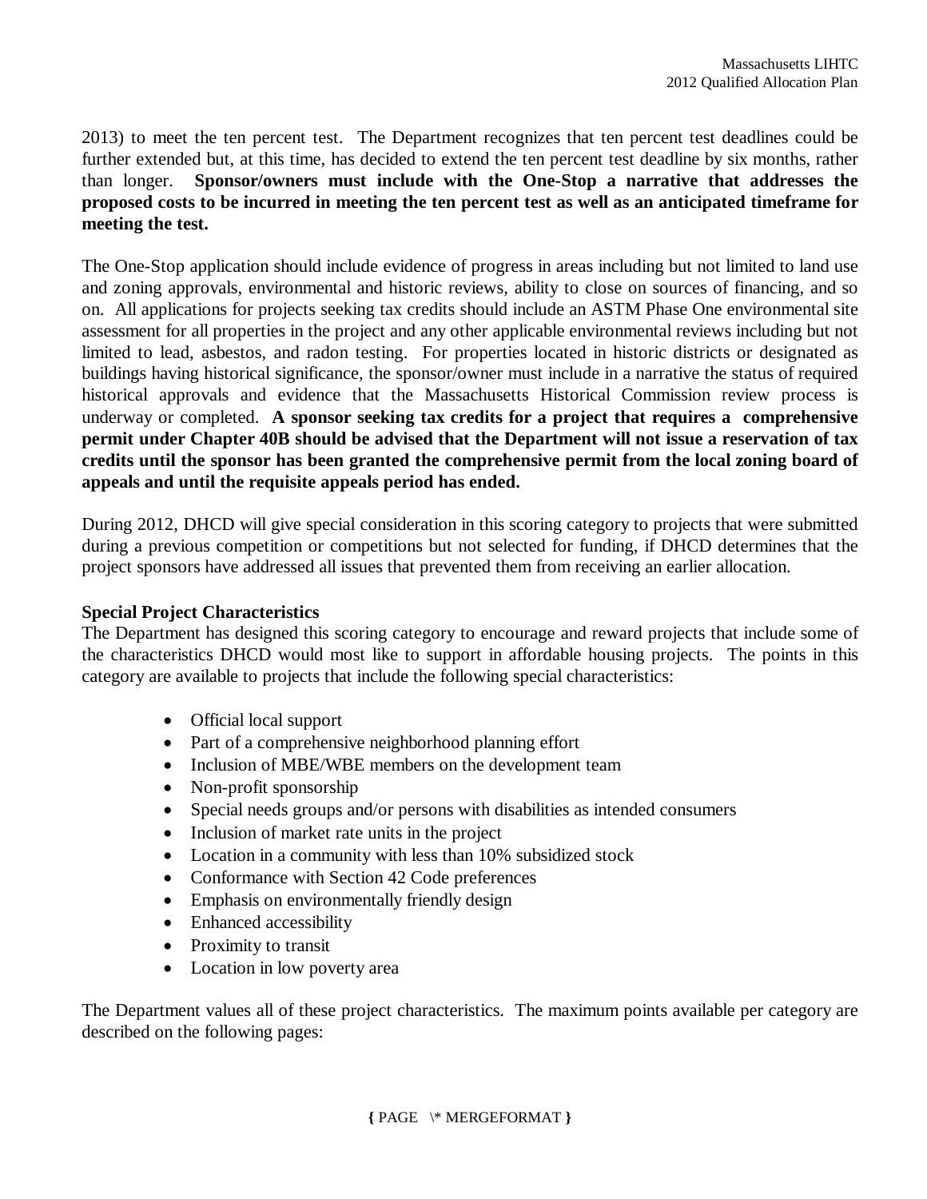2013) to meet the ten percent test. The Department recognizes that ten percent test deadlines could be further extended but, at this time, has decided to extend the ten percent test deadline by six months, rather than longer. **Sponsor/owners must include with the One-Stop a narrative that addresses the proposed costs to be incurred in meeting the ten percent test as well as an anticipated timeframe for meeting the test.**

The One-Stop application should include evidence of progress in areas including but not limited to land use and zoning approvals, environmental and historic reviews, ability to close on sources of financing, and so on. All applications for projects seeking tax credits should include an ASTM Phase One environmental site assessment for all properties in the project and any other applicable environmental reviews including but not limited to lead, asbestos, and radon testing. For properties located in historic districts or designated as buildings having historical significance, the sponsor/owner must include in a narrative the status of required historical approvals and evidence that the Massachusetts Historical Commission review process is underway or completed. **A sponsor seeking tax credits for a project that requires a comprehensive permit under Chapter 40B should be advised that the Department will not issue a reservation of tax credits until the sponsor has been granted the comprehensive permit from the local zoning board of appeals and until the requisite appeals period has ended.**

During 2012, DHCD will give special consideration in this scoring category to projects that were submitted during a previous competition or competitions but not selected for funding, if DHCD determines that the project sponsors have addressed all issues that prevented them from receiving an earlier allocation.

**Special Project Characteristics**

The Department has designed this scoring category to encourage and reward projects that include some of the characteristics DHCD would most like to support in affordable housing projects. The points in this category are available to projects that include the following special characteristics:

- Official local support
- Part of a comprehensive neighborhood planning effort
- Inclusion of MBE/WBE members on the development team
- Non-profit sponsorship
- Special needs groups and/or persons with disabilities as intended consumers
- Inclusion of market rate units in the project
- Location in a community with less than 10% subsidized stock
- Conformance with Section 42 Code preferences
- Emphasis on environmentally friendly design
- Enhanced accessibility
- Proximity to transit
- Location in low poverty area

The Department values all of these project characteristics. The maximum points available per category are described on the following pages: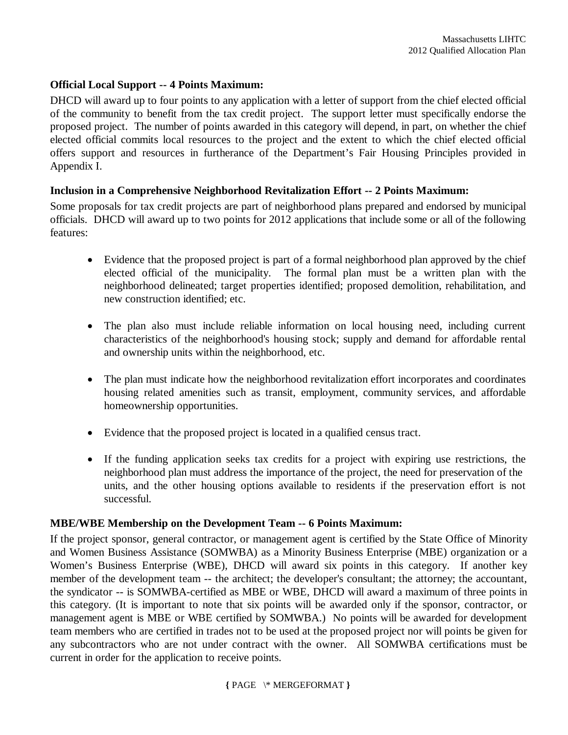**Official Local Support -- 4 Points Maximum:**

DHCD will award up to four points to any application with a letter of support from the chief elected official of the community to benefit from the tax credit project. The support letter must specifically endorse the proposed project. The number of points awarded in this category will depend, in part, on whether the chief elected official commits local resources to the project and the extent to which the chief elected official offers support and resources in furtherance of the Department's Fair Housing Principles provided in Appendix I.

**Inclusion in a Comprehensive Neighborhood Revitalization Effort -- 2 Points Maximum:**

Some proposals for tax credit projects are part of neighborhood plans prepared and endorsed by municipal officials. DHCD will award up to two points for 2012 applications that include some or all of the following features:

- Evidence that the proposed project is part of a formal neighborhood plan approved by the chief elected official of the municipality. The formal plan must be a written plan with the neighborhood delineated; target properties identified; proposed demolition, rehabilitation, and new construction identified; etc.

- The plan also must include reliable information on local housing need, including current characteristics of the neighborhood's housing stock; supply and demand for affordable rental and ownership units within the neighborhood, etc.

- The plan must indicate how the neighborhood revitalization effort incorporates and coordinates housing related amenities such as transit, employment, community services, and affordable homeownership opportunities.

- Evidence that the proposed project is located in a qualified census tract.

- If the funding application seeks tax credits for a project with expiring use restrictions, the neighborhood plan must address the importance of the project, the need for preservation of the units, and the other housing options available to residents if the preservation effort is not successful.

**MBE/WBE Membership on the Development Team -- 6 Points Maximum:**

If the project sponsor, general contractor, or management agent is certified by the State Office of Minority and Women Business Assistance (SOMWBA) as a Minority Business Enterprise (MBE) organization or a Women's Business Enterprise (WBE), DHCD will award six points in this category. If another key member of the development team -- the architect; the developer's consultant; the attorney; the accountant, the syndicator -- is SOMWBA-certified as MBE or WBE, DHCD will award a maximum of three points in this category. (It is important to note that six points will be awarded only if the sponsor, contractor, or management agent is MBE or WBE certified by SOMWBA.) No points will be awarded for development team members who are certified in trades not to be used at the proposed project nor will points be given for any subcontractors who are not under contract with the owner. All SOMWBA certifications must be current in order for the application to receive points.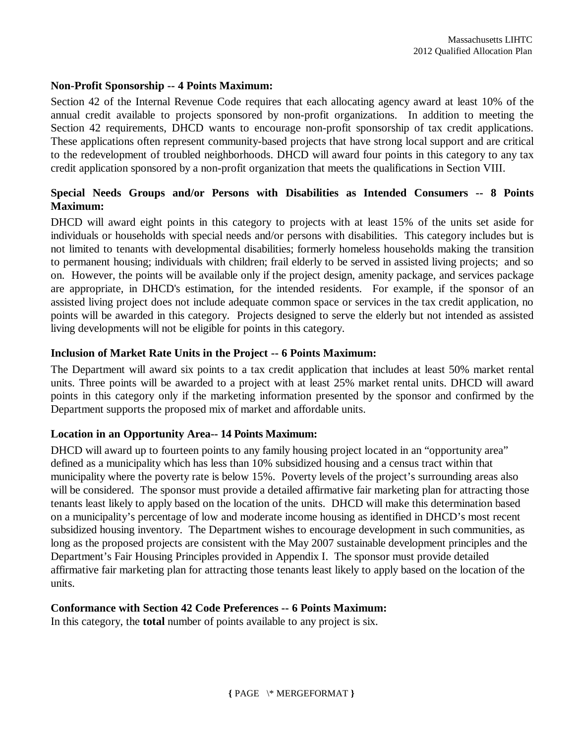**Non-Profit Sponsorship -- 4 Points Maximum:**

Section 42 of the Internal Revenue Code requires that each allocating agency award at least 10% of the annual credit available to projects sponsored by non-profit organizations. In addition to meeting the Section 42 requirements, DHCD wants to encourage non-profit sponsorship of tax credit applications. These applications often represent community-based projects that have strong local support and are critical to the redevelopment of troubled neighborhoods. DHCD will award four points in this category to any tax credit application sponsored by a non-profit organization that meets the qualifications in Section VIII.

**Special Needs Groups and/or Persons with Disabilities as Intended Consumers -- 8 Points Maximum:**

DHCD will award eight points in this category to projects with at least 15% of the units set aside for individuals or households with special needs and/or persons with disabilities. This category includes but is not limited to tenants with developmental disabilities; formerly homeless households making the transition to permanent housing; individuals with children; frail elderly to be served in assisted living projects; and so on. However, the points will be available only if the project design, amenity package, and services package are appropriate, in DHCD's estimation, for the intended residents. For example, if the sponsor of an assisted living project does not include adequate common space or services in the tax credit application, no points will be awarded in this category. Projects designed to serve the elderly but not intended as assisted living developments will not be eligible for points in this category.

**Inclusion of Market Rate Units in the Project -- 6 Points Maximum:**

The Department will award six points to a tax credit application that includes at least 50% market rental units. Three points will be awarded to a project with at least 25% market rental units. DHCD will award points in this category only if the marketing information presented by the sponsor and confirmed by the Department supports the proposed mix of market and affordable units.

**Location in an Opportunity Area-- 14 Points Maximum:**

DHCD will award up to fourteen points to any family housing project located in an "opportunity area" defined as a municipality which has less than 10% subsidized housing and a census tract within that municipality where the poverty rate is below 15%. Poverty levels of the project's surrounding areas also will be considered. The sponsor must provide a detailed affirmative fair marketing plan for attracting those tenants least likely to apply based on the location of the units. DHCD will make this determination based on a municipality's percentage of low and moderate income housing as identified in DHCD's most recent subsidized housing inventory. The Department wishes to encourage development in such communities, as long as the proposed projects are consistent with the May 2007 sustainable development principles and the Department's Fair Housing Principles provided in Appendix I. The sponsor must provide detailed affirmative fair marketing plan for attracting those tenants least likely to apply based on the location of the units.

**Conformance with Section 42 Code Preferences -- 6 Points Maximum:**

In this category, the **total** number of points available to any project is six.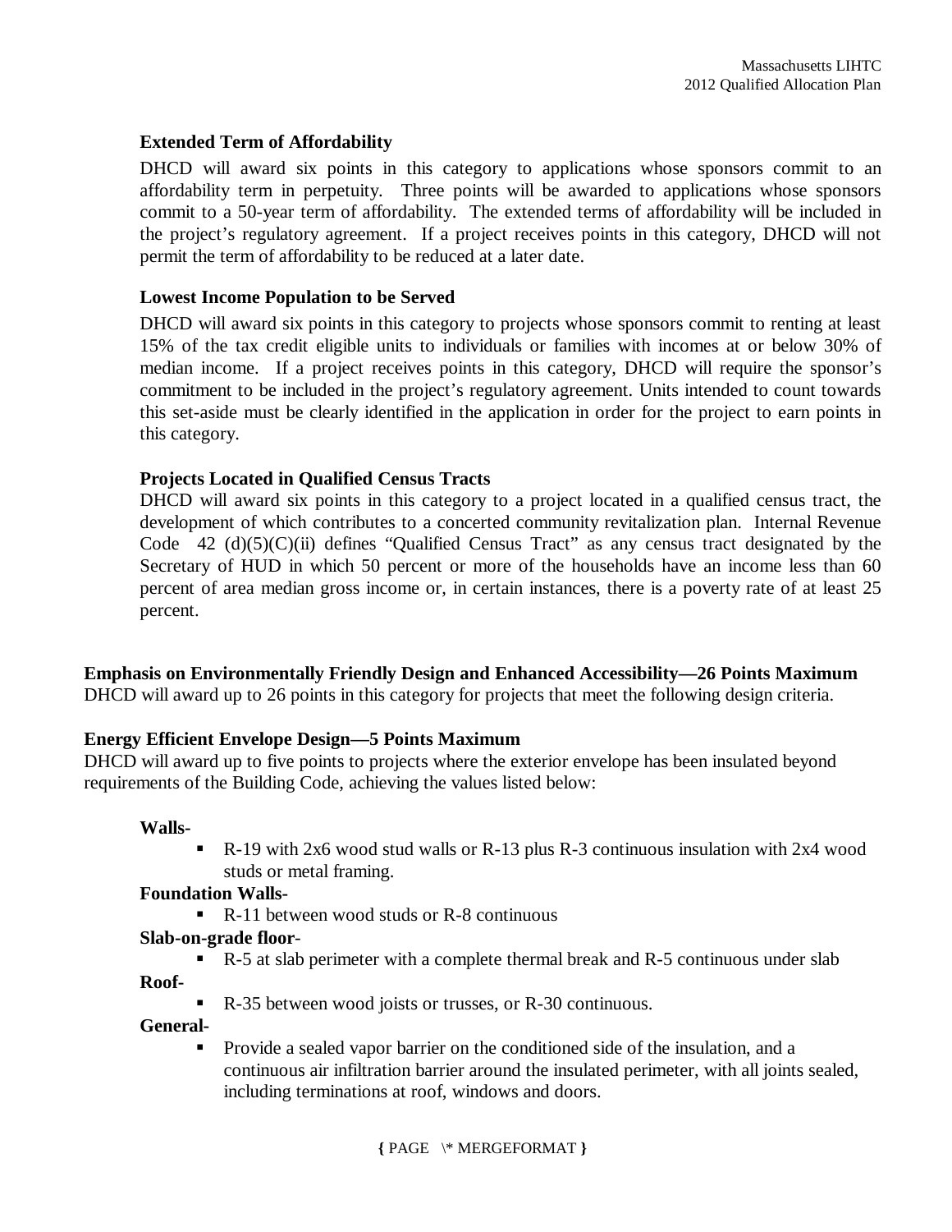**Extended Term of Affordability**

DHCD will award six points in this category to applications whose sponsors commit to an affordability term in perpetuity. Three points will be awarded to applications whose sponsors commit to a 50-year term of affordability. The extended terms of affordability will be included in the project's regulatory agreement. If a project receives points in this category, DHCD will not permit the term of affordability to be reduced at a later date.

**Lowest Income Population to be Served**

DHCD will award six points in this category to projects whose sponsors commit to renting at least 15% of the tax credit eligible units to individuals or families with incomes at or below 30% of median income. If a project receives points in this category, DHCD will require the sponsor's commitment to be included in the project's regulatory agreement. Units intended to count towards this set-aside must be clearly identified in the application in order for the project to earn points in this category.

**Projects Located in Qualified Census Tracts**

DHCD will award six points in this category to a project located in a qualified census tract, the development of which contributes to a concerted community revitalization plan. Internal Revenue Code 42 (d)(5)(C)(ii) defines "Qualified Census Tract" as any census tract designated by the Secretary of HUD in which 50 percent or more of the households have an income less than 60 percent of area median gross income or, in certain instances, there is a poverty rate of at least 25 percent.

**Emphasis on Environmentally Friendly Design and Enhanced Accessibility—26 Points Maximum**

DHCD will award up to 26 points in this category for projects that meet the following design criteria.

**Energy Efficient Envelope Design—5 Points Maximum**

DHCD will award up to five points to projects where the exterior envelope has been insulated beyond requirements of the Building Code, achieving the values listed below:

**Walls-**

- R-19 with 2x6 wood stud walls or R-13 plus R-3 continuous insulation with 2x4 wood studs or metal framing.

**Foundation Walls-**

- R-11 between wood studs or R-8 continuous

**Slab-on-grade floor-**

- R-5 at slab perimeter with a complete thermal break and R-5 continuous under slab

**Roof-**

- R-35 between wood joists or trusses, or R-30 continuous.

**General-**

- Provide a sealed vapor barrier on the conditioned side of the insulation, and a continuous air infiltration barrier around the insulated perimeter, with all joints sealed, including terminations at roof, windows and doors.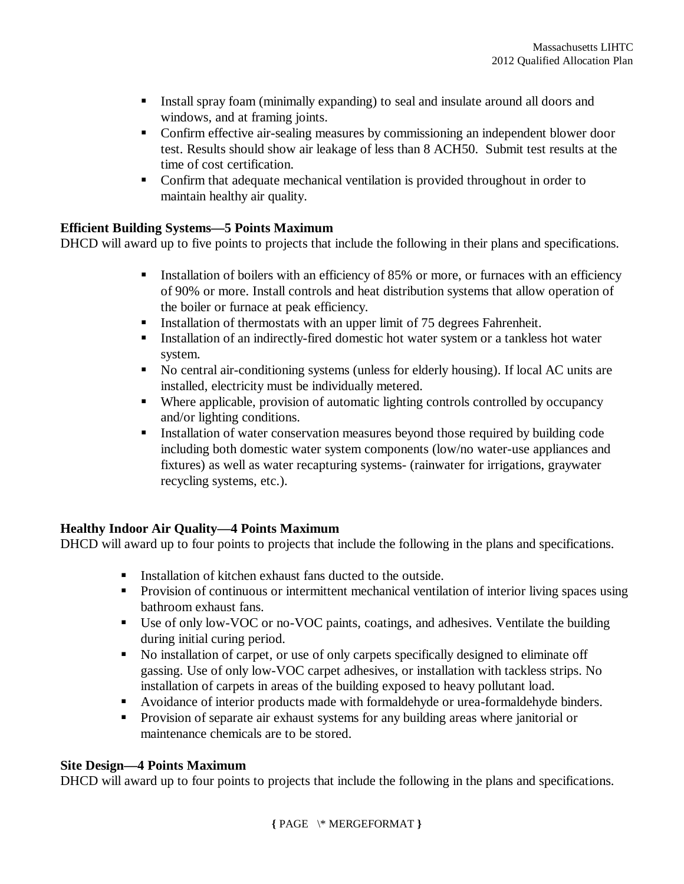- Install spray foam (minimally expanding) to seal and insulate around all doors and windows, and at framing joints.
- Confirm effective air-sealing measures by commissioning an independent blower door test. Results should show air leakage of less than 8 ACH50. Submit test results at the time of cost certification.
- Confirm that adequate mechanical ventilation is provided throughout in order to maintain healthy air quality.

**Efficient Building Systems—5 Points Maximum**
DHCD will award up to five points to projects that include the following in their plans and specifications.

- Installation of boilers with an efficiency of 85% or more, or furnaces with an efficiency of 90% or more. Install controls and heat distribution systems that allow operation of the boiler or furnace at peak efficiency.
- Installation of thermostats with an upper limit of 75 degrees Fahrenheit.
- Installation of an indirectly-fired domestic hot water system or a tankless hot water system.
- No central air-conditioning systems (unless for elderly housing). If local AC units are installed, electricity must be individually metered.
- Where applicable, provision of automatic lighting controls controlled by occupancy and/or lighting conditions.
- Installation of water conservation measures beyond those required by building code including both domestic water system components (low/no water-use appliances and fixtures) as well as water recapturing systems- (rainwater for irrigations, graywater recycling systems, etc.).

**Healthy Indoor Air Quality—4 Points Maximum**
DHCD will award up to four points to projects that include the following in the plans and specifications.

- Installation of kitchen exhaust fans ducted to the outside.
- Provision of continuous or intermittent mechanical ventilation of interior living spaces using bathroom exhaust fans.
- Use of only low-VOC or no-VOC paints, coatings, and adhesives. Ventilate the building during initial curing period.
- No installation of carpet, or use of only carpets specifically designed to eliminate off gassing. Use of only low-VOC carpet adhesives, or installation with tackless strips. No installation of carpets in areas of the building exposed to heavy pollutant load.
- Avoidance of interior products made with formaldehyde or urea-formaldehyde binders.
- Provision of separate air exhaust systems for any building areas where janitorial or maintenance chemicals are to be stored.

**Site Design—4 Points Maximum**
DHCD will award up to four points to projects that include the following in the plans and specifications.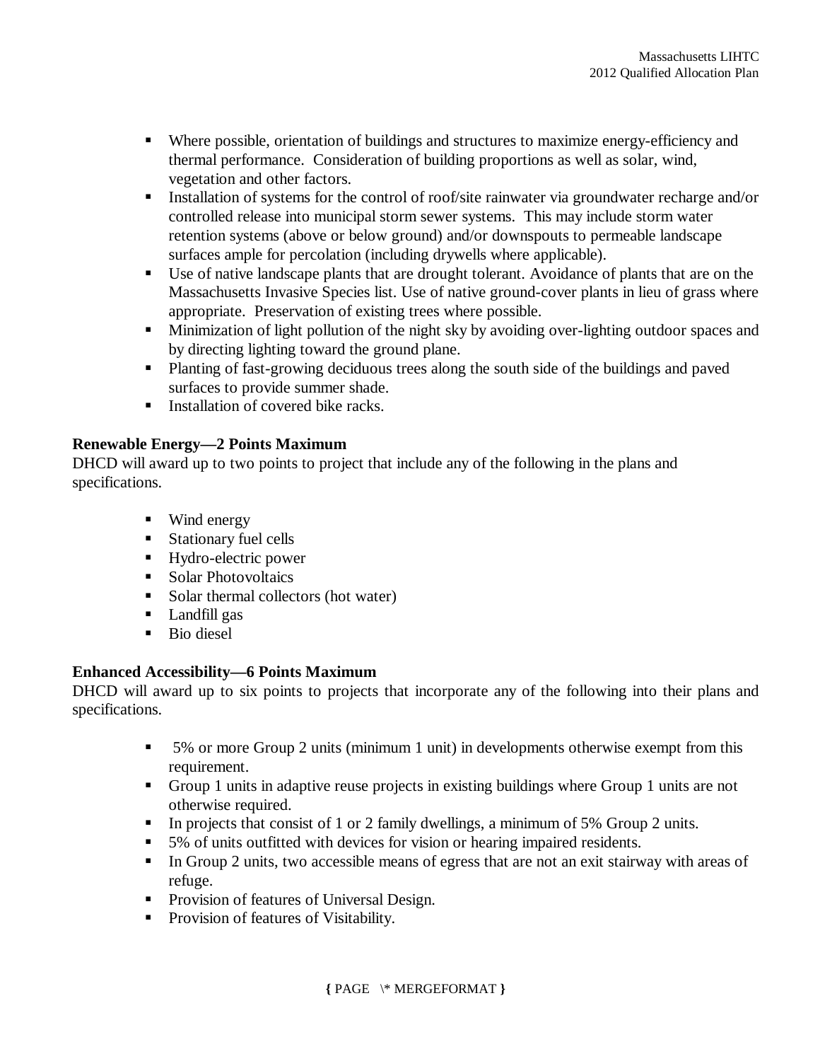- Where possible, orientation of buildings and structures to maximize energy-efficiency and thermal performance. Consideration of building proportions as well as solar, wind, vegetation and other factors.
- Installation of systems for the control of roof/site rainwater via groundwater recharge and/or controlled release into municipal storm sewer systems. This may include storm water retention systems (above or below ground) and/or downspouts to permeable landscape surfaces ample for percolation (including drywells where applicable).
- Use of native landscape plants that are drought tolerant. Avoidance of plants that are on the Massachusetts Invasive Species list. Use of native ground-cover plants in lieu of grass where appropriate. Preservation of existing trees where possible.
- Minimization of light pollution of the night sky by avoiding over-lighting outdoor spaces and by directing lighting toward the ground plane.
- Planting of fast-growing deciduous trees along the south side of the buildings and paved surfaces to provide summer shade.
- Installation of covered bike racks.

**Renewable Energy—2 Points Maximum**

DHCD will award up to two points to project that include any of the following in the plans and specifications.

- Wind energy
- Stationary fuel cells
- Hydro-electric power
- Solar Photovoltaics
- Solar thermal collectors (hot water)
- Landfill gas
- Bio diesel

**Enhanced Accessibility—6 Points Maximum**

DHCD will award up to six points to projects that incorporate any of the following into their plans and specifications.

- 5% or more Group 2 units (minimum 1 unit) in developments otherwise exempt from this requirement.
- Group 1 units in adaptive reuse projects in existing buildings where Group 1 units are not otherwise required.
- In projects that consist of 1 or 2 family dwellings, a minimum of 5% Group 2 units.
- 5% of units outfitted with devices for vision or hearing impaired residents.
- In Group 2 units, two accessible means of egress that are not an exit stairway with areas of refuge.
- Provision of features of Universal Design.
- Provision of features of Visitability.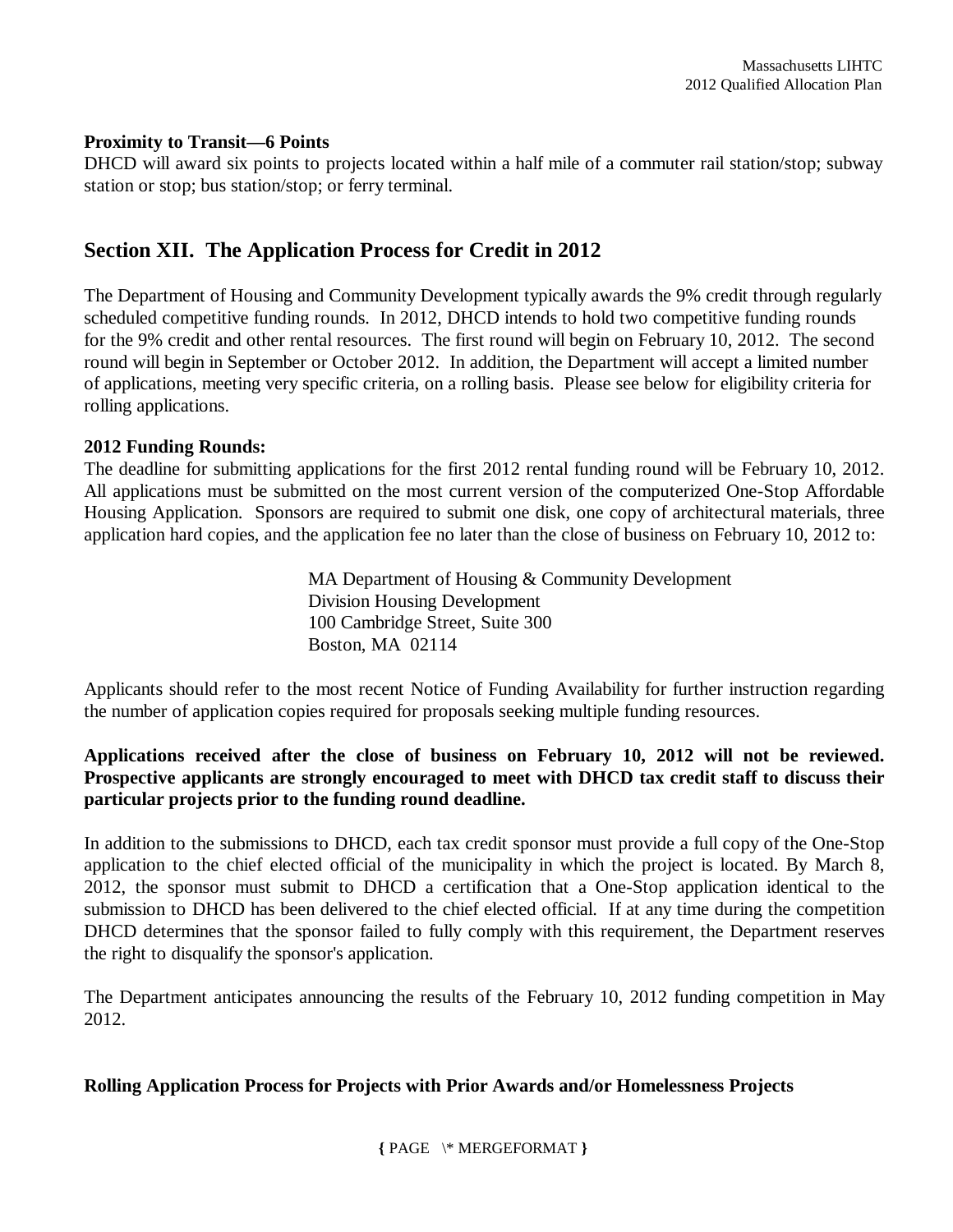**Proximity to Transit—6 Points**

DHCD will award six points to projects located within a half mile of a commuter rail station/stop; subway station or stop; bus station/stop; or ferry terminal.

## Section XII. The Application Process for Credit in 2012

The Department of Housing and Community Development typically awards the 9% credit through regularly scheduled competitive funding rounds. In 2012, DHCD intends to hold two competitive funding rounds for the 9% credit and other rental resources. The first round will begin on February 10, 2012. The second round will begin in September or October 2012. In addition, the Department will accept a limited number of applications, meeting very specific criteria, on a rolling basis. Please see below for eligibility criteria for rolling applications.

**2012 Funding Rounds:**

The deadline for submitting applications for the first 2012 rental funding round will be February 10, 2012. All applications must be submitted on the most current version of the computerized One-Stop Affordable Housing Application. Sponsors are required to submit one disk, one copy of architectural materials, three application hard copies, and the application fee no later than the close of business on February 10, 2012 to:

MA Department of Housing & Community Development
Division Housing Development
100 Cambridge Street, Suite 300
Boston, MA 02114

Applicants should refer to the most recent Notice of Funding Availability for further instruction regarding the number of application copies required for proposals seeking multiple funding resources.

**Applications received after the close of business on February 10, 2012 will not be reviewed. Prospective applicants are strongly encouraged to meet with DHCD tax credit staff to discuss their particular projects prior to the funding round deadline.**

In addition to the submissions to DHCD, each tax credit sponsor must provide a full copy of the One-Stop application to the chief elected official of the municipality in which the project is located. By March 8, 2012, the sponsor must submit to DHCD a certification that a One-Stop application identical to the submission to DHCD has been delivered to the chief elected official. If at any time during the competition DHCD determines that the sponsor failed to fully comply with this requirement, the Department reserves the right to disqualify the sponsor's application.

The Department anticipates announcing the results of the February 10, 2012 funding competition in May 2012.

**Rolling Application Process for Projects with Prior Awards and/or Homelessness Projects**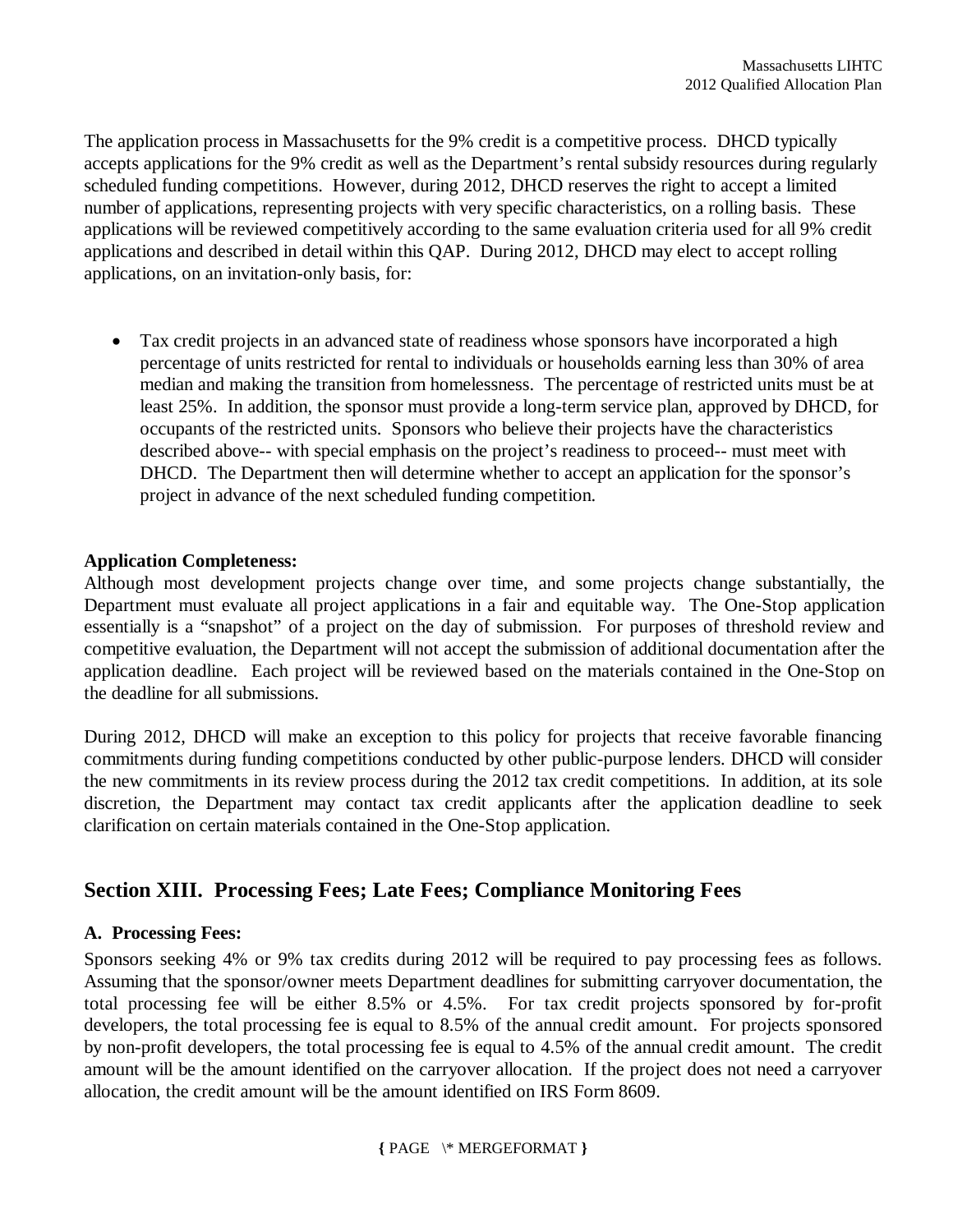The application process in Massachusetts for the 9% credit is a competitive process. DHCD typically accepts applications for the 9% credit as well as the Department's rental subsidy resources during regularly scheduled funding competitions. However, during 2012, DHCD reserves the right to accept a limited number of applications, representing projects with very specific characteristics, on a rolling basis. These applications will be reviewed competitively according to the same evaluation criteria used for all 9% credit applications and described in detail within this QAP. During 2012, DHCD may elect to accept rolling applications, on an invitation-only basis, for:

- Tax credit projects in an advanced state of readiness whose sponsors have incorporated a high percentage of units restricted for rental to individuals or households earning less than 30% of area median and making the transition from homelessness. The percentage of restricted units must be at least 25%. In addition, the sponsor must provide a long-term service plan, approved by DHCD, for occupants of the restricted units. Sponsors who believe their projects have the characteristics described above-- with special emphasis on the project's readiness to proceed-- must meet with DHCD. The Department then will determine whether to accept an application for the sponsor's project in advance of the next scheduled funding competition.

**Application Completeness:**

Although most development projects change over time, and some projects change substantially, the Department must evaluate all project applications in a fair and equitable way. The One-Stop application essentially is a "snapshot" of a project on the day of submission. For purposes of threshold review and competitive evaluation, the Department will not accept the submission of additional documentation after the application deadline. Each project will be reviewed based on the materials contained in the One-Stop on the deadline for all submissions.

During 2012, DHCD will make an exception to this policy for projects that receive favorable financing commitments during funding competitions conducted by other public-purpose lenders. DHCD will consider the new commitments in its review process during the 2012 tax credit competitions. In addition, at its sole discretion, the Department may contact tax credit applicants after the application deadline to seek clarification on certain materials contained in the One-Stop application.

## Section XIII. Processing Fees; Late Fees; Compliance Monitoring Fees

### A. Processing Fees:

Sponsors seeking 4% or 9% tax credits during 2012 will be required to pay processing fees as follows. Assuming that the sponsor/owner meets Department deadlines for submitting carryover documentation, the total processing fee will be either 8.5% or 4.5%. For tax credit projects sponsored by for-profit developers, the total processing fee is equal to 8.5% of the annual credit amount. For projects sponsored by non-profit developers, the total processing fee is equal to 4.5% of the annual credit amount. The credit amount will be the amount identified on the carryover allocation. If the project does not need a carryover allocation, the credit amount will be the amount identified on IRS Form 8609.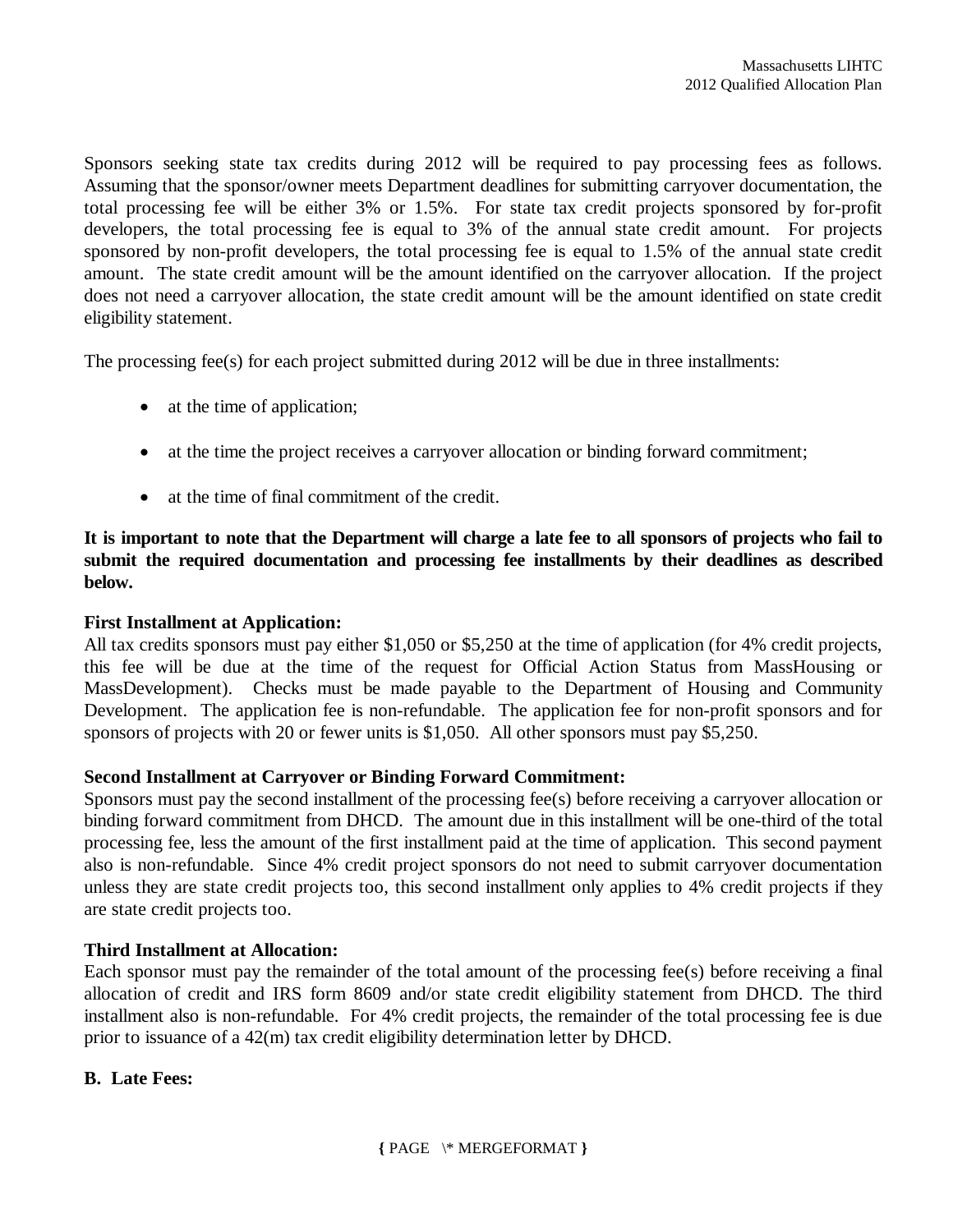Sponsors seeking state tax credits during 2012 will be required to pay processing fees as follows. Assuming that the sponsor/owner meets Department deadlines for submitting carryover documentation, the total processing fee will be either 3% or 1.5%. For state tax credit projects sponsored by for-profit developers, the total processing fee is equal to 3% of the annual state credit amount. For projects sponsored by non-profit developers, the total processing fee is equal to 1.5% of the annual state credit amount. The state credit amount will be the amount identified on the carryover allocation. If the project does not need a carryover allocation, the state credit amount will be the amount identified on state credit eligibility statement.

The processing fee(s) for each project submitted during 2012 will be due in three installments:

- at the time of application;
- at the time the project receives a carryover allocation or binding forward commitment;
- at the time of final commitment of the credit.

**It is important to note that the Department will charge a late fee to all sponsors of projects who fail to submit the required documentation and processing fee installments by their deadlines as described below.**

**First Installment at Application:**
All tax credits sponsors must pay either $1,050 or $5,250 at the time of application (for 4% credit projects, this fee will be due at the time of the request for Official Action Status from MassHousing or MassDevelopment). Checks must be made payable to the Department of Housing and Community Development. The application fee is non-refundable. The application fee for non-profit sponsors and for sponsors of projects with 20 or fewer units is $1,050. All other sponsors must pay $5,250.

**Second Installment at Carryover or Binding Forward Commitment:**
Sponsors must pay the second installment of the processing fee(s) before receiving a carryover allocation or binding forward commitment from DHCD. The amount due in this installment will be one-third of the total processing fee, less the amount of the first installment paid at the time of application. This second payment also is non-refundable. Since 4% credit project sponsors do not need to submit carryover documentation unless they are state credit projects too, this second installment only applies to 4% credit projects if they are state credit projects too.

**Third Installment at Allocation:**
Each sponsor must pay the remainder of the total amount of the processing fee(s) before receiving a final allocation of credit and IRS form 8609 and/or state credit eligibility statement from DHCD. The third installment also is non-refundable. For 4% credit projects, the remainder of the total processing fee is due prior to issuance of a 42(m) tax credit eligibility determination letter by DHCD.

**B. Late Fees:**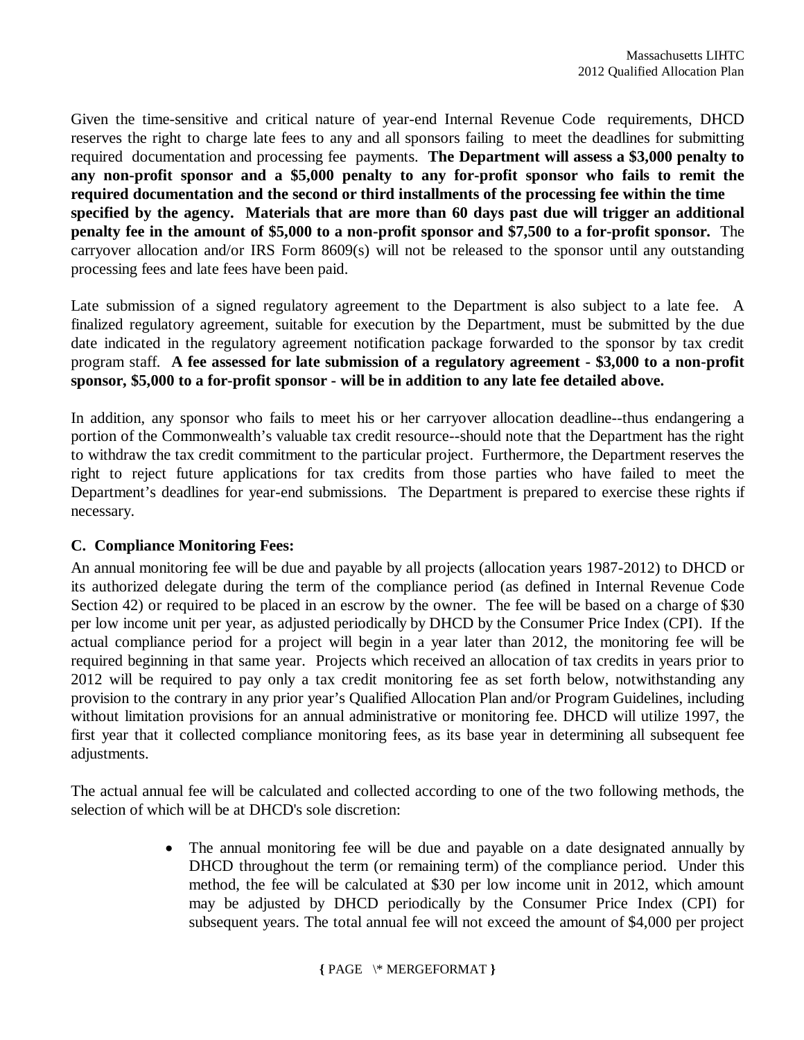Given the time-sensitive and critical nature of year-end Internal Revenue Code requirements, DHCD reserves the right to charge late fees to any and all sponsors failing to meet the deadlines for submitting required documentation and processing fee payments. **The Department will assess a $3,000 penalty to any non-profit sponsor and a $5,000 penalty to any for-profit sponsor who fails to remit the required documentation and the second or third installments of the processing fee within the time specified by the agency. Materials that are more than 60 days past due will trigger an additional penalty fee in the amount of $5,000 to a non-profit sponsor and $7,500 to a for-profit sponsor.** The carryover allocation and/or IRS Form 8609(s) will not be released to the sponsor until any outstanding processing fees and late fees have been paid.

Late submission of a signed regulatory agreement to the Department is also subject to a late fee. A finalized regulatory agreement, suitable for execution by the Department, must be submitted by the due date indicated in the regulatory agreement notification package forwarded to the sponsor by tax credit program staff. **A fee assessed for late submission of a regulatory agreement - $3,000 to a non-profit sponsor, $5,000 to a for-profit sponsor - will be in addition to any late fee detailed above.**

In addition, any sponsor who fails to meet his or her carryover allocation deadline--thus endangering a portion of the Commonwealth's valuable tax credit resource--should note that the Department has the right to withdraw the tax credit commitment to the particular project. Furthermore, the Department reserves the right to reject future applications for tax credits from those parties who have failed to meet the Department's deadlines for year-end submissions. The Department is prepared to exercise these rights if necessary.

**C. Compliance Monitoring Fees:**

An annual monitoring fee will be due and payable by all projects (allocation years 1987-2012) to DHCD or its authorized delegate during the term of the compliance period (as defined in Internal Revenue Code Section 42) or required to be placed in an escrow by the owner. The fee will be based on a charge of $30 per low income unit per year, as adjusted periodically by DHCD by the Consumer Price Index (CPI). If the actual compliance period for a project will begin in a year later than 2012, the monitoring fee will be required beginning in that same year. Projects which received an allocation of tax credits in years prior to 2012 will be required to pay only a tax credit monitoring fee as set forth below, notwithstanding any provision to the contrary in any prior year's Qualified Allocation Plan and/or Program Guidelines, including without limitation provisions for an annual administrative or monitoring fee. DHCD will utilize 1997, the first year that it collected compliance monitoring fees, as its base year in determining all subsequent fee adjustments.

The actual annual fee will be calculated and collected according to one of the two following methods, the selection of which will be at DHCD's sole discretion:

- The annual monitoring fee will be due and payable on a date designated annually by DHCD throughout the term (or remaining term) of the compliance period. Under this method, the fee will be calculated at $30 per low income unit in 2012, which amount may be adjusted by DHCD periodically by the Consumer Price Index (CPI) for subsequent years. The total annual fee will not exceed the amount of $4,000 per project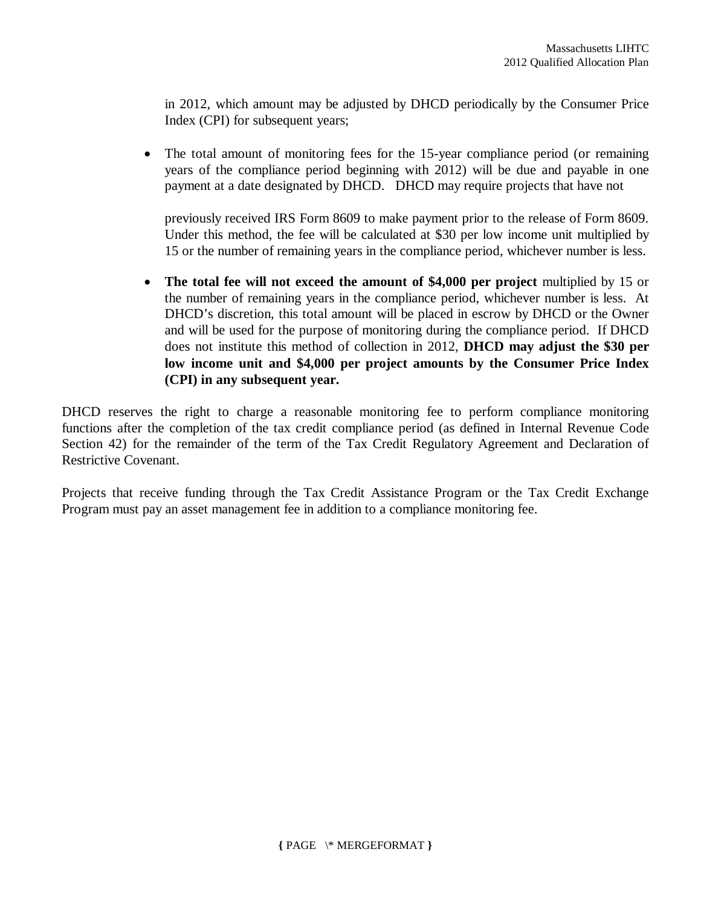in 2012, which amount may be adjusted by DHCD periodically by the Consumer Price Index (CPI) for subsequent years;

- The total amount of monitoring fees for the 15-year compliance period (or remaining years of the compliance period beginning with 2012) will be due and payable in one payment at a date designated by DHCD. DHCD may require projects that have not previously received IRS Form 8609 to make payment prior to the release of Form 8609. Under this method, the fee will be calculated at $30 per low income unit multiplied by 15 or the number of remaining years in the compliance period, whichever number is less.

- **The total fee will not exceed the amount of $4,000 per project** multiplied by 15 or the number of remaining years in the compliance period, whichever number is less. At DHCD's discretion, this total amount will be placed in escrow by DHCD or the Owner and will be used for the purpose of monitoring during the compliance period. If DHCD does not institute this method of collection in 2012, **DHCD may adjust the $30 per low income unit and $4,000 per project amounts by the Consumer Price Index (CPI) in any subsequent year.**

DHCD reserves the right to charge a reasonable monitoring fee to perform compliance monitoring functions after the completion of the tax credit compliance period (as defined in Internal Revenue Code Section 42) for the remainder of the term of the Tax Credit Regulatory Agreement and Declaration of Restrictive Covenant.

Projects that receive funding through the Tax Credit Assistance Program or the Tax Credit Exchange Program must pay an asset management fee in addition to a compliance monitoring fee.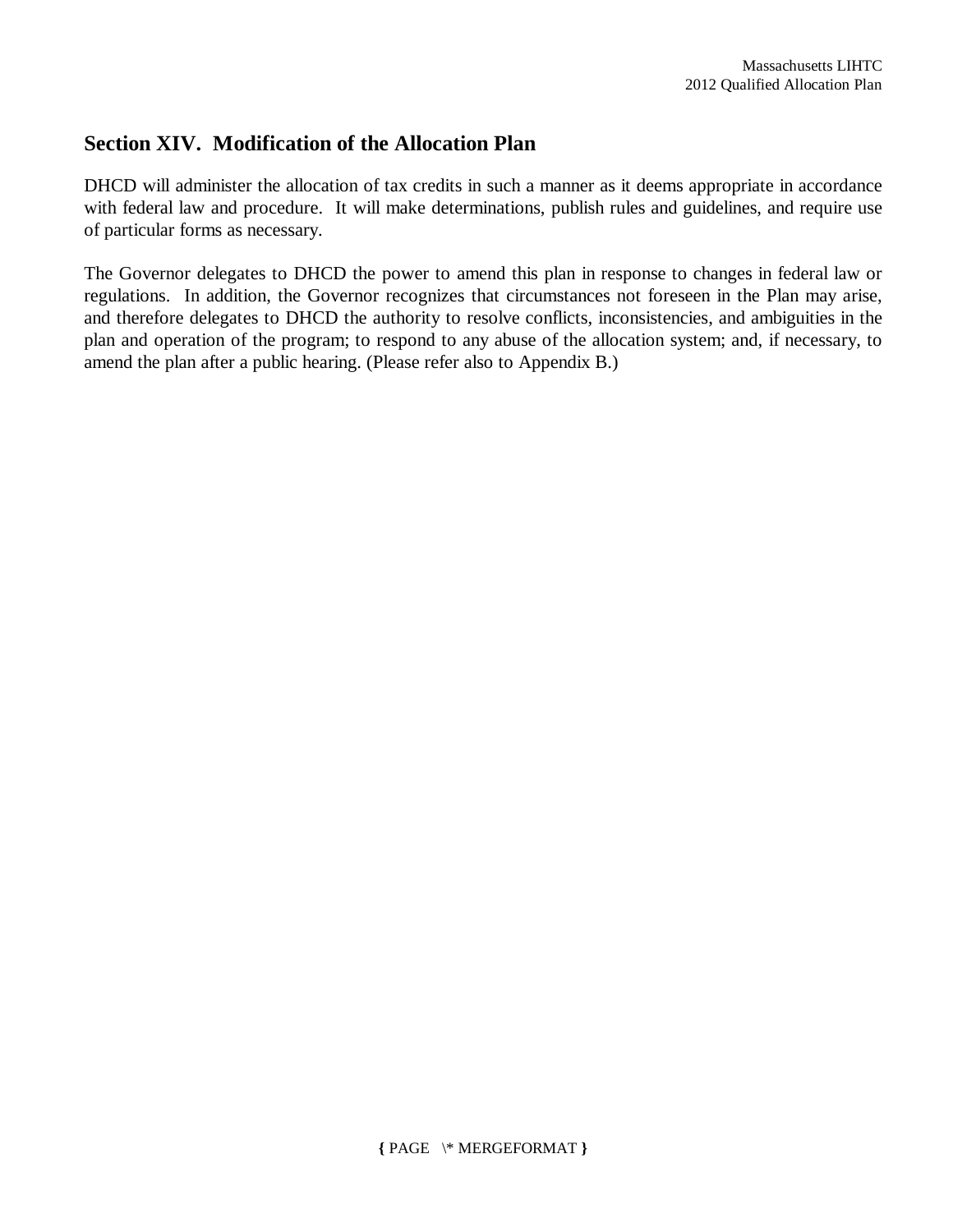## Section XIV. Modification of the Allocation Plan

DHCD will administer the allocation of tax credits in such a manner as it deems appropriate in accordance with federal law and procedure. It will make determinations, publish rules and guidelines, and require use of particular forms as necessary.

The Governor delegates to DHCD the power to amend this plan in response to changes in federal law or regulations. In addition, the Governor recognizes that circumstances not foreseen in the Plan may arise, and therefore delegates to DHCD the authority to resolve conflicts, inconsistencies, and ambiguities in the plan and operation of the program; to respond to any abuse of the allocation system; and, if necessary, to amend the plan after a public hearing. (Please refer also to Appendix B.)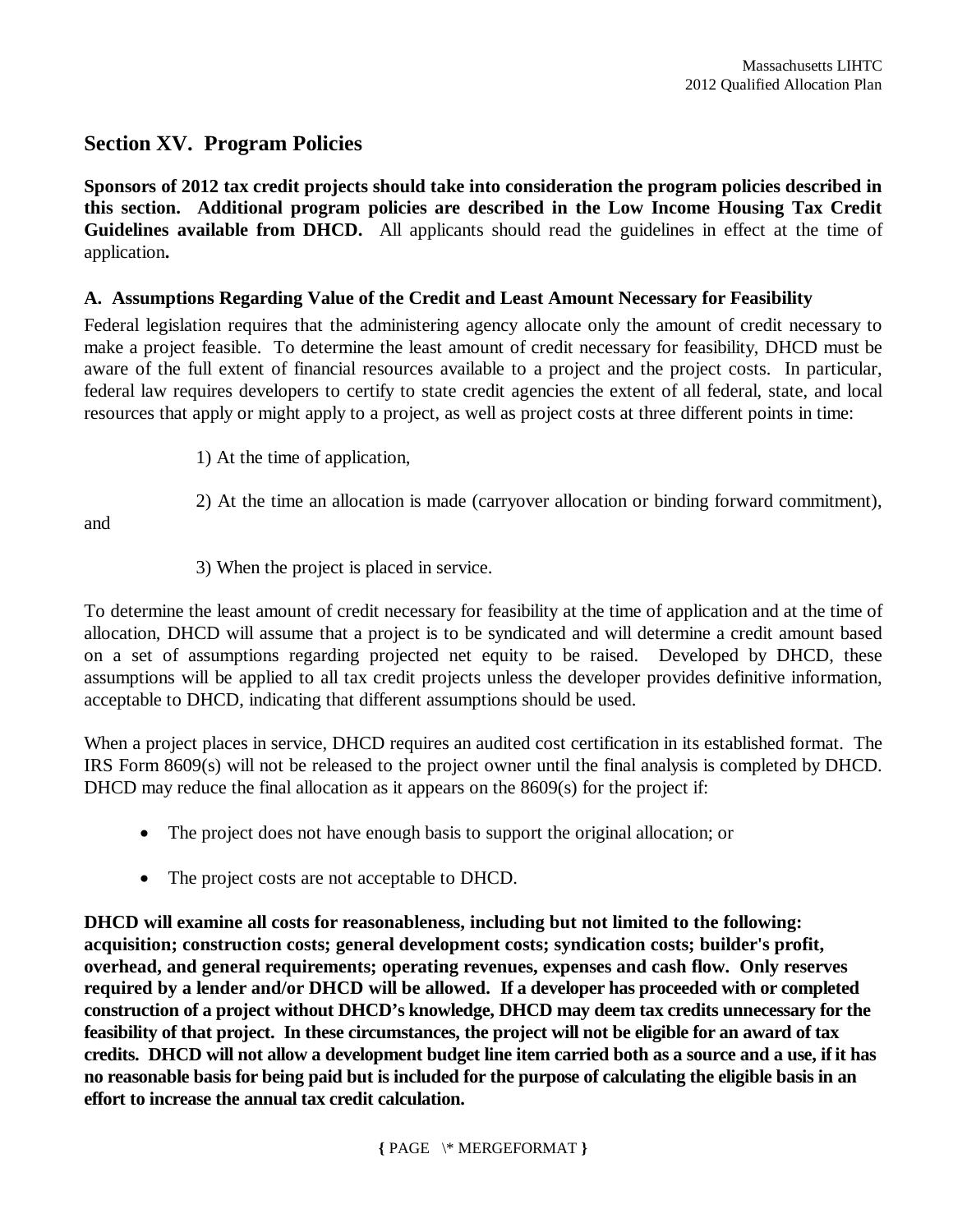## Section XV. Program Policies

**Sponsors of 2012 tax credit projects should take into consideration the program policies described in this section. Additional program policies are described in the Low Income Housing Tax Credit Guidelines available from DHCD.** All applicants should read the guidelines in effect at the time of application**.**

### A. Assumptions Regarding Value of the Credit and Least Amount Necessary for Feasibility

Federal legislation requires that the administering agency allocate only the amount of credit necessary to make a project feasible. To determine the least amount of credit necessary for feasibility, DHCD must be aware of the full extent of financial resources available to a project and the project costs. In particular, federal law requires developers to certify to state credit agencies the extent of all federal, state, and local resources that apply or might apply to a project, as well as project costs at three different points in time:

1) At the time of application,

2) At the time an allocation is made (carryover allocation or binding forward commitment), and

3) When the project is placed in service.

To determine the least amount of credit necessary for feasibility at the time of application and at the time of allocation, DHCD will assume that a project is to be syndicated and will determine a credit amount based on a set of assumptions regarding projected net equity to be raised. Developed by DHCD, these assumptions will be applied to all tax credit projects unless the developer provides definitive information, acceptable to DHCD, indicating that different assumptions should be used.

When a project places in service, DHCD requires an audited cost certification in its established format. The IRS Form 8609(s) will not be released to the project owner until the final analysis is completed by DHCD. DHCD may reduce the final allocation as it appears on the 8609(s) for the project if:

- The project does not have enough basis to support the original allocation; or
- The project costs are not acceptable to DHCD.

**DHCD will examine all costs for reasonableness, including but not limited to the following: acquisition; construction costs; general development costs; syndication costs; builder's profit, overhead, and general requirements; operating revenues, expenses and cash flow. Only reserves required by a lender and/or DHCD will be allowed. If a developer has proceeded with or completed construction of a project without DHCD's knowledge, DHCD may deem tax credits unnecessary for the feasibility of that project. In these circumstances, the project will not be eligible for an award of tax credits. DHCD will not allow a development budget line item carried both as a source and a use, if it has no reasonable basis for being paid but is included for the purpose of calculating the eligible basis in an effort to increase the annual tax credit calculation.**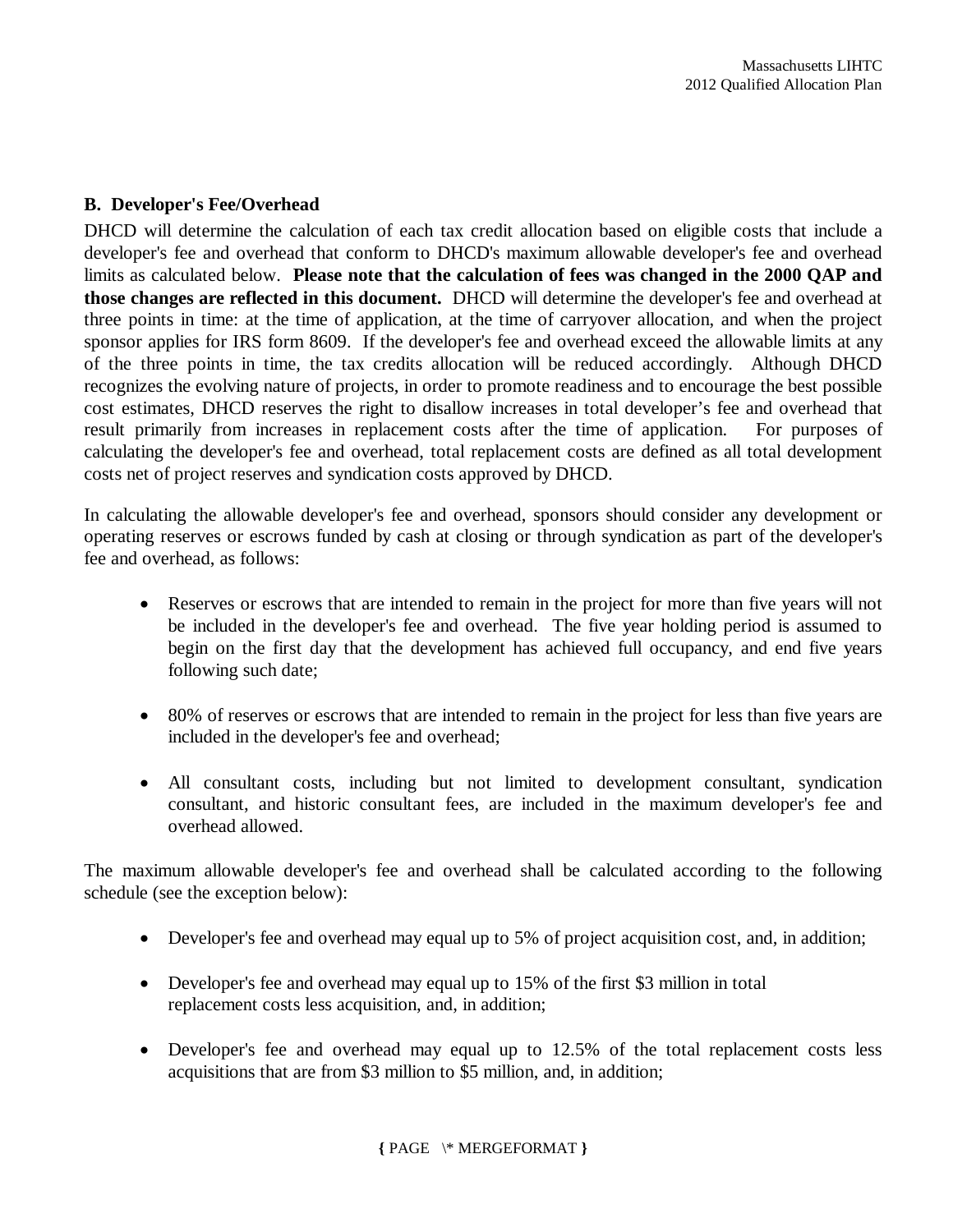### B. Developer's Fee/Overhead

DHCD will determine the calculation of each tax credit allocation based on eligible costs that include a developer's fee and overhead that conform to DHCD's maximum allowable developer's fee and overhead limits as calculated below. **Please note that the calculation of fees was changed in the 2000 QAP and those changes are reflected in this document.** DHCD will determine the developer's fee and overhead at three points in time: at the time of application, at the time of carryover allocation, and when the project sponsor applies for IRS form 8609. If the developer's fee and overhead exceed the allowable limits at any of the three points in time, the tax credits allocation will be reduced accordingly. Although DHCD recognizes the evolving nature of projects, in order to promote readiness and to encourage the best possible cost estimates, DHCD reserves the right to disallow increases in total developer's fee and overhead that result primarily from increases in replacement costs after the time of application. For purposes of calculating the developer's fee and overhead, total replacement costs are defined as all total development costs net of project reserves and syndication costs approved by DHCD.

In calculating the allowable developer's fee and overhead, sponsors should consider any development or operating reserves or escrows funded by cash at closing or through syndication as part of the developer's fee and overhead, as follows:

- Reserves or escrows that are intended to remain in the project for more than five years will not be included in the developer's fee and overhead. The five year holding period is assumed to begin on the first day that the development has achieved full occupancy, and end five years following such date;

- 80% of reserves or escrows that are intended to remain in the project for less than five years are included in the developer's fee and overhead;

- All consultant costs, including but not limited to development consultant, syndication consultant, and historic consultant fees, are included in the maximum developer's fee and overhead allowed.

The maximum allowable developer's fee and overhead shall be calculated according to the following schedule (see the exception below):

- Developer's fee and overhead may equal up to 5% of project acquisition cost, and, in addition;

- Developer's fee and overhead may equal up to 15% of the first $3 million in total replacement costs less acquisition, and, in addition;

- Developer's fee and overhead may equal up to 12.5% of the total replacement costs less acquisitions that are from $3 million to $5 million, and, in addition;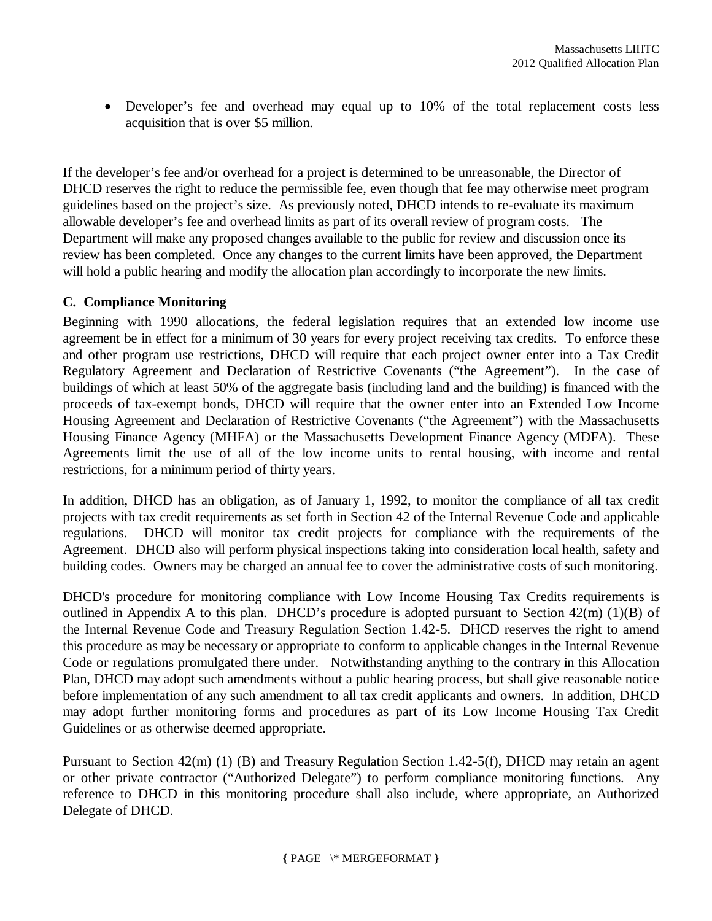- Developer's fee and overhead may equal up to 10% of the total replacement costs less acquisition that is over $5 million.

If the developer's fee and/or overhead for a project is determined to be unreasonable, the Director of DHCD reserves the right to reduce the permissible fee, even though that fee may otherwise meet program guidelines based on the project's size. As previously noted, DHCD intends to re-evaluate its maximum allowable developer's fee and overhead limits as part of its overall review of program costs. The Department will make any proposed changes available to the public for review and discussion once its review has been completed. Once any changes to the current limits have been approved, the Department will hold a public hearing and modify the allocation plan accordingly to incorporate the new limits.

### C. Compliance Monitoring

Beginning with 1990 allocations, the federal legislation requires that an extended low income use agreement be in effect for a minimum of 30 years for every project receiving tax credits. To enforce these and other program use restrictions, DHCD will require that each project owner enter into a Tax Credit Regulatory Agreement and Declaration of Restrictive Covenants ("the Agreement"). In the case of buildings of which at least 50% of the aggregate basis (including land and the building) is financed with the proceeds of tax-exempt bonds, DHCD will require that the owner enter into an Extended Low Income Housing Agreement and Declaration of Restrictive Covenants ("the Agreement") with the Massachusetts Housing Finance Agency (MHFA) or the Massachusetts Development Finance Agency (MDFA). These Agreements limit the use of all of the low income units to rental housing, with income and rental restrictions, for a minimum period of thirty years.

In addition, DHCD has an obligation, as of January 1, 1992, to monitor the compliance of <u>all</u> tax credit projects with tax credit requirements as set forth in Section 42 of the Internal Revenue Code and applicable regulations. DHCD will monitor tax credit projects for compliance with the requirements of the Agreement. DHCD also will perform physical inspections taking into consideration local health, safety and building codes. Owners may be charged an annual fee to cover the administrative costs of such monitoring.

DHCD's procedure for monitoring compliance with Low Income Housing Tax Credits requirements is outlined in Appendix A to this plan. DHCD's procedure is adopted pursuant to Section 42(m) (1)(B) of the Internal Revenue Code and Treasury Regulation Section 1.42-5. DHCD reserves the right to amend this procedure as may be necessary or appropriate to conform to applicable changes in the Internal Revenue Code or regulations promulgated there under. Notwithstanding anything to the contrary in this Allocation Plan, DHCD may adopt such amendments without a public hearing process, but shall give reasonable notice before implementation of any such amendment to all tax credit applicants and owners. In addition, DHCD may adopt further monitoring forms and procedures as part of its Low Income Housing Tax Credit Guidelines or as otherwise deemed appropriate.

Pursuant to Section 42(m) (1) (B) and Treasury Regulation Section 1.42-5(f), DHCD may retain an agent or other private contractor ("Authorized Delegate") to perform compliance monitoring functions. Any reference to DHCD in this monitoring procedure shall also include, where appropriate, an Authorized Delegate of DHCD.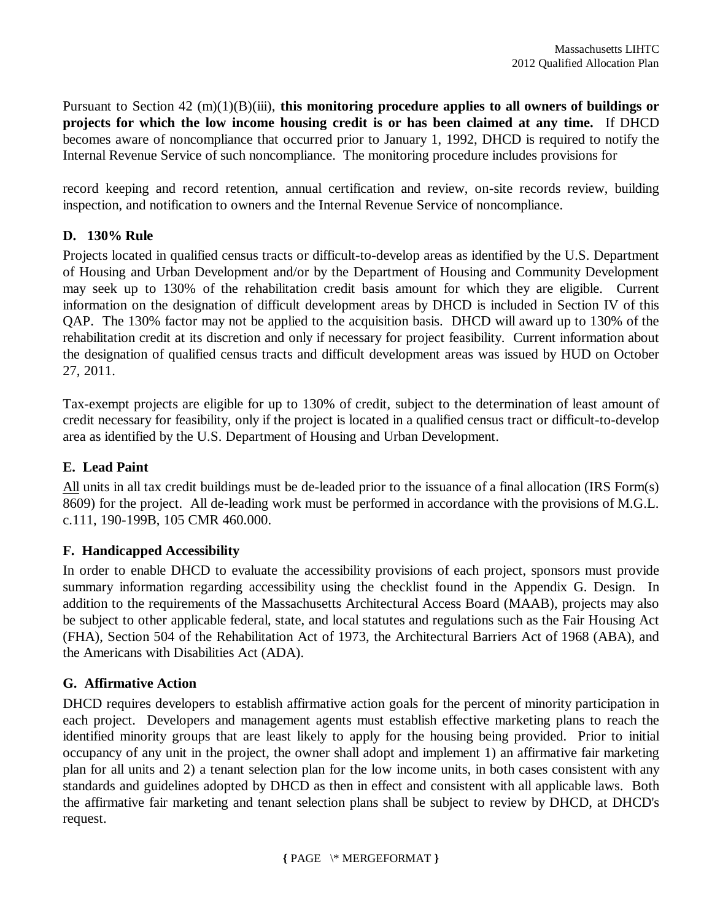Pursuant to Section 42 (m)(1)(B)(iii), **this monitoring procedure applies to all owners of buildings or projects for which the low income housing credit is or has been claimed at any time.** If DHCD becomes aware of noncompliance that occurred prior to January 1, 1992, DHCD is required to notify the Internal Revenue Service of such noncompliance. The monitoring procedure includes provisions for

record keeping and record retention, annual certification and review, on-site records review, building inspection, and notification to owners and the Internal Revenue Service of noncompliance.

### D. 130% Rule

Projects located in qualified census tracts or difficult-to-develop areas as identified by the U.S. Department of Housing and Urban Development and/or by the Department of Housing and Community Development may seek up to 130% of the rehabilitation credit basis amount for which they are eligible. Current information on the designation of difficult development areas by DHCD is included in Section IV of this QAP. The 130% factor may not be applied to the acquisition basis. DHCD will award up to 130% of the rehabilitation credit at its discretion and only if necessary for project feasibility. Current information about the designation of qualified census tracts and difficult development areas was issued by HUD on October 27, 2011.

Tax-exempt projects are eligible for up to 130% of credit, subject to the determination of least amount of credit necessary for feasibility, only if the project is located in a qualified census tract or difficult-to-develop area as identified by the U.S. Department of Housing and Urban Development.

### E. Lead Paint

All units in all tax credit buildings must be de-leaded prior to the issuance of a final allocation (IRS Form(s) 8609) for the project. All de-leading work must be performed in accordance with the provisions of M.G.L. c.111, 190-199B, 105 CMR 460.000.

### F. Handicapped Accessibility

In order to enable DHCD to evaluate the accessibility provisions of each project, sponsors must provide summary information regarding accessibility using the checklist found in the Appendix G. Design. In addition to the requirements of the Massachusetts Architectural Access Board (MAAB), projects may also be subject to other applicable federal, state, and local statutes and regulations such as the Fair Housing Act (FHA), Section 504 of the Rehabilitation Act of 1973, the Architectural Barriers Act of 1968 (ABA), and the Americans with Disabilities Act (ADA).

### G. Affirmative Action

DHCD requires developers to establish affirmative action goals for the percent of minority participation in each project. Developers and management agents must establish effective marketing plans to reach the identified minority groups that are least likely to apply for the housing being provided. Prior to initial occupancy of any unit in the project, the owner shall adopt and implement 1) an affirmative fair marketing plan for all units and 2) a tenant selection plan for the low income units, in both cases consistent with any standards and guidelines adopted by DHCD as then in effect and consistent with all applicable laws. Both the affirmative fair marketing and tenant selection plans shall be subject to review by DHCD, at DHCD's request.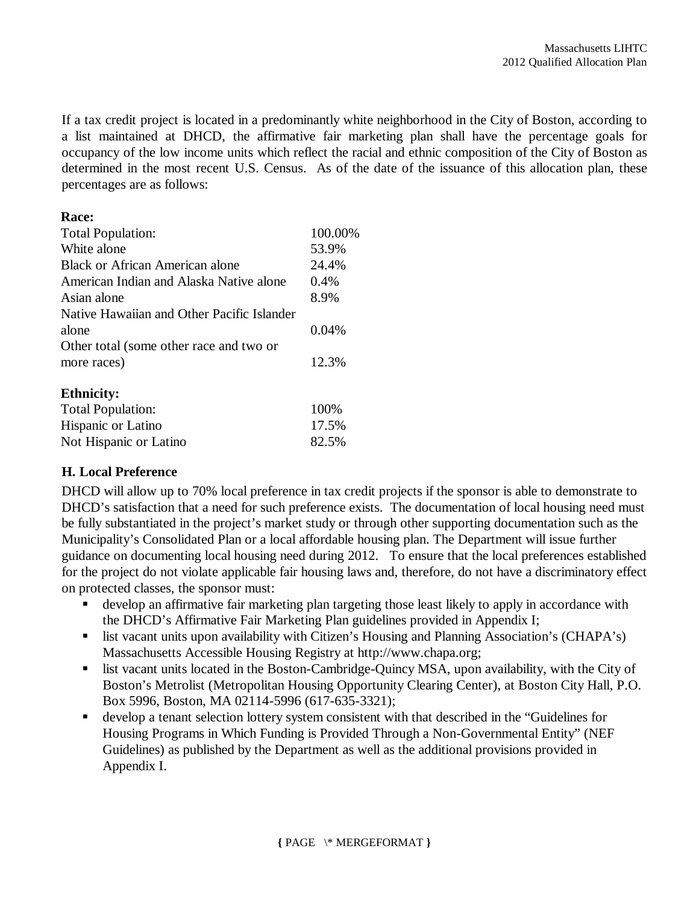If a tax credit project is located in a predominantly white neighborhood in the City of Boston, according to a list maintained at DHCD, the affirmative fair marketing plan shall have the percentage goals for occupancy of the low income units which reflect the racial and ethnic composition of the City of Boston as determined in the most recent U.S. Census. As of the date of the issuance of this allocation plan, these percentages are as follows:

| **Race:** | |
|---|---|
| Total Population: | 100.00% |
| White alone | 53.9% |
| Black or African American alone | 24.4% |
| American Indian and Alaska Native alone | 0.4% |
| Asian alone | 8.9% |
| Native Hawaiian and Other Pacific Islander alone | 0.04% |
| Other total (some other race and two or more races) | 12.3% |

| **Ethnicity:** | |
|---|---|
| Total Population: | 100% |
| Hispanic or Latino | 17.5% |
| Not Hispanic or Latino | 82.5% |

### H. Local Preference

DHCD will allow up to 70% local preference in tax credit projects if the sponsor is able to demonstrate to DHCD's satisfaction that a need for such preference exists. The documentation of local housing need must be fully substantiated in the project's market study or through other supporting documentation such as the Municipality's Consolidated Plan or a local affordable housing plan. The Department will issue further guidance on documenting local housing need during 2012. To ensure that the local preferences established for the project do not violate applicable fair housing laws and, therefore, do not have a discriminatory effect on protected classes, the sponsor must:

- develop an affirmative fair marketing plan targeting those least likely to apply in accordance with the DHCD's Affirmative Fair Marketing Plan guidelines provided in Appendix I;
- list vacant units upon availability with Citizen's Housing and Planning Association's (CHAPA's) Massachusetts Accessible Housing Registry at http://www.chapa.org;
- list vacant units located in the Boston-Cambridge-Quincy MSA, upon availability, with the City of Boston's Metrolist (Metropolitan Housing Opportunity Clearing Center), at Boston City Hall, P.O. Box 5996, Boston, MA 02114-5996 (617-635-3321);
- develop a tenant selection lottery system consistent with that described in the "Guidelines for Housing Programs in Which Funding is Provided Through a Non-Governmental Entity" (NEF Guidelines) as published by the Department as well as the additional provisions provided in Appendix I.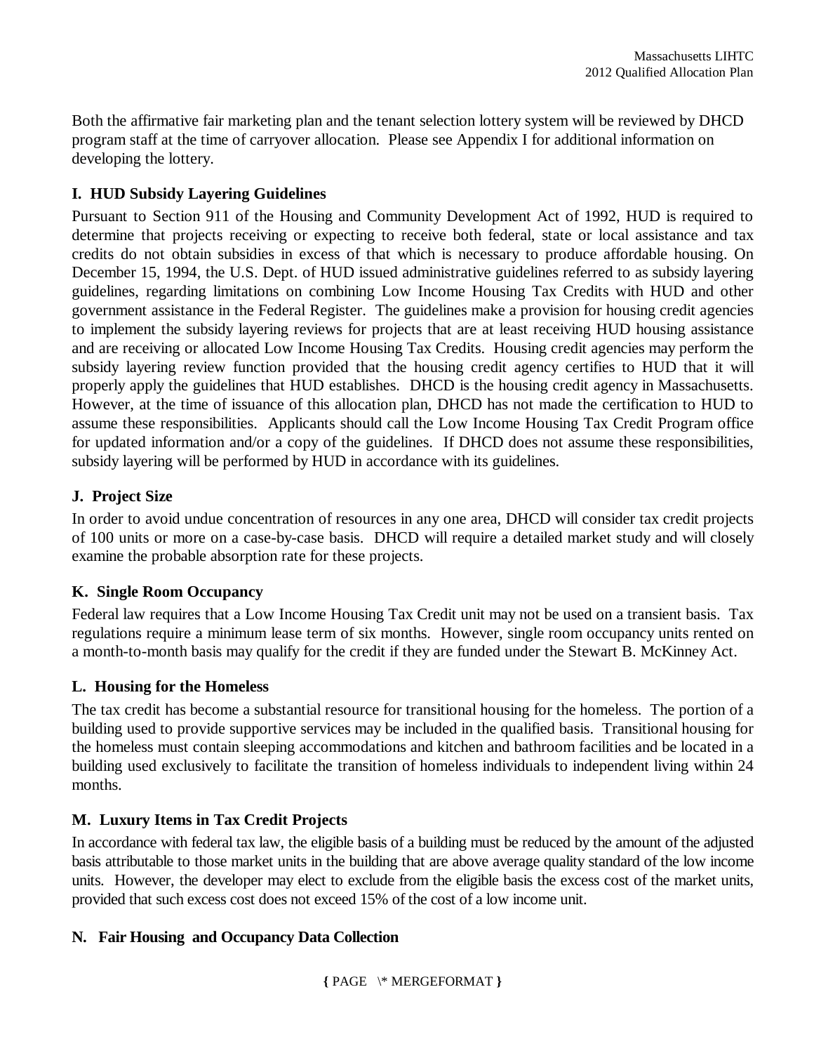Both the affirmative fair marketing plan and the tenant selection lottery system will be reviewed by DHCD program staff at the time of carryover allocation. Please see Appendix I for additional information on developing the lottery.

### I. HUD Subsidy Layering Guidelines

Pursuant to Section 911 of the Housing and Community Development Act of 1992, HUD is required to determine that projects receiving or expecting to receive both federal, state or local assistance and tax credits do not obtain subsidies in excess of that which is necessary to produce affordable housing. On December 15, 1994, the U.S. Dept. of HUD issued administrative guidelines referred to as subsidy layering guidelines, regarding limitations on combining Low Income Housing Tax Credits with HUD and other government assistance in the Federal Register. The guidelines make a provision for housing credit agencies to implement the subsidy layering reviews for projects that are at least receiving HUD housing assistance and are receiving or allocated Low Income Housing Tax Credits. Housing credit agencies may perform the subsidy layering review function provided that the housing credit agency certifies to HUD that it will properly apply the guidelines that HUD establishes. DHCD is the housing credit agency in Massachusetts. However, at the time of issuance of this allocation plan, DHCD has not made the certification to HUD to assume these responsibilities. Applicants should call the Low Income Housing Tax Credit Program office for updated information and/or a copy of the guidelines. If DHCD does not assume these responsibilities, subsidy layering will be performed by HUD in accordance with its guidelines.

### J. Project Size

In order to avoid undue concentration of resources in any one area, DHCD will consider tax credit projects of 100 units or more on a case-by-case basis. DHCD will require a detailed market study and will closely examine the probable absorption rate for these projects.

### K. Single Room Occupancy

Federal law requires that a Low Income Housing Tax Credit unit may not be used on a transient basis. Tax regulations require a minimum lease term of six months. However, single room occupancy units rented on a month-to-month basis may qualify for the credit if they are funded under the Stewart B. McKinney Act.

### L. Housing for the Homeless

The tax credit has become a substantial resource for transitional housing for the homeless. The portion of a building used to provide supportive services may be included in the qualified basis. Transitional housing for the homeless must contain sleeping accommodations and kitchen and bathroom facilities and be located in a building used exclusively to facilitate the transition of homeless individuals to independent living within 24 months.

### M. Luxury Items in Tax Credit Projects

In accordance with federal tax law, the eligible basis of a building must be reduced by the amount of the adjusted basis attributable to those market units in the building that are above average quality standard of the low income units. However, the developer may elect to exclude from the eligible basis the excess cost of the market units, provided that such excess cost does not exceed 15% of the cost of a low income unit.

### N. Fair Housing and Occupancy Data Collection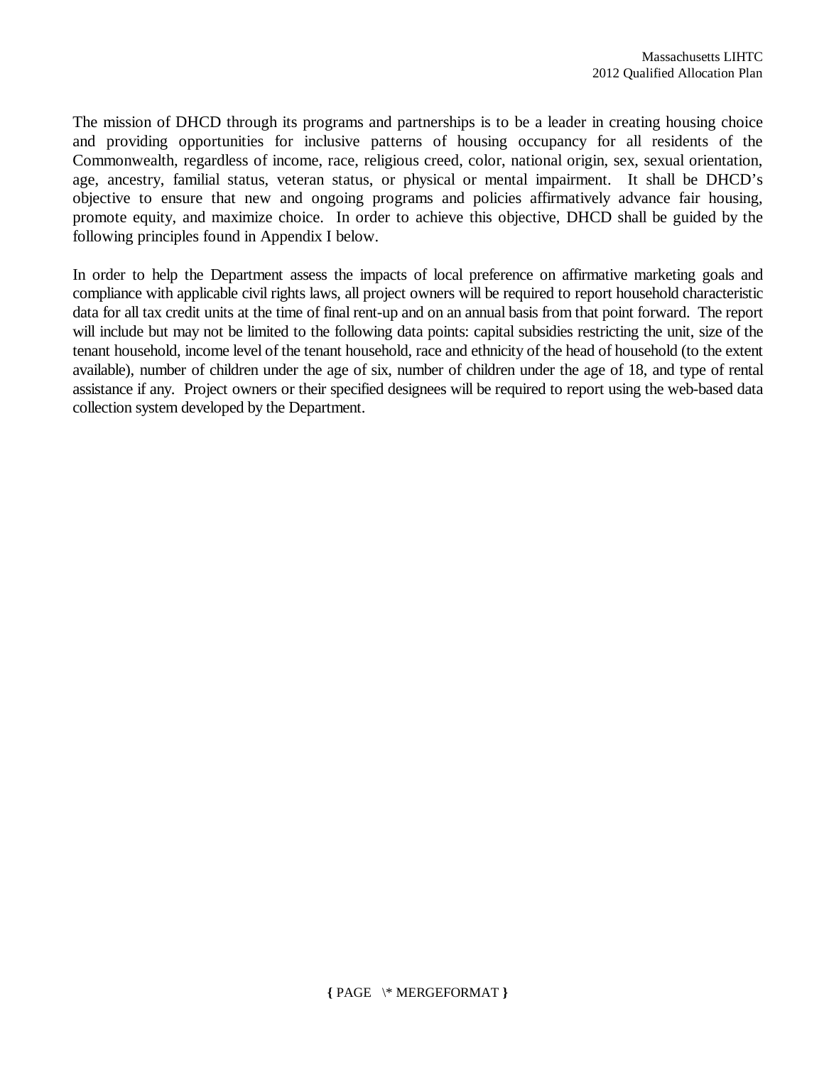The mission of DHCD through its programs and partnerships is to be a leader in creating housing choice and providing opportunities for inclusive patterns of housing occupancy for all residents of the Commonwealth, regardless of income, race, religious creed, color, national origin, sex, sexual orientation, age, ancestry, familial status, veteran status, or physical or mental impairment. It shall be DHCD's objective to ensure that new and ongoing programs and policies affirmatively advance fair housing, promote equity, and maximize choice. In order to achieve this objective, DHCD shall be guided by the following principles found in Appendix I below.

In order to help the Department assess the impacts of local preference on affirmative marketing goals and compliance with applicable civil rights laws, all project owners will be required to report household characteristic data for all tax credit units at the time of final rent-up and on an annual basis from that point forward. The report will include but may not be limited to the following data points: capital subsidies restricting the unit, size of the tenant household, income level of the tenant household, race and ethnicity of the head of household (to the extent available), number of children under the age of six, number of children under the age of 18, and type of rental assistance if any. Project owners or their specified designees will be required to report using the web-based data collection system developed by the Department.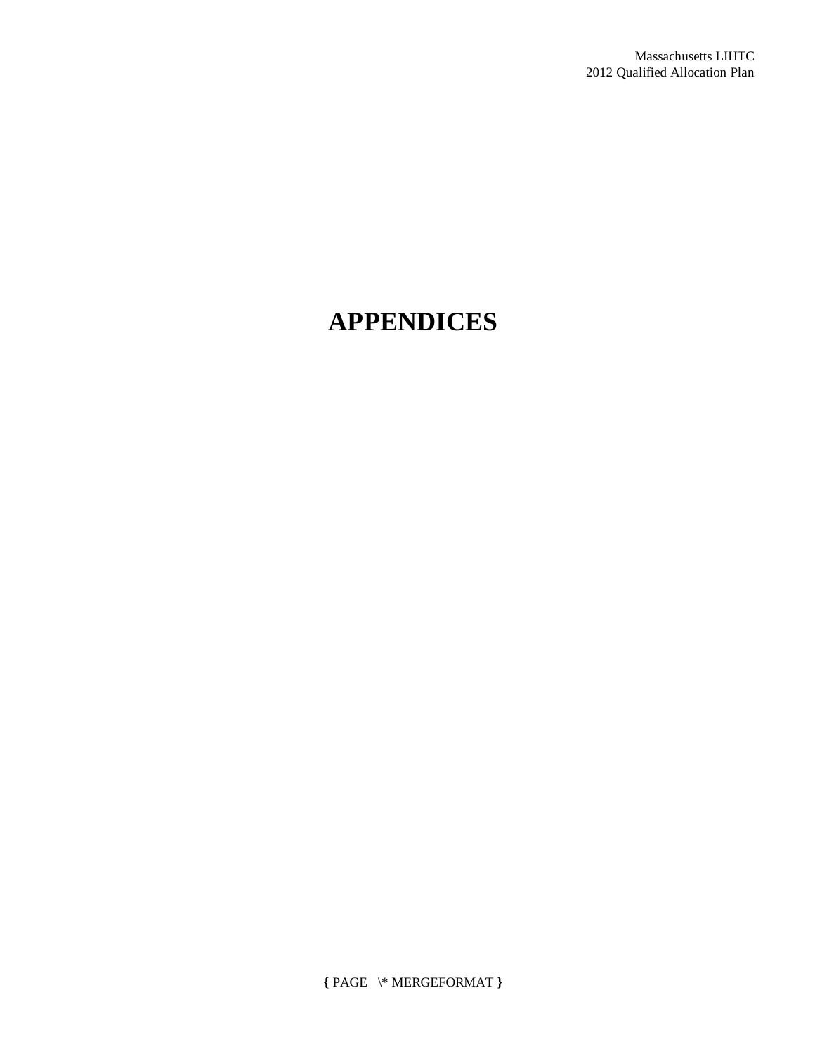# APPENDICES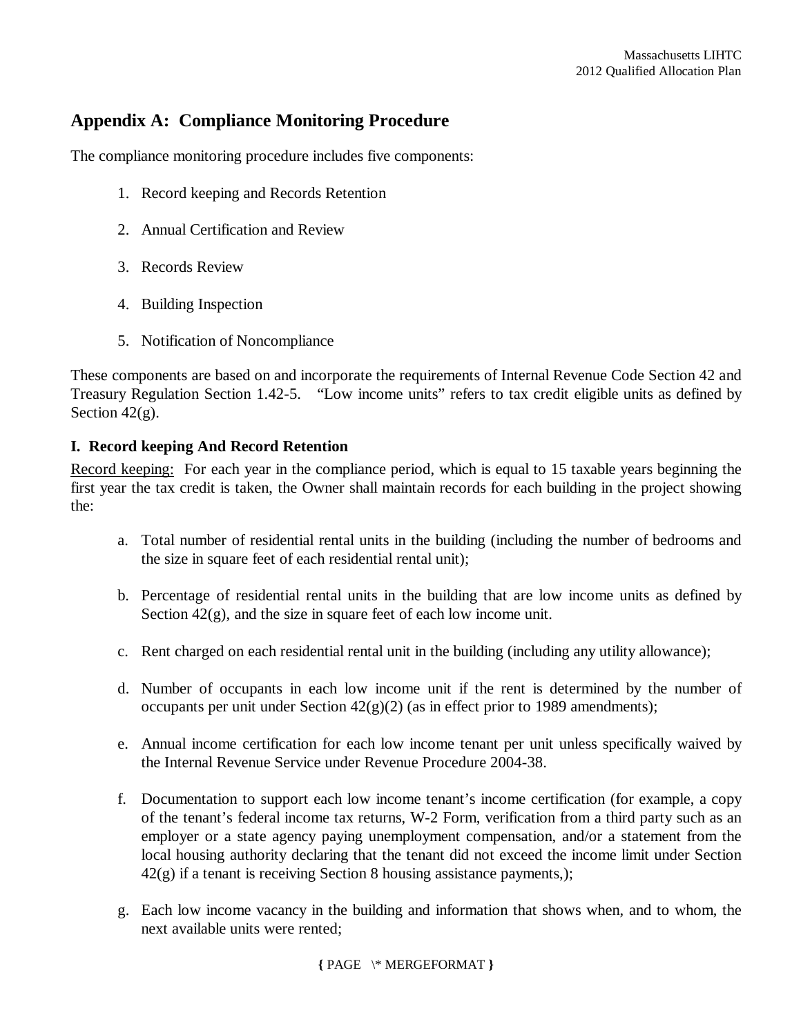## Appendix A: Compliance Monitoring Procedure

The compliance monitoring procedure includes five components:

1. Record keeping and Records Retention
2. Annual Certification and Review
3. Records Review
4. Building Inspection
5. Notification of Noncompliance

These components are based on and incorporate the requirements of Internal Revenue Code Section 42 and Treasury Regulation Section 1.42-5. "Low income units" refers to tax credit eligible units as defined by Section 42(g).

### I. Record keeping And Record Retention

Record keeping: For each year in the compliance period, which is equal to 15 taxable years beginning the first year the tax credit is taken, the Owner shall maintain records for each building in the project showing the:

a. Total number of residential rental units in the building (including the number of bedrooms and the size in square feet of each residential rental unit);

b. Percentage of residential rental units in the building that are low income units as defined by Section 42(g), and the size in square feet of each low income unit.

c. Rent charged on each residential rental unit in the building (including any utility allowance);

d. Number of occupants in each low income unit if the rent is determined by the number of occupants per unit under Section 42(g)(2) (as in effect prior to 1989 amendments);

e. Annual income certification for each low income tenant per unit unless specifically waived by the Internal Revenue Service under Revenue Procedure 2004-38.

f. Documentation to support each low income tenant's income certification (for example, a copy of the tenant's federal income tax returns, W-2 Form, verification from a third party such as an employer or a state agency paying unemployment compensation, and/or a statement from the local housing authority declaring that the tenant did not exceed the income limit under Section 42(g) if a tenant is receiving Section 8 housing assistance payments,);

g. Each low income vacancy in the building and information that shows when, and to whom, the next available units were rented;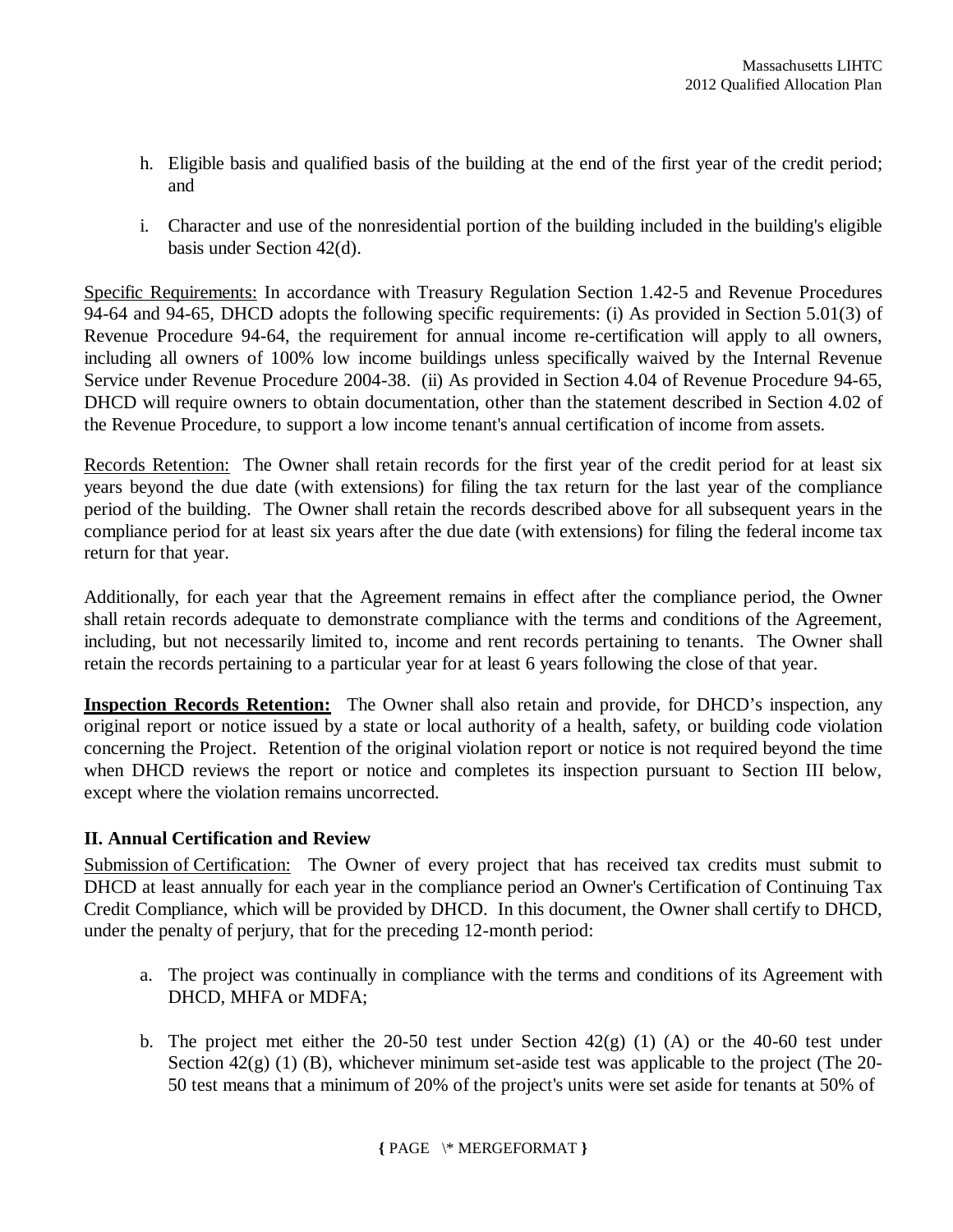h. Eligible basis and qualified basis of the building at the end of the first year of the credit period; and

i. Character and use of the nonresidential portion of the building included in the building's eligible basis under Section 42(d).

Specific Requirements: In accordance with Treasury Regulation Section 1.42-5 and Revenue Procedures 94-64 and 94-65, DHCD adopts the following specific requirements: (i) As provided in Section 5.01(3) of Revenue Procedure 94-64, the requirement for annual income re-certification will apply to all owners, including all owners of 100% low income buildings unless specifically waived by the Internal Revenue Service under Revenue Procedure 2004-38. (ii) As provided in Section 4.04 of Revenue Procedure 94-65, DHCD will require owners to obtain documentation, other than the statement described in Section 4.02 of the Revenue Procedure, to support a low income tenant's annual certification of income from assets.

Records Retention: The Owner shall retain records for the first year of the credit period for at least six years beyond the due date (with extensions) for filing the tax return for the last year of the compliance period of the building. The Owner shall retain the records described above for all subsequent years in the compliance period for at least six years after the due date (with extensions) for filing the federal income tax return for that year.

Additionally, for each year that the Agreement remains in effect after the compliance period, the Owner shall retain records adequate to demonstrate compliance with the terms and conditions of the Agreement, including, but not necessarily limited to, income and rent records pertaining to tenants. The Owner shall retain the records pertaining to a particular year for at least 6 years following the close of that year.

**Inspection Records Retention:** The Owner shall also retain and provide, for DHCD's inspection, any original report or notice issued by a state or local authority of a health, safety, or building code violation concerning the Project. Retention of the original violation report or notice is not required beyond the time when DHCD reviews the report or notice and completes its inspection pursuant to Section III below, except where the violation remains uncorrected.

## II. Annual Certification and Review

Submission of Certification: The Owner of every project that has received tax credits must submit to DHCD at least annually for each year in the compliance period an Owner's Certification of Continuing Tax Credit Compliance, which will be provided by DHCD. In this document, the Owner shall certify to DHCD, under the penalty of perjury, that for the preceding 12-month period:

a. The project was continually in compliance with the terms and conditions of its Agreement with DHCD, MHFA or MDFA;

b. The project met either the 20-50 test under Section 42(g) (1) (A) or the 40-60 test under Section 42(g) (1) (B), whichever minimum set-aside test was applicable to the project (The 20-50 test means that a minimum of 20% of the project's units were set aside for tenants at 50% of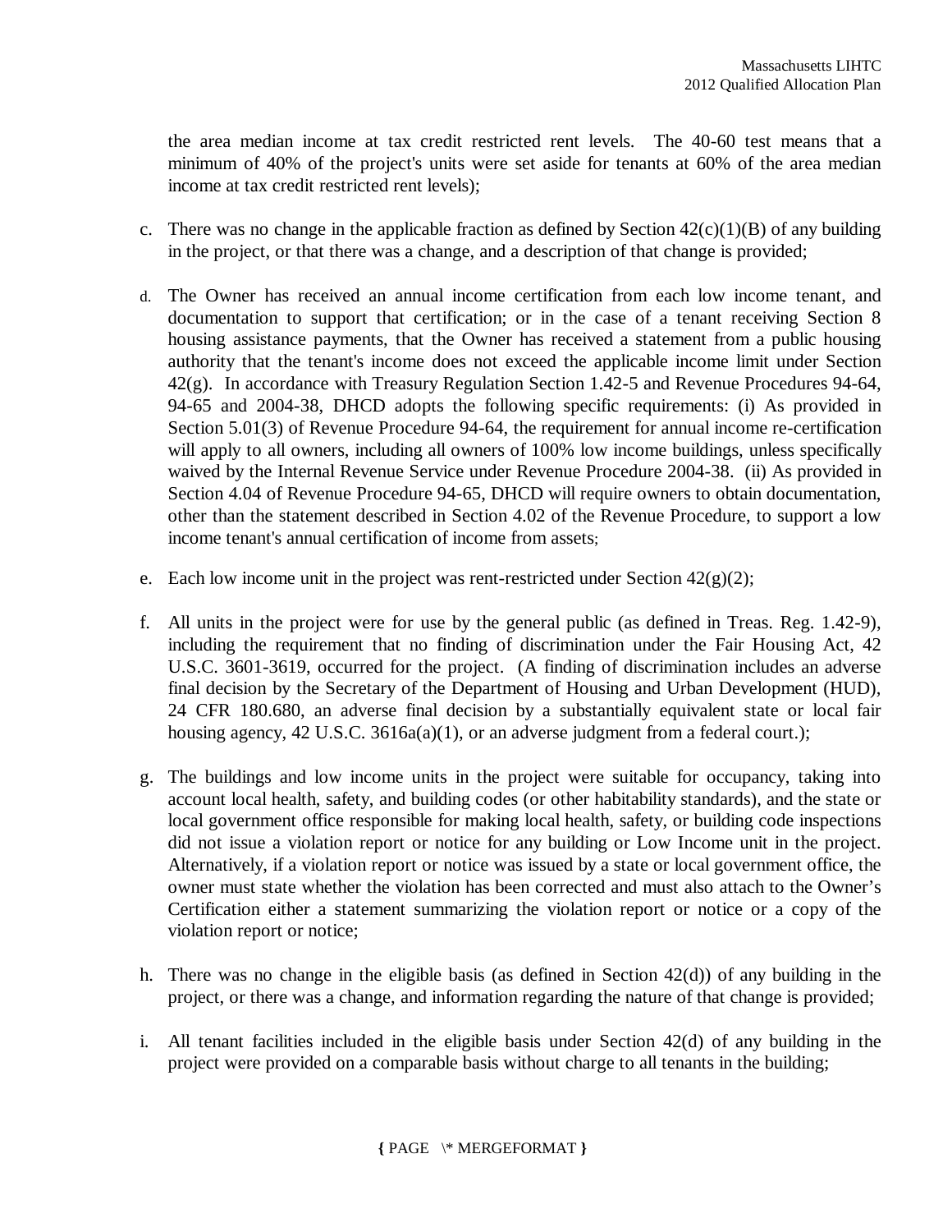the area median income at tax credit restricted rent levels. The 40-60 test means that a minimum of 40% of the project's units were set aside for tenants at 60% of the area median income at tax credit restricted rent levels);

c. There was no change in the applicable fraction as defined by Section 42(c)(1)(B) of any building in the project, or that there was a change, and a description of that change is provided;

d. The Owner has received an annual income certification from each low income tenant, and documentation to support that certification; or in the case of a tenant receiving Section 8 housing assistance payments, that the Owner has received a statement from a public housing authority that the tenant's income does not exceed the applicable income limit under Section 42(g). In accordance with Treasury Regulation Section 1.42-5 and Revenue Procedures 94-64, 94-65 and 2004-38, DHCD adopts the following specific requirements: (i) As provided in Section 5.01(3) of Revenue Procedure 94-64, the requirement for annual income re-certification will apply to all owners, including all owners of 100% low income buildings, unless specifically waived by the Internal Revenue Service under Revenue Procedure 2004-38. (ii) As provided in Section 4.04 of Revenue Procedure 94-65, DHCD will require owners to obtain documentation, other than the statement described in Section 4.02 of the Revenue Procedure, to support a low income tenant's annual certification of income from assets;

e. Each low income unit in the project was rent-restricted under Section 42(g)(2);

f. All units in the project were for use by the general public (as defined in Treas. Reg. 1.42-9), including the requirement that no finding of discrimination under the Fair Housing Act, 42 U.S.C. 3601-3619, occurred for the project. (A finding of discrimination includes an adverse final decision by the Secretary of the Department of Housing and Urban Development (HUD), 24 CFR 180.680, an adverse final decision by a substantially equivalent state or local fair housing agency, 42 U.S.C. 3616a(a)(1), or an adverse judgment from a federal court.);

g. The buildings and low income units in the project were suitable for occupancy, taking into account local health, safety, and building codes (or other habitability standards), and the state or local government office responsible for making local health, safety, or building code inspections did not issue a violation report or notice for any building or Low Income unit in the project. Alternatively, if a violation report or notice was issued by a state or local government office, the owner must state whether the violation has been corrected and must also attach to the Owner's Certification either a statement summarizing the violation report or notice or a copy of the violation report or notice;

h. There was no change in the eligible basis (as defined in Section 42(d)) of any building in the project, or there was a change, and information regarding the nature of that change is provided;

i. All tenant facilities included in the eligible basis under Section 42(d) of any building in the project were provided on a comparable basis without charge to all tenants in the building;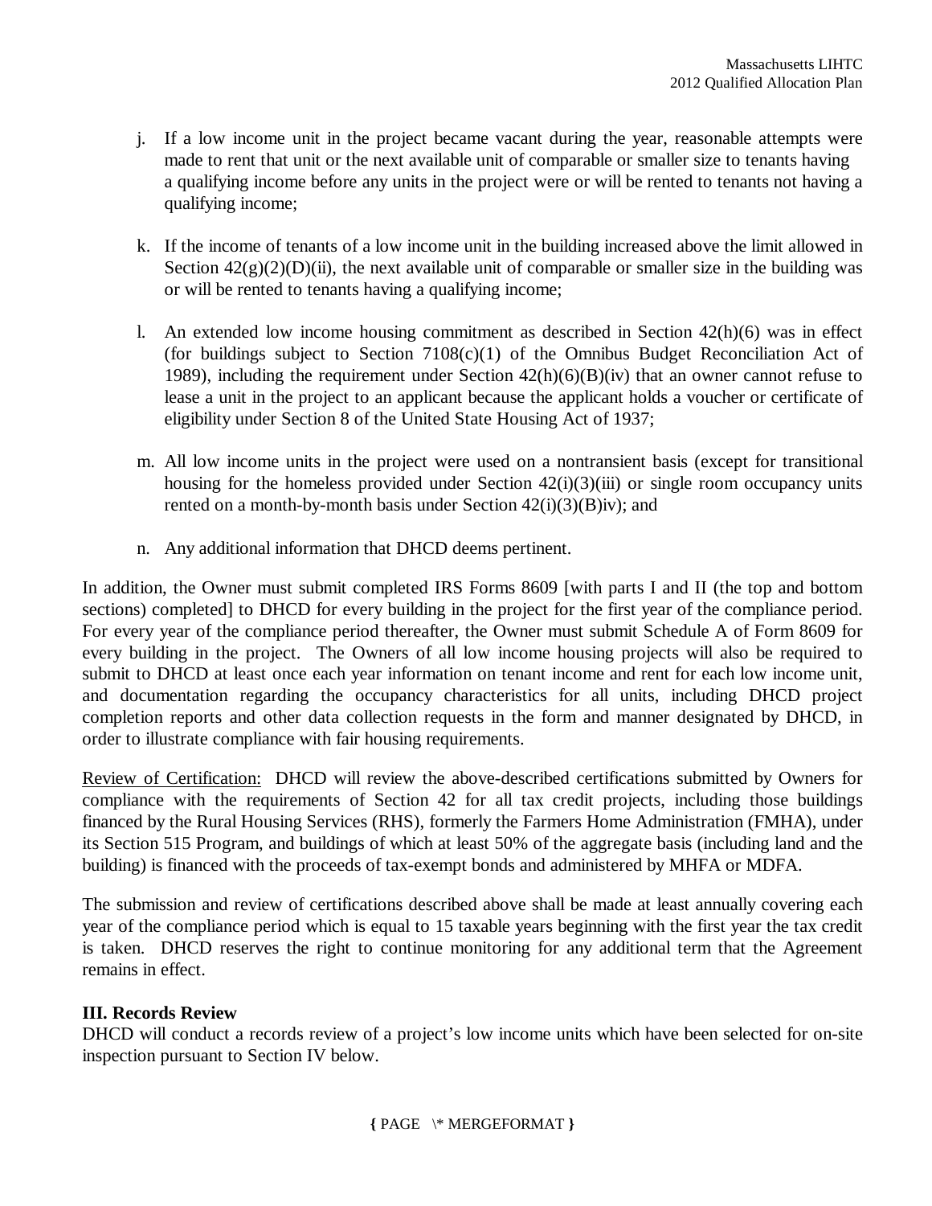j. If a low income unit in the project became vacant during the year, reasonable attempts were made to rent that unit or the next available unit of comparable or smaller size to tenants having a qualifying income before any units in the project were or will be rented to tenants not having a qualifying income;

k. If the income of tenants of a low income unit in the building increased above the limit allowed in Section 42(g)(2)(D)(ii), the next available unit of comparable or smaller size in the building was or will be rented to tenants having a qualifying income;

l. An extended low income housing commitment as described in Section 42(h)(6) was in effect (for buildings subject to Section 7108(c)(1) of the Omnibus Budget Reconciliation Act of 1989), including the requirement under Section 42(h)(6)(B)(iv) that an owner cannot refuse to lease a unit in the project to an applicant because the applicant holds a voucher or certificate of eligibility under Section 8 of the United State Housing Act of 1937;

m. All low income units in the project were used on a nontransient basis (except for transitional housing for the homeless provided under Section 42(i)(3)(iii) or single room occupancy units rented on a month-by-month basis under Section 42(i)(3)(B)iv); and

n. Any additional information that DHCD deems pertinent.

In addition, the Owner must submit completed IRS Forms 8609 [with parts I and II (the top and bottom sections) completed] to DHCD for every building in the project for the first year of the compliance period. For every year of the compliance period thereafter, the Owner must submit Schedule A of Form 8609 for every building in the project. The Owners of all low income housing projects will also be required to submit to DHCD at least once each year information on tenant income and rent for each low income unit, and documentation regarding the occupancy characteristics for all units, including DHCD project completion reports and other data collection requests in the form and manner designated by DHCD, in order to illustrate compliance with fair housing requirements.

Review of Certification: DHCD will review the above-described certifications submitted by Owners for compliance with the requirements of Section 42 for all tax credit projects, including those buildings financed by the Rural Housing Services (RHS), formerly the Farmers Home Administration (FMHA), under its Section 515 Program, and buildings of which at least 50% of the aggregate basis (including land and the building) is financed with the proceeds of tax-exempt bonds and administered by MHFA or MDFA.

The submission and review of certifications described above shall be made at least annually covering each year of the compliance period which is equal to 15 taxable years beginning with the first year the tax credit is taken. DHCD reserves the right to continue monitoring for any additional term that the Agreement remains in effect.

### III. Records Review

DHCD will conduct a records review of a project's low income units which have been selected for on-site inspection pursuant to Section IV below.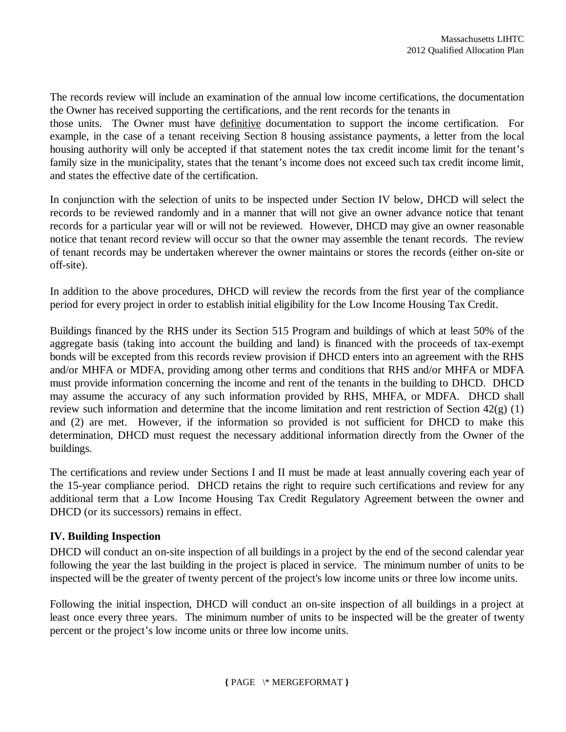The records review will include an examination of the annual low income certifications, the documentation the Owner has received supporting the certifications, and the rent records for the tenants in those units. The Owner must have definitive documentation to support the income certification. For example, in the case of a tenant receiving Section 8 housing assistance payments, a letter from the local housing authority will only be accepted if that statement notes the tax credit income limit for the tenant's family size in the municipality, states that the tenant's income does not exceed such tax credit income limit, and states the effective date of the certification.

In conjunction with the selection of units to be inspected under Section IV below, DHCD will select the records to be reviewed randomly and in a manner that will not give an owner advance notice that tenant records for a particular year will or will not be reviewed. However, DHCD may give an owner reasonable notice that tenant record review will occur so that the owner may assemble the tenant records. The review of tenant records may be undertaken wherever the owner maintains or stores the records (either on-site or off-site).

In addition to the above procedures, DHCD will review the records from the first year of the compliance period for every project in order to establish initial eligibility for the Low Income Housing Tax Credit.

Buildings financed by the RHS under its Section 515 Program and buildings of which at least 50% of the aggregate basis (taking into account the building and land) is financed with the proceeds of tax-exempt bonds will be excepted from this records review provision if DHCD enters into an agreement with the RHS and/or MHFA or MDFA, providing among other terms and conditions that RHS and/or MHFA or MDFA must provide information concerning the income and rent of the tenants in the building to DHCD. DHCD may assume the accuracy of any such information provided by RHS, MHFA, or MDFA. DHCD shall review such information and determine that the income limitation and rent restriction of Section 42(g) (1) and (2) are met. However, if the information so provided is not sufficient for DHCD to make this determination, DHCD must request the necessary additional information directly from the Owner of the buildings.

The certifications and review under Sections I and II must be made at least annually covering each year of the 15-year compliance period. DHCD retains the right to require such certifications and review for any additional term that a Low Income Housing Tax Credit Regulatory Agreement between the owner and DHCD (or its successors) remains in effect.

**IV. Building Inspection**

DHCD will conduct an on-site inspection of all buildings in a project by the end of the second calendar year following the year the last building in the project is placed in service. The minimum number of units to be inspected will be the greater of twenty percent of the project's low income units or three low income units.

Following the initial inspection, DHCD will conduct an on-site inspection of all buildings in a project at least once every three years. The minimum number of units to be inspected will be the greater of twenty percent or the project's low income units or three low income units.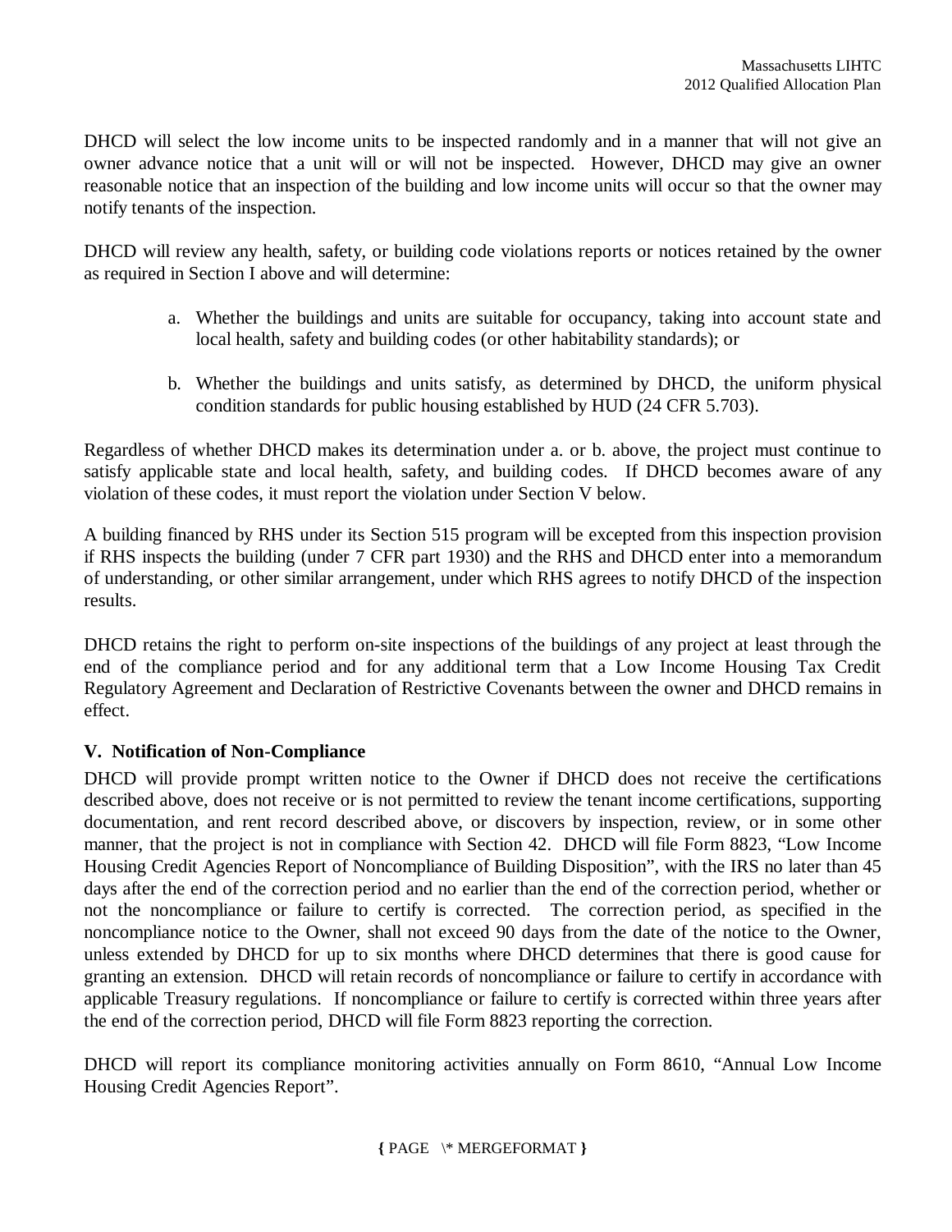DHCD will select the low income units to be inspected randomly and in a manner that will not give an owner advance notice that a unit will or will not be inspected. However, DHCD may give an owner reasonable notice that an inspection of the building and low income units will occur so that the owner may notify tenants of the inspection.

DHCD will review any health, safety, or building code violations reports or notices retained by the owner as required in Section I above and will determine:

a. Whether the buildings and units are suitable for occupancy, taking into account state and local health, safety and building codes (or other habitability standards); or

b. Whether the buildings and units satisfy, as determined by DHCD, the uniform physical condition standards for public housing established by HUD (24 CFR 5.703).

Regardless of whether DHCD makes its determination under a. or b. above, the project must continue to satisfy applicable state and local health, safety, and building codes. If DHCD becomes aware of any violation of these codes, it must report the violation under Section V below.

A building financed by RHS under its Section 515 program will be excepted from this inspection provision if RHS inspects the building (under 7 CFR part 1930) and the RHS and DHCD enter into a memorandum of understanding, or other similar arrangement, under which RHS agrees to notify DHCD of the inspection results.

DHCD retains the right to perform on-site inspections of the buildings of any project at least through the end of the compliance period and for any additional term that a Low Income Housing Tax Credit Regulatory Agreement and Declaration of Restrictive Covenants between the owner and DHCD remains in effect.

## V. Notification of Non-Compliance

DHCD will provide prompt written notice to the Owner if DHCD does not receive the certifications described above, does not receive or is not permitted to review the tenant income certifications, supporting documentation, and rent record described above, or discovers by inspection, review, or in some other manner, that the project is not in compliance with Section 42. DHCD will file Form 8823, "Low Income Housing Credit Agencies Report of Noncompliance of Building Disposition", with the IRS no later than 45 days after the end of the correction period and no earlier than the end of the correction period, whether or not the noncompliance or failure to certify is corrected. The correction period, as specified in the noncompliance notice to the Owner, shall not exceed 90 days from the date of the notice to the Owner, unless extended by DHCD for up to six months where DHCD determines that there is good cause for granting an extension. DHCD will retain records of noncompliance or failure to certify in accordance with applicable Treasury regulations. If noncompliance or failure to certify is corrected within three years after the end of the correction period, DHCD will file Form 8823 reporting the correction.

DHCD will report its compliance monitoring activities annually on Form 8610, "Annual Low Income Housing Credit Agencies Report".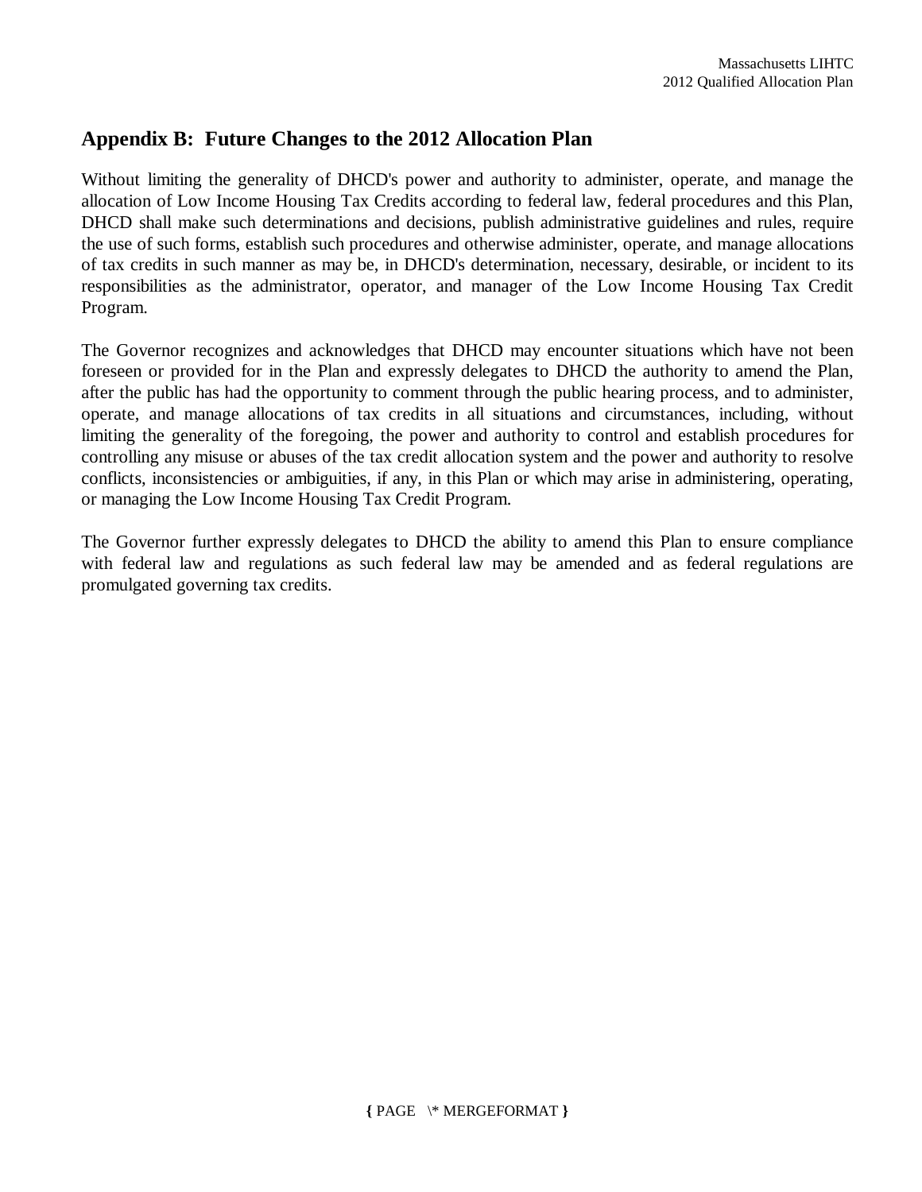## Appendix B: Future Changes to the 2012 Allocation Plan

Without limiting the generality of DHCD's power and authority to administer, operate, and manage the allocation of Low Income Housing Tax Credits according to federal law, federal procedures and this Plan, DHCD shall make such determinations and decisions, publish administrative guidelines and rules, require the use of such forms, establish such procedures and otherwise administer, operate, and manage allocations of tax credits in such manner as may be, in DHCD's determination, necessary, desirable, or incident to its responsibilities as the administrator, operator, and manager of the Low Income Housing Tax Credit Program.

The Governor recognizes and acknowledges that DHCD may encounter situations which have not been foreseen or provided for in the Plan and expressly delegates to DHCD the authority to amend the Plan, after the public has had the opportunity to comment through the public hearing process, and to administer, operate, and manage allocations of tax credits in all situations and circumstances, including, without limiting the generality of the foregoing, the power and authority to control and establish procedures for controlling any misuse or abuses of the tax credit allocation system and the power and authority to resolve conflicts, inconsistencies or ambiguities, if any, in this Plan or which may arise in administering, operating, or managing the Low Income Housing Tax Credit Program.

The Governor further expressly delegates to DHCD the ability to amend this Plan to ensure compliance with federal law and regulations as such federal law may be amended and as federal regulations are promulgated governing tax credits.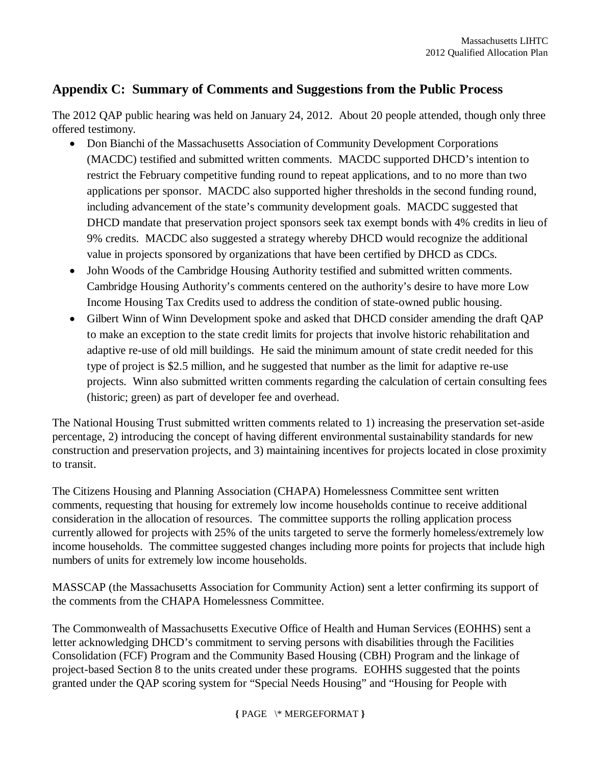## Appendix C: Summary of Comments and Suggestions from the Public Process

The 2012 QAP public hearing was held on January 24, 2012. About 20 people attended, though only three offered testimony.

- Don Bianchi of the Massachusetts Association of Community Development Corporations (MACDC) testified and submitted written comments. MACDC supported DHCD's intention to restrict the February competitive funding round to repeat applications, and to no more than two applications per sponsor. MACDC also supported higher thresholds in the second funding round, including advancement of the state's community development goals. MACDC suggested that DHCD mandate that preservation project sponsors seek tax exempt bonds with 4% credits in lieu of 9% credits. MACDC also suggested a strategy whereby DHCD would recognize the additional value in projects sponsored by organizations that have been certified by DHCD as CDCs.
- John Woods of the Cambridge Housing Authority testified and submitted written comments. Cambridge Housing Authority's comments centered on the authority's desire to have more Low Income Housing Tax Credits used to address the condition of state-owned public housing.
- Gilbert Winn of Winn Development spoke and asked that DHCD consider amending the draft QAP to make an exception to the state credit limits for projects that involve historic rehabilitation and adaptive re-use of old mill buildings. He said the minimum amount of state credit needed for this type of project is $2.5 million, and he suggested that number as the limit for adaptive re-use projects. Winn also submitted written comments regarding the calculation of certain consulting fees (historic; green) as part of developer fee and overhead.

The National Housing Trust submitted written comments related to 1) increasing the preservation set-aside percentage, 2) introducing the concept of having different environmental sustainability standards for new construction and preservation projects, and 3) maintaining incentives for projects located in close proximity to transit.

The Citizens Housing and Planning Association (CHAPA) Homelessness Committee sent written comments, requesting that housing for extremely low income households continue to receive additional consideration in the allocation of resources. The committee supports the rolling application process currently allowed for projects with 25% of the units targeted to serve the formerly homeless/extremely low income households. The committee suggested changes including more points for projects that include high numbers of units for extremely low income households.

MASSCAP (the Massachusetts Association for Community Action) sent a letter confirming its support of the comments from the CHAPA Homelessness Committee.

The Commonwealth of Massachusetts Executive Office of Health and Human Services (EOHHS) sent a letter acknowledging DHCD's commitment to serving persons with disabilities through the Facilities Consolidation (FCF) Program and the Community Based Housing (CBH) Program and the linkage of project-based Section 8 to the units created under these programs. EOHHS suggested that the points granted under the QAP scoring system for "Special Needs Housing" and "Housing for People with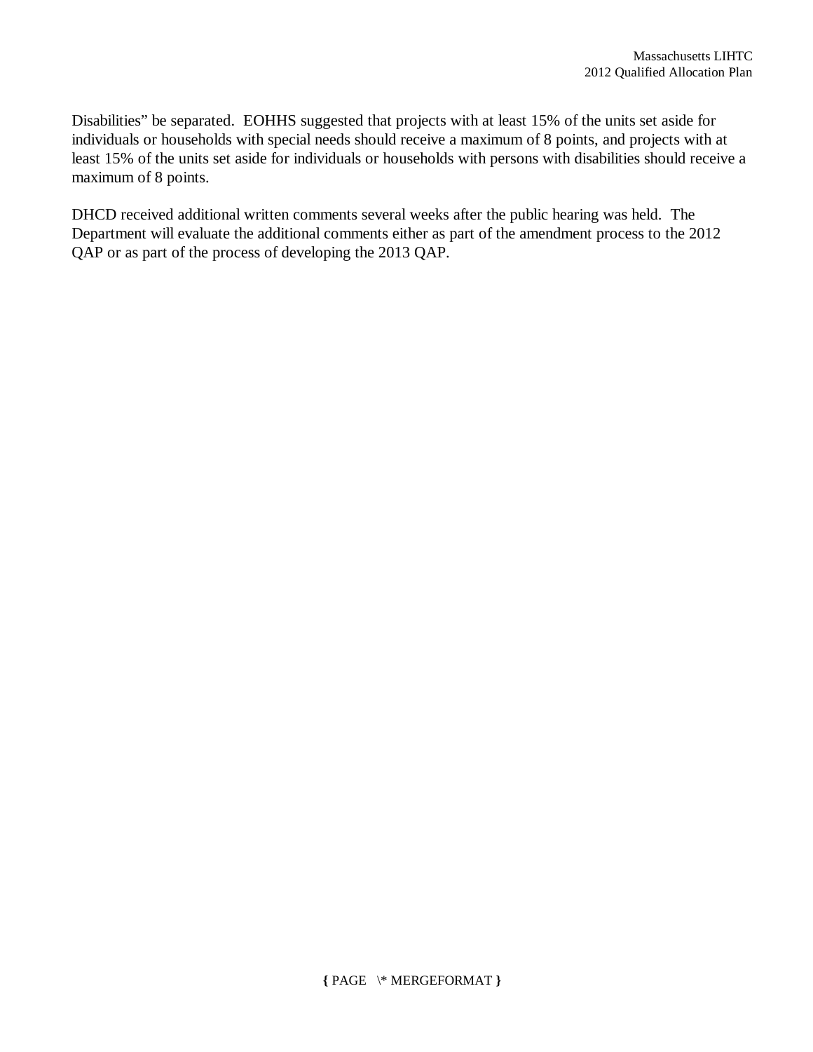Disabilities" be separated. EOHHS suggested that projects with at least 15% of the units set aside for individuals or households with special needs should receive a maximum of 8 points, and projects with at least 15% of the units set aside for individuals or households with persons with disabilities should receive a maximum of 8 points.

DHCD received additional written comments several weeks after the public hearing was held. The Department will evaluate the additional comments either as part of the amendment process to the 2012 QAP or as part of the process of developing the 2013 QAP.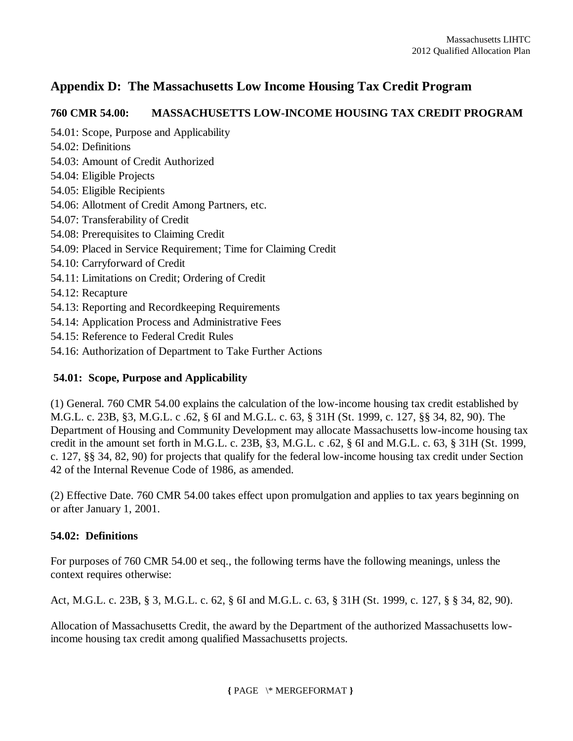## Appendix D: The Massachusetts Low Income Housing Tax Credit Program

### 760 CMR 54.00: MASSACHUSETTS LOW-INCOME HOUSING TAX CREDIT PROGRAM

54.01: Scope, Purpose and Applicability
54.02: Definitions
54.03: Amount of Credit Authorized
54.04: Eligible Projects
54.05: Eligible Recipients
54.06: Allotment of Credit Among Partners, etc.
54.07: Transferability of Credit
54.08: Prerequisites to Claiming Credit
54.09: Placed in Service Requirement; Time for Claiming Credit
54.10: Carryforward of Credit
54.11: Limitations on Credit; Ordering of Credit
54.12: Recapture
54.13: Reporting and Recordkeeping Requirements
54.14: Application Process and Administrative Fees
54.15: Reference to Federal Credit Rules
54.16: Authorization of Department to Take Further Actions

### 54.01: Scope, Purpose and Applicability

(1) General. 760 CMR 54.00 explains the calculation of the low-income housing tax credit established by M.G.L. c. 23B, §3, M.G.L. c .62, § 6I and M.G.L. c. 63, § 31H (St. 1999, c. 127, §§ 34, 82, 90). The Department of Housing and Community Development may allocate Massachusetts low-income housing tax credit in the amount set forth in M.G.L. c. 23B, §3, M.G.L. c .62, § 6I and M.G.L. c. 63, § 31H (St. 1999, c. 127, §§ 34, 82, 90) for projects that qualify for the federal low-income housing tax credit under Section 42 of the Internal Revenue Code of 1986, as amended.

(2) Effective Date. 760 CMR 54.00 takes effect upon promulgation and applies to tax years beginning on or after January 1, 2001.

### 54.02: Definitions

For purposes of 760 CMR 54.00 et seq., the following terms have the following meanings, unless the context requires otherwise:

Act, M.G.L. c. 23B, § 3, M.G.L. c. 62, § 6I and M.G.L. c. 63, § 31H (St. 1999, c. 127, § § 34, 82, 90).

Allocation of Massachusetts Credit, the award by the Department of the authorized Massachusetts low-income housing tax credit among qualified Massachusetts projects.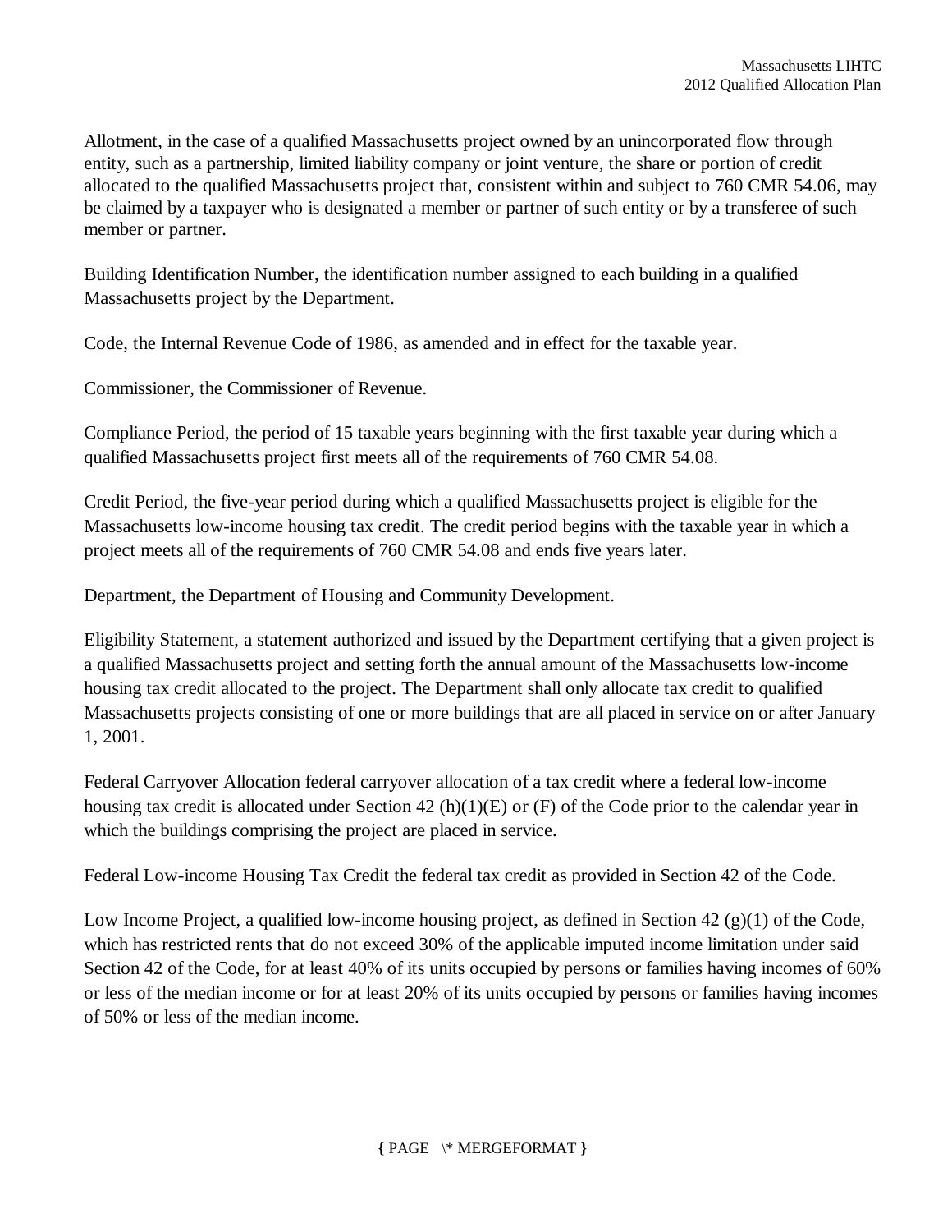Allotment, in the case of a qualified Massachusetts project owned by an unincorporated flow through entity, such as a partnership, limited liability company or joint venture, the share or portion of credit allocated to the qualified Massachusetts project that, consistent within and subject to 760 CMR 54.06, may be claimed by a taxpayer who is designated a member or partner of such entity or by a transferee of such member or partner.

Building Identification Number, the identification number assigned to each building in a qualified Massachusetts project by the Department.

Code, the Internal Revenue Code of 1986, as amended and in effect for the taxable year.

Commissioner, the Commissioner of Revenue.

Compliance Period, the period of 15 taxable years beginning with the first taxable year during which a qualified Massachusetts project first meets all of the requirements of 760 CMR 54.08.

Credit Period, the five-year period during which a qualified Massachusetts project is eligible for the Massachusetts low-income housing tax credit. The credit period begins with the taxable year in which a project meets all of the requirements of 760 CMR 54.08 and ends five years later.

Department, the Department of Housing and Community Development.

Eligibility Statement, a statement authorized and issued by the Department certifying that a given project is a qualified Massachusetts project and setting forth the annual amount of the Massachusetts low-income housing tax credit allocated to the project. The Department shall only allocate tax credit to qualified Massachusetts projects consisting of one or more buildings that are all placed in service on or after January 1, 2001.

Federal Carryover Allocation federal carryover allocation of a tax credit where a federal low-income housing tax credit is allocated under Section 42 (h)(1)(E) or (F) of the Code prior to the calendar year in which the buildings comprising the project are placed in service.

Federal Low-income Housing Tax Credit the federal tax credit as provided in Section 42 of the Code.

Low Income Project, a qualified low-income housing project, as defined in Section 42 (g)(1) of the Code, which has restricted rents that do not exceed 30% of the applicable imputed income limitation under said Section 42 of the Code, for at least 40% of its units occupied by persons or families having incomes of 60% or less of the median income or for at least 20% of its units occupied by persons or families having incomes of 50% or less of the median income.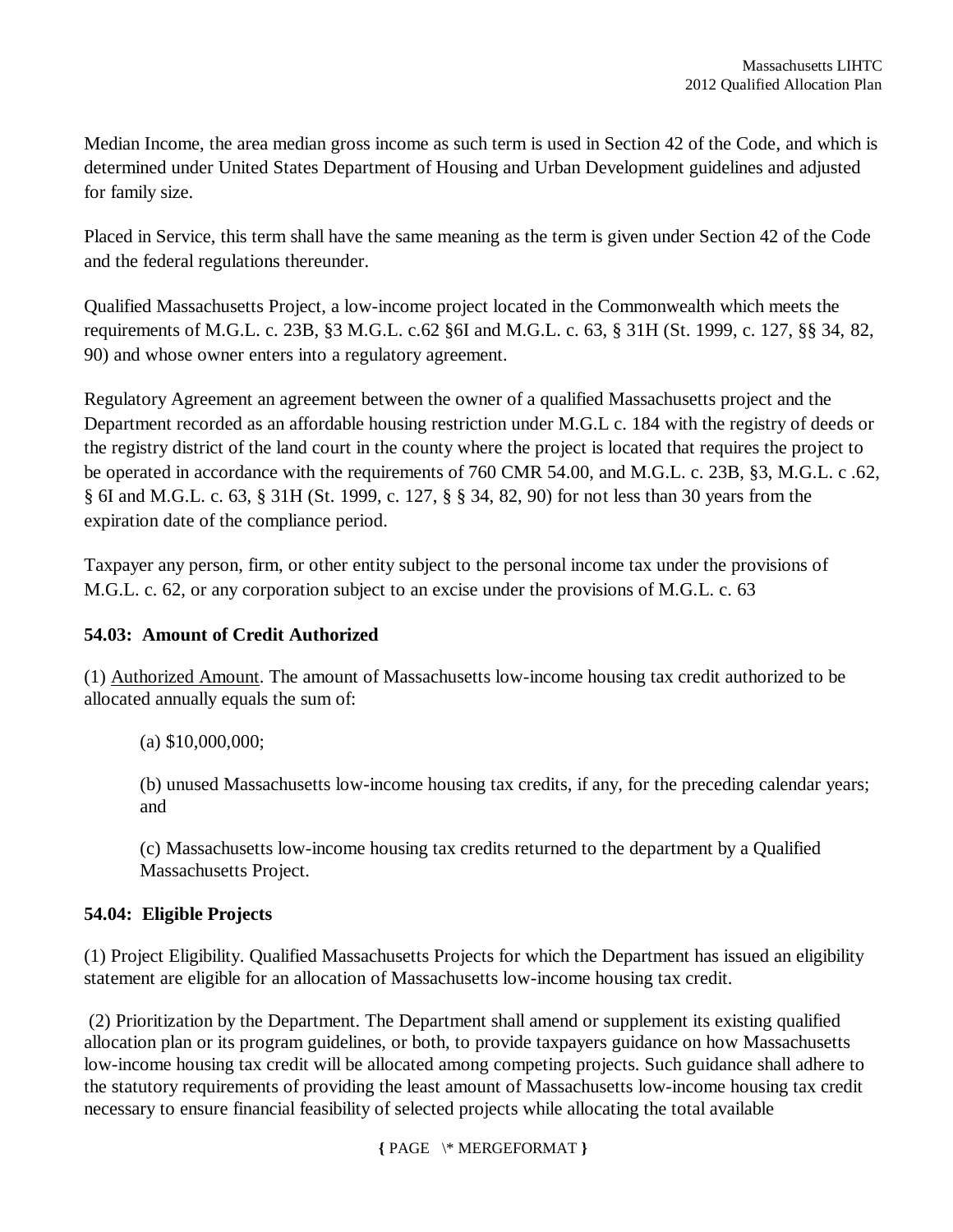Median Income, the area median gross income as such term is used in Section 42 of the Code, and which is determined under United States Department of Housing and Urban Development guidelines and adjusted for family size.

Placed in Service, this term shall have the same meaning as the term is given under Section 42 of the Code and the federal regulations thereunder.

Qualified Massachusetts Project, a low-income project located in the Commonwealth which meets the requirements of M.G.L. c. 23B, §3 M.G.L. c.62 §6I and M.G.L. c. 63, § 31H (St. 1999, c. 127, §§ 34, 82, 90) and whose owner enters into a regulatory agreement.

Regulatory Agreement an agreement between the owner of a qualified Massachusetts project and the Department recorded as an affordable housing restriction under M.G.L c. 184 with the registry of deeds or the registry district of the land court in the county where the project is located that requires the project to be operated in accordance with the requirements of 760 CMR 54.00, and M.G.L. c. 23B, §3, M.G.L. c .62, § 6I and M.G.L. c. 63, § 31H (St. 1999, c. 127, § § 34, 82, 90) for not less than 30 years from the expiration date of the compliance period.

Taxpayer any person, firm, or other entity subject to the personal income tax under the provisions of M.G.L. c. 62, or any corporation subject to an excise under the provisions of M.G.L. c. 63

**54.03: Amount of Credit Authorized**

(1) Authorized Amount. The amount of Massachusetts low-income housing tax credit authorized to be allocated annually equals the sum of:

(a) $10,000,000;

(b) unused Massachusetts low-income housing tax credits, if any, for the preceding calendar years; and

(c) Massachusetts low-income housing tax credits returned to the department by a Qualified Massachusetts Project.

**54.04: Eligible Projects**

(1) Project Eligibility. Qualified Massachusetts Projects for which the Department has issued an eligibility statement are eligible for an allocation of Massachusetts low-income housing tax credit.

(2) Prioritization by the Department. The Department shall amend or supplement its existing qualified allocation plan or its program guidelines, or both, to provide taxpayers guidance on how Massachusetts low-income housing tax credit will be allocated among competing projects. Such guidance shall adhere to the statutory requirements of providing the least amount of Massachusetts low-income housing tax credit necessary to ensure financial feasibility of selected projects while allocating the total available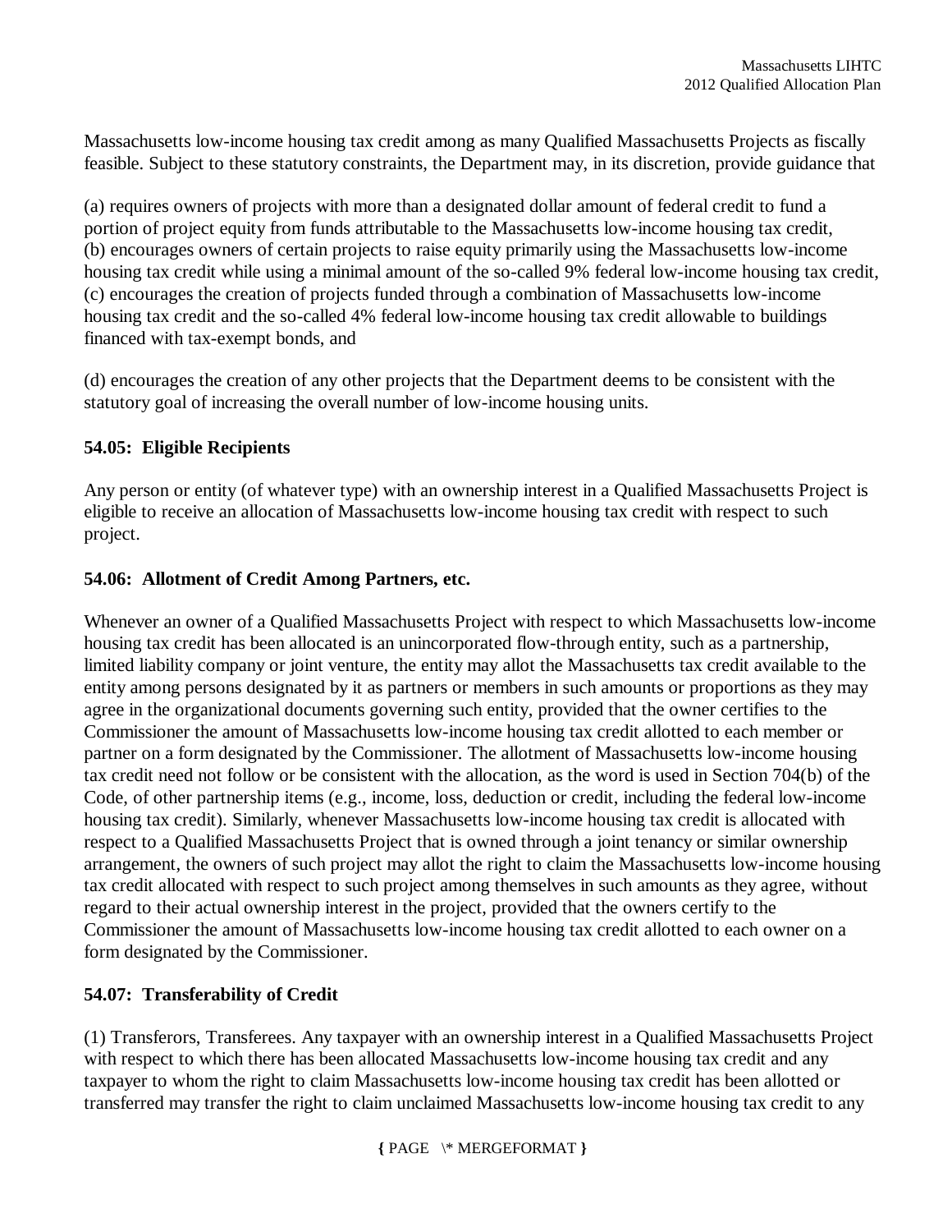Massachusetts low-income housing tax credit among as many Qualified Massachusetts Projects as fiscally feasible. Subject to these statutory constraints, the Department may, in its discretion, provide guidance that

(a) requires owners of projects with more than a designated dollar amount of federal credit to fund a portion of project equity from funds attributable to the Massachusetts low-income housing tax credit,
(b) encourages owners of certain projects to raise equity primarily using the Massachusetts low-income housing tax credit while using a minimal amount of the so-called 9% federal low-income housing tax credit,
(c) encourages the creation of projects funded through a combination of Massachusetts low-income housing tax credit and the so-called 4% federal low-income housing tax credit allowable to buildings financed with tax-exempt bonds, and

(d) encourages the creation of any other projects that the Department deems to be consistent with the statutory goal of increasing the overall number of low-income housing units.

### 54.05: Eligible Recipients

Any person or entity (of whatever type) with an ownership interest in a Qualified Massachusetts Project is eligible to receive an allocation of Massachusetts low-income housing tax credit with respect to such project.

### 54.06: Allotment of Credit Among Partners, etc.

Whenever an owner of a Qualified Massachusetts Project with respect to which Massachusetts low-income housing tax credit has been allocated is an unincorporated flow-through entity, such as a partnership, limited liability company or joint venture, the entity may allot the Massachusetts tax credit available to the entity among persons designated by it as partners or members in such amounts or proportions as they may agree in the organizational documents governing such entity, provided that the owner certifies to the Commissioner the amount of Massachusetts low-income housing tax credit allotted to each member or partner on a form designated by the Commissioner. The allotment of Massachusetts low-income housing tax credit need not follow or be consistent with the allocation, as the word is used in Section 704(b) of the Code, of other partnership items (e.g., income, loss, deduction or credit, including the federal low-income housing tax credit). Similarly, whenever Massachusetts low-income housing tax credit is allocated with respect to a Qualified Massachusetts Project that is owned through a joint tenancy or similar ownership arrangement, the owners of such project may allot the right to claim the Massachusetts low-income housing tax credit allocated with respect to such project among themselves in such amounts as they agree, without regard to their actual ownership interest in the project, provided that the owners certify to the Commissioner the amount of Massachusetts low-income housing tax credit allotted to each owner on a form designated by the Commissioner.

### 54.07: Transferability of Credit

(1) Transferors, Transferees. Any taxpayer with an ownership interest in a Qualified Massachusetts Project with respect to which there has been allocated Massachusetts low-income housing tax credit and any taxpayer to whom the right to claim Massachusetts low-income housing tax credit has been allotted or transferred may transfer the right to claim unclaimed Massachusetts low-income housing tax credit to any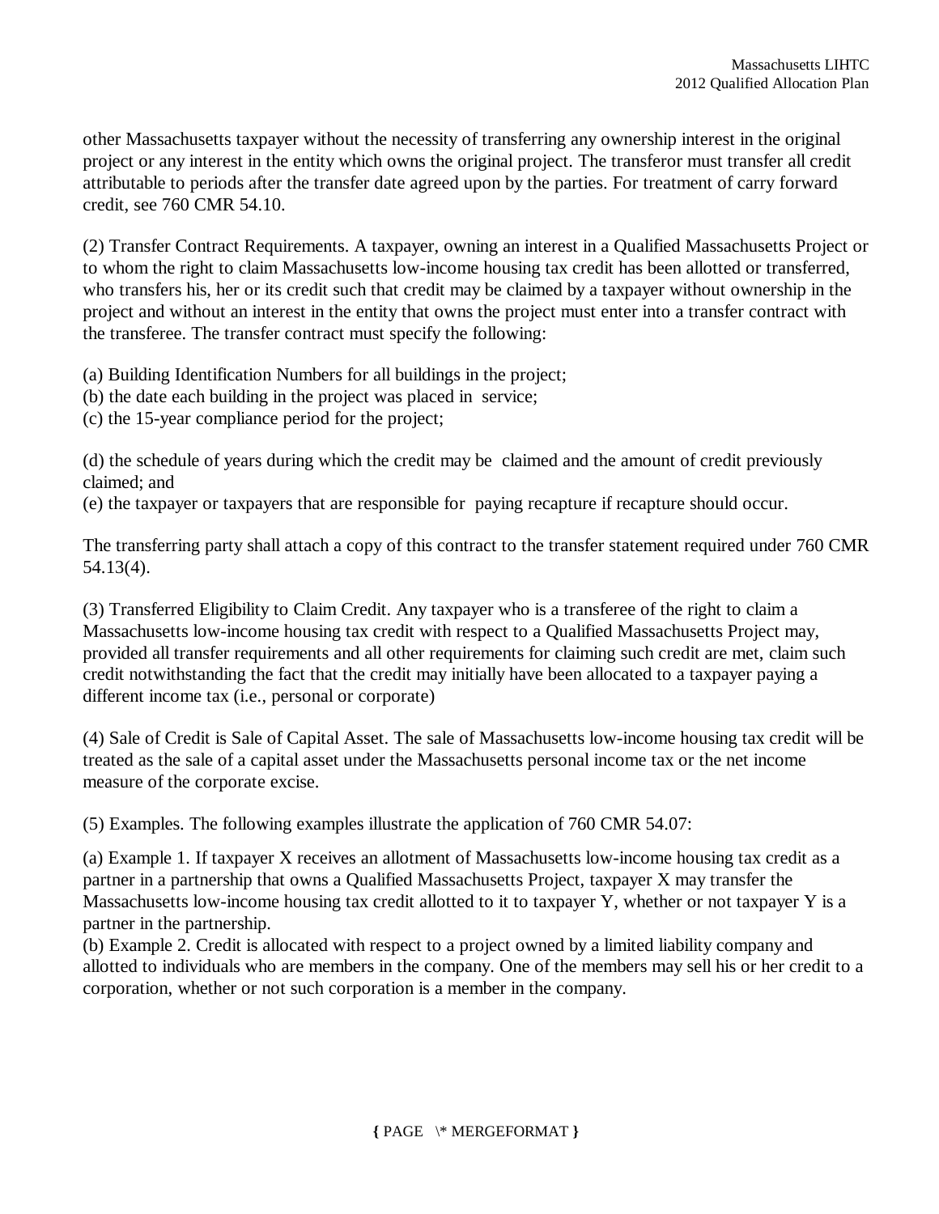other Massachusetts taxpayer without the necessity of transferring any ownership interest in the original project or any interest in the entity which owns the original project. The transferor must transfer all credit attributable to periods after the transfer date agreed upon by the parties. For treatment of carry forward credit, see 760 CMR 54.10.

(2) Transfer Contract Requirements. A taxpayer, owning an interest in a Qualified Massachusetts Project or to whom the right to claim Massachusetts low-income housing tax credit has been allotted or transferred, who transfers his, her or its credit such that credit may be claimed by a taxpayer without ownership in the project and without an interest in the entity that owns the project must enter into a transfer contract with the transferee. The transfer contract must specify the following:

(a) Building Identification Numbers for all buildings in the project;
(b) the date each building in the project was placed in service;
(c) the 15-year compliance period for the project;

(d) the schedule of years during which the credit may be claimed and the amount of credit previously claimed; and
(e) the taxpayer or taxpayers that are responsible for paying recapture if recapture should occur.

The transferring party shall attach a copy of this contract to the transfer statement required under 760 CMR 54.13(4).

(3) Transferred Eligibility to Claim Credit. Any taxpayer who is a transferee of the right to claim a Massachusetts low-income housing tax credit with respect to a Qualified Massachusetts Project may, provided all transfer requirements and all other requirements for claiming such credit are met, claim such credit notwithstanding the fact that the credit may initially have been allocated to a taxpayer paying a different income tax (i.e., personal or corporate)

(4) Sale of Credit is Sale of Capital Asset. The sale of Massachusetts low-income housing tax credit will be treated as the sale of a capital asset under the Massachusetts personal income tax or the net income measure of the corporate excise.

(5) Examples. The following examples illustrate the application of 760 CMR 54.07:

(a) Example 1. If taxpayer X receives an allotment of Massachusetts low-income housing tax credit as a partner in a partnership that owns a Qualified Massachusetts Project, taxpayer X may transfer the Massachusetts low-income housing tax credit allotted to it to taxpayer Y, whether or not taxpayer Y is a partner in the partnership.
(b) Example 2. Credit is allocated with respect to a project owned by a limited liability company and allotted to individuals who are members in the company. One of the members may sell his or her credit to a corporation, whether or not such corporation is a member in the company.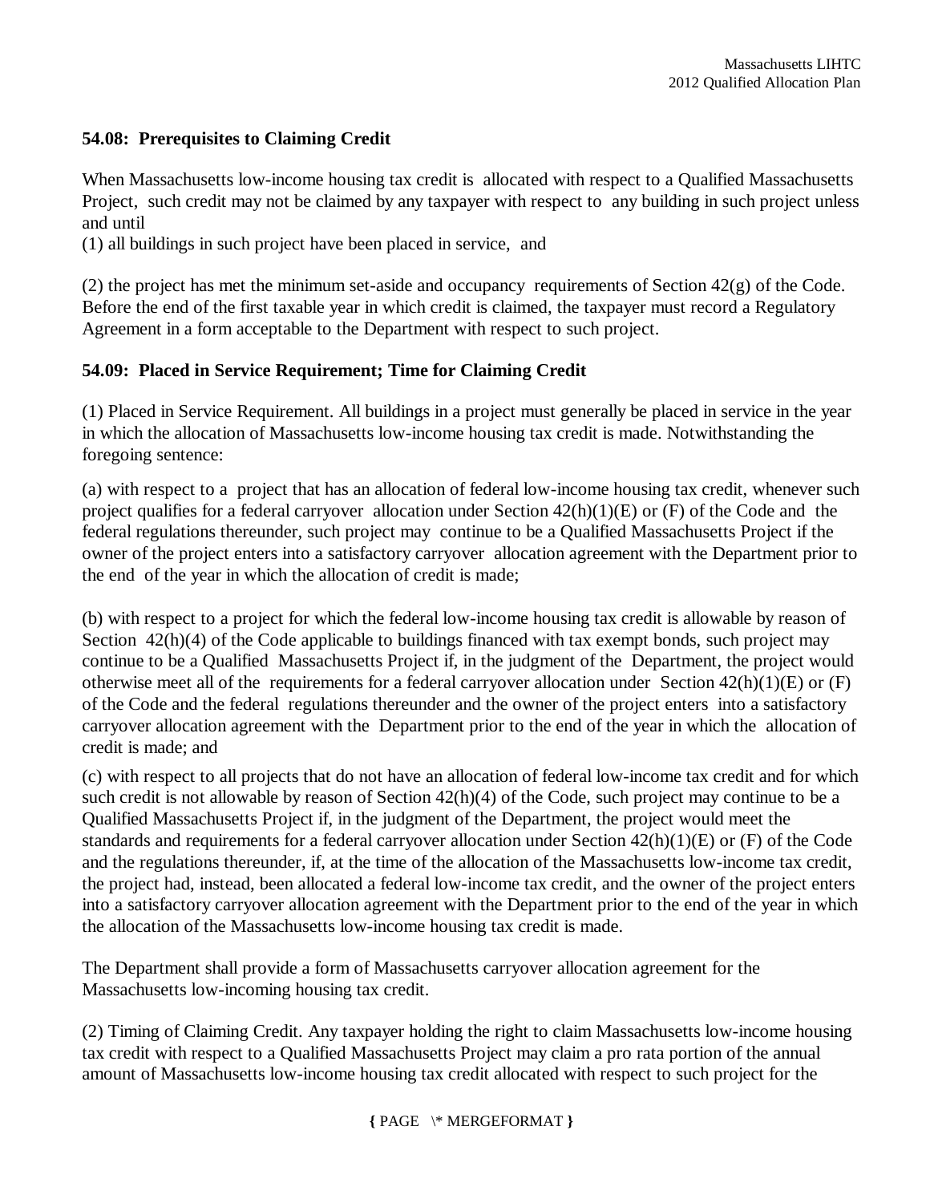### 54.08: Prerequisites to Claiming Credit

When Massachusetts low-income housing tax credit is allocated with respect to a Qualified Massachusetts Project, such credit may not be claimed by any taxpayer with respect to any building in such project unless and until

(1) all buildings in such project have been placed in service, and

(2) the project has met the minimum set-aside and occupancy requirements of Section 42(g) of the Code. Before the end of the first taxable year in which credit is claimed, the taxpayer must record a Regulatory Agreement in a form acceptable to the Department with respect to such project.

### 54.09: Placed in Service Requirement; Time for Claiming Credit

(1) Placed in Service Requirement. All buildings in a project must generally be placed in service in the year in which the allocation of Massachusetts low-income housing tax credit is made. Notwithstanding the foregoing sentence:

(a) with respect to a project that has an allocation of federal low-income housing tax credit, whenever such project qualifies for a federal carryover allocation under Section 42(h)(1)(E) or (F) of the Code and the federal regulations thereunder, such project may continue to be a Qualified Massachusetts Project if the owner of the project enters into a satisfactory carryover allocation agreement with the Department prior to the end of the year in which the allocation of credit is made;

(b) with respect to a project for which the federal low-income housing tax credit is allowable by reason of Section 42(h)(4) of the Code applicable to buildings financed with tax exempt bonds, such project may continue to be a Qualified Massachusetts Project if, in the judgment of the Department, the project would otherwise meet all of the requirements for a federal carryover allocation under Section 42(h)(1)(E) or (F) of the Code and the federal regulations thereunder and the owner of the project enters into a satisfactory carryover allocation agreement with the Department prior to the end of the year in which the allocation of credit is made; and

(c) with respect to all projects that do not have an allocation of federal low-income tax credit and for which such credit is not allowable by reason of Section 42(h)(4) of the Code, such project may continue to be a Qualified Massachusetts Project if, in the judgment of the Department, the project would meet the standards and requirements for a federal carryover allocation under Section 42(h)(1)(E) or (F) of the Code and the regulations thereunder, if, at the time of the allocation of the Massachusetts low-income tax credit, the project had, instead, been allocated a federal low-income tax credit, and the owner of the project enters into a satisfactory carryover allocation agreement with the Department prior to the end of the year in which the allocation of the Massachusetts low-income housing tax credit is made.

The Department shall provide a form of Massachusetts carryover allocation agreement for the Massachusetts low-incoming housing tax credit.

(2) Timing of Claiming Credit. Any taxpayer holding the right to claim Massachusetts low-income housing tax credit with respect to a Qualified Massachusetts Project may claim a pro rata portion of the annual amount of Massachusetts low-income housing tax credit allocated with respect to such project for the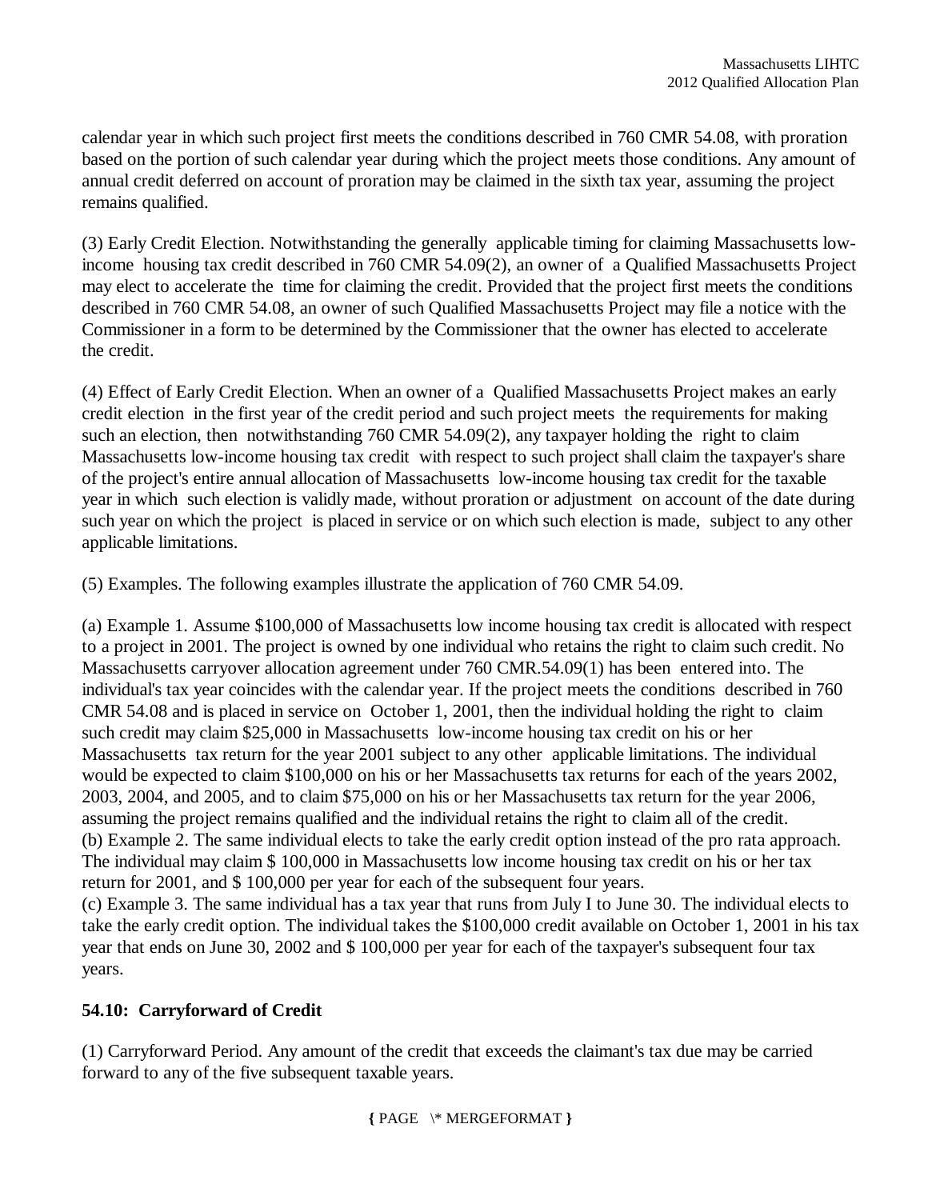calendar year in which such project first meets the conditions described in 760 CMR 54.08, with proration based on the portion of such calendar year during which the project meets those conditions. Any amount of annual credit deferred on account of proration may be claimed in the sixth tax year, assuming the project remains qualified.

(3) Early Credit Election. Notwithstanding the generally applicable timing for claiming Massachusetts low-income housing tax credit described in 760 CMR 54.09(2), an owner of a Qualified Massachusetts Project may elect to accelerate the time for claiming the credit. Provided that the project first meets the conditions described in 760 CMR 54.08, an owner of such Qualified Massachusetts Project may file a notice with the Commissioner in a form to be determined by the Commissioner that the owner has elected to accelerate the credit.

(4) Effect of Early Credit Election. When an owner of a Qualified Massachusetts Project makes an early credit election in the first year of the credit period and such project meets the requirements for making such an election, then notwithstanding 760 CMR 54.09(2), any taxpayer holding the right to claim Massachusetts low-income housing tax credit with respect to such project shall claim the taxpayer's share of the project's entire annual allocation of Massachusetts low-income housing tax credit for the taxable year in which such election is validly made, without proration or adjustment on account of the date during such year on which the project is placed in service or on which such election is made, subject to any other applicable limitations.

(5) Examples. The following examples illustrate the application of 760 CMR 54.09.

(a) Example 1. Assume $100,000 of Massachusetts low income housing tax credit is allocated with respect to a project in 2001. The project is owned by one individual who retains the right to claim such credit. No Massachusetts carryover allocation agreement under 760 CMR.54.09(1) has been entered into. The individual's tax year coincides with the calendar year. If the project meets the conditions described in 760 CMR 54.08 and is placed in service on October 1, 2001, then the individual holding the right to claim such credit may claim $25,000 in Massachusetts low-income housing tax credit on his or her Massachusetts tax return for the year 2001 subject to any other applicable limitations. The individual would be expected to claim $100,000 on his or her Massachusetts tax returns for each of the years 2002, 2003, 2004, and 2005, and to claim $75,000 on his or her Massachusetts tax return for the year 2006, assuming the project remains qualified and the individual retains the right to claim all of the credit.
(b) Example 2. The same individual elects to take the early credit option instead of the pro rata approach. The individual may claim $ 100,000 in Massachusetts low income housing tax credit on his or her tax return for 2001, and $ 100,000 per year for each of the subsequent four years.
(c) Example 3. The same individual has a tax year that runs from July I to June 30. The individual elects to take the early credit option. The individual takes the $100,000 credit available on October 1, 2001 in his tax year that ends on June 30, 2002 and $ 100,000 per year for each of the taxpayer's subsequent four tax years.

### 54.10: Carryforward of Credit

(1) Carryforward Period. Any amount of the credit that exceeds the claimant's tax due may be carried forward to any of the five subsequent taxable years.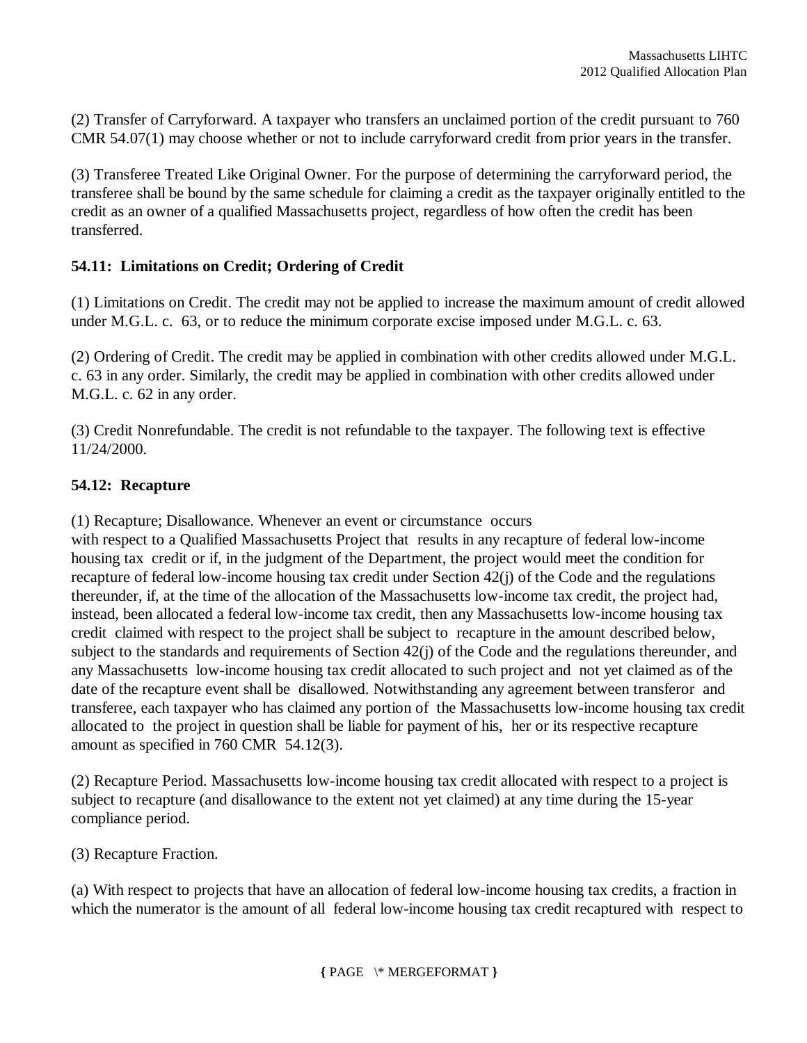(2) Transfer of Carryforward. A taxpayer who transfers an unclaimed portion of the credit pursuant to 760 CMR 54.07(1) may choose whether or not to include carryforward credit from prior years in the transfer.

(3) Transferee Treated Like Original Owner. For the purpose of determining the carryforward period, the transferee shall be bound by the same schedule for claiming a credit as the taxpayer originally entitled to the credit as an owner of a qualified Massachusetts project, regardless of how often the credit has been transferred.

### 54.11: Limitations on Credit; Ordering of Credit

(1) Limitations on Credit. The credit may not be applied to increase the maximum amount of credit allowed under M.G.L. c. 63, or to reduce the minimum corporate excise imposed under M.G.L. c. 63.

(2) Ordering of Credit. The credit may be applied in combination with other credits allowed under M.G.L. c. 63 in any order. Similarly, the credit may be applied in combination with other credits allowed under M.G.L. c. 62 in any order.

(3) Credit Nonrefundable. The credit is not refundable to the taxpayer. The following text is effective 11/24/2000.

### 54.12: Recapture

(1) Recapture; Disallowance. Whenever an event or circumstance occurs with respect to a Qualified Massachusetts Project that results in any recapture of federal low-income housing tax credit or if, in the judgment of the Department, the project would meet the condition for recapture of federal low-income housing tax credit under Section 42(j) of the Code and the regulations thereunder, if, at the time of the allocation of the Massachusetts low-income tax credit, the project had, instead, been allocated a federal low-income tax credit, then any Massachusetts low-income housing tax credit claimed with respect to the project shall be subject to recapture in the amount described below, subject to the standards and requirements of Section 42(j) of the Code and the regulations thereunder, and any Massachusetts low-income housing tax credit allocated to such project and not yet claimed as of the date of the recapture event shall be disallowed. Notwithstanding any agreement between transferor and transferee, each taxpayer who has claimed any portion of the Massachusetts low-income housing tax credit allocated to the project in question shall be liable for payment of his, her or its respective recapture amount as specified in 760 CMR 54.12(3).

(2) Recapture Period. Massachusetts low-income housing tax credit allocated with respect to a project is subject to recapture (and disallowance to the extent not yet claimed) at any time during the 15-year compliance period.

(3) Recapture Fraction.

(a) With respect to projects that have an allocation of federal low-income housing tax credits, a fraction in which the numerator is the amount of all federal low-income housing tax credit recaptured with respect to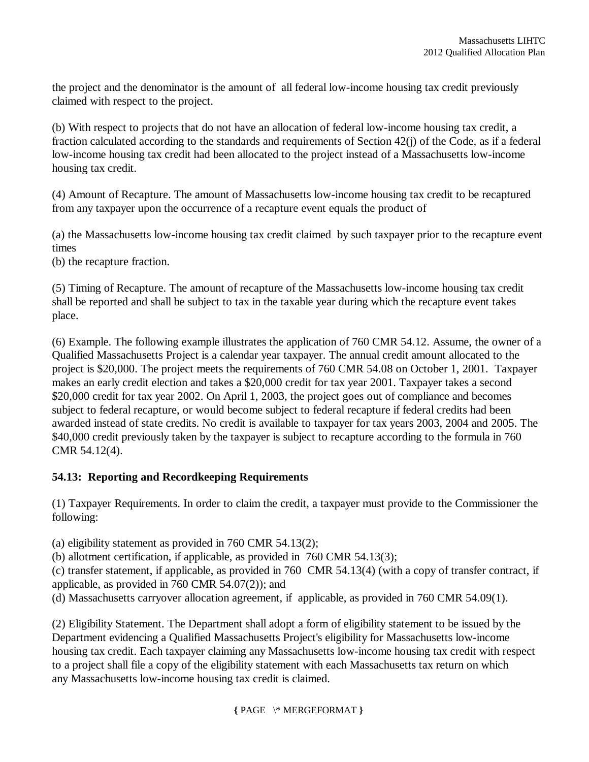the project and the denominator is the amount of all federal low-income housing tax credit previously claimed with respect to the project.

(b) With respect to projects that do not have an allocation of federal low-income housing tax credit, a fraction calculated according to the standards and requirements of Section 42(j) of the Code, as if a federal low-income housing tax credit had been allocated to the project instead of a Massachusetts low-income housing tax credit.

(4) Amount of Recapture. The amount of Massachusetts low-income housing tax credit to be recaptured from any taxpayer upon the occurrence of a recapture event equals the product of

(a) the Massachusetts low-income housing tax credit claimed by such taxpayer prior to the recapture event times
(b) the recapture fraction.

(5) Timing of Recapture. The amount of recapture of the Massachusetts low-income housing tax credit shall be reported and shall be subject to tax in the taxable year during which the recapture event takes place.

(6) Example. The following example illustrates the application of 760 CMR 54.12. Assume, the owner of a Qualified Massachusetts Project is a calendar year taxpayer. The annual credit amount allocated to the project is $20,000. The project meets the requirements of 760 CMR 54.08 on October 1, 2001. Taxpayer makes an early credit election and takes a $20,000 credit for tax year 2001. Taxpayer takes a second $20,000 credit for tax year 2002. On April 1, 2003, the project goes out of compliance and becomes subject to federal recapture, or would become subject to federal recapture if federal credits had been awarded instead of state credits. No credit is available to taxpayer for tax years 2003, 2004 and 2005. The $40,000 credit previously taken by the taxpayer is subject to recapture according to the formula in 760 CMR 54.12(4).

### 54.13: Reporting and Recordkeeping Requirements

(1) Taxpayer Requirements. In order to claim the credit, a taxpayer must provide to the Commissioner the following:

(a) eligibility statement as provided in 760 CMR 54.13(2);
(b) allotment certification, if applicable, as provided in 760 CMR 54.13(3);
(c) transfer statement, if applicable, as provided in 760 CMR 54.13(4) (with a copy of transfer contract, if applicable, as provided in 760 CMR 54.07(2)); and
(d) Massachusetts carryover allocation agreement, if applicable, as provided in 760 CMR 54.09(1).

(2) Eligibility Statement. The Department shall adopt a form of eligibility statement to be issued by the Department evidencing a Qualified Massachusetts Project's eligibility for Massachusetts low-income housing tax credit. Each taxpayer claiming any Massachusetts low-income housing tax credit with respect to a project shall file a copy of the eligibility statement with each Massachusetts tax return on which any Massachusetts low-income housing tax credit is claimed.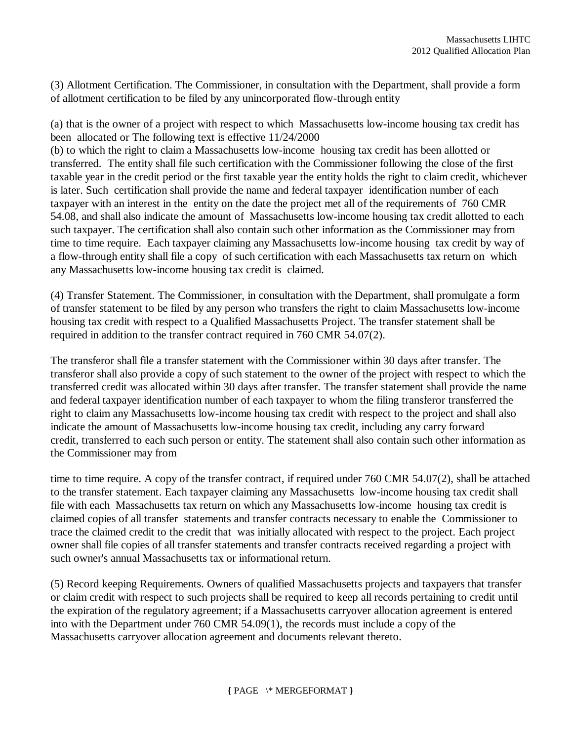(3) Allotment Certification. The Commissioner, in consultation with the Department, shall provide a form of allotment certification to be filed by any unincorporated flow-through entity

(a) that is the owner of a project with respect to which Massachusetts low-income housing tax credit has been allocated or The following text is effective 11/24/2000
(b) to which the right to claim a Massachusetts low-income housing tax credit has been allotted or transferred. The entity shall file such certification with the Commissioner following the close of the first taxable year in the credit period or the first taxable year the entity holds the right to claim credit, whichever is later. Such certification shall provide the name and federal taxpayer identification number of each taxpayer with an interest in the entity on the date the project met all of the requirements of 760 CMR 54.08, and shall also indicate the amount of Massachusetts low-income housing tax credit allotted to each such taxpayer. The certification shall also contain such other information as the Commissioner may from time to time require. Each taxpayer claiming any Massachusetts low-income housing tax credit by way of a flow-through entity shall file a copy of such certification with each Massachusetts tax return on which any Massachusetts low-income housing tax credit is claimed.

(4) Transfer Statement. The Commissioner, in consultation with the Department, shall promulgate a form of transfer statement to be filed by any person who transfers the right to claim Massachusetts low-income housing tax credit with respect to a Qualified Massachusetts Project. The transfer statement shall be required in addition to the transfer contract required in 760 CMR 54.07(2).

The transferor shall file a transfer statement with the Commissioner within 30 days after transfer. The transferor shall also provide a copy of such statement to the owner of the project with respect to which the transferred credit was allocated within 30 days after transfer. The transfer statement shall provide the name and federal taxpayer identification number of each taxpayer to whom the filing transferor transferred the right to claim any Massachusetts low-income housing tax credit with respect to the project and shall also indicate the amount of Massachusetts low-income housing tax credit, including any carry forward credit, transferred to each such person or entity. The statement shall also contain such other information as the Commissioner may from time to time require. A copy of the transfer contract, if required under 760 CMR 54.07(2), shall be attached to the transfer statement. Each taxpayer claiming any Massachusetts low-income housing tax credit shall file with each Massachusetts tax return on which any Massachusetts low-income housing tax credit is claimed copies of all transfer statements and transfer contracts necessary to enable the Commissioner to trace the claimed credit to the credit that was initially allocated with respect to the project. Each project owner shall file copies of all transfer statements and transfer contracts received regarding a project with such owner's annual Massachusetts tax or informational return.

(5) Record keeping Requirements. Owners of qualified Massachusetts projects and taxpayers that transfer or claim credit with respect to such projects shall be required to keep all records pertaining to credit until the expiration of the regulatory agreement; if a Massachusetts carryover allocation agreement is entered into with the Department under 760 CMR 54.09(1), the records must include a copy of the Massachusetts carryover allocation agreement and documents relevant thereto.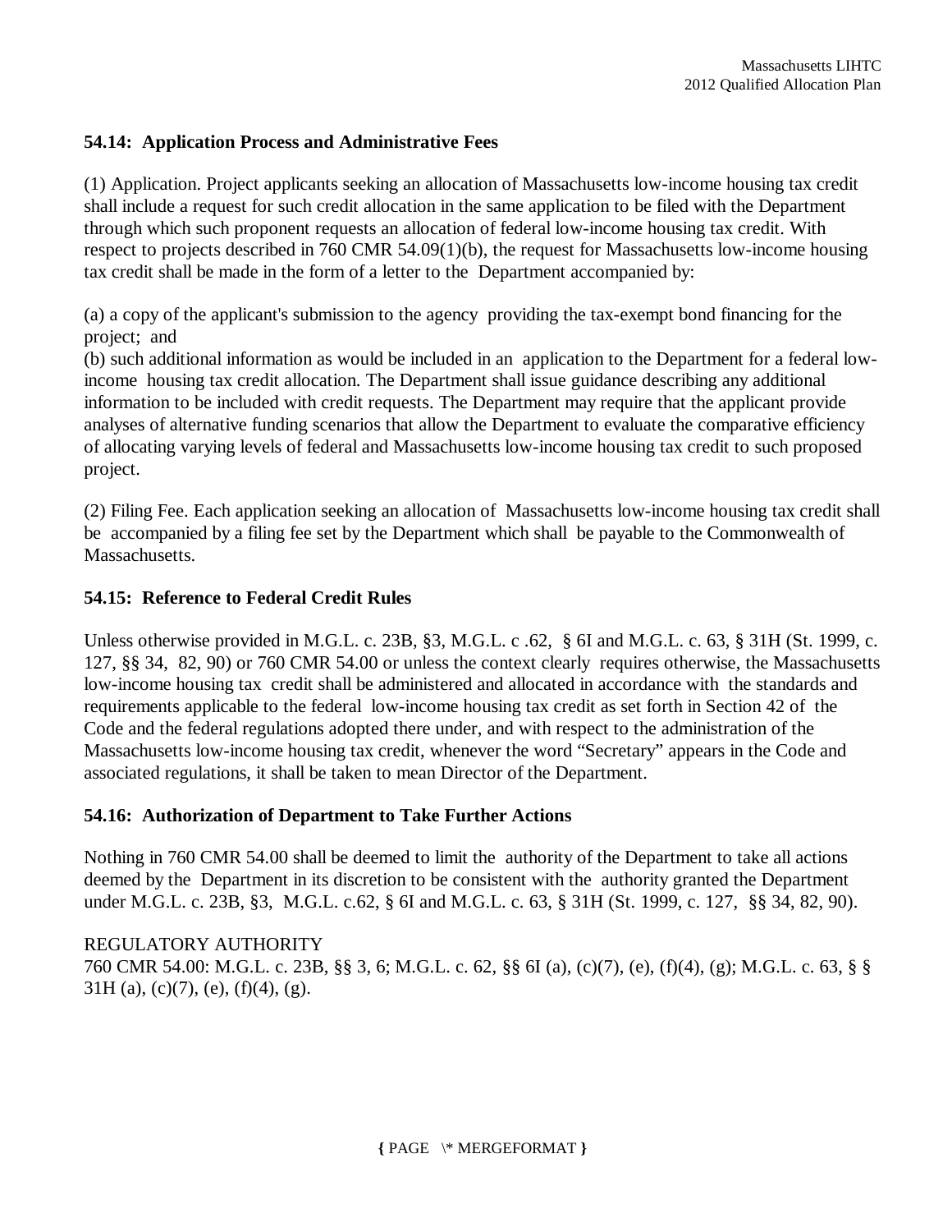## 54.14: Application Process and Administrative Fees

(1) Application. Project applicants seeking an allocation of Massachusetts low-income housing tax credit shall include a request for such credit allocation in the same application to be filed with the Department through which such proponent requests an allocation of federal low-income housing tax credit. With respect to projects described in 760 CMR 54.09(1)(b), the request for Massachusetts low-income housing tax credit shall be made in the form of a letter to the Department accompanied by:

(a) a copy of the applicant's submission to the agency providing the tax-exempt bond financing for the project; and
(b) such additional information as would be included in an application to the Department for a federal low-income housing tax credit allocation. The Department shall issue guidance describing any additional information to be included with credit requests. The Department may require that the applicant provide analyses of alternative funding scenarios that allow the Department to evaluate the comparative efficiency of allocating varying levels of federal and Massachusetts low-income housing tax credit to such proposed project.

(2) Filing Fee. Each application seeking an allocation of Massachusetts low-income housing tax credit shall be accompanied by a filing fee set by the Department which shall be payable to the Commonwealth of Massachusetts.

## 54.15: Reference to Federal Credit Rules

Unless otherwise provided in M.G.L. c. 23B, §3, M.G.L. c .62, § 6I and M.G.L. c. 63, § 31H (St. 1999, c. 127, §§ 34, 82, 90) or 760 CMR 54.00 or unless the context clearly requires otherwise, the Massachusetts low-income housing tax credit shall be administered and allocated in accordance with the standards and requirements applicable to the federal low-income housing tax credit as set forth in Section 42 of the Code and the federal regulations adopted there under, and with respect to the administration of the Massachusetts low-income housing tax credit, whenever the word "Secretary" appears in the Code and associated regulations, it shall be taken to mean Director of the Department.

## 54.16: Authorization of Department to Take Further Actions

Nothing in 760 CMR 54.00 shall be deemed to limit the authority of the Department to take all actions deemed by the Department in its discretion to be consistent with the authority granted the Department under M.G.L. c. 23B, §3, M.G.L. c.62, § 6I and M.G.L. c. 63, § 31H (St. 1999, c. 127, §§ 34, 82, 90).

REGULATORY AUTHORITY
760 CMR 54.00: M.G.L. c. 23B, §§ 3, 6; M.G.L. c. 62, §§ 6I (a), (c)(7), (e), (f)(4), (g); M.G.L. c. 63, § § 31H (a), (c)(7), (e), (f)(4), (g).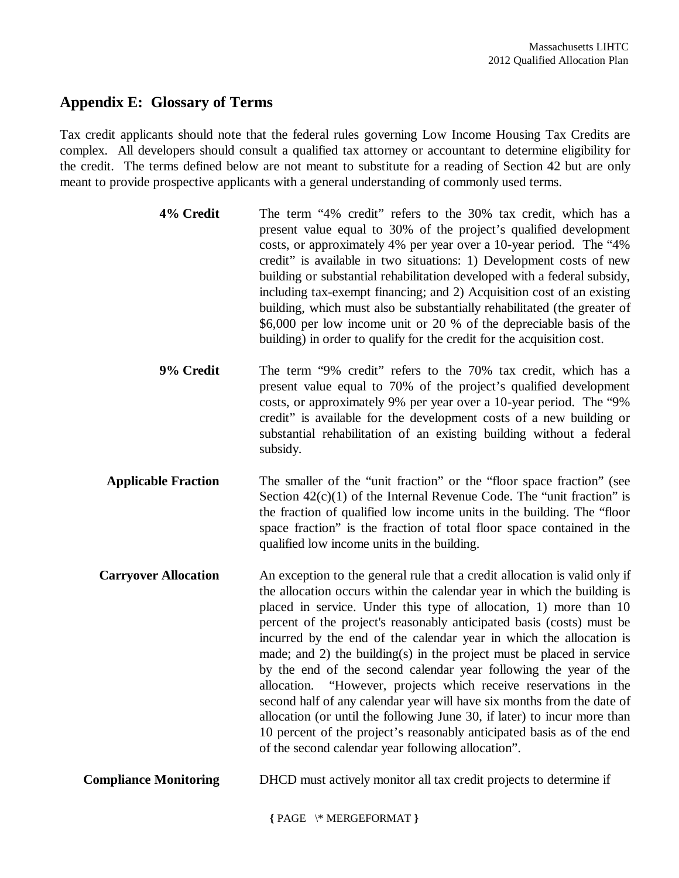## Appendix E: Glossary of Terms

Tax credit applicants should note that the federal rules governing Low Income Housing Tax Credits are complex. All developers should consult a qualified tax attorney or accountant to determine eligibility for the credit. The terms defined below are not meant to substitute for a reading of Section 42 but are only meant to provide prospective applicants with a general understanding of commonly used terms.

**4% Credit** — The term "4% credit" refers to the 30% tax credit, which has a present value equal to 30% of the project's qualified development costs, or approximately 4% per year over a 10-year period. The "4% credit" is available in two situations: 1) Development costs of new building or substantial rehabilitation developed with a federal subsidy, including tax-exempt financing; and 2) Acquisition cost of an existing building, which must also be substantially rehabilitated (the greater of \$6,000 per low income unit or 20 % of the depreciable basis of the building) in order to qualify for the credit for the acquisition cost.

**9% Credit** — The term "9% credit" refers to the 70% tax credit, which has a present value equal to 70% of the project's qualified development costs, or approximately 9% per year over a 10-year period. The "9% credit" is available for the development costs of a new building or substantial rehabilitation of an existing building without a federal subsidy.

**Applicable Fraction** — The smaller of the "unit fraction" or the "floor space fraction" (see Section 42(c)(1) of the Internal Revenue Code. The "unit fraction" is the fraction of qualified low income units in the building. The "floor space fraction" is the fraction of total floor space contained in the qualified low income units in the building.

**Carryover Allocation** — An exception to the general rule that a credit allocation is valid only if the allocation occurs within the calendar year in which the building is placed in service. Under this type of allocation, 1) more than 10 percent of the project's reasonably anticipated basis (costs) must be incurred by the end of the calendar year in which the allocation is made; and 2) the building(s) in the project must be placed in service by the end of the second calendar year following the year of the allocation. "However, projects which receive reservations in the second half of any calendar year will have six months from the date of allocation (or until the following June 30, if later) to incur more than 10 percent of the project's reasonably anticipated basis as of the end of the second calendar year following allocation".

**Compliance Monitoring** — DHCD must actively monitor all tax credit projects to determine if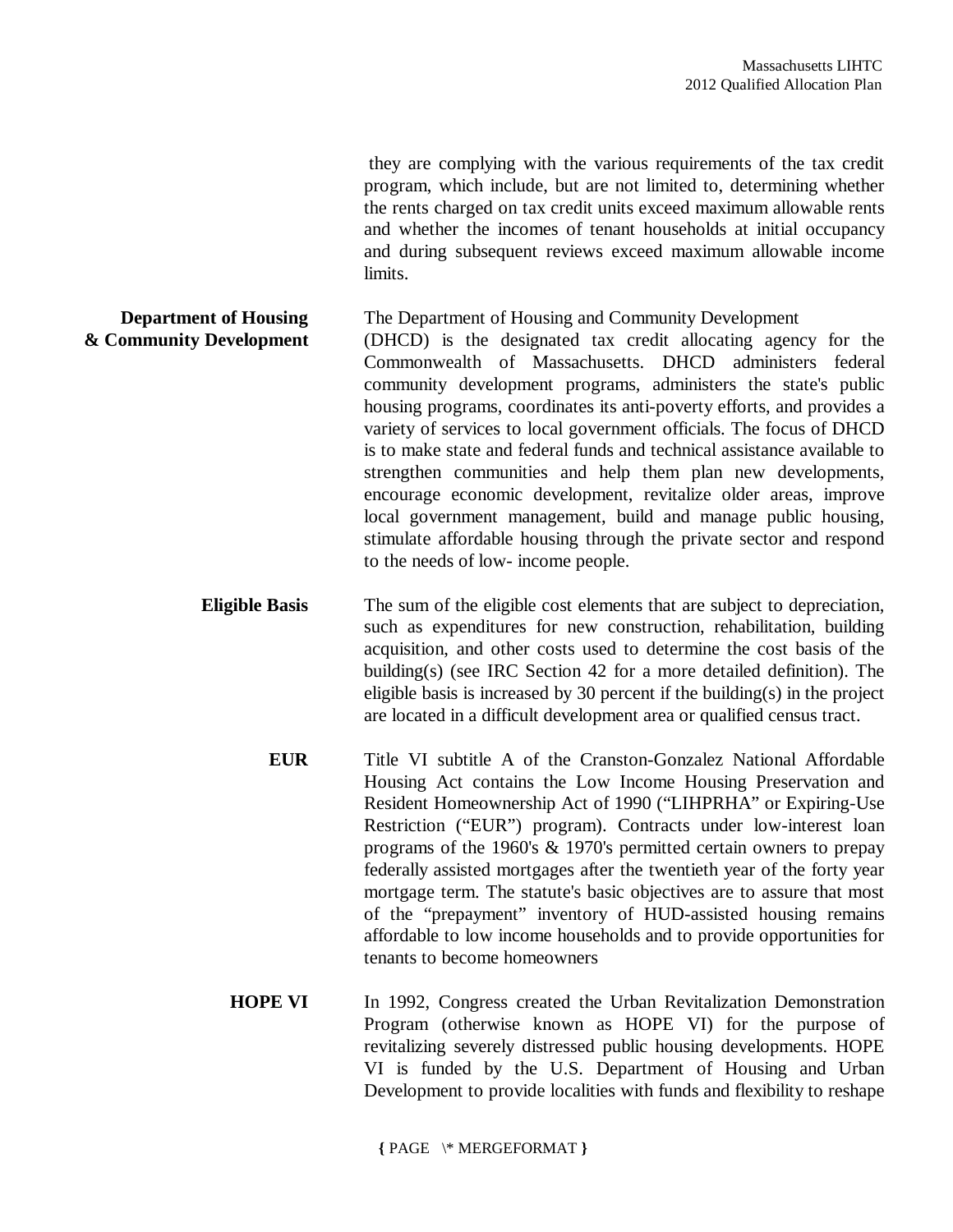they are complying with the various requirements of the tax credit program, which include, but are not limited to, determining whether the rents charged on tax credit units exceed maximum allowable rents and whether the incomes of tenant households at initial occupancy and during subsequent reviews exceed maximum allowable income limits.

**Department of Housing & Community Development**

The Department of Housing and Community Development (DHCD) is the designated tax credit allocating agency for the Commonwealth of Massachusetts. DHCD administers federal community development programs, administers the state's public housing programs, coordinates its anti-poverty efforts, and provides a variety of services to local government officials. The focus of DHCD is to make state and federal funds and technical assistance available to strengthen communities and help them plan new developments, encourage economic development, revitalize older areas, improve local government management, build and manage public housing, stimulate affordable housing through the private sector and respond to the needs of low- income people.

**Eligible Basis**

The sum of the eligible cost elements that are subject to depreciation, such as expenditures for new construction, rehabilitation, building acquisition, and other costs used to determine the cost basis of the building(s) (see IRC Section 42 for a more detailed definition). The eligible basis is increased by 30 percent if the building(s) in the project are located in a difficult development area or qualified census tract.

**EUR**

Title VI subtitle A of the Cranston-Gonzalez National Affordable Housing Act contains the Low Income Housing Preservation and Resident Homeownership Act of 1990 ("LIHPRHA" or Expiring-Use Restriction ("EUR") program). Contracts under low-interest loan programs of the 1960's & 1970's permitted certain owners to prepay federally assisted mortgages after the twentieth year of the forty year mortgage term. The statute's basic objectives are to assure that most of the "prepayment" inventory of HUD-assisted housing remains affordable to low income households and to provide opportunities for tenants to become homeowners

**HOPE VI**

In 1992, Congress created the Urban Revitalization Demonstration Program (otherwise known as HOPE VI) for the purpose of revitalizing severely distressed public housing developments. HOPE VI is funded by the U.S. Department of Housing and Urban Development to provide localities with funds and flexibility to reshape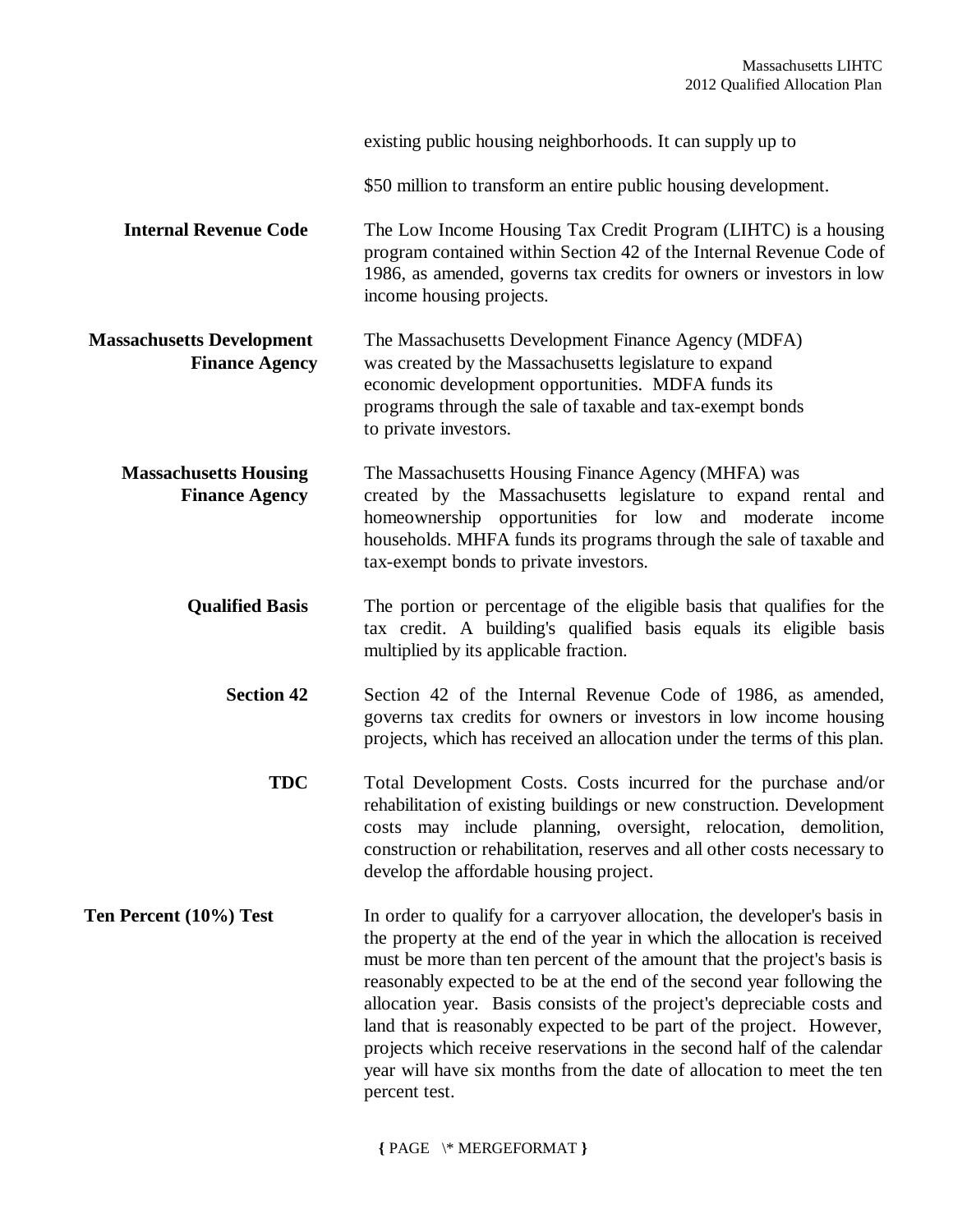existing public housing neighborhoods. It can supply up to

$50 million to transform an entire public housing development.

**Internal Revenue Code** — The Low Income Housing Tax Credit Program (LIHTC) is a housing program contained within Section 42 of the Internal Revenue Code of 1986, as amended, governs tax credits for owners or investors in low income housing projects.

**Massachusetts Development Finance Agency** — The Massachusetts Development Finance Agency (MDFA) was created by the Massachusetts legislature to expand economic development opportunities. MDFA funds its programs through the sale of taxable and tax-exempt bonds to private investors.

**Massachusetts Housing Finance Agency** — The Massachusetts Housing Finance Agency (MHFA) was created by the Massachusetts legislature to expand rental and homeownership opportunities for low and moderate income households. MHFA funds its programs through the sale of taxable and tax-exempt bonds to private investors.

**Qualified Basis** — The portion or percentage of the eligible basis that qualifies for the tax credit. A building's qualified basis equals its eligible basis multiplied by its applicable fraction.

**Section 42** — Section 42 of the Internal Revenue Code of 1986, as amended, governs tax credits for owners or investors in low income housing projects, which has received an allocation under the terms of this plan.

**TDC** — Total Development Costs. Costs incurred for the purchase and/or rehabilitation of existing buildings or new construction. Development costs may include planning, oversight, relocation, demolition, construction or rehabilitation, reserves and all other costs necessary to develop the affordable housing project.

**Ten Percent (10%) Test** — In order to qualify for a carryover allocation, the developer's basis in the property at the end of the year in which the allocation is received must be more than ten percent of the amount that the project's basis is reasonably expected to be at the end of the second year following the allocation year. Basis consists of the project's depreciable costs and land that is reasonably expected to be part of the project. However, projects which receive reservations in the second half of the calendar year will have six months from the date of allocation to meet the ten percent test.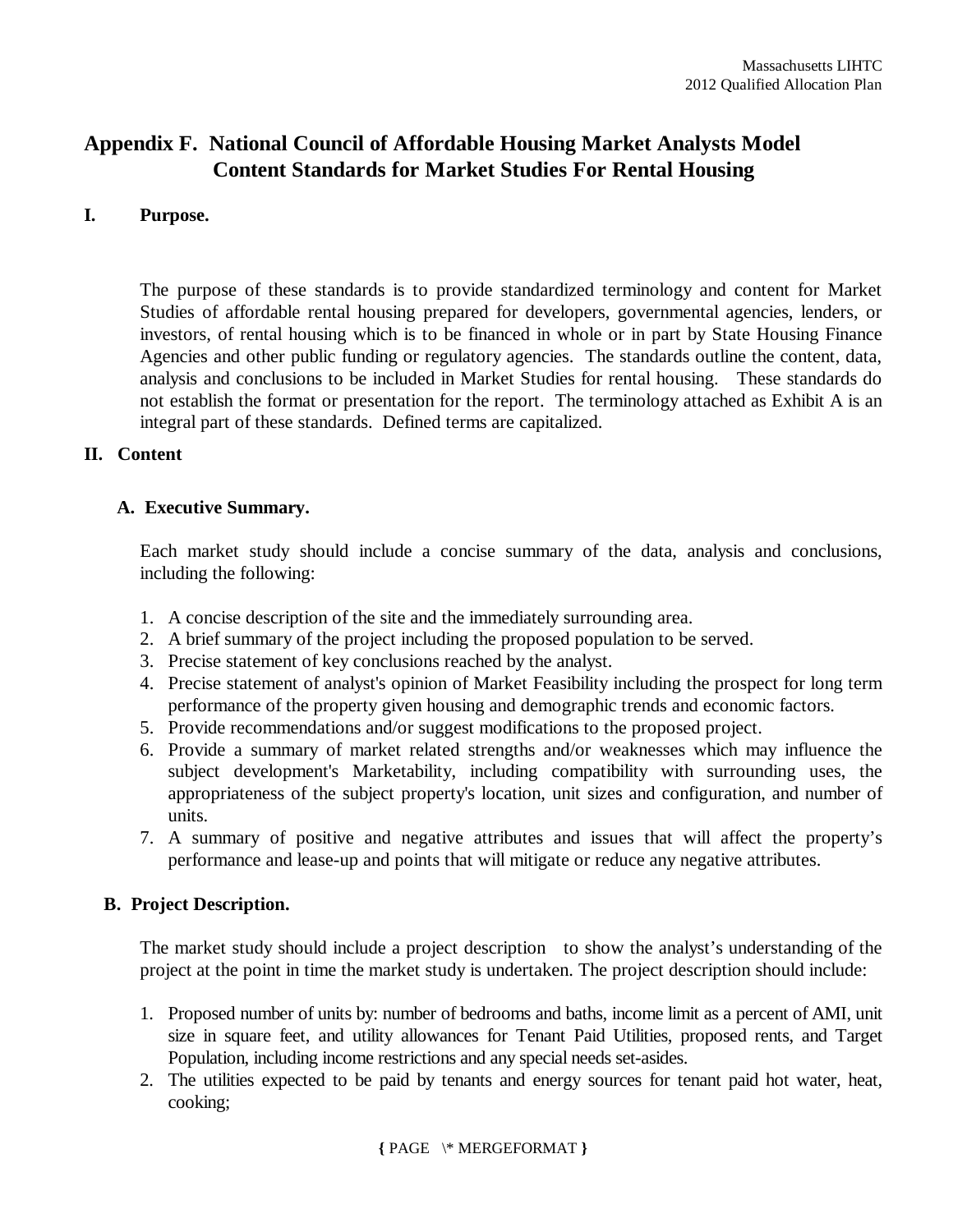# Appendix F. National Council of Affordable Housing Market Analysts Model Content Standards for Market Studies For Rental Housing

## I. Purpose.

The purpose of these standards is to provide standardized terminology and content for Market Studies of affordable rental housing prepared for developers, governmental agencies, lenders, or investors, of rental housing which is to be financed in whole or in part by State Housing Finance Agencies and other public funding or regulatory agencies. The standards outline the content, data, analysis and conclusions to be included in Market Studies for rental housing. These standards do not establish the format or presentation for the report. The terminology attached as Exhibit A is an integral part of these standards. Defined terms are capitalized.

## II. Content

### A. Executive Summary.

Each market study should include a concise summary of the data, analysis and conclusions, including the following:

1. A concise description of the site and the immediately surrounding area.
2. A brief summary of the project including the proposed population to be served.
3. Precise statement of key conclusions reached by the analyst.
4. Precise statement of analyst's opinion of Market Feasibility including the prospect for long term performance of the property given housing and demographic trends and economic factors.
5. Provide recommendations and/or suggest modifications to the proposed project.
6. Provide a summary of market related strengths and/or weaknesses which may influence the subject development's Marketability, including compatibility with surrounding uses, the appropriateness of the subject property's location, unit sizes and configuration, and number of units.
7. A summary of positive and negative attributes and issues that will affect the property's performance and lease-up and points that will mitigate or reduce any negative attributes.

### B. Project Description.

The market study should include a project description to show the analyst's understanding of the project at the point in time the market study is undertaken. The project description should include:

1. Proposed number of units by: number of bedrooms and baths, income limit as a percent of AMI, unit size in square feet, and utility allowances for Tenant Paid Utilities, proposed rents, and Target Population, including income restrictions and any special needs set-asides.
2. The utilities expected to be paid by tenants and energy sources for tenant paid hot water, heat, cooking;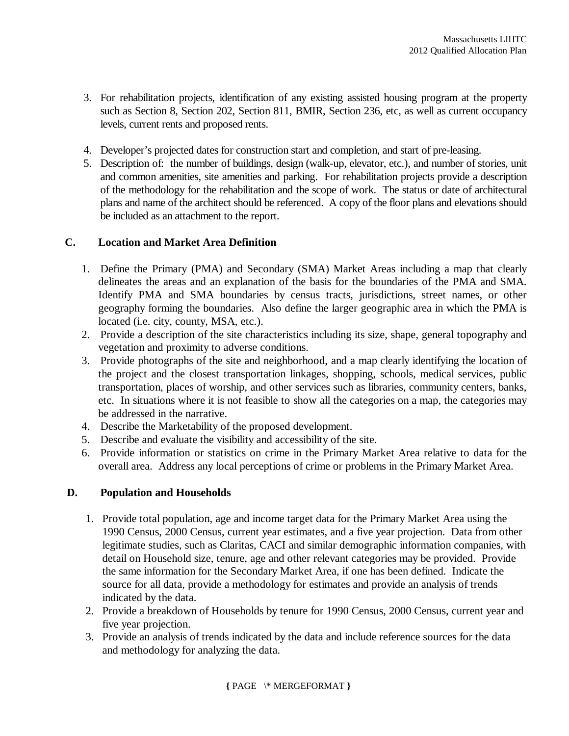3. For rehabilitation projects, identification of any existing assisted housing program at the property such as Section 8, Section 202, Section 811, BMIR, Section 236, etc, as well as current occupancy levels, current rents and proposed rents.

4. Developer's projected dates for construction start and completion, and start of pre-leasing.
5. Description of: the number of buildings, design (walk-up, elevator, etc.), and number of stories, unit and common amenities, site amenities and parking. For rehabilitation projects provide a description of the methodology for the rehabilitation and the scope of work. The status or date of architectural plans and name of the architect should be referenced. A copy of the floor plans and elevations should be included as an attachment to the report.

### C. Location and Market Area Definition

1. Define the Primary (PMA) and Secondary (SMA) Market Areas including a map that clearly delineates the areas and an explanation of the basis for the boundaries of the PMA and SMA. Identify PMA and SMA boundaries by census tracts, jurisdictions, street names, or other geography forming the boundaries. Also define the larger geographic area in which the PMA is located (i.e. city, county, MSA, etc.).
2. Provide a description of the site characteristics including its size, shape, general topography and vegetation and proximity to adverse conditions.
3. Provide photographs of the site and neighborhood, and a map clearly identifying the location of the project and the closest transportation linkages, shopping, schools, medical services, public transportation, places of worship, and other services such as libraries, community centers, banks, etc. In situations where it is not feasible to show all the categories on a map, the categories may be addressed in the narrative.
4. Describe the Marketability of the proposed development.
5. Describe and evaluate the visibility and accessibility of the site.
6. Provide information or statistics on crime in the Primary Market Area relative to data for the overall area. Address any local perceptions of crime or problems in the Primary Market Area.

### D. Population and Households

1. Provide total population, age and income target data for the Primary Market Area using the 1990 Census, 2000 Census, current year estimates, and a five year projection. Data from other legitimate studies, such as Claritas, CACI and similar demographic information companies, with detail on Household size, tenure, age and other relevant categories may be provided. Provide the same information for the Secondary Market Area, if one has been defined. Indicate the source for all data, provide a methodology for estimates and provide an analysis of trends indicated by the data.
2. Provide a breakdown of Households by tenure for 1990 Census, 2000 Census, current year and five year projection.
3. Provide an analysis of trends indicated by the data and include reference sources for the data and methodology for analyzing the data.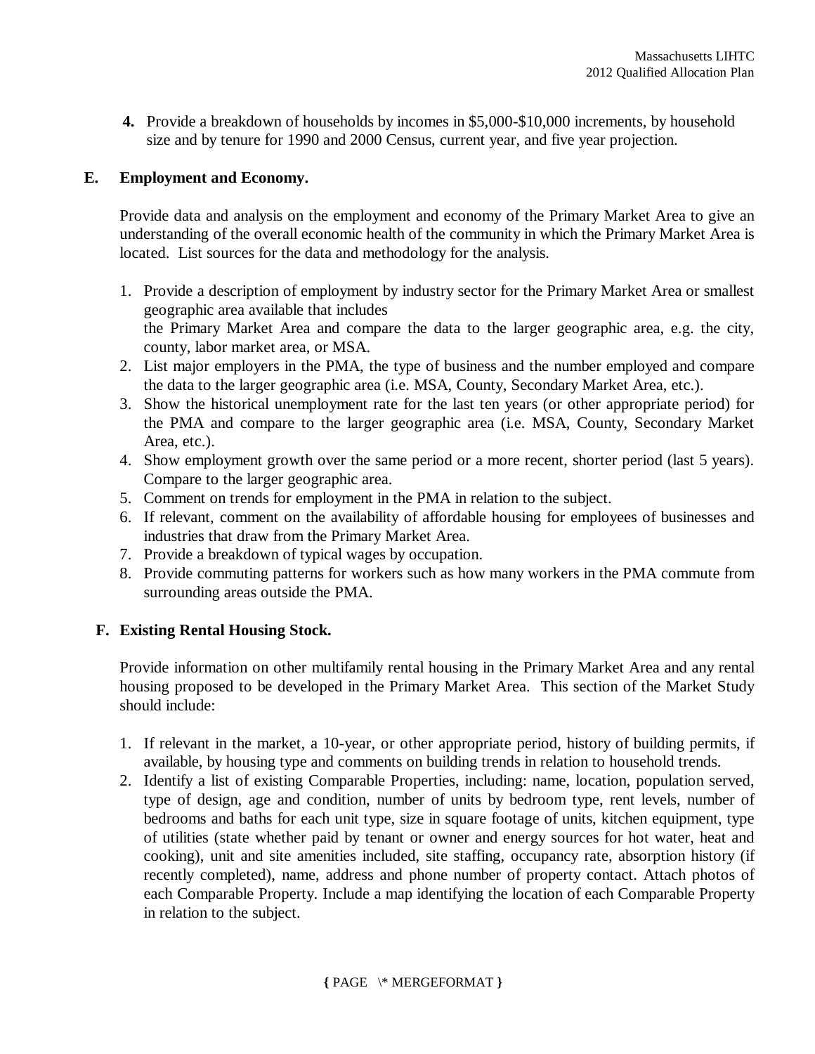4. Provide a breakdown of households by incomes in $5,000-$10,000 increments, by household size and by tenure for 1990 and 2000 Census, current year, and five year projection.

## E. Employment and Economy.

Provide data and analysis on the employment and economy of the Primary Market Area to give an understanding of the overall economic health of the community in which the Primary Market Area is located. List sources for the data and methodology for the analysis.

1. Provide a description of employment by industry sector for the Primary Market Area or smallest geographic area available that includes the Primary Market Area and compare the data to the larger geographic area, e.g. the city, county, labor market area, or MSA.
2. List major employers in the PMA, the type of business and the number employed and compare the data to the larger geographic area (i.e. MSA, County, Secondary Market Area, etc.).
3. Show the historical unemployment rate for the last ten years (or other appropriate period) for the PMA and compare to the larger geographic area (i.e. MSA, County, Secondary Market Area, etc.).
4. Show employment growth over the same period or a more recent, shorter period (last 5 years). Compare to the larger geographic area.
5. Comment on trends for employment in the PMA in relation to the subject.
6. If relevant, comment on the availability of affordable housing for employees of businesses and industries that draw from the Primary Market Area.
7. Provide a breakdown of typical wages by occupation.
8. Provide commuting patterns for workers such as how many workers in the PMA commute from surrounding areas outside the PMA.

## F. Existing Rental Housing Stock.

Provide information on other multifamily rental housing in the Primary Market Area and any rental housing proposed to be developed in the Primary Market Area. This section of the Market Study should include:

1. If relevant in the market, a 10-year, or other appropriate period, history of building permits, if available, by housing type and comments on building trends in relation to household trends.
2. Identify a list of existing Comparable Properties, including: name, location, population served, type of design, age and condition, number of units by bedroom type, rent levels, number of bedrooms and baths for each unit type, size in square footage of units, kitchen equipment, type of utilities (state whether paid by tenant or owner and energy sources for hot water, heat and cooking), unit and site amenities included, site staffing, occupancy rate, absorption history (if recently completed), name, address and phone number of property contact. Attach photos of each Comparable Property. Include a map identifying the location of each Comparable Property in relation to the subject.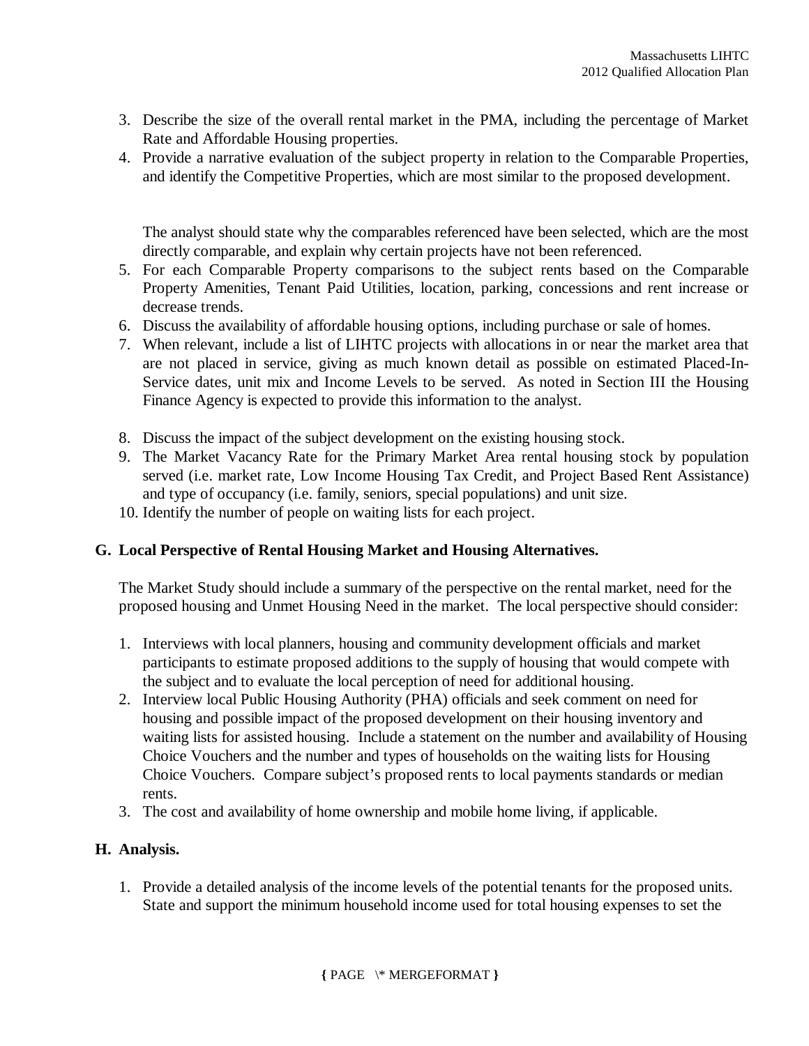3. Describe the size of the overall rental market in the PMA, including the percentage of Market Rate and Affordable Housing properties.
4. Provide a narrative evaluation of the subject property in relation to the Comparable Properties, and identify the Competitive Properties, which are most similar to the proposed development.

   The analyst should state why the comparables referenced have been selected, which are the most directly comparable, and explain why certain projects have not been referenced.
5. For each Comparable Property comparisons to the subject rents based on the Comparable Property Amenities, Tenant Paid Utilities, location, parking, concessions and rent increase or decrease trends.
6. Discuss the availability of affordable housing options, including purchase or sale of homes.
7. When relevant, include a list of LIHTC projects with allocations in or near the market area that are not placed in service, giving as much known detail as possible on estimated Placed-In-Service dates, unit mix and Income Levels to be served. As noted in Section III the Housing Finance Agency is expected to provide this information to the analyst.
8. Discuss the impact of the subject development on the existing housing stock.
9. The Market Vacancy Rate for the Primary Market Area rental housing stock by population served (i.e. market rate, Low Income Housing Tax Credit, and Project Based Rent Assistance) and type of occupancy (i.e. family, seniors, special populations) and unit size.
10. Identify the number of people on waiting lists for each project.

**G. Local Perspective of Rental Housing Market and Housing Alternatives.**

The Market Study should include a summary of the perspective on the rental market, need for the proposed housing and Unmet Housing Need in the market. The local perspective should consider:

1. Interviews with local planners, housing and community development officials and market participants to estimate proposed additions to the supply of housing that would compete with the subject and to evaluate the local perception of need for additional housing.
2. Interview local Public Housing Authority (PHA) officials and seek comment on need for housing and possible impact of the proposed development on their housing inventory and waiting lists for assisted housing. Include a statement on the number and availability of Housing Choice Vouchers and the number and types of households on the waiting lists for Housing Choice Vouchers. Compare subject's proposed rents to local payments standards or median rents.
3. The cost and availability of home ownership and mobile home living, if applicable.

**H. Analysis.**

1. Provide a detailed analysis of the income levels of the potential tenants for the proposed units. State and support the minimum household income used for total housing expenses to set the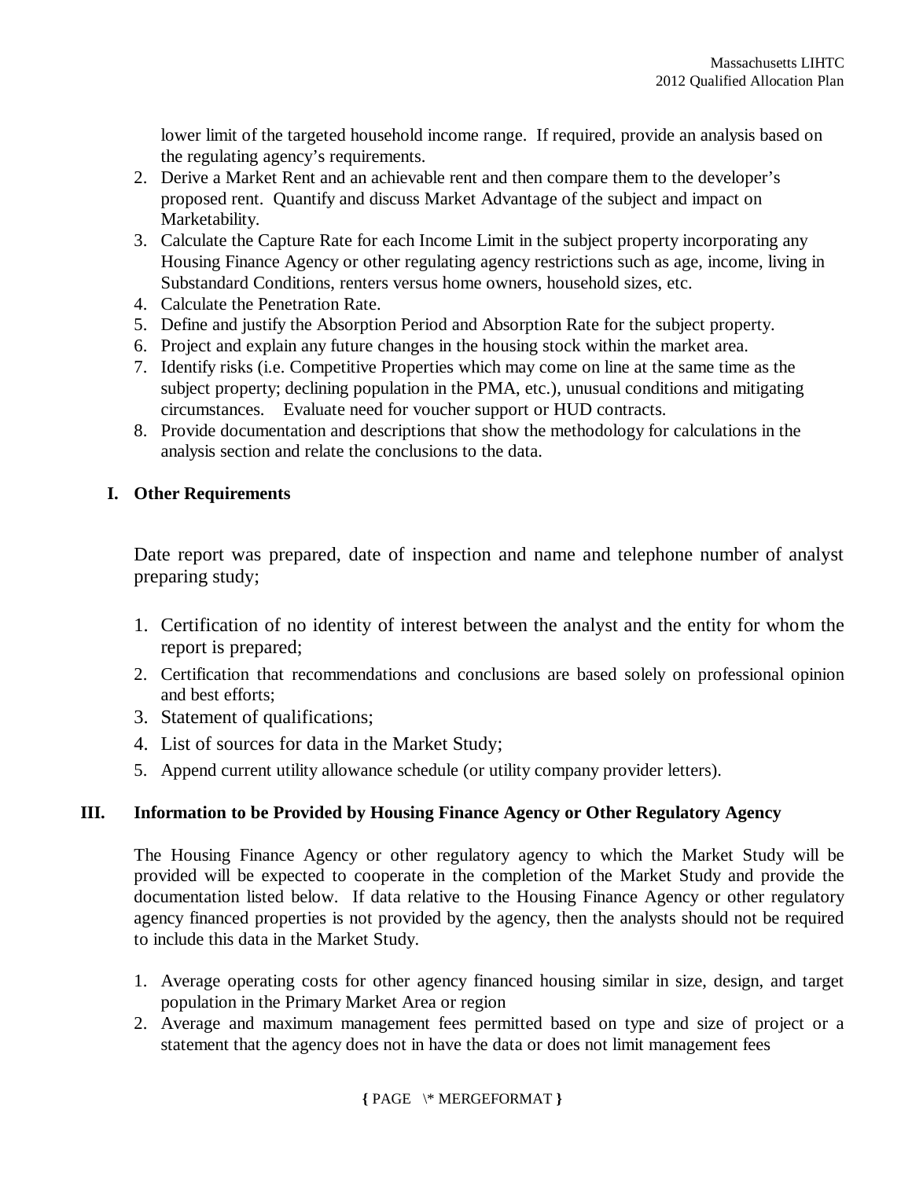lower limit of the targeted household income range. If required, provide an analysis based on the regulating agency's requirements.

2. Derive a Market Rent and an achievable rent and then compare them to the developer's proposed rent. Quantify and discuss Market Advantage of the subject and impact on Marketability.
3. Calculate the Capture Rate for each Income Limit in the subject property incorporating any Housing Finance Agency or other regulating agency restrictions such as age, income, living in Substandard Conditions, renters versus home owners, household sizes, etc.
4. Calculate the Penetration Rate.
5. Define and justify the Absorption Period and Absorption Rate for the subject property.
6. Project and explain any future changes in the housing stock within the market area.
7. Identify risks (i.e. Competitive Properties which may come on line at the same time as the subject property; declining population in the PMA, etc.), unusual conditions and mitigating circumstances. Evaluate need for voucher support or HUD contracts.
8. Provide documentation and descriptions that show the methodology for calculations in the analysis section and relate the conclusions to the data.

### I. Other Requirements

Date report was prepared, date of inspection and name and telephone number of analyst preparing study;

1. Certification of no identity of interest between the analyst and the entity for whom the report is prepared;
2. Certification that recommendations and conclusions are based solely on professional opinion and best efforts;
3. Statement of qualifications;
4. List of sources for data in the Market Study;
5. Append current utility allowance schedule (or utility company provider letters).

## III. Information to be Provided by Housing Finance Agency or Other Regulatory Agency

The Housing Finance Agency or other regulatory agency to which the Market Study will be provided will be expected to cooperate in the completion of the Market Study and provide the documentation listed below. If data relative to the Housing Finance Agency or other regulatory agency financed properties is not provided by the agency, then the analysts should not be required to include this data in the Market Study.

1. Average operating costs for other agency financed housing similar in size, design, and target population in the Primary Market Area or region
2. Average and maximum management fees permitted based on type and size of project or a statement that the agency does not in have the data or does not limit management fees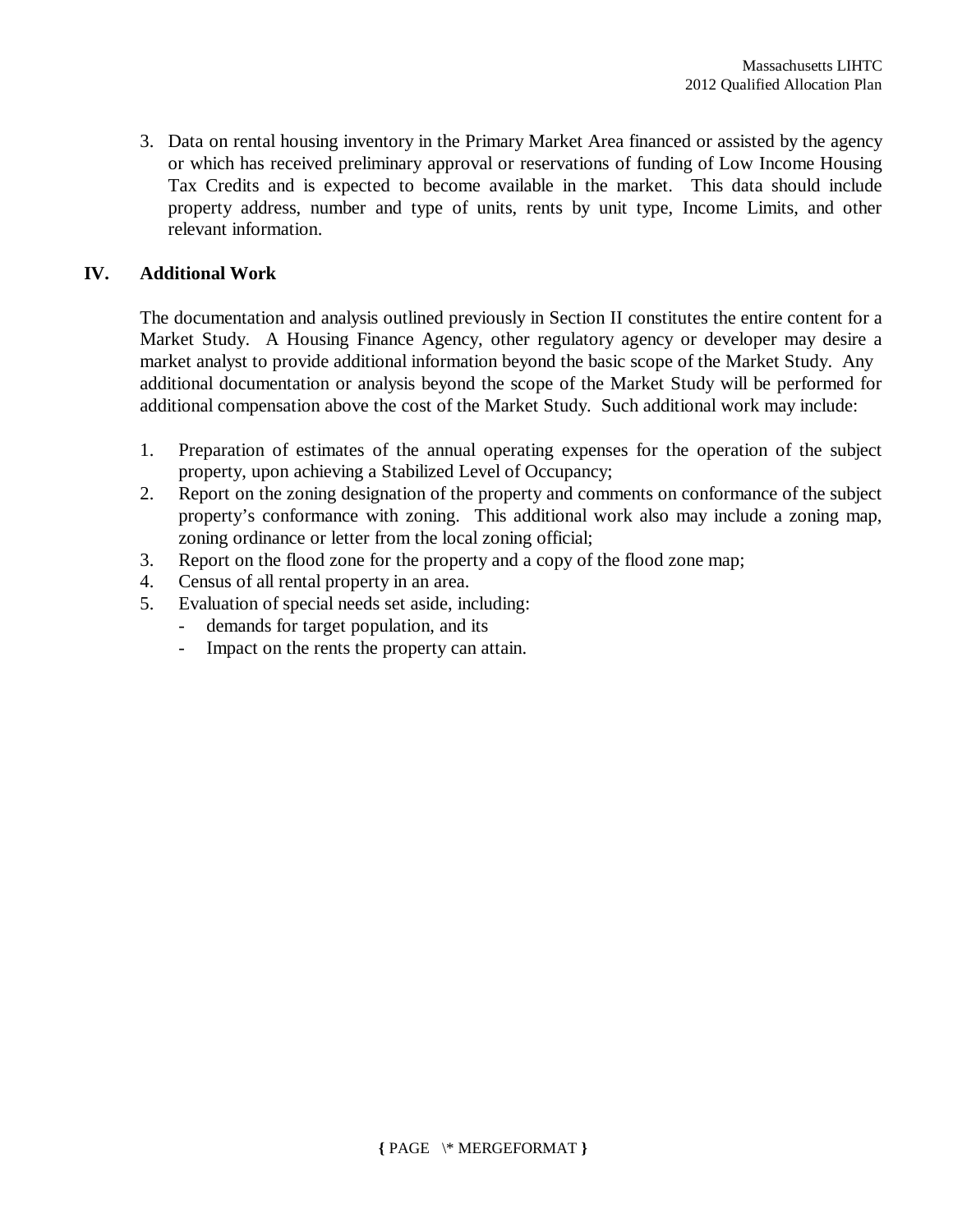3. Data on rental housing inventory in the Primary Market Area financed or assisted by the agency or which has received preliminary approval or reservations of funding of Low Income Housing Tax Credits and is expected to become available in the market. This data should include property address, number and type of units, rents by unit type, Income Limits, and other relevant information.

## IV. Additional Work

The documentation and analysis outlined previously in Section II constitutes the entire content for a Market Study. A Housing Finance Agency, other regulatory agency or developer may desire a market analyst to provide additional information beyond the basic scope of the Market Study. Any additional documentation or analysis beyond the scope of the Market Study will be performed for additional compensation above the cost of the Market Study. Such additional work may include:

1. Preparation of estimates of the annual operating expenses for the operation of the subject property, upon achieving a Stabilized Level of Occupancy;
2. Report on the zoning designation of the property and comments on conformance of the subject property's conformance with zoning. This additional work also may include a zoning map, zoning ordinance or letter from the local zoning official;
3. Report on the flood zone for the property and a copy of the flood zone map;
4. Census of all rental property in an area.
5. Evaluation of special needs set aside, including:
   - demands for target population, and its
   - Impact on the rents the property can attain.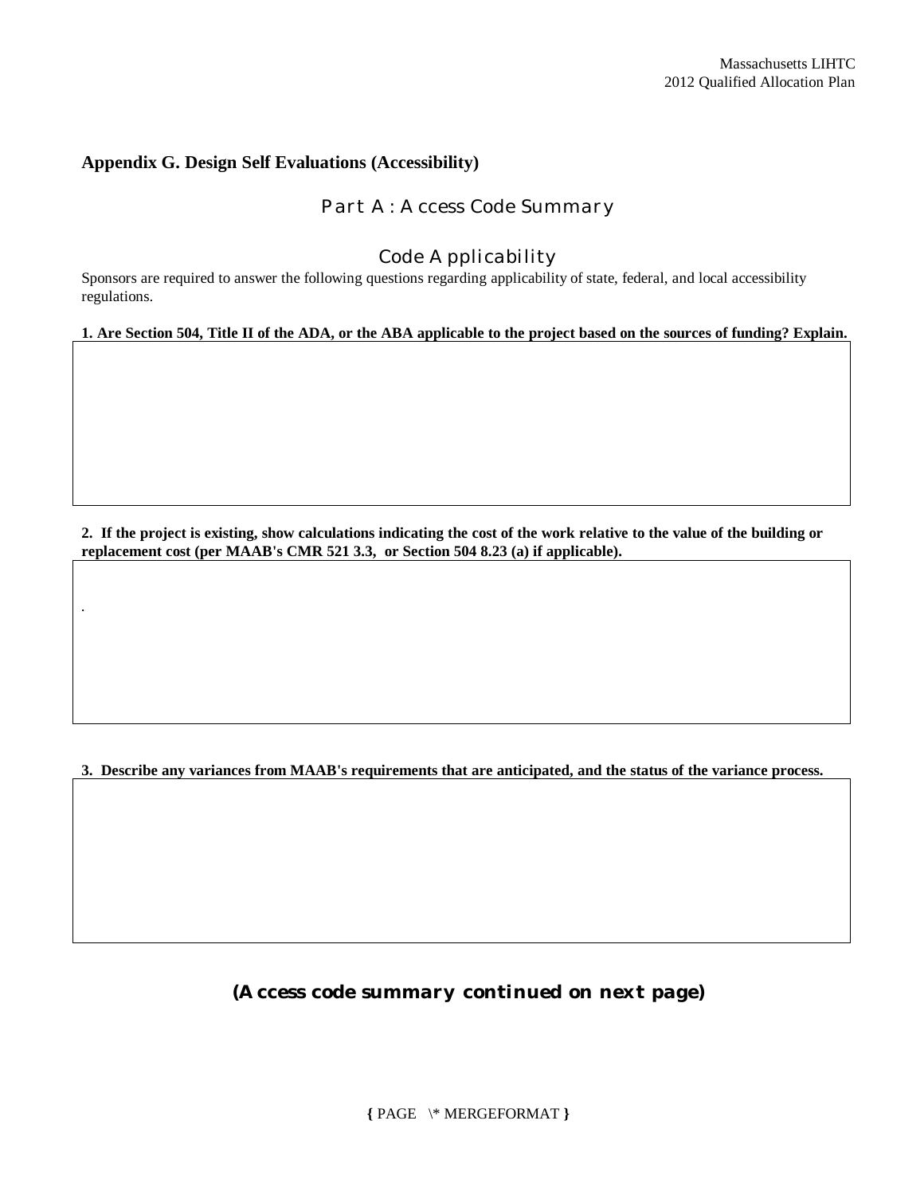## Appendix G. Design Self Evaluations (Accessibility)

### Part A: Access Code Summary

### Code Applicability

Sponsors are required to answer the following questions regarding applicability of state, federal, and local accessibility regulations.

**1. Are Section 504, Title II of the ADA, or the ABA applicable to the project based on the sources of funding? Explain.**

**2. If the project is existing, show calculations indicating the cost of the work relative to the value of the building or replacement cost (per MAAB's CMR 521 3.3, or Section 504 8.23 (a) if applicable).**

.

**3. Describe any variances from MAAB's requirements that are anticipated, and the status of the variance process.**

***(Access code summary continued on next page)***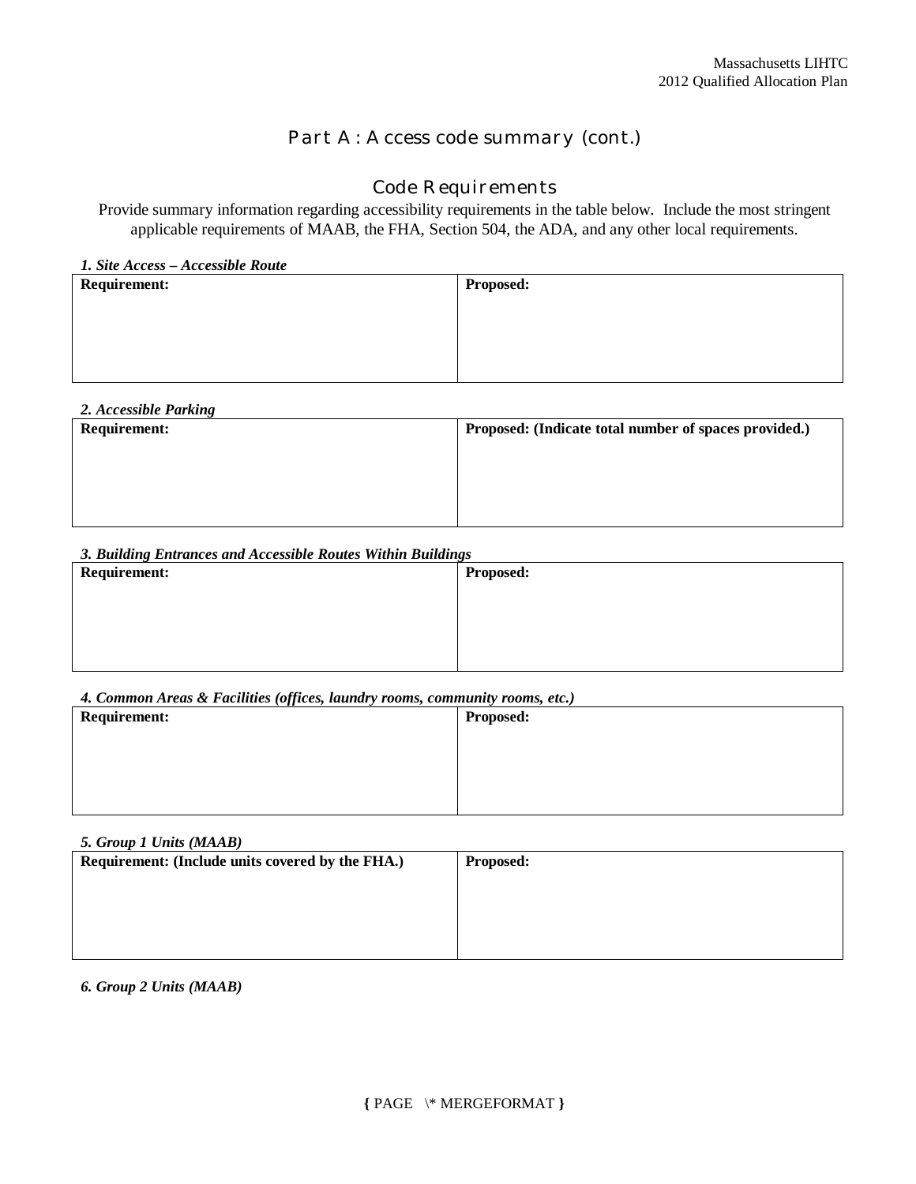## Part A: Access code summary (cont.)

### Code Requirements

Provide summary information regarding accessibility requirements in the table below. Include the most stringent applicable requirements of MAAB, the FHA, Section 504, the ADA, and any other local requirements.

***1. Site Access – Accessible Route***

| **Requirement:** | **Proposed:** |
|---|---|
| | |

***2. Accessible Parking***

| **Requirement:** | **Proposed: (Indicate total number of spaces provided.)** |
|---|---|
| | |

***3. Building Entrances and Accessible Routes Within Buildings***

| **Requirement:** | **Proposed:** |
|---|---|
| | |

***4. Common Areas & Facilities (offices, laundry rooms, community rooms, etc.)***

| **Requirement:** | **Proposed:** |
|---|---|
| | |

***5. Group 1 Units (MAAB)***

| **Requirement: (Include units covered by the FHA.)** | **Proposed:** |
|---|---|
| | |

***6. Group 2 Units (MAAB)***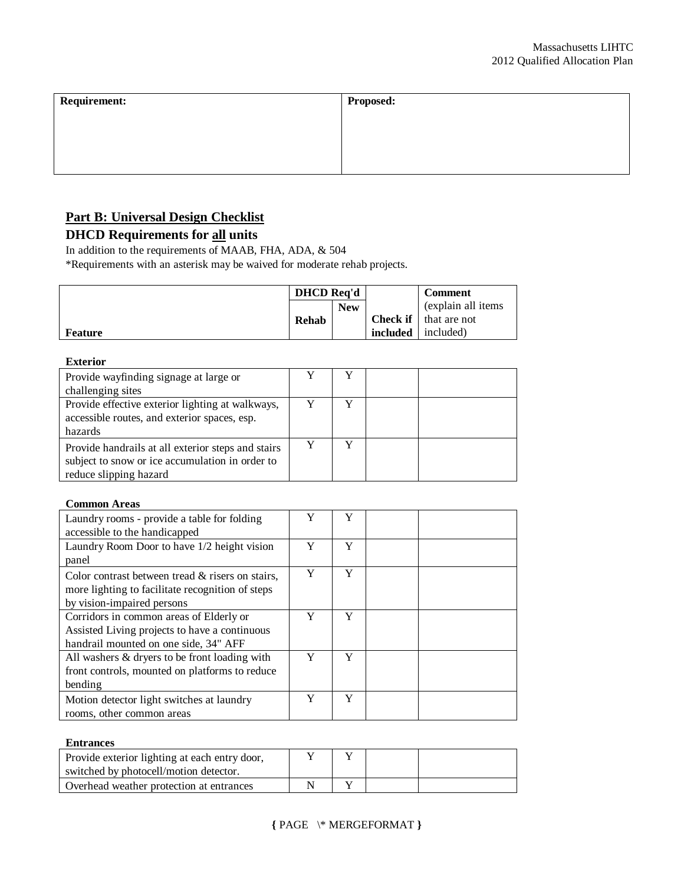| Requirement: | Proposed: |
| --- | --- |
| | |

## Part B: Universal Design Checklist

### DHCD Requirements for all units

In addition to the requirements of MAAB, FHA, ADA, & 504

*Requirements with an asterisk may be waived for moderate rehab projects.

| Feature | DHCD Req'd Rehab | DHCD Req'd New | Check if included | Comment (explain all items that are not included) |
| --- | --- | --- | --- | --- |
| **Exterior** | | | | |
| Provide wayfinding signage at large or challenging sites | Y | Y | | |
| Provide effective exterior lighting at walkways, accessible routes, and exterior spaces, esp. hazards | Y | Y | | |
| Provide handrails at all exterior steps and stairs subject to snow or ice accumulation in order to reduce slipping hazard | Y | Y | | |
| **Common Areas** | | | | |
| Laundry rooms - provide a table for folding accessible to the handicapped | Y | Y | | |
| Laundry Room Door to have 1/2 height vision panel | Y | Y | | |
| Color contrast between tread & risers on stairs, more lighting to facilitate recognition of steps by vision-impaired persons | Y | Y | | |
| Corridors in common areas of Elderly or Assisted Living projects to have a continuous handrail mounted on one side, 34" AFF | Y | Y | | |
| All washers & dryers to be front loading with front controls, mounted on platforms to reduce bending | Y | Y | | |
| Motion detector light switches at laundry rooms, other common areas | Y | Y | | |
| **Entrances** | | | | |
| Provide exterior lighting at each entry door, switched by photocell/motion detector. | Y | Y | | |
| Overhead weather protection at entrances | N | Y | | |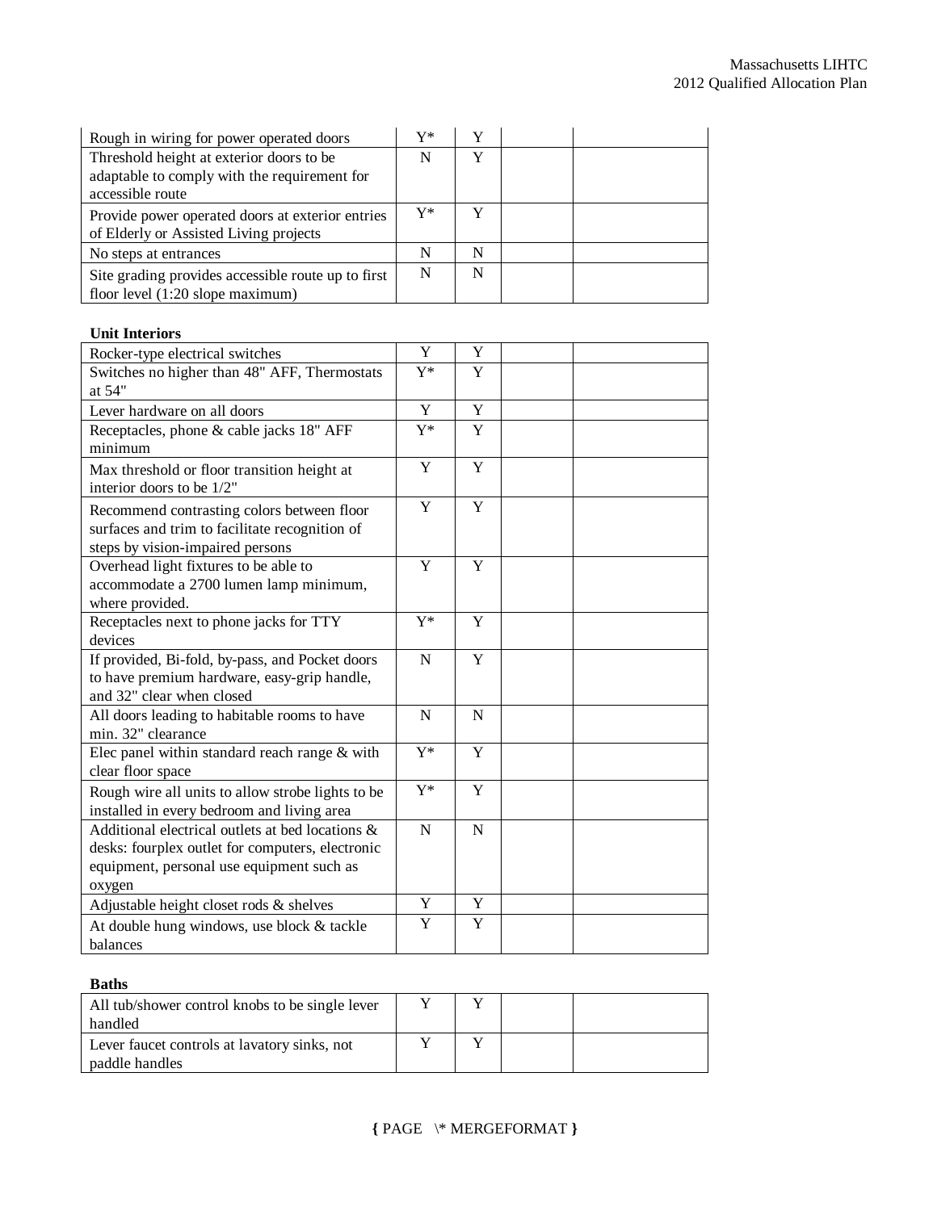| | | | | |
|---|---|---|---|---|
| Rough in wiring for power operated doors | Y* | Y | | |
| Threshold height at exterior doors to be adaptable to comply with the requirement for accessible route | N | Y | | |
| Provide power operated doors at exterior entries of Elderly or Assisted Living projects | Y* | Y | | |
| No steps at entrances | N | N | | |
| Site grading provides accessible route up to first floor level (1:20 slope maximum) | N | N | | |

**Unit Interiors**

| | | | | |
|---|---|---|---|---|
| Rocker-type electrical switches | Y | Y | | |
| Switches no higher than 48" AFF, Thermostats at 54" | Y* | Y | | |
| Lever hardware on all doors | Y | Y | | |
| Receptacles, phone & cable jacks 18" AFF minimum | Y* | Y | | |
| Max threshold or floor transition height at interior doors to be 1/2" | Y | Y | | |
| Recommend contrasting colors between floor surfaces and trim to facilitate recognition of steps by vision-impaired persons | Y | Y | | |
| Overhead light fixtures to be able to accommodate a 2700 lumen lamp minimum, where provided. | Y | Y | | |
| Receptacles next to phone jacks for TTY devices | Y* | Y | | |
| If provided, Bi-fold, by-pass, and Pocket doors to have premium hardware, easy-grip handle, and 32" clear when closed | N | Y | | |
| All doors leading to habitable rooms to have min. 32" clearance | N | N | | |
| Elec panel within standard reach range & with clear floor space | Y* | Y | | |
| Rough wire all units to allow strobe lights to be installed in every bedroom and living area | Y* | Y | | |
| Additional electrical outlets at bed locations & desks: fourplex outlet for computers, electronic equipment, personal use equipment such as oxygen | N | N | | |
| Adjustable height closet rods & shelves | Y | Y | | |
| At double hung windows, use block & tackle balances | Y | Y | | |

**Baths**

| | | | | |
|---|---|---|---|---|
| All tub/shower control knobs to be single lever handled | Y | Y | | |
| Lever faucet controls at lavatory sinks, not paddle handles | Y | Y | | |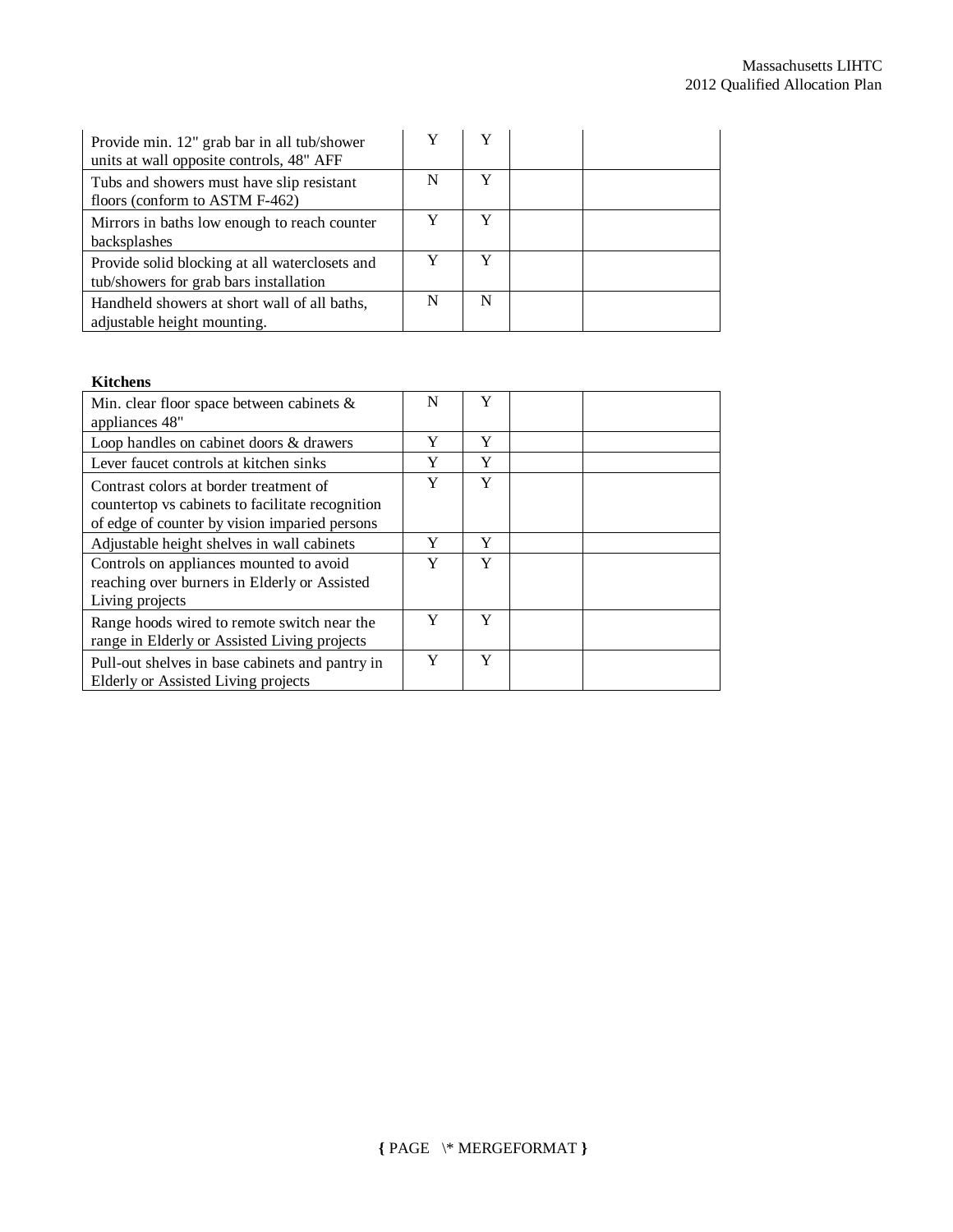| | | | | |
|---|---|---|---|---|
| Provide min. 12" grab bar in all tub/shower units at wall opposite controls, 48" AFF | Y | Y | | |
| Tubs and showers must have slip resistant floors (conform to ASTM F-462) | N | Y | | |
| Mirrors in baths low enough to reach counter backsplashes | Y | Y | | |
| Provide solid blocking at all waterclosets and tub/showers for grab bars installation | Y | Y | | |
| Handheld showers at short wall of all baths, adjustable height mounting. | N | N | | |

**Kitchens**

| | | | | |
|---|---|---|---|---|
| Min. clear floor space between cabinets & appliances 48" | N | Y | | |
| Loop handles on cabinet doors & drawers | Y | Y | | |
| Lever faucet controls at kitchen sinks | Y | Y | | |
| Contrast colors at border treatment of countertop vs cabinets to facilitate recognition of edge of counter by vision imparied persons | Y | Y | | |
| Adjustable height shelves in wall cabinets | Y | Y | | |
| Controls on appliances mounted to avoid reaching over burners in Elderly or Assisted Living projects | Y | Y | | |
| Range hoods wired to remote switch near the range in Elderly or Assisted Living projects | Y | Y | | |
| Pull-out shelves in base cabinets and pantry in Elderly or Assisted Living projects | Y | Y | | |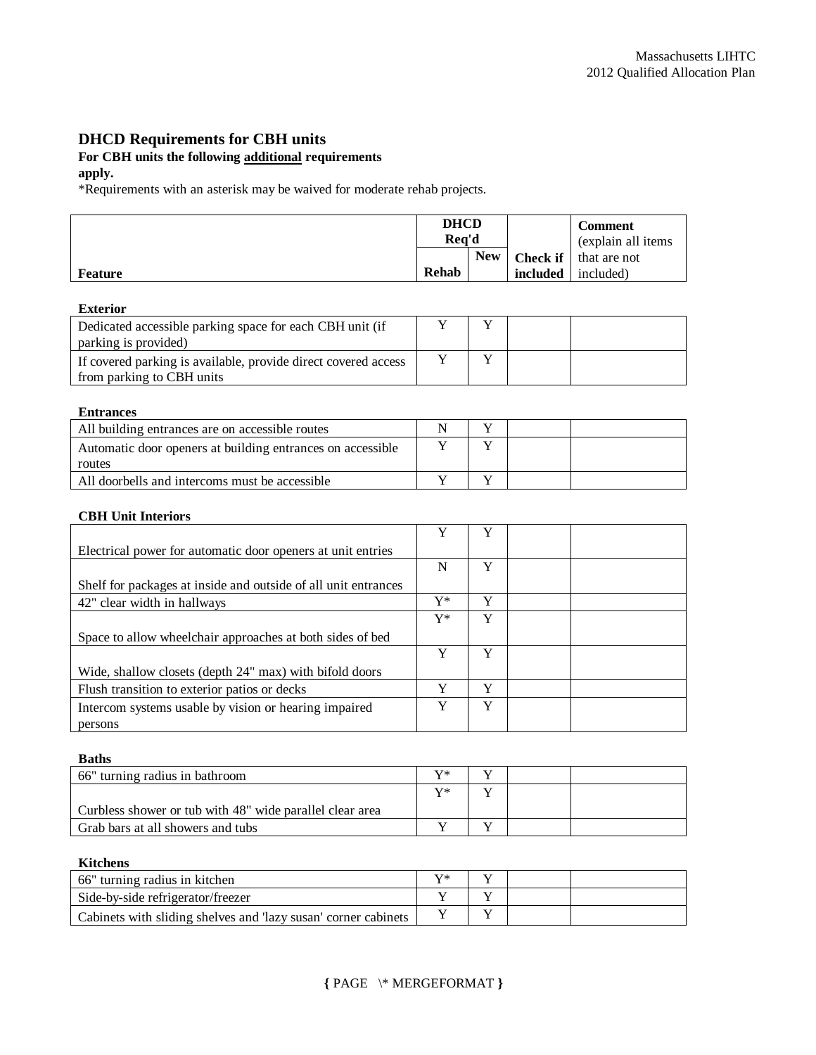## DHCD Requirements for CBH units

**For CBH units the following additional requirements apply.**

*Requirements with an asterisk may be waived for moderate rehab projects.

| Feature | DHCD Req'd | | Check if included | Comment (explain all items that are not included) |
|---|---|---|---|---|
| | Rehab | New | | |
| **Exterior** | | | | |
| Dedicated accessible parking space for each CBH unit (if parking is provided) | Y | Y | | |
| If covered parking is available, provide direct covered access from parking to CBH units | Y | Y | | |
| **Entrances** | | | | |
| All building entrances are on accessible routes | N | Y | | |
| Automatic door openers at building entrances on accessible routes | Y | Y | | |
| All doorbells and intercoms must be accessible | Y | Y | | |
| **CBH Unit Interiors** | | | | |
| Electrical power for automatic door openers at unit entries | Y | Y | | |
| Shelf for packages at inside and outside of all unit entrances | N | Y | | |
| 42" clear width in hallways | Y* | Y | | |
| Space to allow wheelchair approaches at both sides of bed | Y* | Y | | |
| Wide, shallow closets (depth 24" max) with bifold doors | Y | Y | | |
| Flush transition to exterior patios or decks | Y | Y | | |
| Intercom systems usable by vision or hearing impaired persons | Y | Y | | |
| **Baths** | | | | |
| 66" turning radius in bathroom | Y* | Y | | |
| Curbless shower or tub with 48" wide parallel clear area | Y* | Y | | |
| Grab bars at all showers and tubs | Y | Y | | |
| **Kitchens** | | | | |
| 66" turning radius in kitchen | Y* | Y | | |
| Side-by-side refrigerator/freezer | Y | Y | | |
| Cabinets with sliding shelves and 'lazy susan' corner cabinets | Y | Y | | |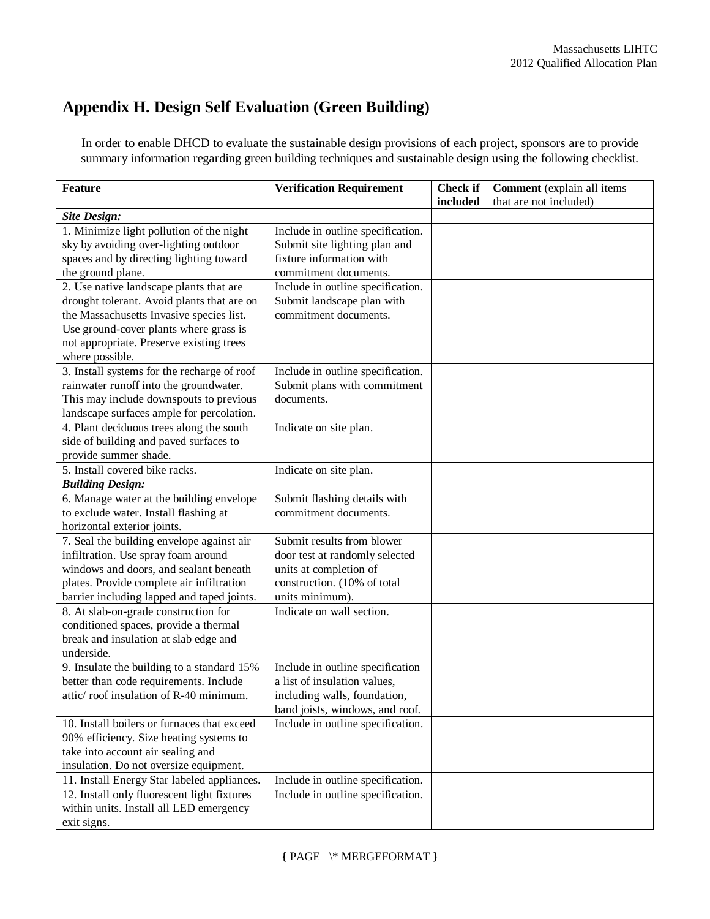# Appendix H. Design Self Evaluation (Green Building)

In order to enable DHCD to evaluate the sustainable design provisions of each project, sponsors are to provide summary information regarding green building techniques and sustainable design using the following checklist.

| **Feature** | **Verification Requirement** | **Check if included** | **Comment** (explain all items that are not included) |
|---|---|---|---|
| ***Site Design:*** | | | |
| 1. Minimize light pollution of the night sky by avoiding over-lighting outdoor spaces and by directing lighting toward the ground plane. | Include in outline specification. Submit site lighting plan and fixture information with commitment documents. | | |
| 2. Use native landscape plants that are drought tolerant. Avoid plants that are on the Massachusetts Invasive species list. Use ground-cover plants where grass is not appropriate. Preserve existing trees where possible. | Include in outline specification. Submit landscape plan with commitment documents. | | |
| 3. Install systems for the recharge of roof rainwater runoff into the groundwater. This may include downspouts to previous landscape surfaces ample for percolation. | Include in outline specification. Submit plans with commitment documents. | | |
| 4. Plant deciduous trees along the south side of building and paved surfaces to provide summer shade. | Indicate on site plan. | | |
| 5. Install covered bike racks. | Indicate on site plan. | | |
| ***Building Design:*** | | | |
| 6. Manage water at the building envelope to exclude water. Install flashing at horizontal exterior joints. | Submit flashing details with commitment documents. | | |
| 7. Seal the building envelope against air infiltration. Use spray foam around windows and doors, and sealant beneath plates. Provide complete air infiltration barrier including lapped and taped joints. | Submit results from blower door test at randomly selected units at completion of construction. (10% of total units minimum). | | |
| 8. At slab-on-grade construction for conditioned spaces, provide a thermal break and insulation at slab edge and underside. | Indicate on wall section. | | |
| 9. Insulate the building to a standard 15% better than code requirements. Include attic/ roof insulation of R-40 minimum. | Include in outline specification a list of insulation values, including walls, foundation, band joists, windows, and roof. | | |
| 10. Install boilers or furnaces that exceed 90% efficiency. Size heating systems to take into account air sealing and insulation. Do not oversize equipment. | Include in outline specification. | | |
| 11. Install Energy Star labeled appliances. | Include in outline specification. | | |
| 12. Install only fluorescent light fixtures within units. Install all LED emergency exit signs. | Include in outline specification. | | |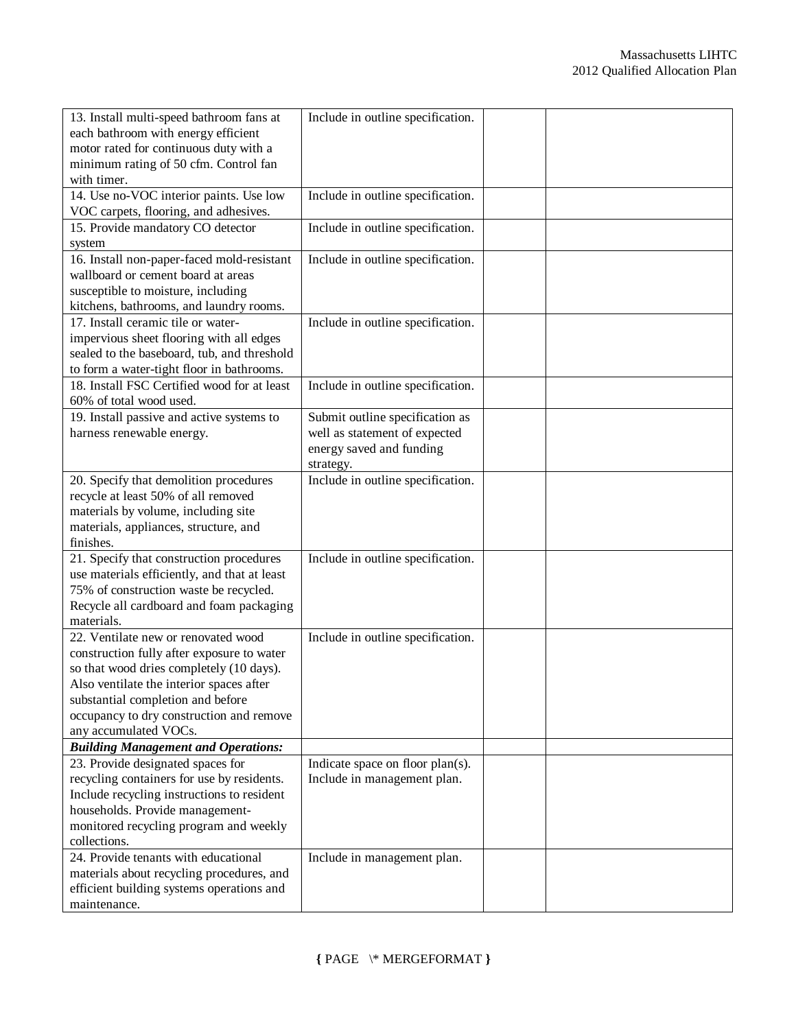| | | | |
|---|---|---|---|
| 13. Install multi-speed bathroom fans at each bathroom with energy efficient motor rated for continuous duty with a minimum rating of 50 cfm. Control fan with timer. | Include in outline specification. | | |
| 14. Use no-VOC interior paints. Use low VOC carpets, flooring, and adhesives. | Include in outline specification. | | |
| 15. Provide mandatory CO detector system | Include in outline specification. | | |
| 16. Install non-paper-faced mold-resistant wallboard or cement board at areas susceptible to moisture, including kitchens, bathrooms, and laundry rooms. | Include in outline specification. | | |
| 17. Install ceramic tile or water-impervious sheet flooring with all edges sealed to the baseboard, tub, and threshold to form a water-tight floor in bathrooms. | Include in outline specification. | | |
| 18. Install FSC Certified wood for at least 60% of total wood used. | Include in outline specification. | | |
| 19. Install passive and active systems to harness renewable energy. | Submit outline specification as well as statement of expected energy saved and funding strategy. | | |
| 20. Specify that demolition procedures recycle at least 50% of all removed materials by volume, including site materials, appliances, structure, and finishes. | Include in outline specification. | | |
| 21. Specify that construction procedures use materials efficiently, and that at least 75% of construction waste be recycled. Recycle all cardboard and foam packaging materials. | Include in outline specification. | | |
| 22. Ventilate new or renovated wood construction fully after exposure to water so that wood dries completely (10 days). Also ventilate the interior spaces after substantial completion and before occupancy to dry construction and remove any accumulated VOCs. | Include in outline specification. | | |
| ***Building Management and Operations:*** | | | |
| 23. Provide designated spaces for recycling containers for use by residents. Include recycling instructions to resident households. Provide management-monitored recycling program and weekly collections. | Indicate space on floor plan(s). Include in management plan. | | |
| 24. Provide tenants with educational materials about recycling procedures, and efficient building systems operations and maintenance. | Include in management plan. | | |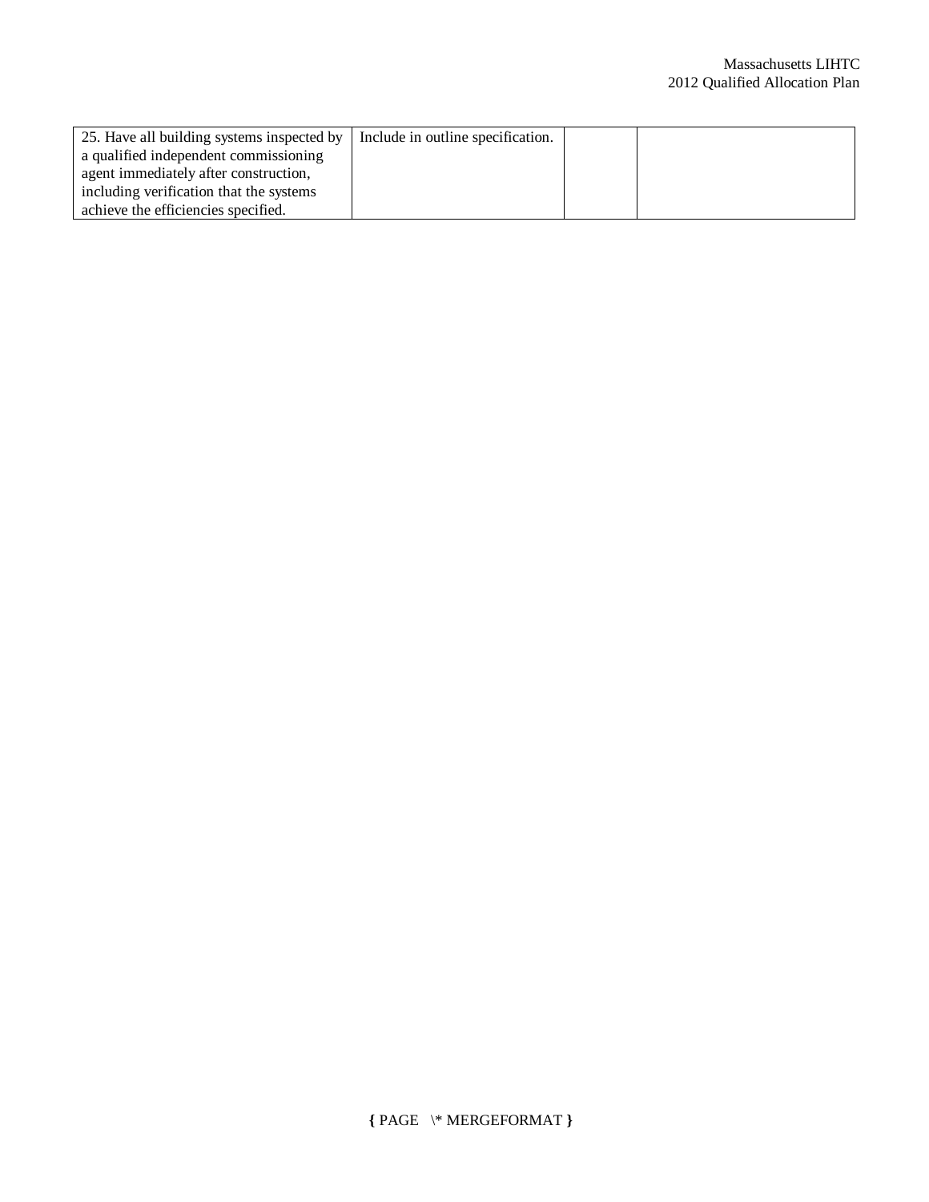| | | | |
|---|---|---|---|
| 25. Have all building systems inspected by a qualified independent commissioning agent immediately after construction, including verification that the systems achieve the efficiencies specified. | Include in outline specification. | | |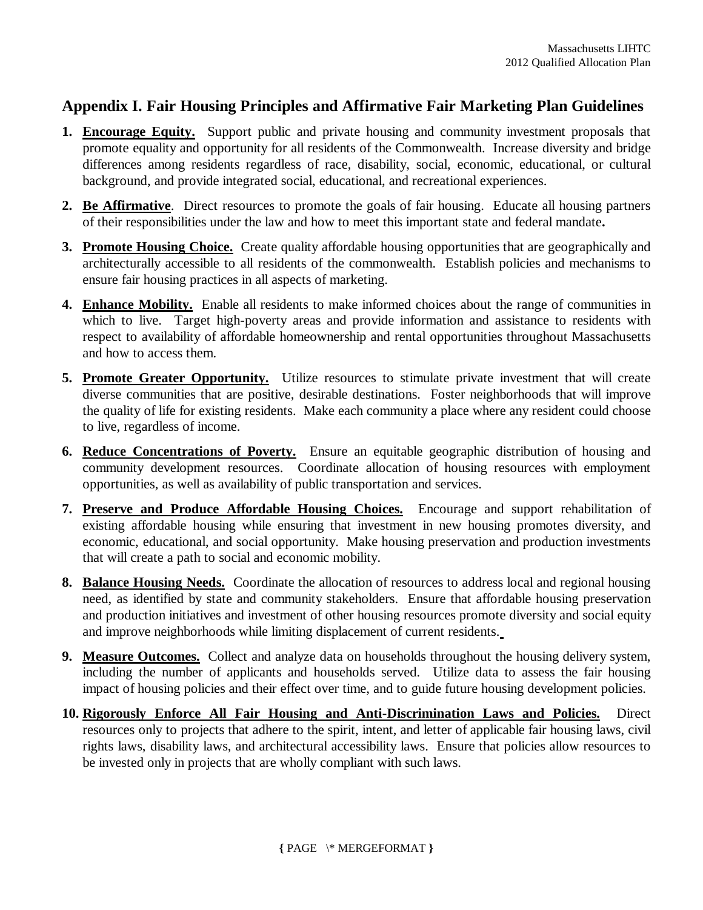## Appendix I. Fair Housing Principles and Affirmative Fair Marketing Plan Guidelines

1. **Encourage Equity.** Support public and private housing and community investment proposals that promote equality and opportunity for all residents of the Commonwealth. Increase diversity and bridge differences among residents regardless of race, disability, social, economic, educational, or cultural background, and provide integrated social, educational, and recreational experiences.

2. **Be Affirmative**. Direct resources to promote the goals of fair housing. Educate all housing partners of their responsibilities under the law and how to meet this important state and federal mandate**.**

3. **Promote Housing Choice.** Create quality affordable housing opportunities that are geographically and architecturally accessible to all residents of the commonwealth. Establish policies and mechanisms to ensure fair housing practices in all aspects of marketing.

4. **Enhance Mobility.** Enable all residents to make informed choices about the range of communities in which to live. Target high-poverty areas and provide information and assistance to residents with respect to availability of affordable homeownership and rental opportunities throughout Massachusetts and how to access them.

5. **Promote Greater Opportunity.** Utilize resources to stimulate private investment that will create diverse communities that are positive, desirable destinations. Foster neighborhoods that will improve the quality of life for existing residents. Make each community a place where any resident could choose to live, regardless of income.

6. **Reduce Concentrations of Poverty.** Ensure an equitable geographic distribution of housing and community development resources. Coordinate allocation of housing resources with employment opportunities, as well as availability of public transportation and services.

7. **Preserve and Produce Affordable Housing Choices.** Encourage and support rehabilitation of existing affordable housing while ensuring that investment in new housing promotes diversity, and economic, educational, and social opportunity. Make housing preservation and production investments that will create a path to social and economic mobility.

8. **Balance Housing Needs.** Coordinate the allocation of resources to address local and regional housing need, as identified by state and community stakeholders. Ensure that affordable housing preservation and production initiatives and investment of other housing resources promote diversity and social equity and improve neighborhoods while limiting displacement of current residents.

9. **Measure Outcomes.** Collect and analyze data on households throughout the housing delivery system, including the number of applicants and households served. Utilize data to assess the fair housing impact of housing policies and their effect over time, and to guide future housing development policies.

10. **Rigorously Enforce All Fair Housing and Anti-Discrimination Laws and Policies.** Direct resources only to projects that adhere to the spirit, intent, and letter of applicable fair housing laws, civil rights laws, disability laws, and architectural accessibility laws. Ensure that policies allow resources to be invested only in projects that are wholly compliant with such laws.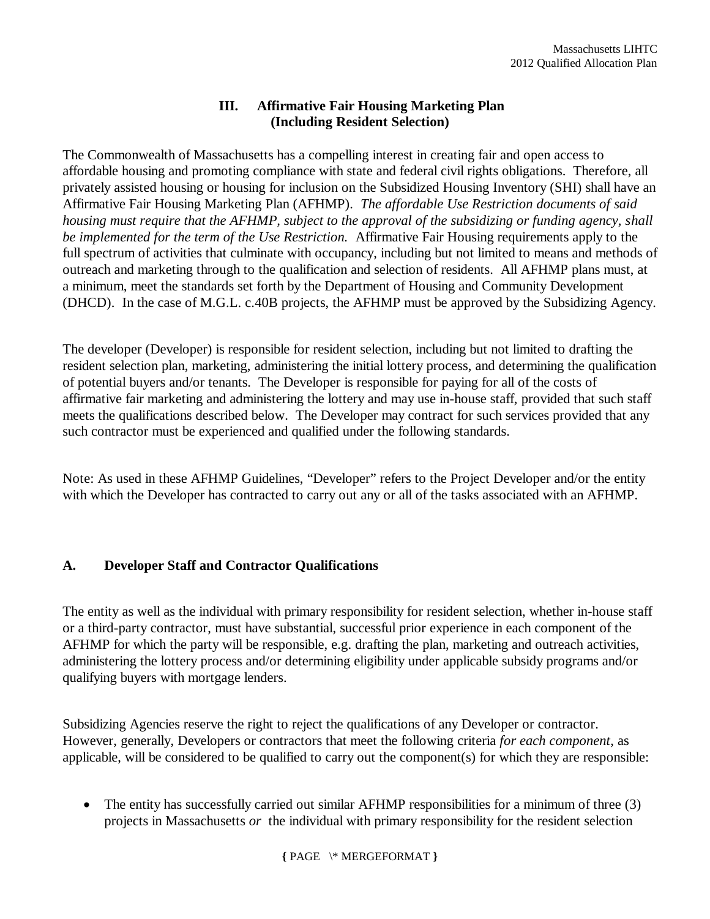## III. Affirmative Fair Housing Marketing Plan (Including Resident Selection)

The Commonwealth of Massachusetts has a compelling interest in creating fair and open access to affordable housing and promoting compliance with state and federal civil rights obligations. Therefore, all privately assisted housing or housing for inclusion on the Subsidized Housing Inventory (SHI) shall have an Affirmative Fair Housing Marketing Plan (AFHMP). *The affordable Use Restriction documents of said housing must require that the AFHMP, subject to the approval of the subsidizing or funding agency, shall be implemented for the term of the Use Restriction.* Affirmative Fair Housing requirements apply to the full spectrum of activities that culminate with occupancy, including but not limited to means and methods of outreach and marketing through to the qualification and selection of residents. All AFHMP plans must, at a minimum, meet the standards set forth by the Department of Housing and Community Development (DHCD). In the case of M.G.L. c.40B projects, the AFHMP must be approved by the Subsidizing Agency.

The developer (Developer) is responsible for resident selection, including but not limited to drafting the resident selection plan, marketing, administering the initial lottery process, and determining the qualification of potential buyers and/or tenants. The Developer is responsible for paying for all of the costs of affirmative fair marketing and administering the lottery and may use in-house staff, provided that such staff meets the qualifications described below. The Developer may contract for such services provided that any such contractor must be experienced and qualified under the following standards.

Note: As used in these AFHMP Guidelines, "Developer" refers to the Project Developer and/or the entity with which the Developer has contracted to carry out any or all of the tasks associated with an AFHMP.

### A. Developer Staff and Contractor Qualifications

The entity as well as the individual with primary responsibility for resident selection, whether in-house staff or a third-party contractor, must have substantial, successful prior experience in each component of the AFHMP for which the party will be responsible, e.g. drafting the plan, marketing and outreach activities, administering the lottery process and/or determining eligibility under applicable subsidy programs and/or qualifying buyers with mortgage lenders.

Subsidizing Agencies reserve the right to reject the qualifications of any Developer or contractor. However, generally, Developers or contractors that meet the following criteria *for each component*, as applicable, will be considered to be qualified to carry out the component(s) for which they are responsible:

- The entity has successfully carried out similar AFHMP responsibilities for a minimum of three (3) projects in Massachusetts *or* the individual with primary responsibility for the resident selection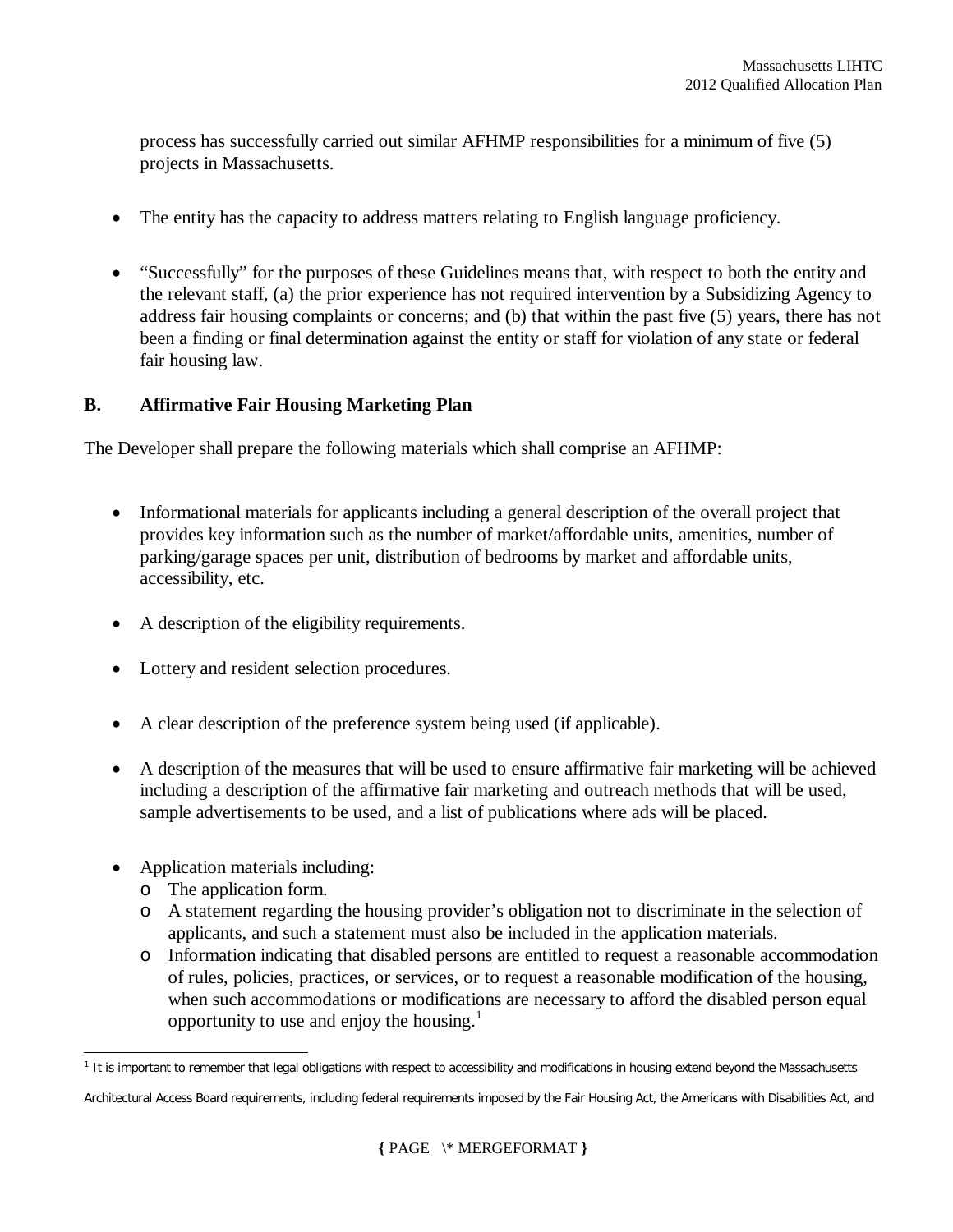process has successfully carried out similar AFHMP responsibilities for a minimum of five (5) projects in Massachusetts.

- The entity has the capacity to address matters relating to English language proficiency.

- "Successfully" for the purposes of these Guidelines means that, with respect to both the entity and the relevant staff, (a) the prior experience has not required intervention by a Subsidizing Agency to address fair housing complaints or concerns; and (b) that within the past five (5) years, there has not been a finding or final determination against the entity or staff for violation of any state or federal fair housing law.

**B. Affirmative Fair Housing Marketing Plan**

The Developer shall prepare the following materials which shall comprise an AFHMP:

- Informational materials for applicants including a general description of the overall project that provides key information such as the number of market/affordable units, amenities, number of parking/garage spaces per unit, distribution of bedrooms by market and affordable units, accessibility, etc.

- A description of the eligibility requirements.

- Lottery and resident selection procedures.

- A clear description of the preference system being used (if applicable).

- A description of the measures that will be used to ensure affirmative fair marketing will be achieved including a description of the affirmative fair marketing and outreach methods that will be used, sample advertisements to be used, and a list of publications where ads will be placed.

- Application materials including:
  - The application form.
  - A statement regarding the housing provider's obligation not to discriminate in the selection of applicants, and such a statement must also be included in the application materials.
  - Information indicating that disabled persons are entitled to request a reasonable accommodation of rules, policies, practices, or services, or to request a reasonable modification of the housing, when such accommodations or modifications are necessary to afford the disabled person equal opportunity to use and enjoy the housing.[1]

[1] It is important to remember that legal obligations with respect to accessibility and modifications in housing extend beyond the Massachusetts Architectural Access Board requirements, including federal requirements imposed by the Fair Housing Act, the Americans with Disabilities Act, and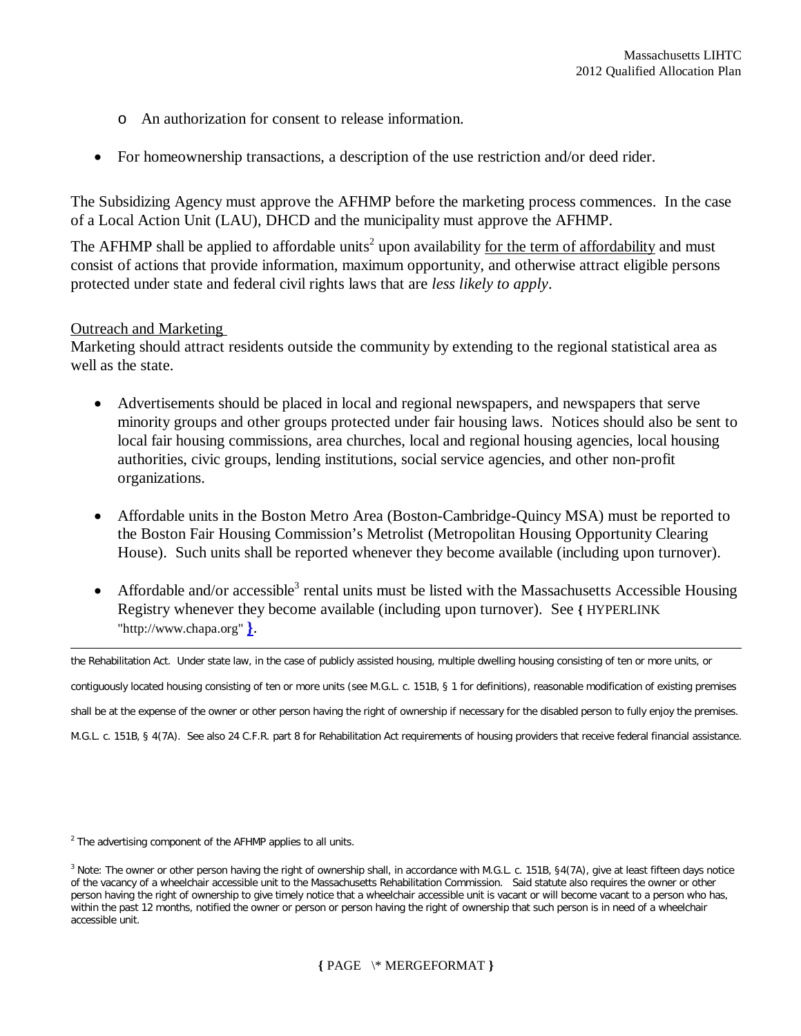- An authorization for consent to release information.

- For homeownership transactions, a description of the use restriction and/or deed rider.

The Subsidizing Agency must approve the AFHMP before the marketing process commences. In the case of a Local Action Unit (LAU), DHCD and the municipality must approve the AFHMP.

The AFHMP shall be applied to affordable units[2] upon availability for the term of affordability and must consist of actions that provide information, maximum opportunity, and otherwise attract eligible persons protected under state and federal civil rights laws that are *less likely to apply*.

Outreach and Marketing
Marketing should attract residents outside the community by extending to the regional statistical area as well as the state.

- Advertisements should be placed in local and regional newspapers, and newspapers that serve minority groups and other groups protected under fair housing laws. Notices should also be sent to local fair housing commissions, area churches, local and regional housing agencies, local housing authorities, civic groups, lending institutions, social service agencies, and other non-profit organizations.

- Affordable units in the Boston Metro Area (Boston-Cambridge-Quincy MSA) must be reported to the Boston Fair Housing Commission's Metrolist (Metropolitan Housing Opportunity Clearing House). Such units shall be reported whenever they become available (including upon turnover).

- Affordable and/or accessible[3] rental units must be listed with the Massachusetts Accessible Housing Registry whenever they become available (including upon turnover). See { HYPERLINK "http://www.chapa.org" }.

---

the Rehabilitation Act. Under state law, in the case of publicly assisted housing, multiple dwelling housing consisting of ten or more units, or contiguously located housing consisting of ten or more units (see M.G.L. c. 151B, § 1 for definitions), reasonable modification of existing premises shall be at the expense of the owner or other person having the right of ownership if necessary for the disabled person to fully enjoy the premises. M.G.L. c. 151B, § 4(7A). See also 24 C.F.R. part 8 for Rehabilitation Act requirements of housing providers that receive federal financial assistance.

[2] The advertising component of the AFHMP applies to all units.

[3] Note: The owner or other person having the right of ownership shall, in accordance with M.G.L. c. 151B, §4(7A), give at least fifteen days notice of the vacancy of a wheelchair accessible unit to the Massachusetts Rehabilitation Commission. Said statute also requires the owner or other person having the right of ownership to give timely notice that a wheelchair accessible unit is vacant or will become vacant to a person who has, within the past 12 months, notified the owner or person or person having the right of ownership that such person is in need of a wheelchair accessible unit.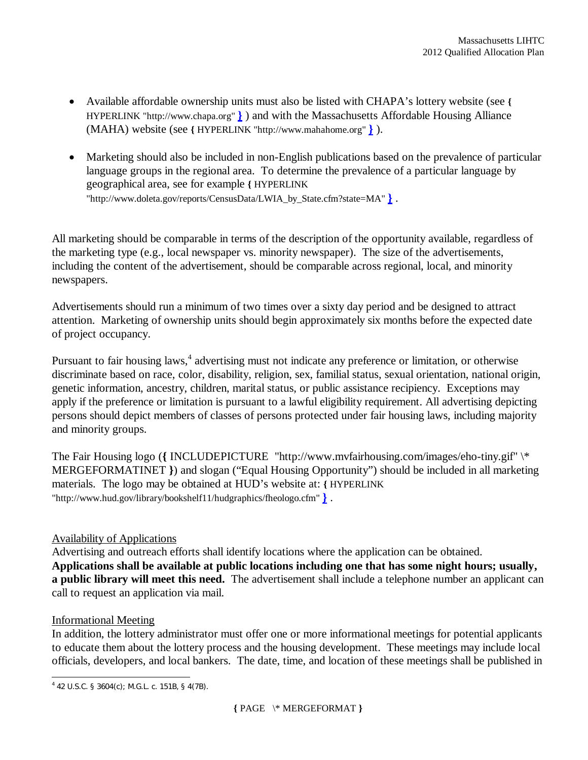- Available affordable ownership units must also be listed with CHAPA's lottery website (see { HYPERLINK "http://www.chapa.org" } ) and with the Massachusetts Affordable Housing Alliance (MAHA) website (see { HYPERLINK "http://www.mahahome.org" } ).

- Marketing should also be included in non-English publications based on the prevalence of particular language groups in the regional area. To determine the prevalence of a particular language by geographical area, see for example { HYPERLINK "http://www.doleta.gov/reports/CensusData/LWIA_by_State.cfm?state=MA" } .

All marketing should be comparable in terms of the description of the opportunity available, regardless of the marketing type (e.g., local newspaper vs. minority newspaper). The size of the advertisements, including the content of the advertisement, should be comparable across regional, local, and minority newspapers.

Advertisements should run a minimum of two times over a sixty day period and be designed to attract attention. Marketing of ownership units should begin approximately six months before the expected date of project occupancy.

Pursuant to fair housing laws,[4] advertising must not indicate any preference or limitation, or otherwise discriminate based on race, color, disability, religion, sex, familial status, sexual orientation, national origin, genetic information, ancestry, children, marital status, or public assistance recipiency. Exceptions may apply if the preference or limitation is pursuant to a lawful eligibility requirement. All advertising depicting persons should depict members of classes of persons protected under fair housing laws, including majority and minority groups.

The Fair Housing logo ({ INCLUDEPICTURE "http://www.mvfairhousing.com/images/eho-tiny.gif" \* MERGEFORMATINET }) and slogan ("Equal Housing Opportunity") should be included in all marketing materials. The logo may be obtained at HUD's website at: { HYPERLINK "http://www.hud.gov/library/bookshelf11/hudgraphics/fheologo.cfm" } .

Availability of Applications

Advertising and outreach efforts shall identify locations where the application can be obtained. **Applications shall be available at public locations including one that has some night hours; usually, a public library will meet this need.** The advertisement shall include a telephone number an applicant can call to request an application via mail.

Informational Meeting

In addition, the lottery administrator must offer one or more informational meetings for potential applicants to educate them about the lottery process and the housing development. These meetings may include local officials, developers, and local bankers. The date, time, and location of these meetings shall be published in

---

[4] 42 U.S.C. § 3604(c); M.G.L. c. 151B, § 4(7B).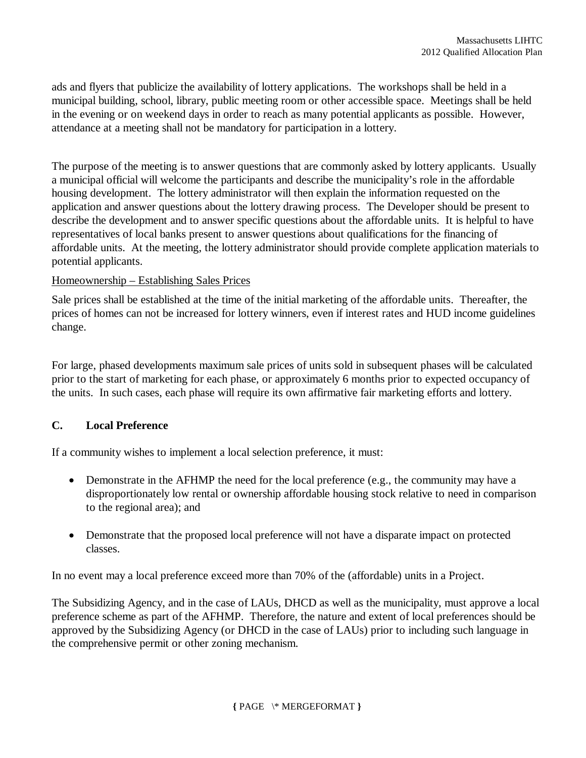ads and flyers that publicize the availability of lottery applications.  The workshops shall be held in a municipal building, school, library, public meeting room or other accessible space.  Meetings shall be held in the evening or on weekend days in order to reach as many potential applicants as possible.  However, attendance at a meeting shall not be mandatory for participation in a lottery.

The purpose of the meeting is to answer questions that are commonly asked by lottery applicants.  Usually a municipal official will welcome the participants and describe the municipality's role in the affordable housing development.  The lottery administrator will then explain the information requested on the application and answer questions about the lottery drawing process.  The Developer should be present to describe the development and to answer specific questions about the affordable units.  It is helpful to have representatives of local banks present to answer questions about qualifications for the financing of affordable units.  At the meeting, the lottery administrator should provide complete application materials to potential applicants.

Homeownership – Establishing Sales Prices

Sale prices shall be established at the time of the initial marketing of the affordable units.  Thereafter, the prices of homes can not be increased for lottery winners, even if interest rates and HUD income guidelines change.

For large, phased developments maximum sale prices of units sold in subsequent phases will be calculated prior to the start of marketing for each phase, or approximately 6 months prior to expected occupancy of the units.  In such cases, each phase will require its own affirmative fair marketing efforts and lottery.

**C. Local Preference**

If a community wishes to implement a local selection preference, it must:

- Demonstrate in the AFHMP the need for the local preference (e.g., the community may have a disproportionately low rental or ownership affordable housing stock relative to need in comparison to the regional area); and
- Demonstrate that the proposed local preference will not have a disparate impact on protected classes.

In no event may a local preference exceed more than 70% of the (affordable) units in a Project.

The Subsidizing Agency, and in the case of LAUs, DHCD as well as the municipality, must approve a local preference scheme as part of the AFHMP.  Therefore, the nature and extent of local preferences should be approved by the Subsidizing Agency (or DHCD in the case of LAUs) prior to including such language in the comprehensive permit or other zoning mechanism.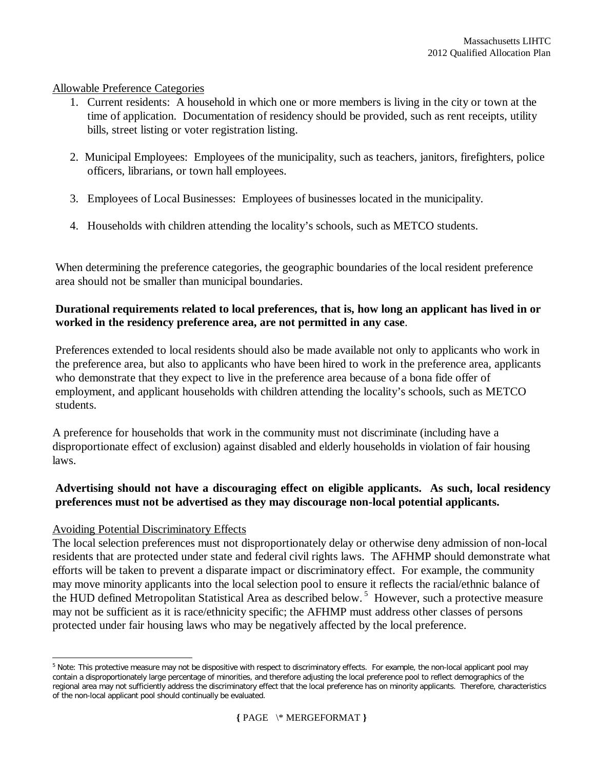Allowable Preference Categories

1. Current residents: A household in which one or more members is living in the city or town at the time of application. Documentation of residency should be provided, such as rent receipts, utility bills, street listing or voter registration listing.

2. Municipal Employees: Employees of the municipality, such as teachers, janitors, firefighters, police officers, librarians, or town hall employees.

3. Employees of Local Businesses: Employees of businesses located in the municipality.

4. Households with children attending the locality's schools, such as METCO students.

When determining the preference categories, the geographic boundaries of the local resident preference area should not be smaller than municipal boundaries.

**Durational requirements related to local preferences, that is, how long an applicant has lived in or worked in the residency preference area, are not permitted in any case**.

Preferences extended to local residents should also be made available not only to applicants who work in the preference area, but also to applicants who have been hired to work in the preference area, applicants who demonstrate that they expect to live in the preference area because of a bona fide offer of employment, and applicant households with children attending the locality's schools, such as METCO students.

A preference for households that work in the community must not discriminate (including have a disproportionate effect of exclusion) against disabled and elderly households in violation of fair housing laws.

**Advertising should not have a discouraging effect on eligible applicants. As such, local residency preferences must not be advertised as they may discourage non-local potential applicants.**

Avoiding Potential Discriminatory Effects

The local selection preferences must not disproportionately delay or otherwise deny admission of non-local residents that are protected under state and federal civil rights laws. The AFHMP should demonstrate what efforts will be taken to prevent a disparate impact or discriminatory effect. For example, the community may move minority applicants into the local selection pool to ensure it reflects the racial/ethnic balance of the HUD defined Metropolitan Statistical Area as described below.[5] However, such a protective measure may not be sufficient as it is race/ethnicity specific; the AFHMP must address other classes of persons protected under fair housing laws who may be negatively affected by the local preference.

[5] Note: This protective measure may not be dispositive with respect to discriminatory effects. For example, the non-local applicant pool may contain a disproportionately large percentage of minorities, and therefore adjusting the local preference pool to reflect demographics of the regional area may not sufficiently address the discriminatory effect that the local preference has on minority applicants. Therefore, characteristics of the non-local applicant pool should continually be evaluated.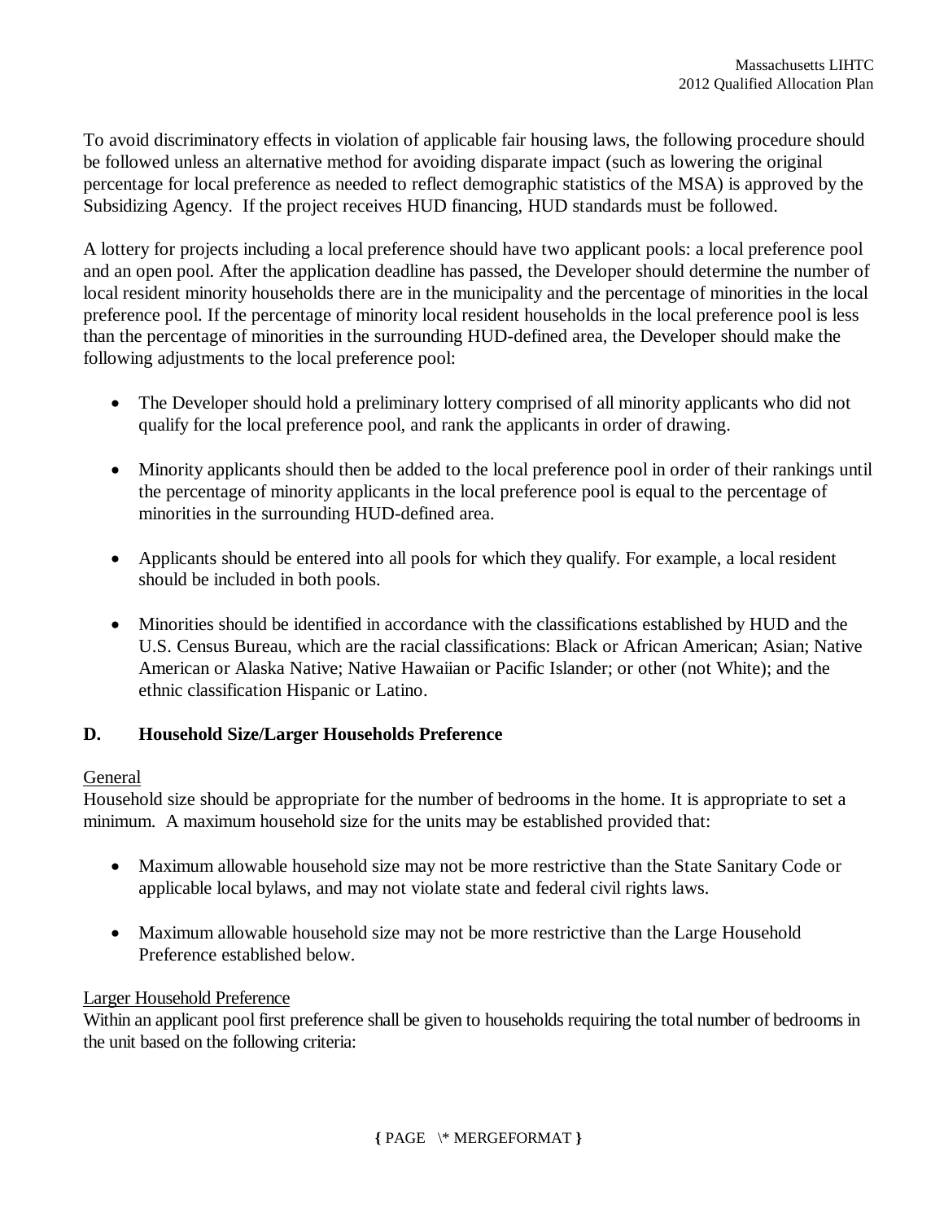To avoid discriminatory effects in violation of applicable fair housing laws, the following procedure should be followed unless an alternative method for avoiding disparate impact (such as lowering the original percentage for local preference as needed to reflect demographic statistics of the MSA) is approved by the Subsidizing Agency. If the project receives HUD financing, HUD standards must be followed.

A lottery for projects including a local preference should have two applicant pools: a local preference pool and an open pool. After the application deadline has passed, the Developer should determine the number of local resident minority households there are in the municipality and the percentage of minorities in the local preference pool. If the percentage of minority local resident households in the local preference pool is less than the percentage of minorities in the surrounding HUD-defined area, the Developer should make the following adjustments to the local preference pool:

- The Developer should hold a preliminary lottery comprised of all minority applicants who did not qualify for the local preference pool, and rank the applicants in order of drawing.
- Minority applicants should then be added to the local preference pool in order of their rankings until the percentage of minority applicants in the local preference pool is equal to the percentage of minorities in the surrounding HUD-defined area.
- Applicants should be entered into all pools for which they qualify. For example, a local resident should be included in both pools.
- Minorities should be identified in accordance with the classifications established by HUD and the U.S. Census Bureau, which are the racial classifications: Black or African American; Asian; Native American or Alaska Native; Native Hawaiian or Pacific Islander; or other (not White); and the ethnic classification Hispanic or Latino.

### D. Household Size/Larger Households Preference

General

Household size should be appropriate for the number of bedrooms in the home. It is appropriate to set a minimum. A maximum household size for the units may be established provided that:

- Maximum allowable household size may not be more restrictive than the State Sanitary Code or applicable local bylaws, and may not violate state and federal civil rights laws.
- Maximum allowable household size may not be more restrictive than the Large Household Preference established below.

Larger Household Preference

Within an applicant pool first preference shall be given to households requiring the total number of bedrooms in the unit based on the following criteria: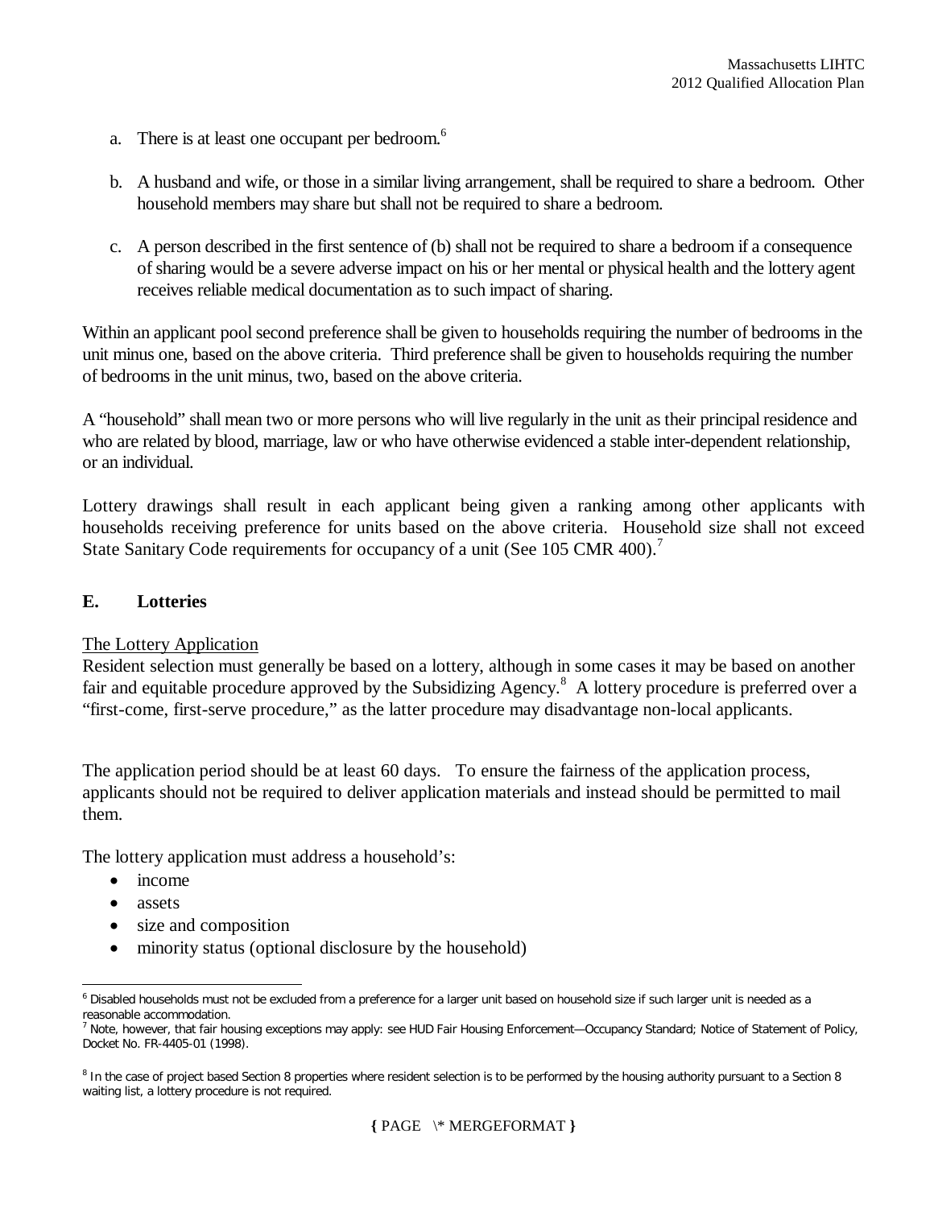a. There is at least one occupant per bedroom.[6]

b. A husband and wife, or those in a similar living arrangement, shall be required to share a bedroom. Other household members may share but shall not be required to share a bedroom.

c. A person described in the first sentence of (b) shall not be required to share a bedroom if a consequence of sharing would be a severe adverse impact on his or her mental or physical health and the lottery agent receives reliable medical documentation as to such impact of sharing.

Within an applicant pool second preference shall be given to households requiring the number of bedrooms in the unit minus one, based on the above criteria. Third preference shall be given to households requiring the number of bedrooms in the unit minus, two, based on the above criteria.

A "household" shall mean two or more persons who will live regularly in the unit as their principal residence and who are related by blood, marriage, law or who have otherwise evidenced a stable inter-dependent relationship, or an individual.

Lottery drawings shall result in each applicant being given a ranking among other applicants with households receiving preference for units based on the above criteria. Household size shall not exceed State Sanitary Code requirements for occupancy of a unit (See 105 CMR 400).[7]

## E. Lotteries

The Lottery Application

Resident selection must generally be based on a lottery, although in some cases it may be based on another fair and equitable procedure approved by the Subsidizing Agency.[8] A lottery procedure is preferred over a "first-come, first-serve procedure," as the latter procedure may disadvantage non-local applicants.

The application period should be at least 60 days. To ensure the fairness of the application process, applicants should not be required to deliver application materials and instead should be permitted to mail them.

The lottery application must address a household's:

- income
- assets
- size and composition
- minority status (optional disclosure by the household)

---

[6] Disabled households must not be excluded from a preference for a larger unit based on household size if such larger unit is needed as a reasonable accommodation.

[7] Note, however, that fair housing exceptions may apply: see HUD Fair Housing Enforcement—Occupancy Standard; Notice of Statement of Policy, Docket No. FR-4405-01 (1998).

[8] In the case of project based Section 8 properties where resident selection is to be performed by the housing authority pursuant to a Section 8 waiting list, a lottery procedure is not required.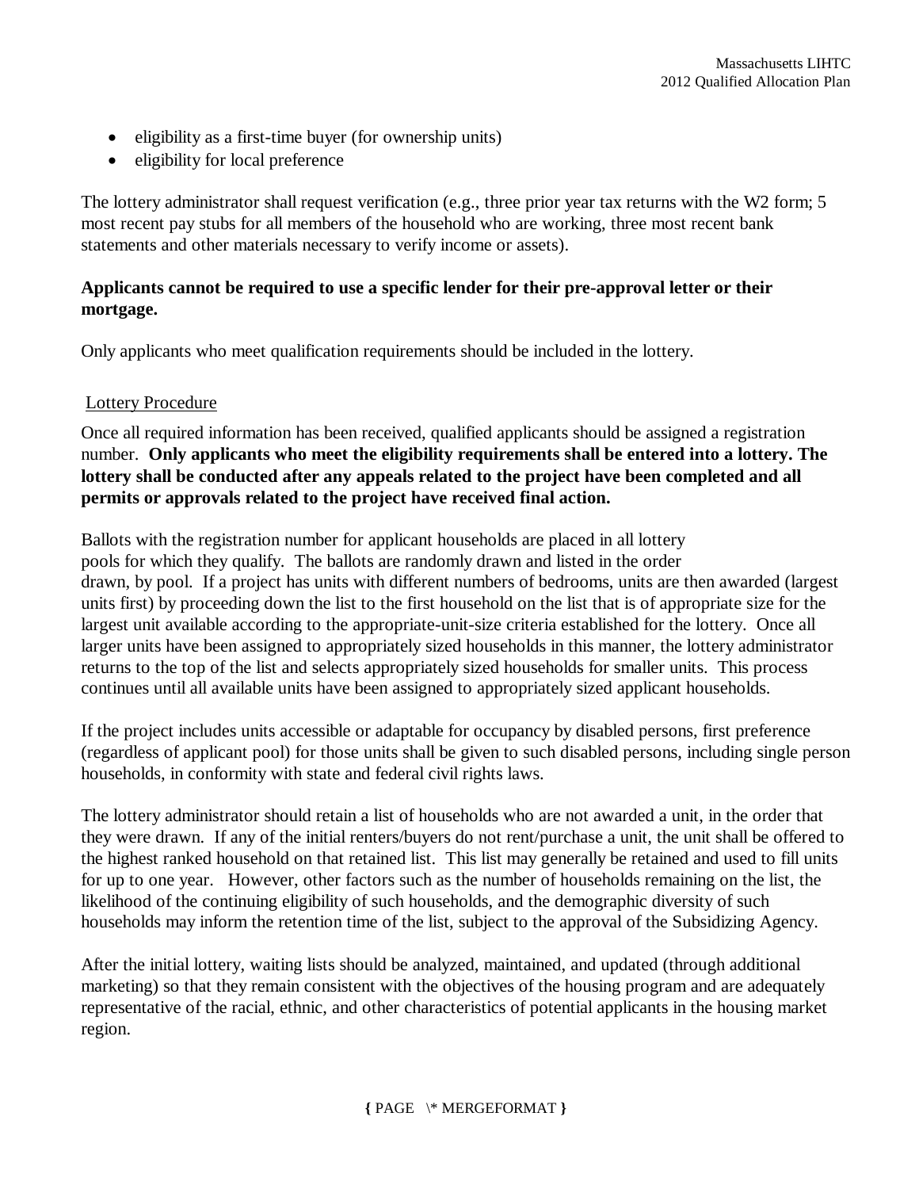- eligibility as a first-time buyer (for ownership units)
- eligibility for local preference

The lottery administrator shall request verification (e.g., three prior year tax returns with the W2 form; 5 most recent pay stubs for all members of the household who are working, three most recent bank statements and other materials necessary to verify income or assets).

**Applicants cannot be required to use a specific lender for their pre-approval letter or their mortgage.**

Only applicants who meet qualification requirements should be included in the lottery.

<u>Lottery Procedure</u>

Once all required information has been received, qualified applicants should be assigned a registration number. **Only applicants who meet the eligibility requirements shall be entered into a lottery. The lottery shall be conducted after any appeals related to the project have been completed and all permits or approvals related to the project have received final action.**

Ballots with the registration number for applicant households are placed in all lottery pools for which they qualify. The ballots are randomly drawn and listed in the order drawn, by pool. If a project has units with different numbers of bedrooms, units are then awarded (largest units first) by proceeding down the list to the first household on the list that is of appropriate size for the largest unit available according to the appropriate-unit-size criteria established for the lottery. Once all larger units have been assigned to appropriately sized households in this manner, the lottery administrator returns to the top of the list and selects appropriately sized households for smaller units. This process continues until all available units have been assigned to appropriately sized applicant households.

If the project includes units accessible or adaptable for occupancy by disabled persons, first preference (regardless of applicant pool) for those units shall be given to such disabled persons, including single person households, in conformity with state and federal civil rights laws.

The lottery administrator should retain a list of households who are not awarded a unit, in the order that they were drawn. If any of the initial renters/buyers do not rent/purchase a unit, the unit shall be offered to the highest ranked household on that retained list. This list may generally be retained and used to fill units for up to one year. However, other factors such as the number of households remaining on the list, the likelihood of the continuing eligibility of such households, and the demographic diversity of such households may inform the retention time of the list, subject to the approval of the Subsidizing Agency.

After the initial lottery, waiting lists should be analyzed, maintained, and updated (through additional marketing) so that they remain consistent with the objectives of the housing program and are adequately representative of the racial, ethnic, and other characteristics of potential applicants in the housing market region.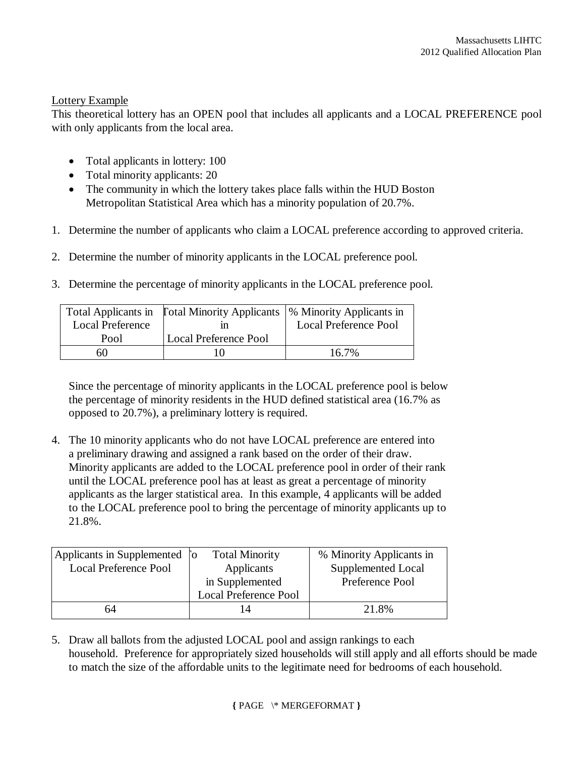Lottery Example

This theoretical lottery has an OPEN pool that includes all applicants and a LOCAL PREFERENCE pool with only applicants from the local area.

- Total applicants in lottery: 100
- Total minority applicants: 20
- The community in which the lottery takes place falls within the HUD Boston Metropolitan Statistical Area which has a minority population of 20.7%.

1. Determine the number of applicants who claim a LOCAL preference according to approved criteria.

2. Determine the number of minority applicants in the LOCAL preference pool.

3. Determine the percentage of minority applicants in the LOCAL preference pool.

| Total Applicants in Local Preference Pool | Total Minority Applicants in Local Preference Pool | % Minority Applicants in Local Preference Pool |
|---|---|---|
| 60 | 10 | 16.7% |

Since the percentage of minority applicants in the LOCAL preference pool is below the percentage of minority residents in the HUD defined statistical area (16.7% as opposed to 20.7%), a preliminary lottery is required.

4. The 10 minority applicants who do not have LOCAL preference are entered into a preliminary drawing and assigned a rank based on the order of their draw. Minority applicants are added to the LOCAL preference pool in order of their rank until the LOCAL preference pool has at least as great a percentage of minority applicants as the larger statistical area. In this example, 4 applicants will be added to the LOCAL preference pool to bring the percentage of minority applicants up to 21.8%.

| Applicants in Supplemented Local Preference Pool | Total Minority Applicants in Supplemented Local Preference Pool | % Minority Applicants in Supplemented Local Preference Pool |
|---|---|---|
| 64 | 14 | 21.8% |

5. Draw all ballots from the adjusted LOCAL pool and assign rankings to each household. Preference for appropriately sized households will still apply and all efforts should be made to match the size of the affordable units to the legitimate need for bedrooms of each household.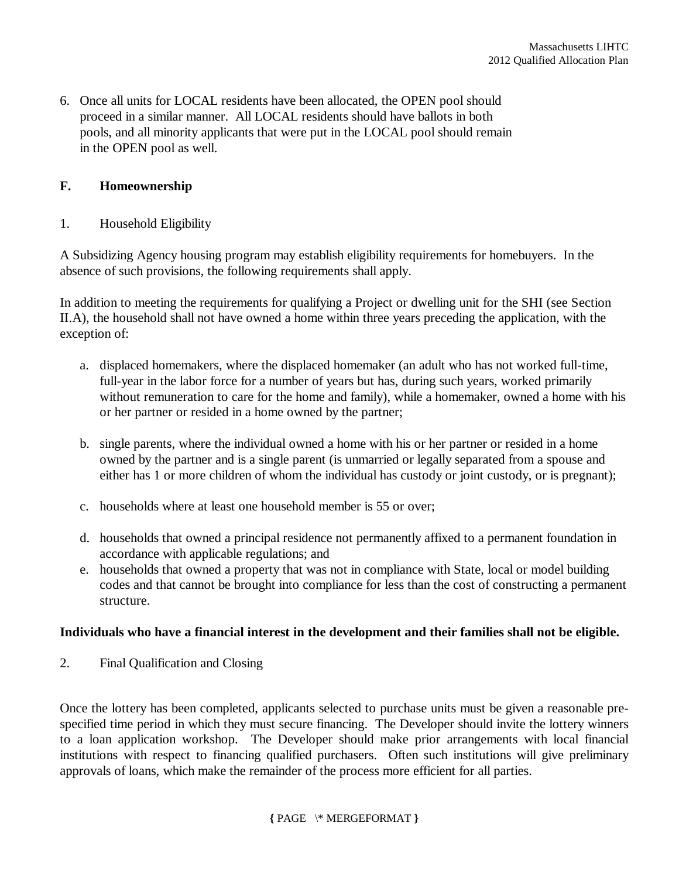6. Once all units for LOCAL residents have been allocated, the OPEN pool should proceed in a similar manner. All LOCAL residents should have ballots in both pools, and all minority applicants that were put in the LOCAL pool should remain in the OPEN pool as well.

## F. Homeownership

### 1. Household Eligibility

A Subsidizing Agency housing program may establish eligibility requirements for homebuyers. In the absence of such provisions, the following requirements shall apply.

In addition to meeting the requirements for qualifying a Project or dwelling unit for the SHI (see Section II.A), the household shall not have owned a home within three years preceding the application, with the exception of:

a. displaced homemakers, where the displaced homemaker (an adult who has not worked full-time, full-year in the labor force for a number of years but has, during such years, worked primarily without remuneration to care for the home and family), while a homemaker, owned a home with his or her partner or resided in a home owned by the partner;

b. single parents, where the individual owned a home with his or her partner or resided in a home owned by the partner and is a single parent (is unmarried or legally separated from a spouse and either has 1 or more children of whom the individual has custody or joint custody, or is pregnant);

c. households where at least one household member is 55 or over;

d. households that owned a principal residence not permanently affixed to a permanent foundation in accordance with applicable regulations; and

e. households that owned a property that was not in compliance with State, local or model building codes and that cannot be brought into compliance for less than the cost of constructing a permanent structure.

**Individuals who have a financial interest in the development and their families shall not be eligible.**

### 2. Final Qualification and Closing

Once the lottery has been completed, applicants selected to purchase units must be given a reasonable pre-specified time period in which they must secure financing. The Developer should invite the lottery winners to a loan application workshop. The Developer should make prior arrangements with local financial institutions with respect to financing qualified purchasers. Often such institutions will give preliminary approvals of loans, which make the remainder of the process more efficient for all parties.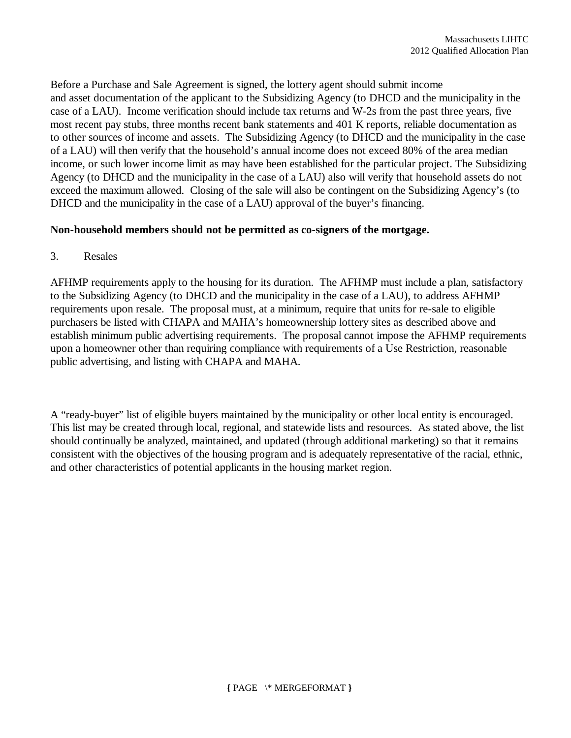Before a Purchase and Sale Agreement is signed, the lottery agent should submit income and asset documentation of the applicant to the Subsidizing Agency (to DHCD and the municipality in the case of a LAU). Income verification should include tax returns and W-2s from the past three years, five most recent pay stubs, three months recent bank statements and 401 K reports, reliable documentation as to other sources of income and assets. The Subsidizing Agency (to DHCD and the municipality in the case of a LAU) will then verify that the household's annual income does not exceed 80% of the area median income, or such lower income limit as may have been established for the particular project. The Subsidizing Agency (to DHCD and the municipality in the case of a LAU) also will verify that household assets do not exceed the maximum allowed. Closing of the sale will also be contingent on the Subsidizing Agency's (to DHCD and the municipality in the case of a LAU) approval of the buyer's financing.

**Non-household members should not be permitted as co-signers of the mortgage.**

3. Resales

AFHMP requirements apply to the housing for its duration. The AFHMP must include a plan, satisfactory to the Subsidizing Agency (to DHCD and the municipality in the case of a LAU), to address AFHMP requirements upon resale. The proposal must, at a minimum, require that units for re-sale to eligible purchasers be listed with CHAPA and MAHA's homeownership lottery sites as described above and establish minimum public advertising requirements. The proposal cannot impose the AFHMP requirements upon a homeowner other than requiring compliance with requirements of a Use Restriction, reasonable public advertising, and listing with CHAPA and MAHA.

A "ready-buyer" list of eligible buyers maintained by the municipality or other local entity is encouraged. This list may be created through local, regional, and statewide lists and resources. As stated above, the list should continually be analyzed, maintained, and updated (through additional marketing) so that it remains consistent with the objectives of the housing program and is adequately representative of the racial, ethnic, and other characteristics of potential applicants in the housing market region.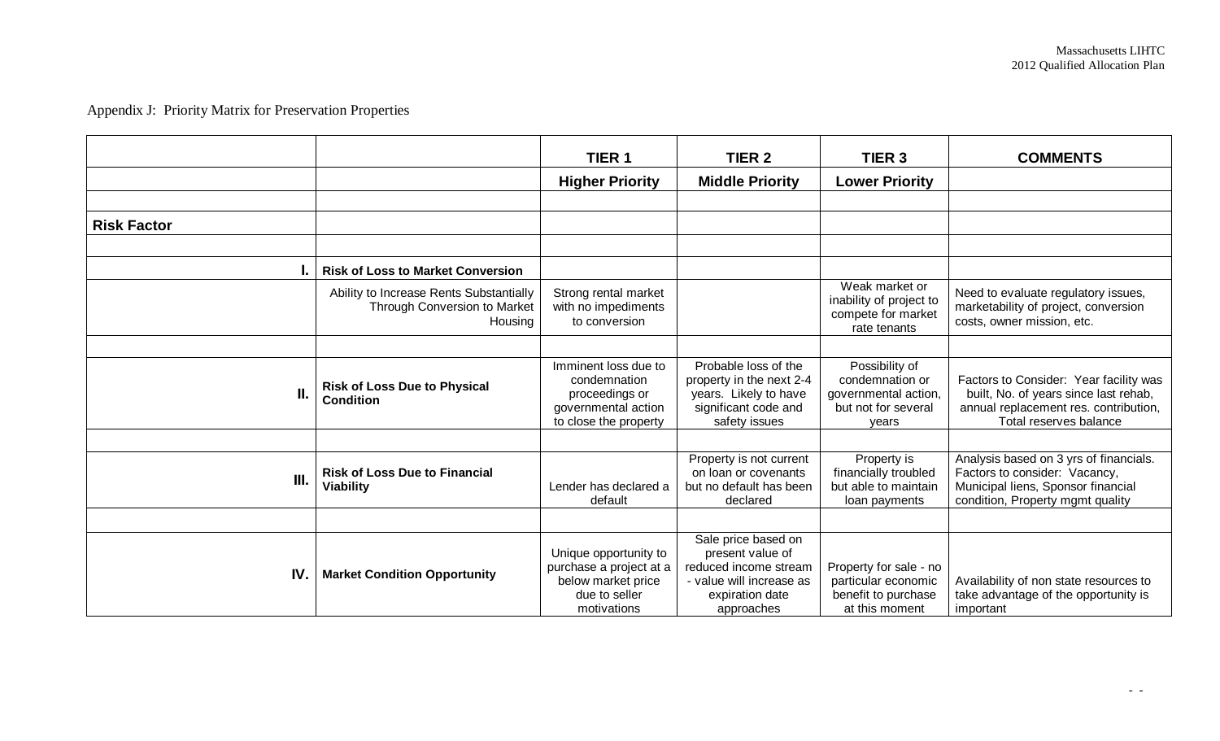Appendix J: Priority Matrix for Preservation Properties

| | | TIER 1 | TIER 2 | TIER 3 | COMMENTS |
|---|---|---|---|---|---|
| | | **Higher Priority** | **Middle Priority** | **Lower Priority** | |
| | | | | | |
| **Risk Factor** | | | | | |
| | | | | | |
| **I.** | **Risk of Loss to Market Conversion** | | | | |
| | Ability to Increase Rents Substantially Through Conversion to Market Housing | Strong rental market with no impediments to conversion | | Weak market or inability of project to compete for market rate tenants | Need to evaluate regulatory issues, marketability of project, conversion costs, owner mission, etc. |
| | | | | | |
| **II.** | **Risk of Loss Due to Physical Condition** | Imminent loss due to condemnation proceedings or governmental action to close the property | Probable loss of the property in the next 2-4 years. Likely to have significant code and safety issues | Possibility of condemnation or governmental action, but not for several years | Factors to Consider: Year facility was built, No. of years since last rehab, annual replacement res. contribution, Total reserves balance |
| | | | | | |
| **III.** | **Risk of Loss Due to Financial Viability** | Lender has declared a default | Property is not current on loan or covenants but no default has been declared | Property is financially troubled but able to maintain loan payments | Analysis based on 3 yrs of financials. Factors to consider: Vacancy, Municipal liens, Sponsor financial condition, Property mgmt quality |
| | | | | | |
| **IV.** | **Market Condition Opportunity** | Unique opportunity to purchase a project at a below market price due to seller motivations | Sale price based on present value of reduced income stream - value will increase as expiration date approaches | Property for sale - no particular economic benefit to purchase at this moment | Availability of non state resources to take advantage of the opportunity is important |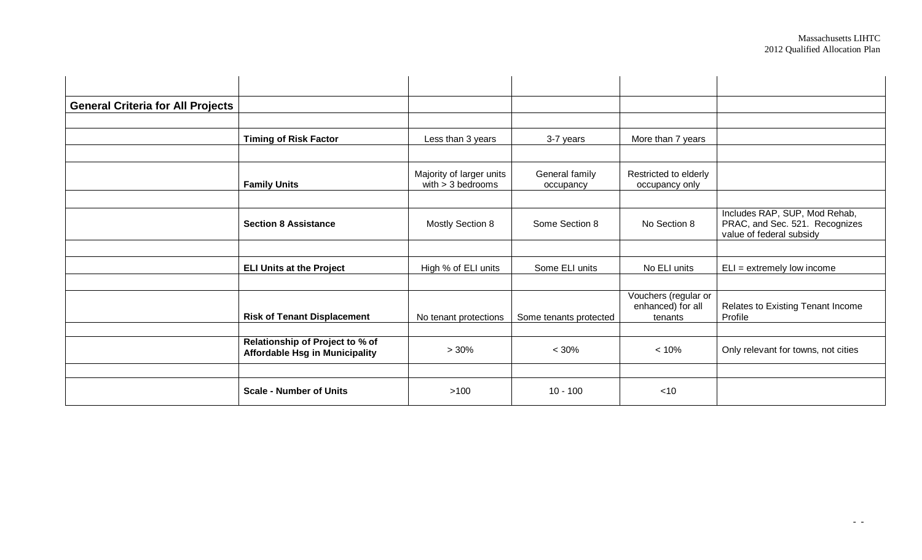| | | | | | |
|---|---|---|---|---|---|
| | | | | | |
| **General Criteria for All Projects** | | | | | |
| | | | | | |
| | **Timing of Risk Factor** | Less than 3 years | 3-7 years | More than 7 years | |
| | | | | | |
| | **Family Units** | Majority of larger units with > 3 bedrooms | General family occupancy | Restricted to elderly occupancy only | |
| | | | | | |
| | **Section 8 Assistance** | Mostly Section 8 | Some Section 8 | No Section 8 | Includes RAP, SUP, Mod Rehab, PRAC, and Sec. 521. Recognizes value of federal subsidy |
| | | | | | |
| | **ELI Units at the Project** | High % of ELI units | Some ELI units | No ELI units | ELI = extremely low income |
| | | | | | |
| | **Risk of Tenant Displacement** | No tenant protections | Some tenants protected | Vouchers (regular or enhanced) for all tenants | Relates to Existing Tenant Income Profile |
| | | | | | |
| | **Relationship of Project to % of Affordable Hsg in Municipality** | > 30% | < 30% | < 10% | Only relevant for towns, not cities |
| | | | | | |
| | **Scale - Number of Units** | >100 | 10 - 100 | <10 | |